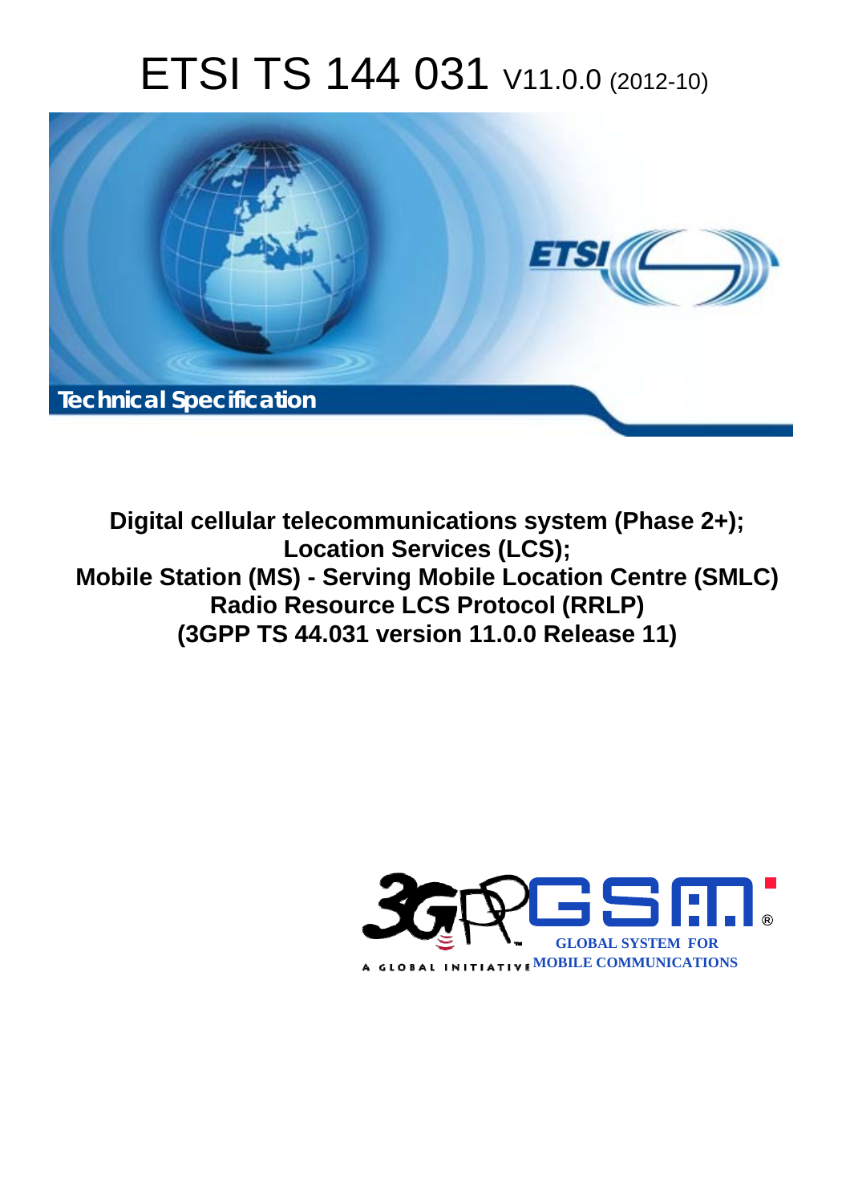# ETSI TS 144 031 V11.0.0 (2012-10)

*Technical Specification*

**Digital cellular telecommunications system (Phase 2+);**
**Location Services (LCS);**
**Mobile Station (MS) - Serving Mobile Location Centre (SMLC)**
**Radio Resource LCS Protocol (RRLP)**
**(3GPP TS 44.031 version 11.0.0 Release 11)**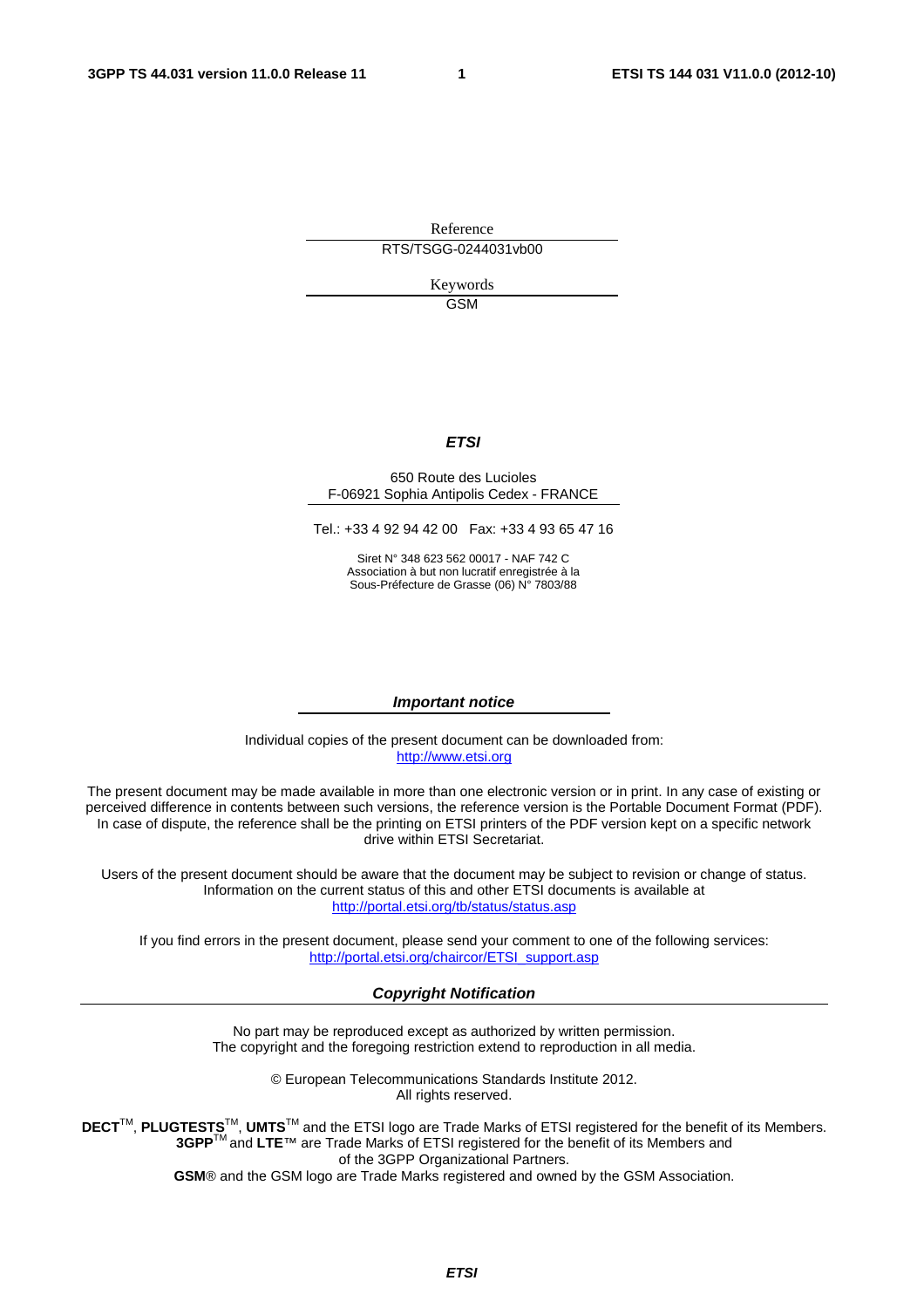Reference

RTS/TSGG-0244031vb00

Keywords

GSM

***ETSI***

650 Route des Lucioles
F-06921 Sophia Antipolis Cedex - FRANCE

Tel.: +33 4 92 94 42 00   Fax: +33 4 93 65 47 16

Siret N° 348 623 562 00017 - NAF 742 C
Association à but non lucratif enregistrée à la
Sous-Préfecture de Grasse (06) N° 7803/88

***Important notice***

Individual copies of the present document can be downloaded from:
http://www.etsi.org

The present document may be made available in more than one electronic version or in print. In any case of existing or perceived difference in contents between such versions, the reference version is the Portable Document Format (PDF). In case of dispute, the reference shall be the printing on ETSI printers of the PDF version kept on a specific network drive within ETSI Secretariat.

Users of the present document should be aware that the document may be subject to revision or change of status. Information on the current status of this and other ETSI documents is available at
http://portal.etsi.org/tb/status/status.asp

If you find errors in the present document, please send your comment to one of the following services:
http://portal.etsi.org/chaircor/ETSI_support.asp

***Copyright Notification***

No part may be reproduced except as authorized by written permission.
The copyright and the foregoing restriction extend to reproduction in all media.

© European Telecommunications Standards Institute 2012.
All rights reserved.

**DECT**™, **PLUGTESTS**™, **UMTS**™ and the ETSI logo are Trade Marks of ETSI registered for the benefit of its Members.
**3GPP**™ and **LTE**™ are Trade Marks of ETSI registered for the benefit of its Members and
of the 3GPP Organizational Partners.
**GSM**® and the GSM logo are Trade Marks registered and owned by the GSM Association.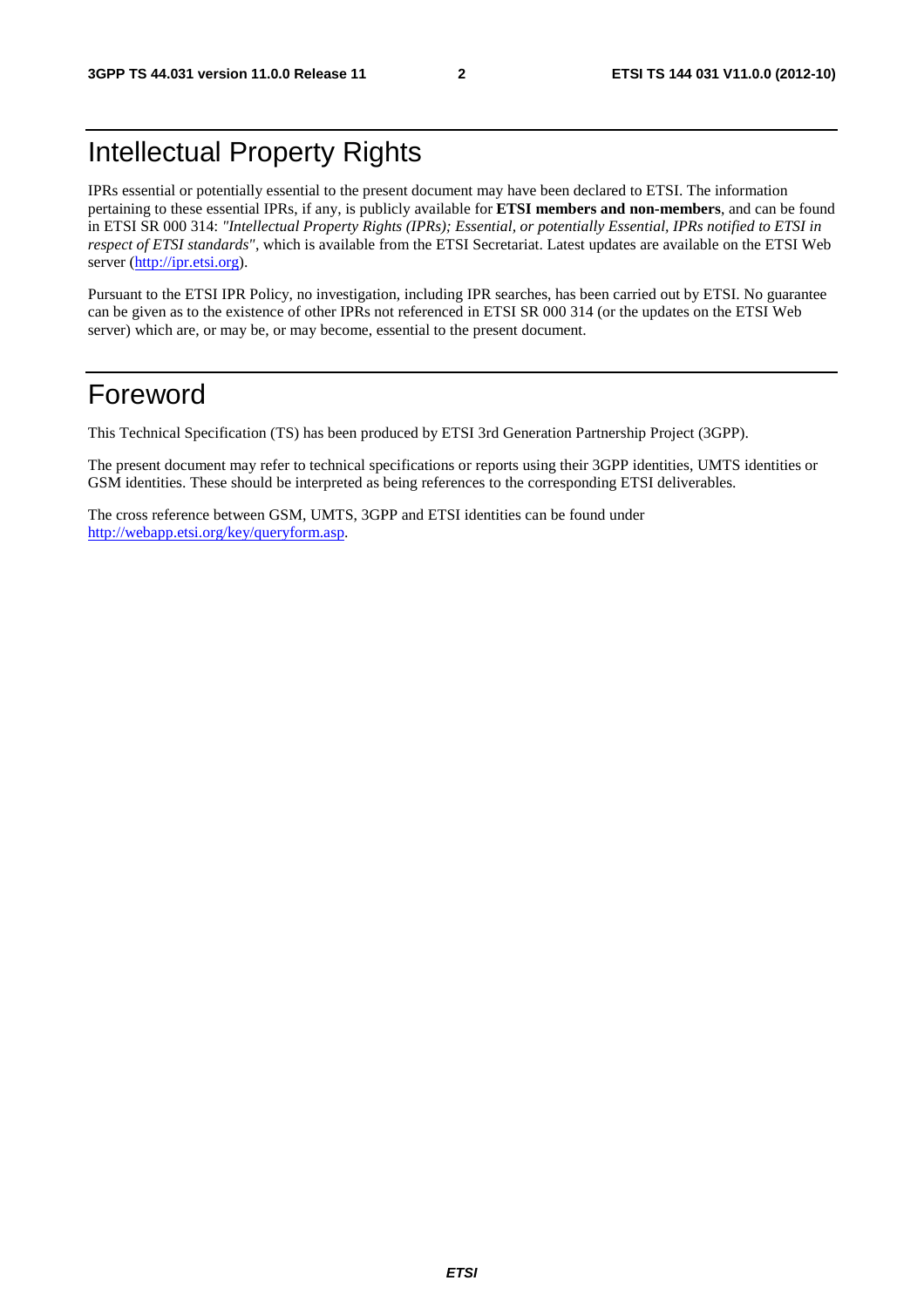# Intellectual Property Rights

IPRs essential or potentially essential to the present document may have been declared to ETSI. The information pertaining to these essential IPRs, if any, is publicly available for **ETSI members and non-members**, and can be found in ETSI SR 000 314: *"Intellectual Property Rights (IPRs); Essential, or potentially Essential, IPRs notified to ETSI in respect of ETSI standards"*, which is available from the ETSI Secretariat. Latest updates are available on the ETSI Web server (http://ipr.etsi.org).

Pursuant to the ETSI IPR Policy, no investigation, including IPR searches, has been carried out by ETSI. No guarantee can be given as to the existence of other IPRs not referenced in ETSI SR 000 314 (or the updates on the ETSI Web server) which are, or may be, or may become, essential to the present document.

# Foreword

This Technical Specification (TS) has been produced by ETSI 3rd Generation Partnership Project (3GPP).

The present document may refer to technical specifications or reports using their 3GPP identities, UMTS identities or GSM identities. These should be interpreted as being references to the corresponding ETSI deliverables.

The cross reference between GSM, UMTS, 3GPP and ETSI identities can be found under http://webapp.etsi.org/key/queryform.asp.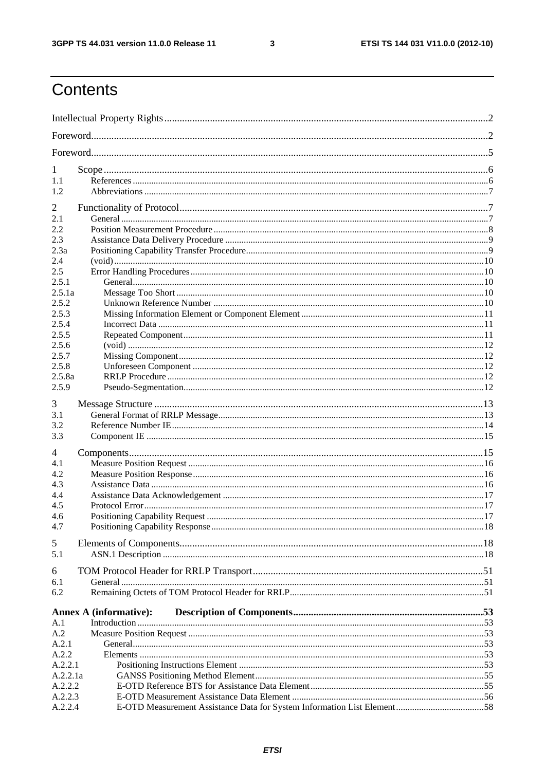# Contents

Intellectual Property Rights ........................................................................................................................ 2

Foreword ..................................................................................................................................................... 2

Foreword ..................................................................................................................................................... 5

1 Scope ....................................................................................................................................................... 6
1.1 References ............................................................................................................................................ 6
1.2 Abbreviations ........................................................................................................................................ 7

2 Functionality of Protocol ......................................................................................................................... 7
2.1 General .................................................................................................................................................. 7
2.2 Position Measurement Procedure .......................................................................................................... 8
2.3 Assistance Data Delivery Procedure ...................................................................................................... 9
2.3a Positioning Capability Transfer Procedure ........................................................................................... 9
2.4 (void) .................................................................................................................................................... 10
2.5 Error Handling Procedures .................................................................................................................. 10
2.5.1 General .............................................................................................................................................. 10
2.5.1a Message Too Short ........................................................................................................................... 10
2.5.2 Unknown Reference Number ............................................................................................................ 10
2.5.3 Missing Information Element or Component Element ....................................................................... 11
2.5.4 Incorrect Data .................................................................................................................................... 11
2.5.5 Repeated Component ......................................................................................................................... 11
2.5.6 (void) ................................................................................................................................................. 12
2.5.7 Missing Component ........................................................................................................................... 12
2.5.8 Unforeseen Component ..................................................................................................................... 12
2.5.8a RRLP Procedure ............................................................................................................................... 12
2.5.9 Pseudo-Segmentation ......................................................................................................................... 12

3 Message Structure ................................................................................................................................... 13
3.1 General Format of RRLP Message ....................................................................................................... 13
3.2 Reference Number IE ........................................................................................................................... 14
3.3 Component IE ...................................................................................................................................... 15

4 Components ............................................................................................................................................. 15
4.1 Measure Position Request .................................................................................................................... 16
4.2 Measure Position Response .................................................................................................................. 16
4.3 Assistance Data .................................................................................................................................... 16
4.4 Assistance Data Acknowledgement ...................................................................................................... 17
4.5 Protocol Error ....................................................................................................................................... 17
4.6 Positioning Capability Request ............................................................................................................ 17
4.7 Positioning Capability Response .......................................................................................................... 18

5 Elements of Components ......................................................................................................................... 18
5.1 ASN.1 Description ............................................................................................................................... 18

6 TOM Protocol Header for RRLP Transport ............................................................................................. 51
6.1 General .................................................................................................................................................. 51
6.2 Remaining Octets of TOM Protocol Header for RRLP ......................................................................... 51

**Annex A (informative): Description of Components** ............................................................................. 53
A.1 Introduction .......................................................................................................................................... 53
A.2 Measure Position Request .................................................................................................................... 53
A.2.1 General .............................................................................................................................................. 53
A.2.2 Elements ............................................................................................................................................ 53
A.2.2.1 Positioning Instructions Element .................................................................................................... 53
A.2.2.1a GANSS Positioning Method Element ............................................................................................ 55
A.2.2.2 E-OTD Reference BTS for Assistance Data Element ..................................................................... 55
A.2.2.3 E-OTD Measurement Assistance Data Element ............................................................................. 56
A.2.2.4 E-OTD Measurement Assistance Data for System Information List Element ................................ 58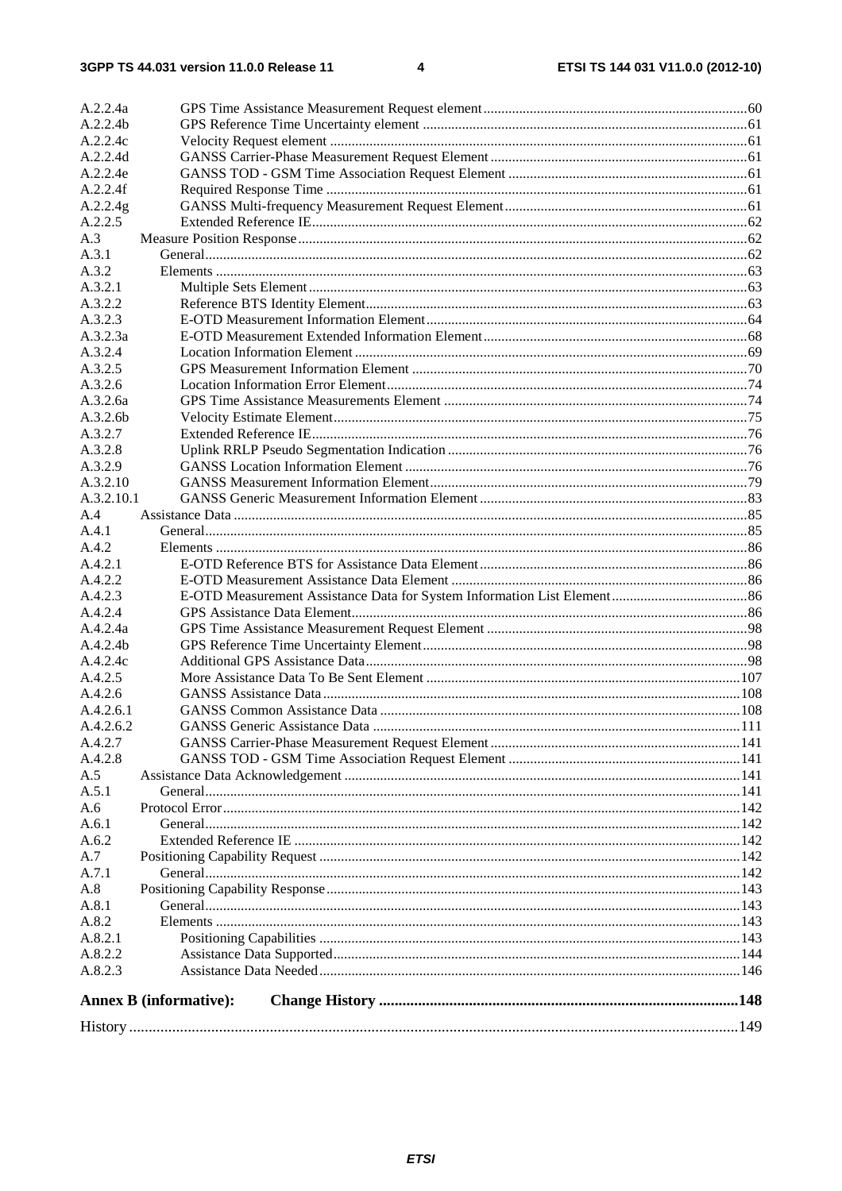A.2.2.4a GPS Time Assistance Measurement Request element ... 60
A.2.2.4b GPS Reference Time Uncertainty element ... 61
A.2.2.4c Velocity Request element ... 61
A.2.2.4d GANSS Carrier-Phase Measurement Request Element ... 61
A.2.2.4e GANSS TOD - GSM Time Association Request Element ... 61
A.2.2.4f Required Response Time ... 61
A.2.2.4g GANSS Multi-frequency Measurement Request Element ... 61
A.2.2.5 Extended Reference IE ... 62
A.3 Measure Position Response ... 62
A.3.1 General ... 62
A.3.2 Elements ... 63
A.3.2.1 Multiple Sets Element ... 63
A.3.2.2 Reference BTS Identity Element ... 63
A.3.2.3 E-OTD Measurement Information Element ... 64
A.3.2.3a E-OTD Measurement Extended Information Element ... 68
A.3.2.4 Location Information Element ... 69
A.3.2.5 GPS Measurement Information Element ... 70
A.3.2.6 Location Information Error Element ... 74
A.3.2.6a GPS Time Assistance Measurements Element ... 74
A.3.2.6b Velocity Estimate Element ... 75
A.3.2.7 Extended Reference IE ... 76
A.3.2.8 Uplink RRLP Pseudo Segmentation Indication ... 76
A.3.2.9 GANSS Location Information Element ... 76
A.3.2.10 GANSS Measurement Information Element ... 79
A.3.2.10.1 GANSS Generic Measurement Information Element ... 83
A.4 Assistance Data ... 85
A.4.1 General ... 85
A.4.2 Elements ... 86
A.4.2.1 E-OTD Reference BTS for Assistance Data Element ... 86
A.4.2.2 E-OTD Measurement Assistance Data Element ... 86
A.4.2.3 E-OTD Measurement Assistance Data for System Information List Element ... 86
A.4.2.4 GPS Assistance Data Element ... 86
A.4.2.4a GPS Time Assistance Measurement Request Element ... 98
A.4.2.4b GPS Reference Time Uncertainty Element ... 98
A.4.2.4c Additional GPS Assistance Data ... 98
A.4.2.5 More Assistance Data To Be Sent Element ... 107
A.4.2.6 GANSS Assistance Data ... 108
A.4.2.6.1 GANSS Common Assistance Data ... 108
A.4.2.6.2 GANSS Generic Assistance Data ... 111
A.4.2.7 GANSS Carrier-Phase Measurement Request Element ... 141
A.4.2.8 GANSS TOD - GSM Time Association Request Element ... 141
A.5 Assistance Data Acknowledgement ... 141
A.5.1 General ... 141
A.6 Protocol Error ... 142
A.6.1 General ... 142
A.6.2 Extended Reference IE ... 142
A.7 Positioning Capability Request ... 142
A.7.1 General ... 142
A.8 Positioning Capability Response ... 143
A.8.1 General ... 143
A.8.2 Elements ... 143
A.8.2.1 Positioning Capabilities ... 143
A.8.2.2 Assistance Data Supported ... 144
A.8.2.3 Assistance Data Needed ... 146

**Annex B (informative): Change History ... 148**

History ... 149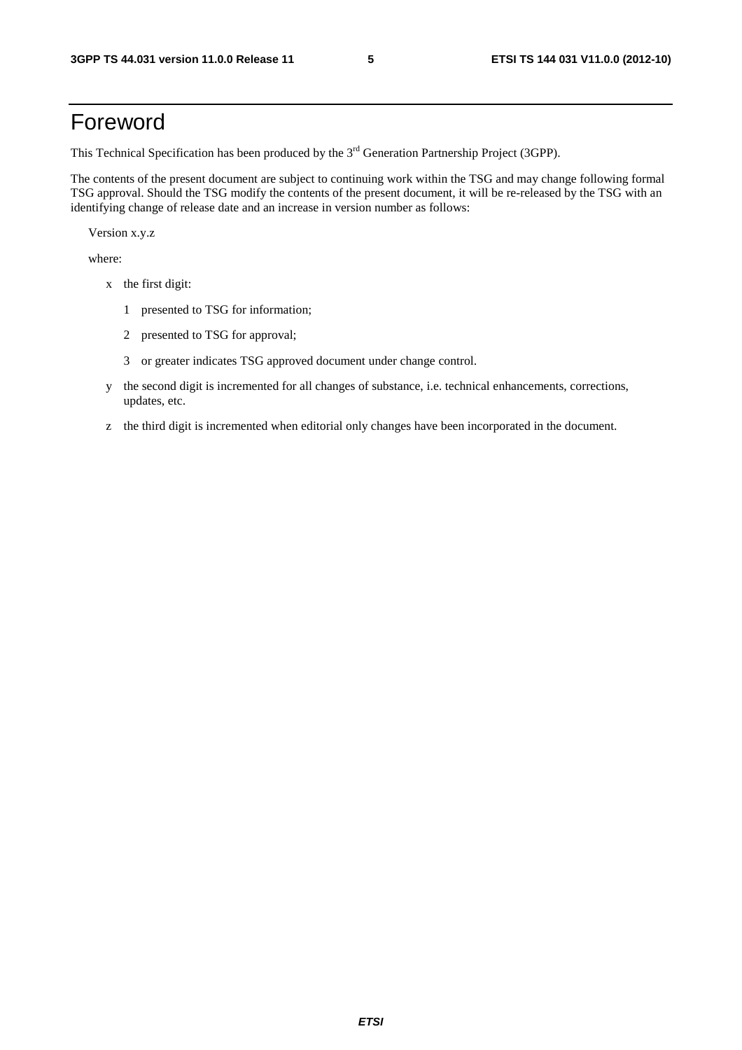# Foreword

This Technical Specification has been produced by the 3rd Generation Partnership Project (3GPP).

The contents of the present document are subject to continuing work within the TSG and may change following formal TSG approval. Should the TSG modify the contents of the present document, it will be re-released by the TSG with an identifying change of release date and an increase in version number as follows:

Version x.y.z

where:

- x the first digit:
  - 1 presented to TSG for information;
  - 2 presented to TSG for approval;
  - 3 or greater indicates TSG approved document under change control.
- y the second digit is incremented for all changes of substance, i.e. technical enhancements, corrections, updates, etc.
- z the third digit is incremented when editorial only changes have been incorporated in the document.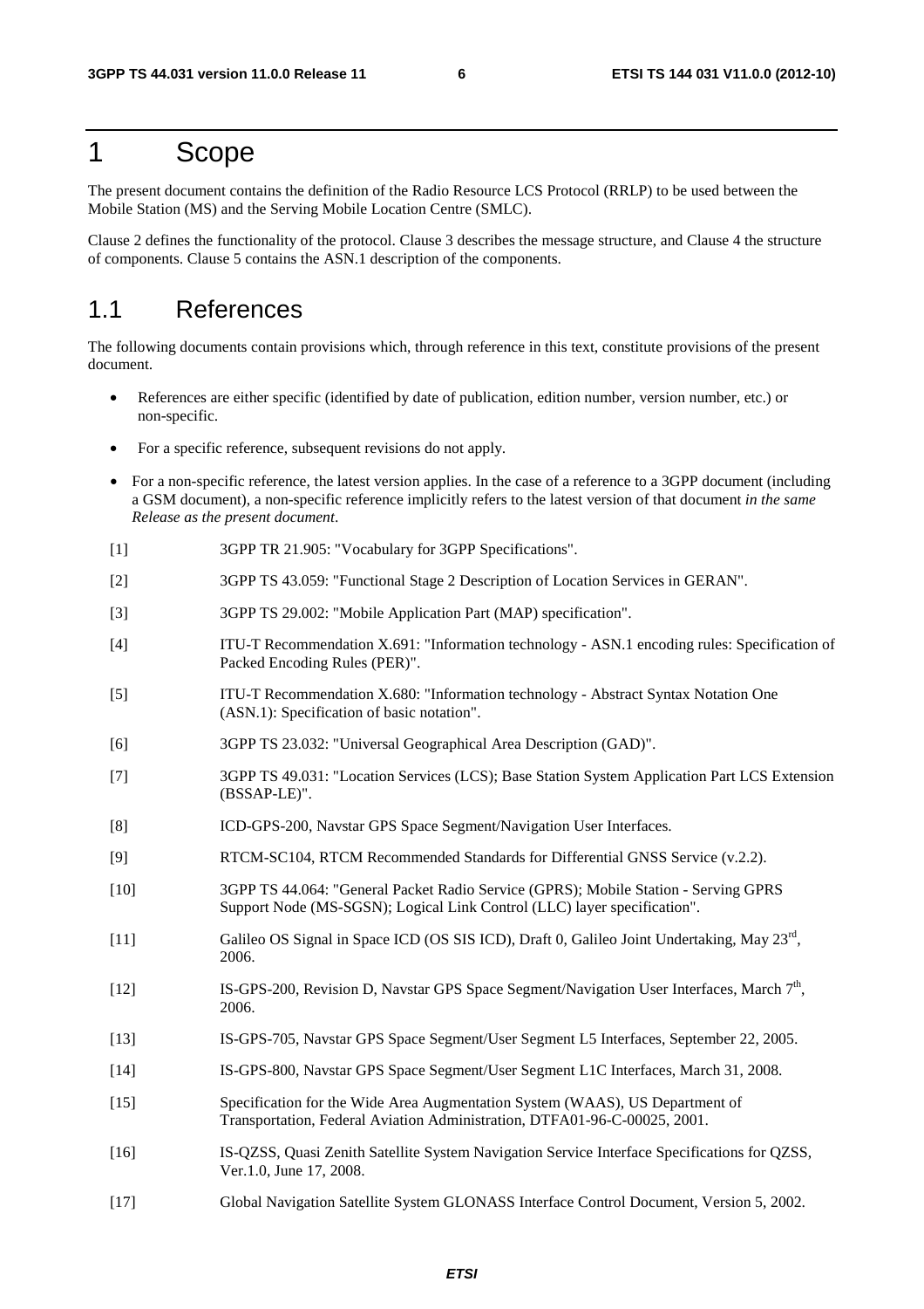# 1 Scope

The present document contains the definition of the Radio Resource LCS Protocol (RRLP) to be used between the Mobile Station (MS) and the Serving Mobile Location Centre (SMLC).

Clause 2 defines the functionality of the protocol. Clause 3 describes the message structure, and Clause 4 the structure of components. Clause 5 contains the ASN.1 description of the components.

## 1.1 References

The following documents contain provisions which, through reference in this text, constitute provisions of the present document.

- References are either specific (identified by date of publication, edition number, version number, etc.) or non-specific.
- For a specific reference, subsequent revisions do not apply.
- For a non-specific reference, the latest version applies. In the case of a reference to a 3GPP document (including a GSM document), a non-specific reference implicitly refers to the latest version of that document *in the same Release as the present document*.

[1] 3GPP TR 21.905: "Vocabulary for 3GPP Specifications".

[2] 3GPP TS 43.059: "Functional Stage 2 Description of Location Services in GERAN".

[3] 3GPP TS 29.002: "Mobile Application Part (MAP) specification".

[4] ITU-T Recommendation X.691: "Information technology - ASN.1 encoding rules: Specification of Packed Encoding Rules (PER)".

[5] ITU-T Recommendation X.680: "Information technology - Abstract Syntax Notation One (ASN.1): Specification of basic notation".

[6] 3GPP TS 23.032: "Universal Geographical Area Description (GAD)".

[7] 3GPP TS 49.031: "Location Services (LCS); Base Station System Application Part LCS Extension (BSSAP-LE)".

[8] ICD-GPS-200, Navstar GPS Space Segment/Navigation User Interfaces.

[9] RTCM-SC104, RTCM Recommended Standards for Differential GNSS Service (v.2.2).

[10] 3GPP TS 44.064: "General Packet Radio Service (GPRS); Mobile Station - Serving GPRS Support Node (MS-SGSN); Logical Link Control (LLC) layer specification".

[11] Galileo OS Signal in Space ICD (OS SIS ICD), Draft 0, Galileo Joint Undertaking, May 23rd, 2006.

[12] IS-GPS-200, Revision D, Navstar GPS Space Segment/Navigation User Interfaces, March 7th, 2006.

[13] IS-GPS-705, Navstar GPS Space Segment/User Segment L5 Interfaces, September 22, 2005.

[14] IS-GPS-800, Navstar GPS Space Segment/User Segment L1C Interfaces, March 31, 2008.

[15] Specification for the Wide Area Augmentation System (WAAS), US Department of Transportation, Federal Aviation Administration, DTFA01-96-C-00025, 2001.

[16] IS-QZSS, Quasi Zenith Satellite System Navigation Service Interface Specifications for QZSS, Ver.1.0, June 17, 2008.

[17] Global Navigation Satellite System GLONASS Interface Control Document, Version 5, 2002.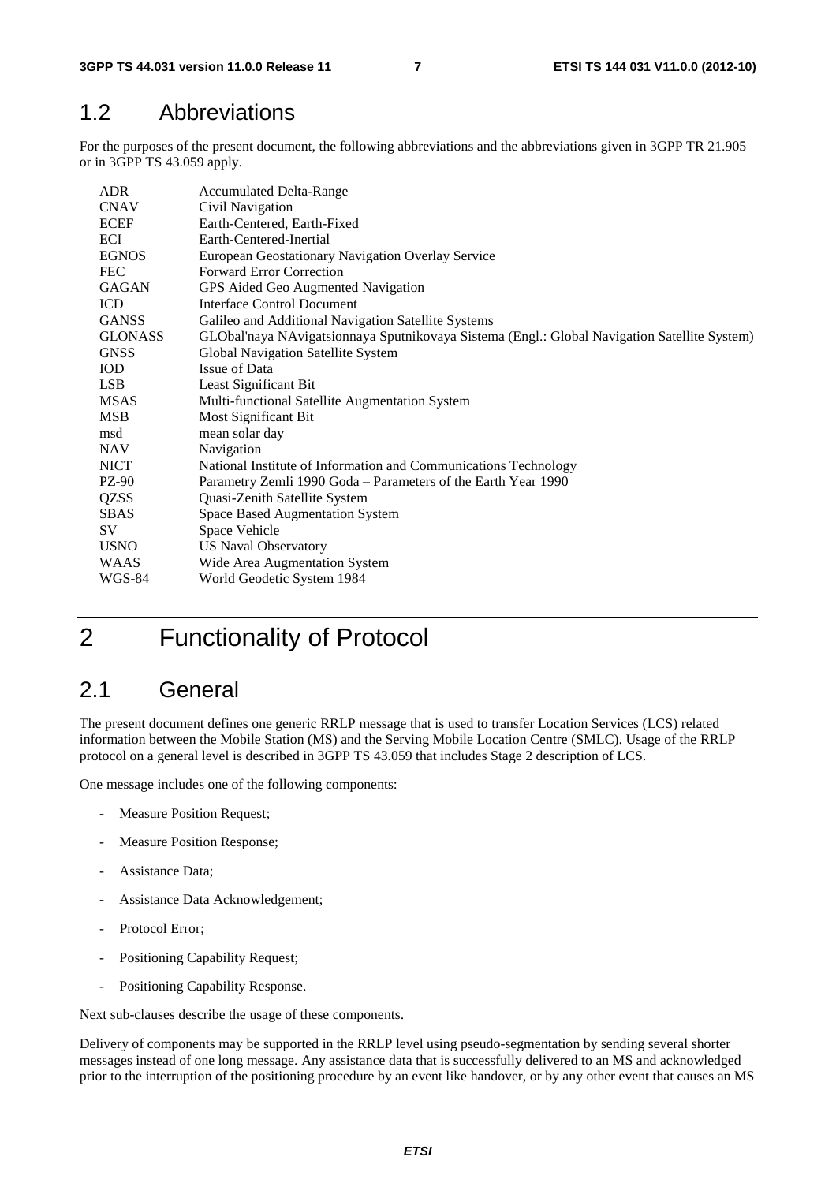## 1.2 Abbreviations

For the purposes of the present document, the following abbreviations and the abbreviations given in 3GPP TR 21.905 or in 3GPP TS 43.059 apply.

| | |
|---|---|
| ADR | Accumulated Delta-Range |
| CNAV | Civil Navigation |
| ECEF | Earth-Centered, Earth-Fixed |
| ECI | Earth-Centered-Inertial |
| EGNOS | European Geostationary Navigation Overlay Service |
| FEC | Forward Error Correction |
| GAGAN | GPS Aided Geo Augmented Navigation |
| ICD | Interface Control Document |
| GANSS | Galileo and Additional Navigation Satellite Systems |
| GLONASS | GLObal'naya NAvigatsionnaya Sputnikovaya Sistema (Engl.: Global Navigation Satellite System) |
| GNSS | Global Navigation Satellite System |
| IOD | Issue of Data |
| LSB | Least Significant Bit |
| MSAS | Multi-functional Satellite Augmentation System |
| MSB | Most Significant Bit |
| msd | mean solar day |
| NAV | Navigation |
| NICT | National Institute of Information and Communications Technology |
| PZ-90 | Parametry Zemli 1990 Goda – Parameters of the Earth Year 1990 |
| QZSS | Quasi-Zenith Satellite System |
| SBAS | Space Based Augmentation System |
| SV | Space Vehicle |
| USNO | US Naval Observatory |
| WAAS | Wide Area Augmentation System |
| WGS-84 | World Geodetic System 1984 |

# 2 Functionality of Protocol

## 2.1 General

The present document defines one generic RRLP message that is used to transfer Location Services (LCS) related information between the Mobile Station (MS) and the Serving Mobile Location Centre (SMLC). Usage of the RRLP protocol on a general level is described in 3GPP TS 43.059 that includes Stage 2 description of LCS.

One message includes one of the following components:

- Measure Position Request;
- Measure Position Response;
- Assistance Data;
- Assistance Data Acknowledgement;
- Protocol Error;
- Positioning Capability Request;
- Positioning Capability Response.

Next sub-clauses describe the usage of these components.

Delivery of components may be supported in the RRLP level using pseudo-segmentation by sending several shorter messages instead of one long message. Any assistance data that is successfully delivered to an MS and acknowledged prior to the interruption of the positioning procedure by an event like handover, or by any other event that causes an MS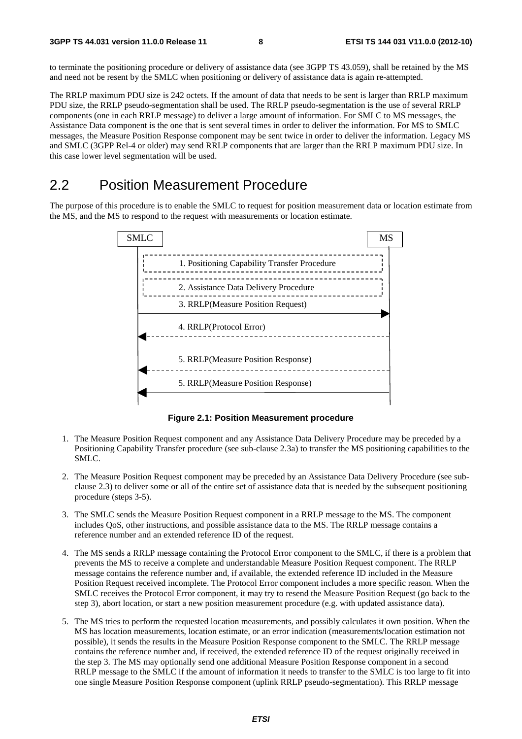to terminate the positioning procedure or delivery of assistance data (see 3GPP TS 43.059), shall be retained by the MS and need not be resent by the SMLC when positioning or delivery of assistance data is again re-attempted.

The RRLP maximum PDU size is 242 octets. If the amount of data that needs to be sent is larger than RRLP maximum PDU size, the RRLP pseudo-segmentation shall be used. The RRLP pseudo-segmentation is the use of several RRLP components (one in each RRLP message) to deliver a large amount of information. For SMLC to MS messages, the Assistance Data component is the one that is sent several times in order to deliver the information. For MS to SMLC messages, the Measure Position Response component may be sent twice in order to deliver the information. Legacy MS and SMLC (3GPP Rel-4 or older) may send RRLP components that are larger than the RRLP maximum PDU size. In this case lower level segmentation will be used.

## 2.2 Position Measurement Procedure

The purpose of this procedure is to enable the SMLC to request for position measurement data or location estimate from the MS, and the MS to respond to the request with measurements or location estimate.

**Figure 2.1: Position Measurement procedure**

1. The Measure Position Request component and any Assistance Data Delivery Procedure may be preceded by a Positioning Capability Transfer procedure (see sub-clause 2.3a) to transfer the MS positioning capabilities to the SMLC.
2. The Measure Position Request component may be preceded by an Assistance Data Delivery Procedure (see sub-clause 2.3) to deliver some or all of the entire set of assistance data that is needed by the subsequent positioning procedure (steps 3-5).
3. The SMLC sends the Measure Position Request component in a RRLP message to the MS. The component includes QoS, other instructions, and possible assistance data to the MS. The RRLP message contains a reference number and an extended reference ID of the request.
4. The MS sends a RRLP message containing the Protocol Error component to the SMLC, if there is a problem that prevents the MS to receive a complete and understandable Measure Position Request component. The RRLP message contains the reference number and, if available, the extended reference ID included in the Measure Position Request received incomplete. The Protocol Error component includes a more specific reason. When the SMLC receives the Protocol Error component, it may try to resend the Measure Position Request (go back to the step 3), abort location, or start a new position measurement procedure (e.g. with updated assistance data).
5. The MS tries to perform the requested location measurements, and possibly calculates it own position. When the MS has location measurements, location estimate, or an error indication (measurements/location estimation not possible), it sends the results in the Measure Position Response component to the SMLC. The RRLP message contains the reference number and, if received, the extended reference ID of the request originally received in the step 3. The MS may optionally send one additional Measure Position Response component in a second RRLP message to the SMLC if the amount of information it needs to transfer to the SMLC is too large to fit into one single Measure Position Response component (uplink RRLP pseudo-segmentation). This RRLP message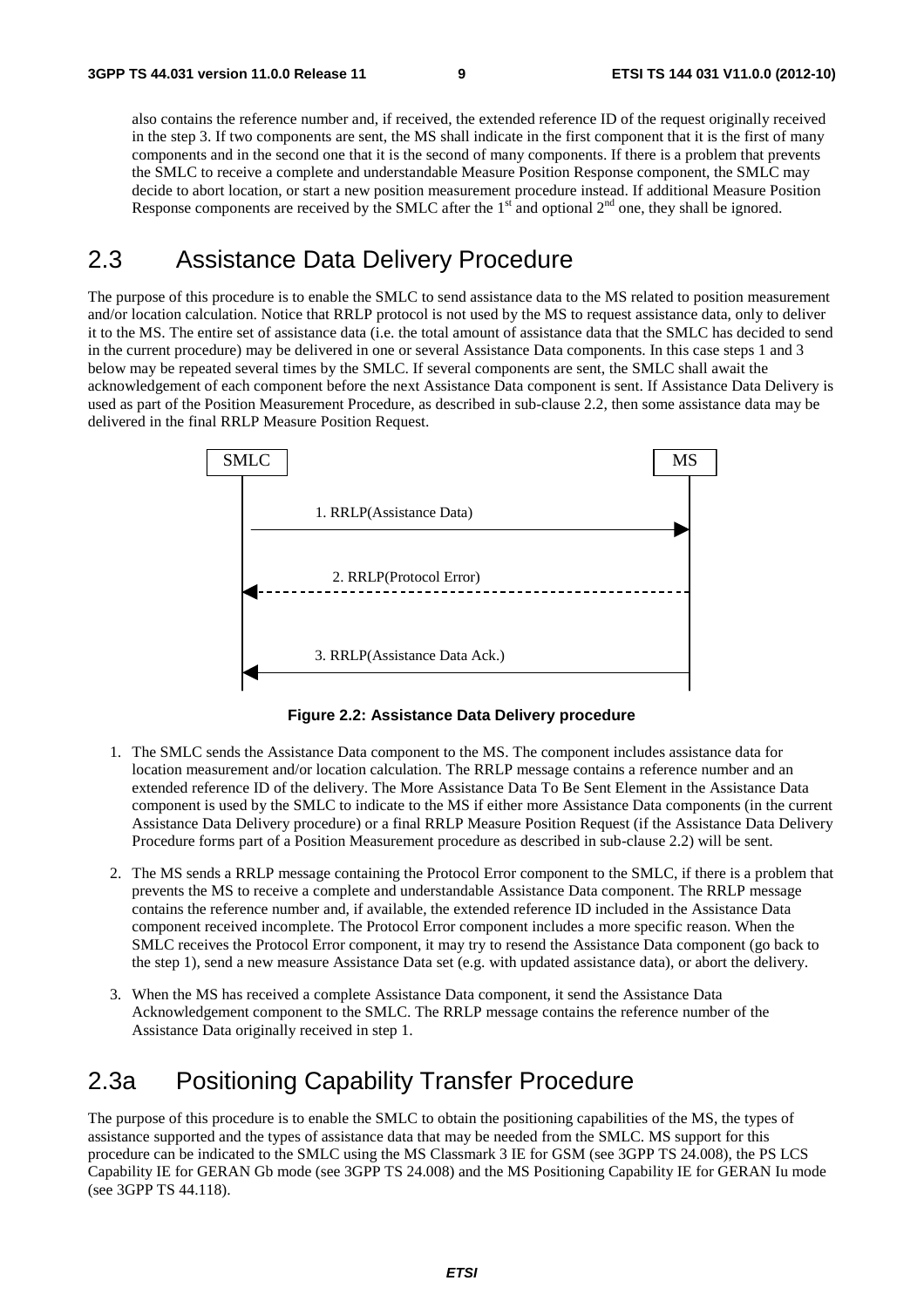also contains the reference number and, if received, the extended reference ID of the request originally received in the step 3. If two components are sent, the MS shall indicate in the first component that it is the first of many components and in the second one that it is the second of many components. If there is a problem that prevents the SMLC to receive a complete and understandable Measure Position Response component, the SMLC may decide to abort location, or start a new position measurement procedure instead. If additional Measure Position Response components are received by the SMLC after the 1st and optional 2nd one, they shall be ignored.

## 2.3 Assistance Data Delivery Procedure

The purpose of this procedure is to enable the SMLC to send assistance data to the MS related to position measurement and/or location calculation. Notice that RRLP protocol is not used by the MS to request assistance data, only to deliver it to the MS. The entire set of assistance data (i.e. the total amount of assistance data that the SMLC has decided to send in the current procedure) may be delivered in one or several Assistance Data components. In this case steps 1 and 3 below may be repeated several times by the SMLC. If several components are sent, the SMLC shall await the acknowledgement of each component before the next Assistance Data component is sent. If Assistance Data Delivery is used as part of the Position Measurement Procedure, as described in sub-clause 2.2, then some assistance data may be delivered in the final RRLP Measure Position Request.

SMLC | MS

1. RRLP(Assistance Data)
2. RRLP(Protocol Error)
3. RRLP(Assistance Data Ack.)

**Figure 2.2: Assistance Data Delivery procedure**

1. The SMLC sends the Assistance Data component to the MS. The component includes assistance data for location measurement and/or location calculation. The RRLP message contains a reference number and an extended reference ID of the delivery. The More Assistance Data To Be Sent Element in the Assistance Data component is used by the SMLC to indicate to the MS if either more Assistance Data components (in the current Assistance Data Delivery procedure) or a final RRLP Measure Position Request (if the Assistance Data Delivery Procedure forms part of a Position Measurement procedure as described in sub-clause 2.2) will be sent.

2. The MS sends a RRLP message containing the Protocol Error component to the SMLC, if there is a problem that prevents the MS to receive a complete and understandable Assistance Data component. The RRLP message contains the reference number and, if available, the extended reference ID included in the Assistance Data component received incomplete. The Protocol Error component includes a more specific reason. When the SMLC receives the Protocol Error component, it may try to resend the Assistance Data component (go back to the step 1), send a new measure Assistance Data set (e.g. with updated assistance data), or abort the delivery.

3. When the MS has received a complete Assistance Data component, it send the Assistance Data Acknowledgement component to the SMLC. The RRLP message contains the reference number of the Assistance Data originally received in step 1.

## 2.3a Positioning Capability Transfer Procedure

The purpose of this procedure is to enable the SMLC to obtain the positioning capabilities of the MS, the types of assistance supported and the types of assistance data that may be needed from the SMLC. MS support for this procedure can be indicated to the SMLC using the MS Classmark 3 IE for GSM (see 3GPP TS 24.008), the PS LCS Capability IE for GERAN Gb mode (see 3GPP TS 24.008) and the MS Positioning Capability IE for GERAN Iu mode (see 3GPP TS 44.118).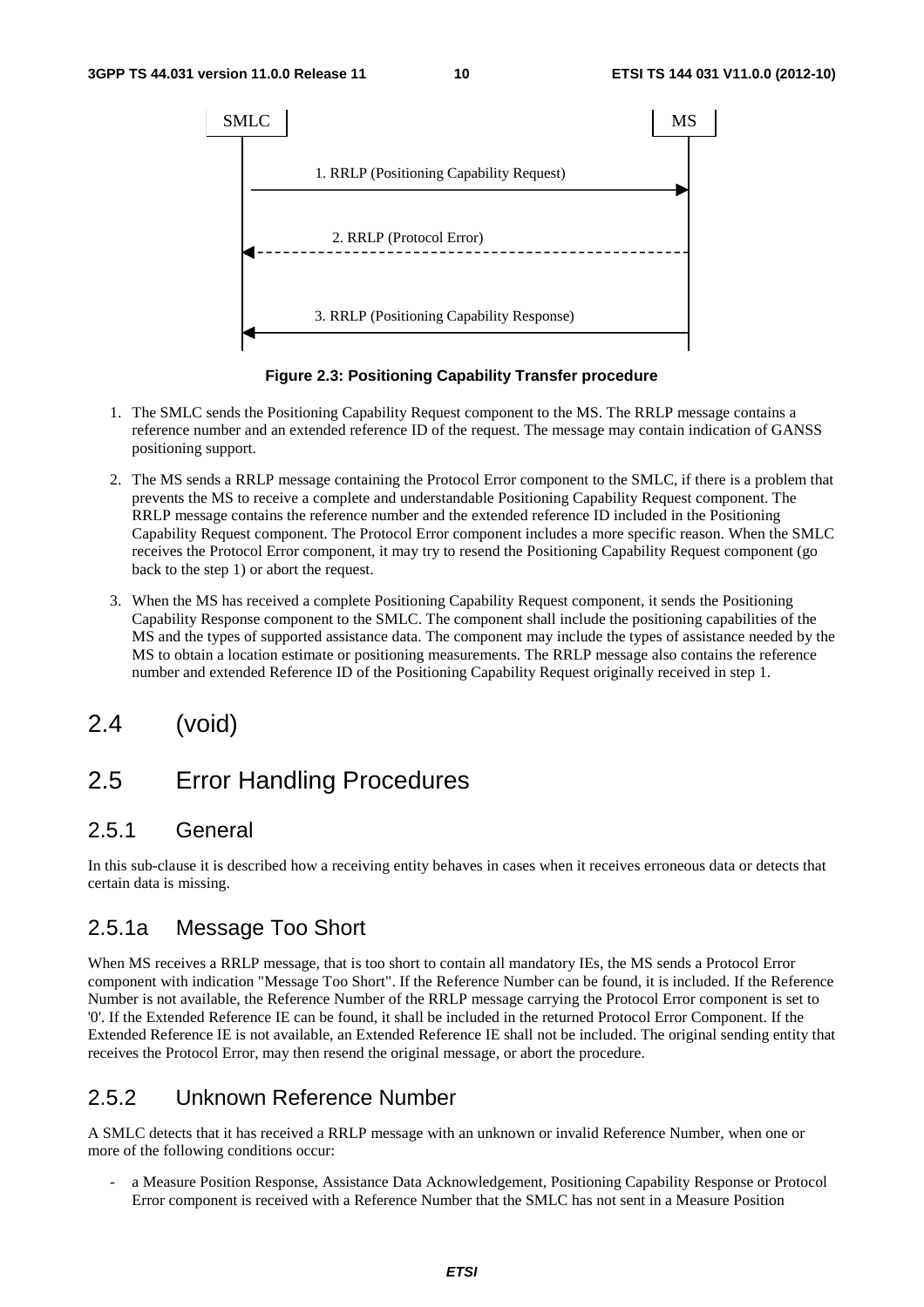SMLC MS

1. RRLP (Positioning Capability Request)

2. RRLP (Protocol Error)

3. RRLP (Positioning Capability Response)

**Figure 2.3: Positioning Capability Transfer procedure**

1. The SMLC sends the Positioning Capability Request component to the MS. The RRLP message contains a reference number and an extended reference ID of the request. The message may contain indication of GANSS positioning support.

2. The MS sends a RRLP message containing the Protocol Error component to the SMLC, if there is a problem that prevents the MS to receive a complete and understandable Positioning Capability Request component. The RRLP message contains the reference number and the extended reference ID included in the Positioning Capability Request component. The Protocol Error component includes a more specific reason. When the SMLC receives the Protocol Error component, it may try to resend the Positioning Capability Request component (go back to the step 1) or abort the request.

3. When the MS has received a complete Positioning Capability Request component, it sends the Positioning Capability Response component to the SMLC. The component shall include the positioning capabilities of the MS and the types of supported assistance data. The component may include the types of assistance needed by the MS to obtain a location estimate or positioning measurements. The RRLP message also contains the reference number and extended Reference ID of the Positioning Capability Request originally received in step 1.

# 2.4 (void)

# 2.5 Error Handling Procedures

## 2.5.1 General

In this sub-clause it is described how a receiving entity behaves in cases when it receives erroneous data or detects that certain data is missing.

## 2.5.1a Message Too Short

When MS receives a RRLP message, that is too short to contain all mandatory IEs, the MS sends a Protocol Error component with indication "Message Too Short". If the Reference Number can be found, it is included. If the Reference Number is not available, the Reference Number of the RRLP message carrying the Protocol Error component is set to '0'. If the Extended Reference IE can be found, it shall be included in the returned Protocol Error Component. If the Extended Reference IE is not available, an Extended Reference IE shall not be included. The original sending entity that receives the Protocol Error, may then resend the original message, or abort the procedure.

## 2.5.2 Unknown Reference Number

A SMLC detects that it has received a RRLP message with an unknown or invalid Reference Number, when one or more of the following conditions occur:

- a Measure Position Response, Assistance Data Acknowledgement, Positioning Capability Response or Protocol Error component is received with a Reference Number that the SMLC has not sent in a Measure Position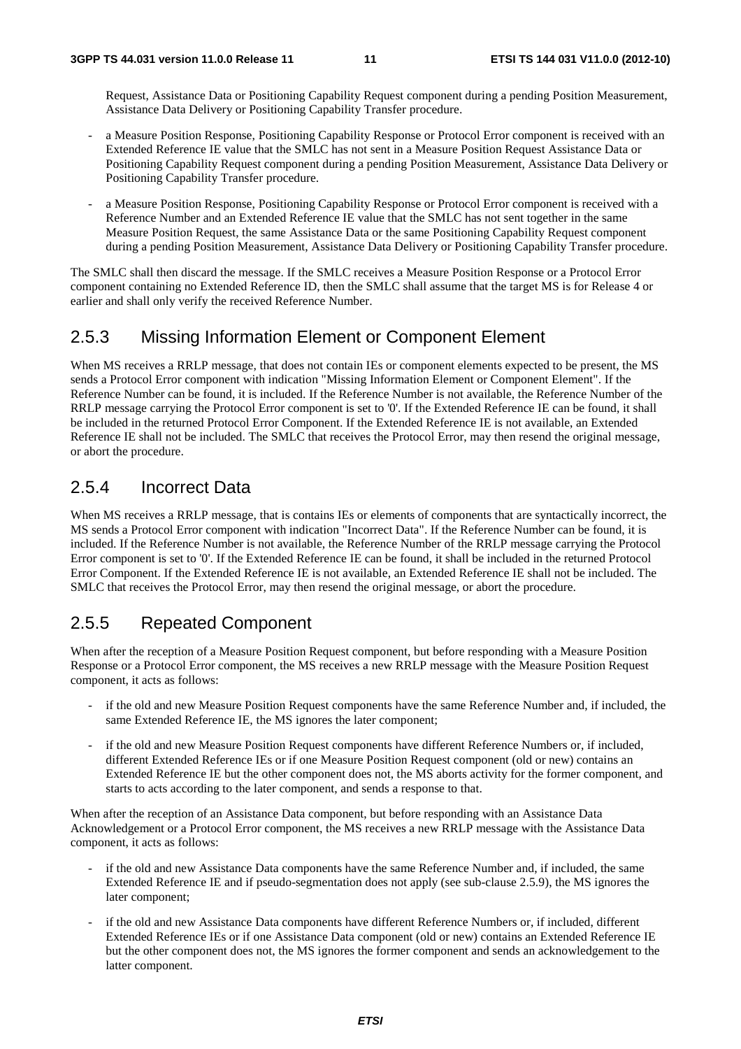Request, Assistance Data or Positioning Capability Request component during a pending Position Measurement, Assistance Data Delivery or Positioning Capability Transfer procedure.

- a Measure Position Response, Positioning Capability Response or Protocol Error component is received with an Extended Reference IE value that the SMLC has not sent in a Measure Position Request Assistance Data or Positioning Capability Request component during a pending Position Measurement, Assistance Data Delivery or Positioning Capability Transfer procedure.
- a Measure Position Response, Positioning Capability Response or Protocol Error component is received with a Reference Number and an Extended Reference IE value that the SMLC has not sent together in the same Measure Position Request, the same Assistance Data or the same Positioning Capability Request component during a pending Position Measurement, Assistance Data Delivery or Positioning Capability Transfer procedure.

The SMLC shall then discard the message. If the SMLC receives a Measure Position Response or a Protocol Error component containing no Extended Reference ID, then the SMLC shall assume that the target MS is for Release 4 or earlier and shall only verify the received Reference Number.

## 2.5.3 Missing Information Element or Component Element

When MS receives a RRLP message, that does not contain IEs or component elements expected to be present, the MS sends a Protocol Error component with indication "Missing Information Element or Component Element". If the Reference Number can be found, it is included. If the Reference Number is not available, the Reference Number of the RRLP message carrying the Protocol Error component is set to '0'. If the Extended Reference IE can be found, it shall be included in the returned Protocol Error Component. If the Extended Reference IE is not available, an Extended Reference IE shall not be included. The SMLC that receives the Protocol Error, may then resend the original message, or abort the procedure.

## 2.5.4 Incorrect Data

When MS receives a RRLP message, that is contains IEs or elements of components that are syntactically incorrect, the MS sends a Protocol Error component with indication "Incorrect Data". If the Reference Number can be found, it is included. If the Reference Number is not available, the Reference Number of the RRLP message carrying the Protocol Error component is set to '0'. If the Extended Reference IE can be found, it shall be included in the returned Protocol Error Component. If the Extended Reference IE is not available, an Extended Reference IE shall not be included. The SMLC that receives the Protocol Error, may then resend the original message, or abort the procedure.

## 2.5.5 Repeated Component

When after the reception of a Measure Position Request component, but before responding with a Measure Position Response or a Protocol Error component, the MS receives a new RRLP message with the Measure Position Request component, it acts as follows:

- if the old and new Measure Position Request components have the same Reference Number and, if included, the same Extended Reference IE, the MS ignores the later component;
- if the old and new Measure Position Request components have different Reference Numbers or, if included, different Extended Reference IEs or if one Measure Position Request component (old or new) contains an Extended Reference IE but the other component does not, the MS aborts activity for the former component, and starts to acts according to the later component, and sends a response to that.

When after the reception of an Assistance Data component, but before responding with an Assistance Data Acknowledgement or a Protocol Error component, the MS receives a new RRLP message with the Assistance Data component, it acts as follows:

- if the old and new Assistance Data components have the same Reference Number and, if included, the same Extended Reference IE and if pseudo-segmentation does not apply (see sub-clause 2.5.9), the MS ignores the later component;
- if the old and new Assistance Data components have different Reference Numbers or, if included, different Extended Reference IEs or if one Assistance Data component (old or new) contains an Extended Reference IE but the other component does not, the MS ignores the former component and sends an acknowledgement to the latter component.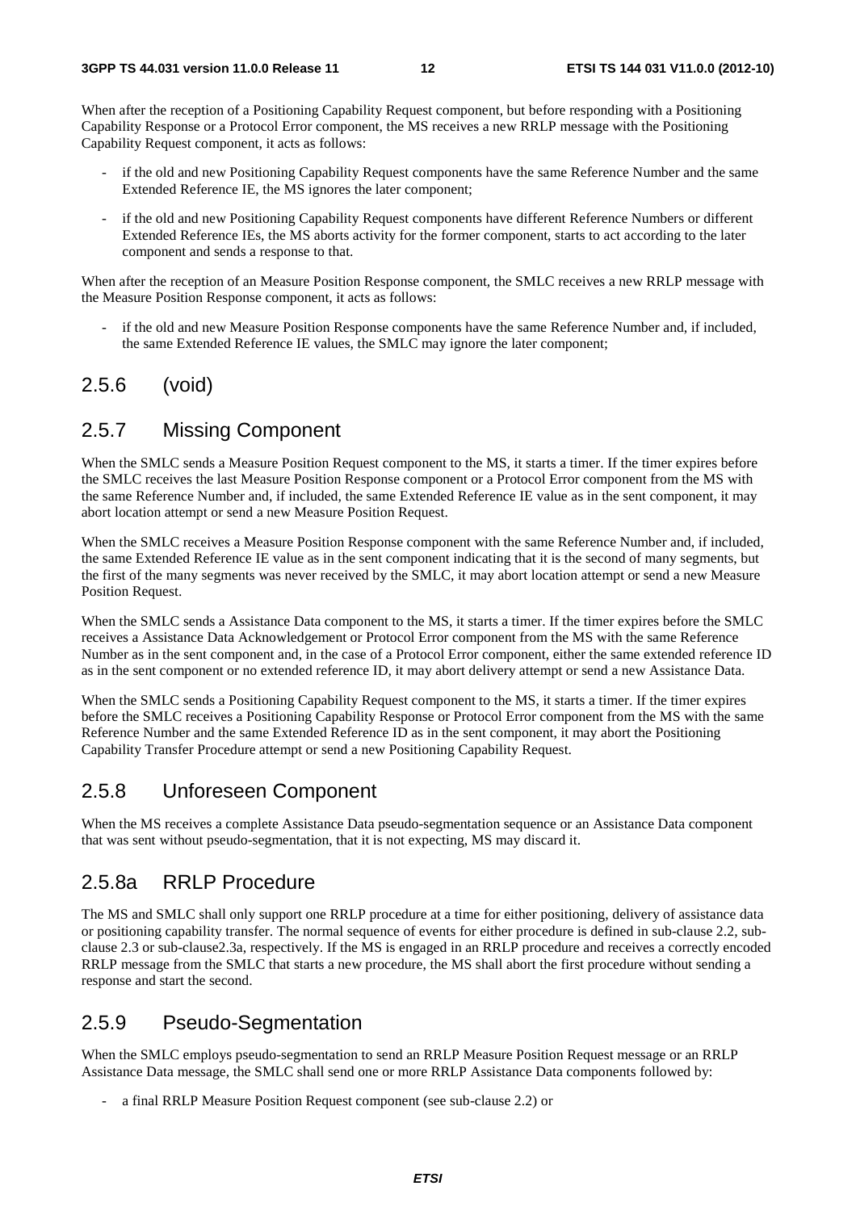When after the reception of a Positioning Capability Request component, but before responding with a Positioning Capability Response or a Protocol Error component, the MS receives a new RRLP message with the Positioning Capability Request component, it acts as follows:

- if the old and new Positioning Capability Request components have the same Reference Number and the same Extended Reference IE, the MS ignores the later component;
- if the old and new Positioning Capability Request components have different Reference Numbers or different Extended Reference IEs, the MS aborts activity for the former component, starts to act according to the later component and sends a response to that.

When after the reception of an Measure Position Response component, the SMLC receives a new RRLP message with the Measure Position Response component, it acts as follows:

- if the old and new Measure Position Response components have the same Reference Number and, if included, the same Extended Reference IE values, the SMLC may ignore the later component;

## 2.5.6 (void)

## 2.5.7 Missing Component

When the SMLC sends a Measure Position Request component to the MS, it starts a timer. If the timer expires before the SMLC receives the last Measure Position Response component or a Protocol Error component from the MS with the same Reference Number and, if included, the same Extended Reference IE value as in the sent component, it may abort location attempt or send a new Measure Position Request.

When the SMLC receives a Measure Position Response component with the same Reference Number and, if included, the same Extended Reference IE value as in the sent component indicating that it is the second of many segments, but the first of the many segments was never received by the SMLC, it may abort location attempt or send a new Measure Position Request.

When the SMLC sends a Assistance Data component to the MS, it starts a timer. If the timer expires before the SMLC receives a Assistance Data Acknowledgement or Protocol Error component from the MS with the same Reference Number as in the sent component and, in the case of a Protocol Error component, either the same extended reference ID as in the sent component or no extended reference ID, it may abort delivery attempt or send a new Assistance Data.

When the SMLC sends a Positioning Capability Request component to the MS, it starts a timer. If the timer expires before the SMLC receives a Positioning Capability Response or Protocol Error component from the MS with the same Reference Number and the same Extended Reference ID as in the sent component, it may abort the Positioning Capability Transfer Procedure attempt or send a new Positioning Capability Request.

## 2.5.8 Unforeseen Component

When the MS receives a complete Assistance Data pseudo-segmentation sequence or an Assistance Data component that was sent without pseudo-segmentation, that it is not expecting, MS may discard it.

## 2.5.8a RRLP Procedure

The MS and SMLC shall only support one RRLP procedure at a time for either positioning, delivery of assistance data or positioning capability transfer. The normal sequence of events for either procedure is defined in sub-clause 2.2, sub-clause 2.3 or sub-clause2.3a, respectively. If the MS is engaged in an RRLP procedure and receives a correctly encoded RRLP message from the SMLC that starts a new procedure, the MS shall abort the first procedure without sending a response and start the second.

## 2.5.9 Pseudo-Segmentation

When the SMLC employs pseudo-segmentation to send an RRLP Measure Position Request message or an RRLP Assistance Data message, the SMLC shall send one or more RRLP Assistance Data components followed by:

- a final RRLP Measure Position Request component (see sub-clause 2.2) or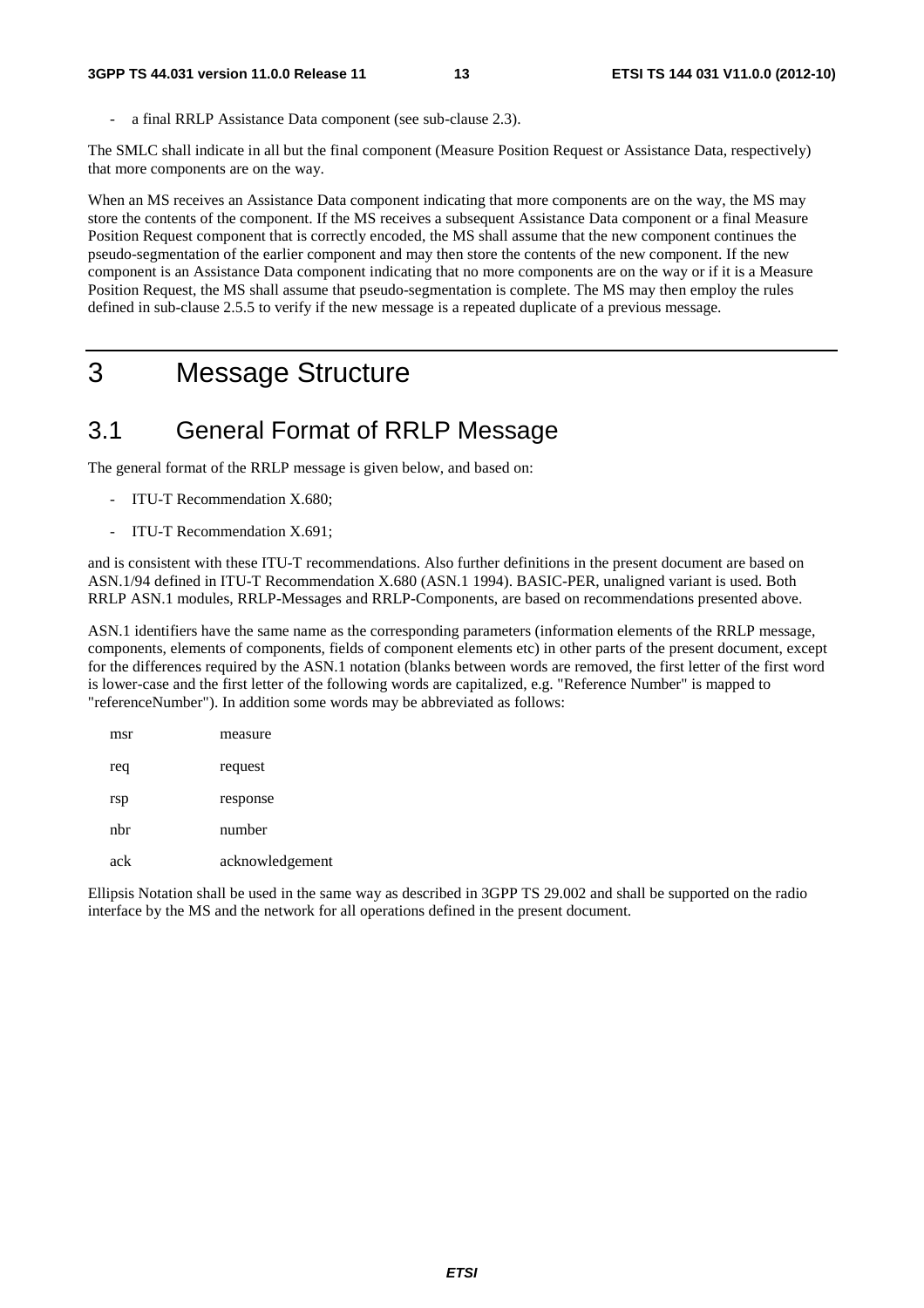- a final RRLP Assistance Data component (see sub-clause 2.3).

The SMLC shall indicate in all but the final component (Measure Position Request or Assistance Data, respectively) that more components are on the way.

When an MS receives an Assistance Data component indicating that more components are on the way, the MS may store the contents of the component. If the MS receives a subsequent Assistance Data component or a final Measure Position Request component that is correctly encoded, the MS shall assume that the new component continues the pseudo-segmentation of the earlier component and may then store the contents of the new component. If the new component is an Assistance Data component indicating that no more components are on the way or if it is a Measure Position Request, the MS shall assume that pseudo-segmentation is complete. The MS may then employ the rules defined in sub-clause 2.5.5 to verify if the new message is a repeated duplicate of a previous message.

# 3 Message Structure

## 3.1 General Format of RRLP Message

The general format of the RRLP message is given below, and based on:

- ITU-T Recommendation X.680;
- ITU-T Recommendation X.691;

and is consistent with these ITU-T recommendations. Also further definitions in the present document are based on ASN.1/94 defined in ITU-T Recommendation X.680 (ASN.1 1994). BASIC-PER, unaligned variant is used. Both RRLP ASN.1 modules, RRLP-Messages and RRLP-Components, are based on recommendations presented above.

ASN.1 identifiers have the same name as the corresponding parameters (information elements of the RRLP message, components, elements of components, fields of component elements etc) in other parts of the present document, except for the differences required by the ASN.1 notation (blanks between words are removed, the first letter of the first word is lower-case and the first letter of the following words are capitalized, e.g. "Reference Number" is mapped to "referenceNumber"). In addition some words may be abbreviated as follows:

| | |
|---|---|
| msr | measure |
| req | request |
| rsp | response |
| nbr | number |
| ack | acknowledgement |

Ellipsis Notation shall be used in the same way as described in 3GPP TS 29.002 and shall be supported on the radio interface by the MS and the network for all operations defined in the present document.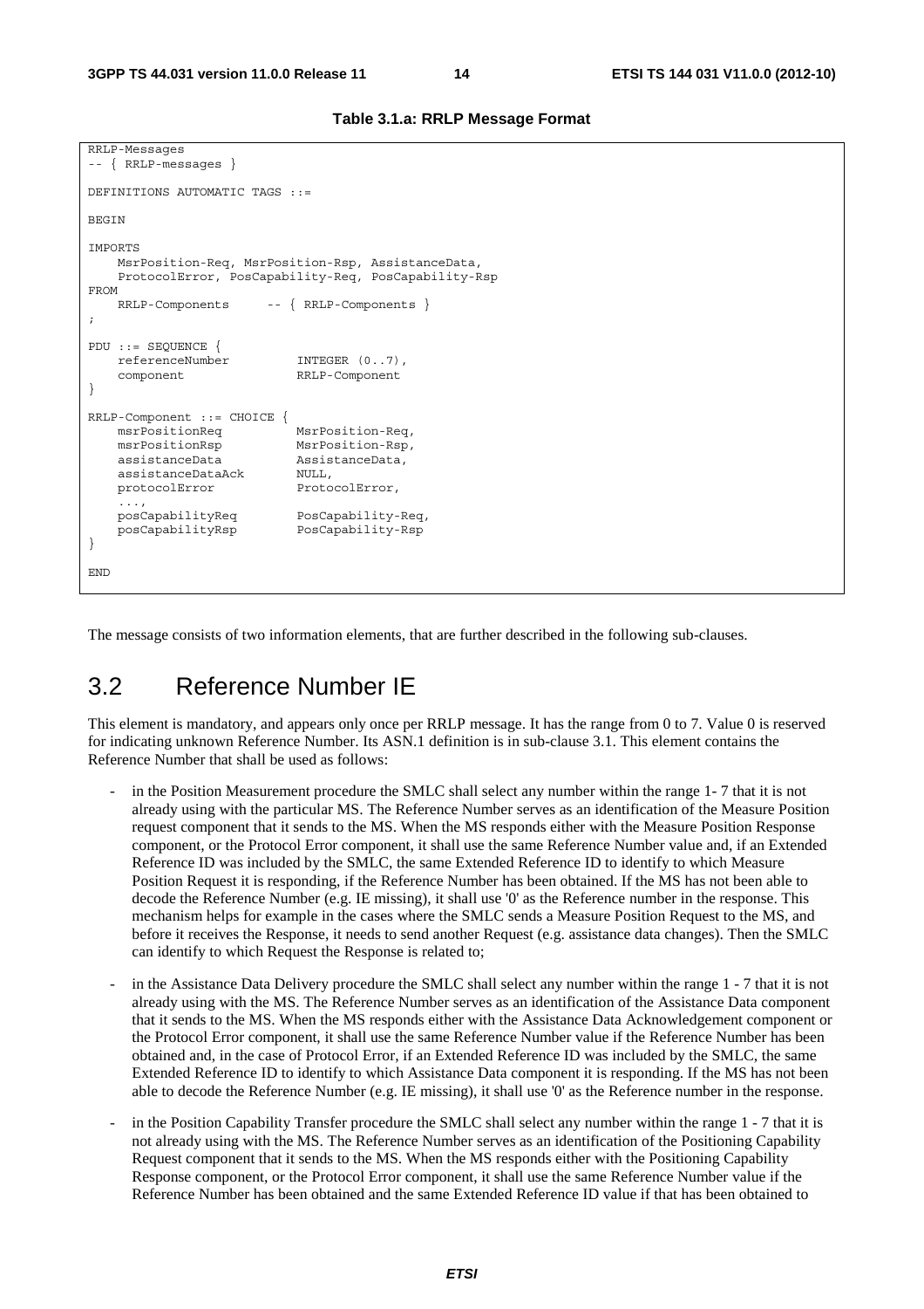**Table 3.1.a: RRLP Message Format**

```
RRLP-Messages
-- { RRLP-messages }

DEFINITIONS AUTOMATIC TAGS ::=

BEGIN

IMPORTS
    MsrPosition-Req, MsrPosition-Rsp, AssistanceData,
    ProtocolError, PosCapability-Req, PosCapability-Rsp
FROM
    RRLP-Components     -- { RRLP-Components }
;

PDU ::= SEQUENCE {
    referenceNumber         INTEGER (0..7),
    component               RRLP-Component
}

RRLP-Component ::= CHOICE {
    msrPositionReq          MsrPosition-Req,
    msrPositionRsp          MsrPosition-Rsp,
    assistanceData          AssistanceData,
    assistanceDataAck       NULL,
    protocolError           ProtocolError,
    ...,
    posCapabilityReq        PosCapability-Req,
    posCapabilityRsp        PosCapability-Rsp
}

END
```

The message consists of two information elements, that are further described in the following sub-clauses.

## 3.2 Reference Number IE

This element is mandatory, and appears only once per RRLP message. It has the range from 0 to 7. Value 0 is reserved for indicating unknown Reference Number. Its ASN.1 definition is in sub-clause 3.1. This element contains the Reference Number that shall be used as follows:

- in the Position Measurement procedure the SMLC shall select any number within the range 1- 7 that it is not already using with the particular MS. The Reference Number serves as an identification of the Measure Position request component that it sends to the MS. When the MS responds either with the Measure Position Response component, or the Protocol Error component, it shall use the same Reference Number value and, if an Extended Reference ID was included by the SMLC, the same Extended Reference ID to identify to which Measure Position Request it is responding, if the Reference Number has been obtained. If the MS has not been able to decode the Reference Number (e.g. IE missing), it shall use '0' as the Reference number in the response. This mechanism helps for example in the cases where the SMLC sends a Measure Position Request to the MS, and before it receives the Response, it needs to send another Request (e.g. assistance data changes). Then the SMLC can identify to which Request the Response is related to;
- in the Assistance Data Delivery procedure the SMLC shall select any number within the range 1 - 7 that it is not already using with the MS. The Reference Number serves as an identification of the Assistance Data component that it sends to the MS. When the MS responds either with the Assistance Data Acknowledgement component or the Protocol Error component, it shall use the same Reference Number value if the Reference Number has been obtained and, in the case of Protocol Error, if an Extended Reference ID was included by the SMLC, the same Extended Reference ID to identify to which Assistance Data component it is responding. If the MS has not been able to decode the Reference Number (e.g. IE missing), it shall use '0' as the Reference number in the response.
- in the Position Capability Transfer procedure the SMLC shall select any number within the range 1 - 7 that it is not already using with the MS. The Reference Number serves as an identification of the Positioning Capability Request component that it sends to the MS. When the MS responds either with the Positioning Capability Response component, or the Protocol Error component, it shall use the same Reference Number value if the Reference Number has been obtained and the same Extended Reference ID value if that has been obtained to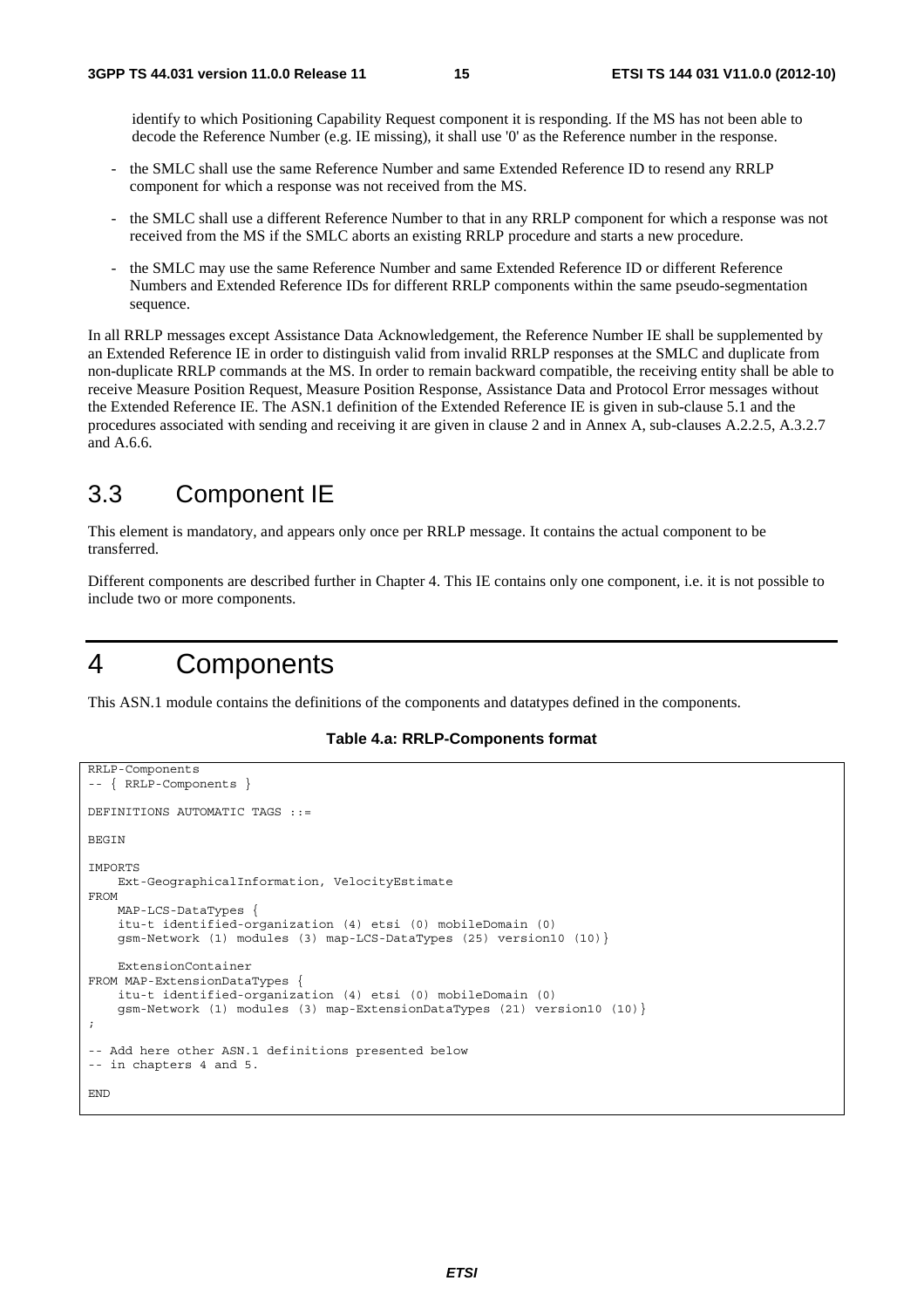identify to which Positioning Capability Request component it is responding. If the MS has not been able to decode the Reference Number (e.g. IE missing), it shall use '0' as the Reference number in the response.

- the SMLC shall use the same Reference Number and same Extended Reference ID to resend any RRLP component for which a response was not received from the MS.
- the SMLC shall use a different Reference Number to that in any RRLP component for which a response was not received from the MS if the SMLC aborts an existing RRLP procedure and starts a new procedure.
- the SMLC may use the same Reference Number and same Extended Reference ID or different Reference Numbers and Extended Reference IDs for different RRLP components within the same pseudo-segmentation sequence.

In all RRLP messages except Assistance Data Acknowledgement, the Reference Number IE shall be supplemented by an Extended Reference IE in order to distinguish valid from invalid RRLP responses at the SMLC and duplicate from non-duplicate RRLP commands at the MS. In order to remain backward compatible, the receiving entity shall be able to receive Measure Position Request, Measure Position Response, Assistance Data and Protocol Error messages without the Extended Reference IE. The ASN.1 definition of the Extended Reference IE is given in sub-clause 5.1 and the procedures associated with sending and receiving it are given in clause 2 and in Annex A, sub-clauses A.2.2.5, A.3.2.7 and A.6.6.

## 3.3 Component IE

This element is mandatory, and appears only once per RRLP message. It contains the actual component to be transferred.

Different components are described further in Chapter 4. This IE contains only one component, i.e. it is not possible to include two or more components.

# 4 Components

This ASN.1 module contains the definitions of the components and datatypes defined in the components.

**Table 4.a: RRLP-Components format**

```
RRLP-Components
-- { RRLP-Components }

DEFINITIONS AUTOMATIC TAGS ::=

BEGIN

IMPORTS
    Ext-GeographicalInformation, VelocityEstimate
FROM
    MAP-LCS-DataTypes {
    itu-t identified-organization (4) etsi (0) mobileDomain (0)
    gsm-Network (1) modules (3) map-LCS-DataTypes (25) version10 (10)}

    ExtensionContainer
FROM MAP-ExtensionDataTypes {
    itu-t identified-organization (4) etsi (0) mobileDomain (0)
    gsm-Network (1) modules (3) map-ExtensionDataTypes (21) version10 (10)}
;

-- Add here other ASN.1 definitions presented below
-- in chapters 4 and 5.

END
```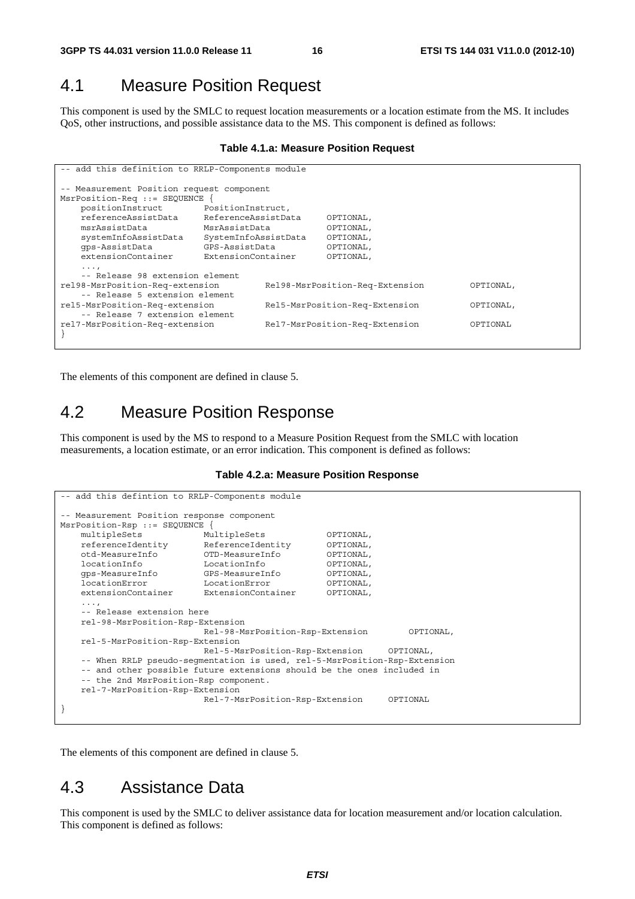## 4.1 Measure Position Request

This component is used by the SMLC to request location measurements or a location estimate from the MS. It includes QoS, other instructions, and possible assistance data to the MS. This component is defined as follows:

**Table 4.1.a: Measure Position Request**

```
-- add this definition to RRLP-Components module

-- Measurement Position request component
MsrPosition-Req ::= SEQUENCE {
    positionInstruct        PositionInstruct,
    referenceAssistData     ReferenceAssistData     OPTIONAL,
    msrAssistData           MsrAssistData           OPTIONAL,
    systemInfoAssistData    SystemInfoAssistData    OPTIONAL,
    gps-AssistData          GPS-AssistData          OPTIONAL,
    extensionContainer      ExtensionContainer      OPTIONAL,
    ...,
    -- Release 98 extension element
rel98-MsrPosition-Req-extension         Rel98-MsrPosition-Req-Extension         OPTIONAL,
    -- Release 5 extension element
rel5-MsrPosition-Req-extension          Rel5-MsrPosition-Req-Extension          OPTIONAL,
    -- Release 7 extension element
rel7-MsrPosition-Req-extension          Rel7-MsrPosition-Req-Extension          OPTIONAL
}
```

The elements of this component are defined in clause 5.

## 4.2 Measure Position Response

This component is used by the MS to respond to a Measure Position Request from the SMLC with location measurements, a location estimate, or an error indication. This component is defined as follows:

**Table 4.2.a: Measure Position Response**

```
-- add this defintion to RRLP-Components module

-- Measurement Position response component
MsrPosition-Rsp ::= SEQUENCE {
    multipleSets            MultipleSets            OPTIONAL,
    referenceIdentity       ReferenceIdentity       OPTIONAL,
    otd-MeasureInfo         OTD-MeasureInfo         OPTIONAL,
    locationInfo            LocationInfo            OPTIONAL,
    gps-MeasureInfo         GPS-MeasureInfo         OPTIONAL,
    locationError           LocationError           OPTIONAL,
    extensionContainer      ExtensionContainer      OPTIONAL,
    ...,
    -- Release extension here
    rel-98-MsrPosition-Rsp-Extension
                            Rel-98-MsrPosition-Rsp-Extension        OPTIONAL,
    rel-5-MsrPosition-Rsp-Extension
                            Rel-5-MsrPosition-Rsp-Extension     OPTIONAL,
    -- When RRLP pseudo-segmentation is used, rel-5-MsrPosition-Rsp-Extension
    -- and other possible future extensions should be the ones included in
    -- the 2nd MsrPosition-Rsp component.
    rel-7-MsrPosition-Rsp-Extension
                            Rel-7-MsrPosition-Rsp-Extension     OPTIONAL
}
```

The elements of this component are defined in clause 5.

## 4.3 Assistance Data

This component is used by the SMLC to deliver assistance data for location measurement and/or location calculation. This component is defined as follows: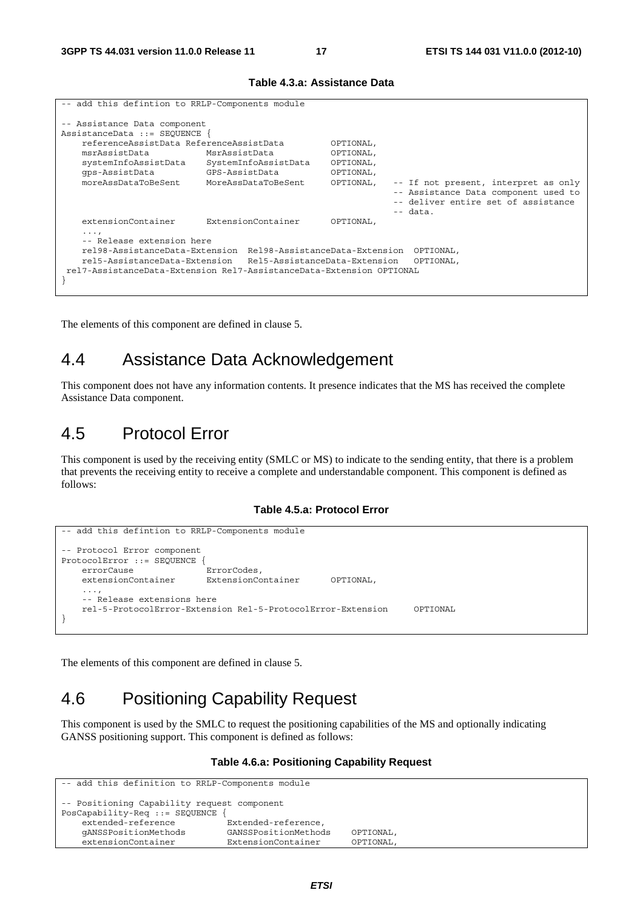**Table 4.3.a: Assistance Data**

```
-- add this defintion to RRLP-Components module

-- Assistance Data component
AssistanceData ::= SEQUENCE {
    referenceAssistData ReferenceAssistData         OPTIONAL,
    msrAssistData           MsrAssistData           OPTIONAL,
    systemInfoAssistData    SystemInfoAssistData    OPTIONAL,
    gps-AssistData          GPS-AssistData          OPTIONAL,
    moreAssDataToBeSent     MoreAssDataToBeSent     OPTIONAL,   -- If not present, interpret as only
                                                                -- Assistance Data component used to
                                                                -- deliver entire set of assistance
                                                                -- data.
    extensionContainer      ExtensionContainer      OPTIONAL,
    ...,
    -- Release extension here
    rel98-AssistanceData-Extension  Rel98-AssistanceData-Extension  OPTIONAL,
    rel5-AssistanceData-Extension   Rel5-AssistanceData-Extension   OPTIONAL,
 rel7-AssistanceData-Extension Rel7-AssistanceData-Extension OPTIONAL
}
```

The elements of this component are defined in clause 5.

# 4.4 Assistance Data Acknowledgement

This component does not have any information contents. It presence indicates that the MS has received the complete Assistance Data component.

# 4.5 Protocol Error

This component is used by the receiving entity (SMLC or MS) to indicate to the sending entity, that there is a problem that prevents the receiving entity to receive a complete and understandable component. This component is defined as follows:

**Table 4.5.a: Protocol Error**

```
-- add this defintion to RRLP-Components module

-- Protocol Error component
ProtocolError ::= SEQUENCE {
    errorCause              ErrorCodes,
    extensionContainer      ExtensionContainer      OPTIONAL,
    ...,
    -- Release extensions here
    rel-5-ProtocolError-Extension Rel-5-ProtocolError-Extension     OPTIONAL
}
```

The elements of this component are defined in clause 5.

# 4.6 Positioning Capability Request

This component is used by the SMLC to request the positioning capabilities of the MS and optionally indicating GANSS positioning support. This component is defined as follows:

**Table 4.6.a: Positioning Capability Request**

```
-- add this definition to RRLP-Components module

-- Positioning Capability request component
PosCapability-Req ::= SEQUENCE {
    extended-reference          Extended-reference,
    gANSSPositionMethods        GANSSPositionMethods    OPTIONAL,
    extensionContainer          ExtensionContainer      OPTIONAL,
```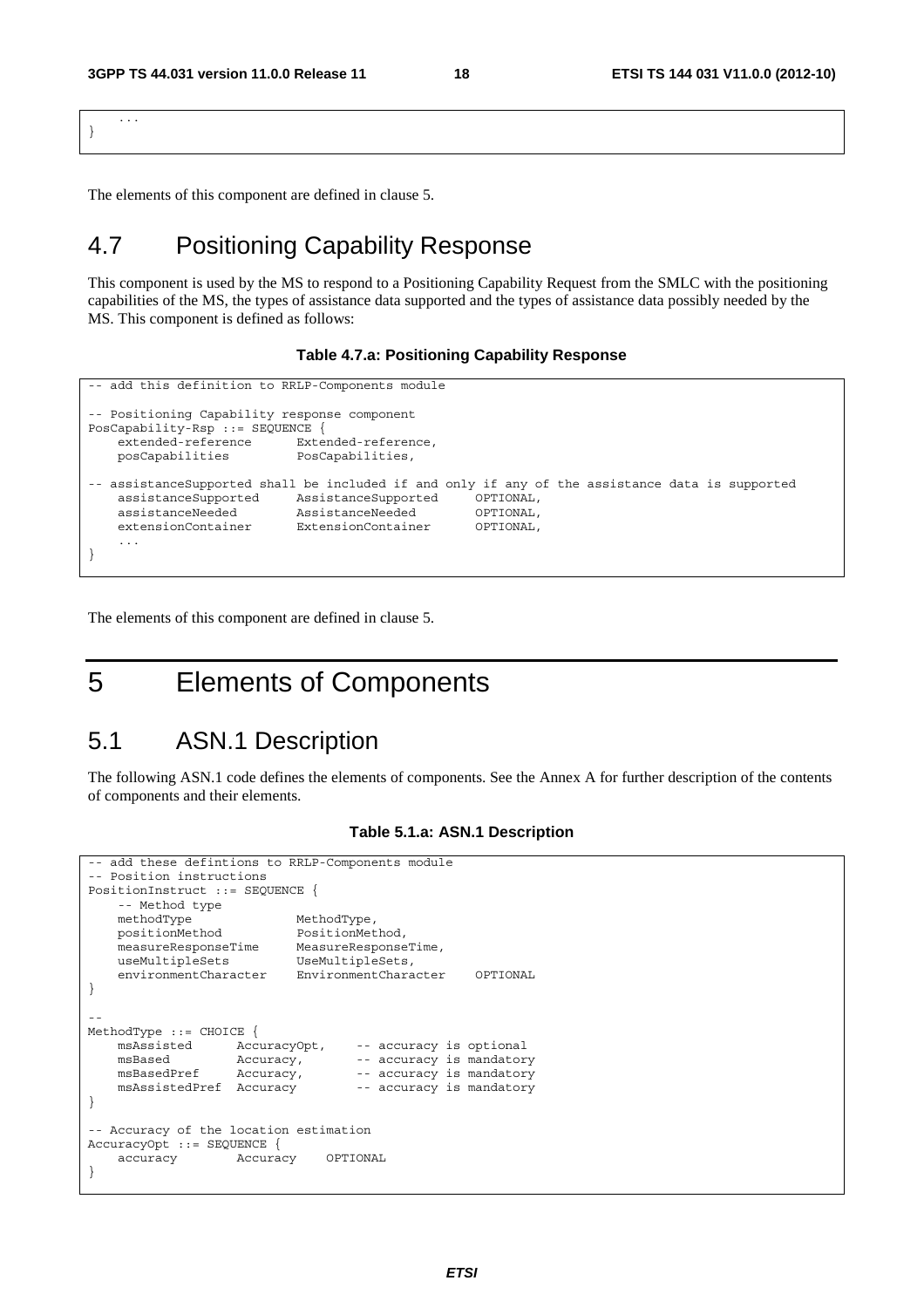```
    ...
}
```

The elements of this component are defined in clause 5.

## 4.7 Positioning Capability Response

This component is used by the MS to respond to a Positioning Capability Request from the SMLC with the positioning capabilities of the MS, the types of assistance data supported and the types of assistance data possibly needed by the MS. This component is defined as follows:

**Table 4.7.a: Positioning Capability Response**

```
-- add this definition to RRLP-Components module

-- Positioning Capability response component
PosCapability-Rsp ::= SEQUENCE {
    extended-reference      Extended-reference,
    posCapabilities         PosCapabilities,

-- assistanceSupported shall be included if and only if any of the assistance data is supported
    assistanceSupported     AssistanceSupported     OPTIONAL,
    assistanceNeeded        AssistanceNeeded        OPTIONAL,
    extensionContainer      ExtensionContainer      OPTIONAL,
    ...
}
```

The elements of this component are defined in clause 5.

# 5 Elements of Components

## 5.1 ASN.1 Description

The following ASN.1 code defines the elements of components. See the Annex A for further description of the contents of components and their elements.

**Table 5.1.a: ASN.1 Description**

```
-- add these defintions to RRLP-Components module
-- Position instructions
PositionInstruct ::= SEQUENCE {
    -- Method type
    methodType              MethodType,
    positionMethod          PositionMethod,
    measureResponseTime     MeasureResponseTime,
    useMultipleSets         UseMultipleSets,
    environmentCharacter    EnvironmentCharacter    OPTIONAL
}

--
MethodType ::= CHOICE {
    msAssisted      AccuracyOpt,    -- accuracy is optional
    msBased         Accuracy,       -- accuracy is mandatory
    msBasedPref     Accuracy,       -- accuracy is mandatory
    msAssistedPref  Accuracy        -- accuracy is mandatory
}

-- Accuracy of the location estimation
AccuracyOpt ::= SEQUENCE {
    accuracy        Accuracy    OPTIONAL
}
```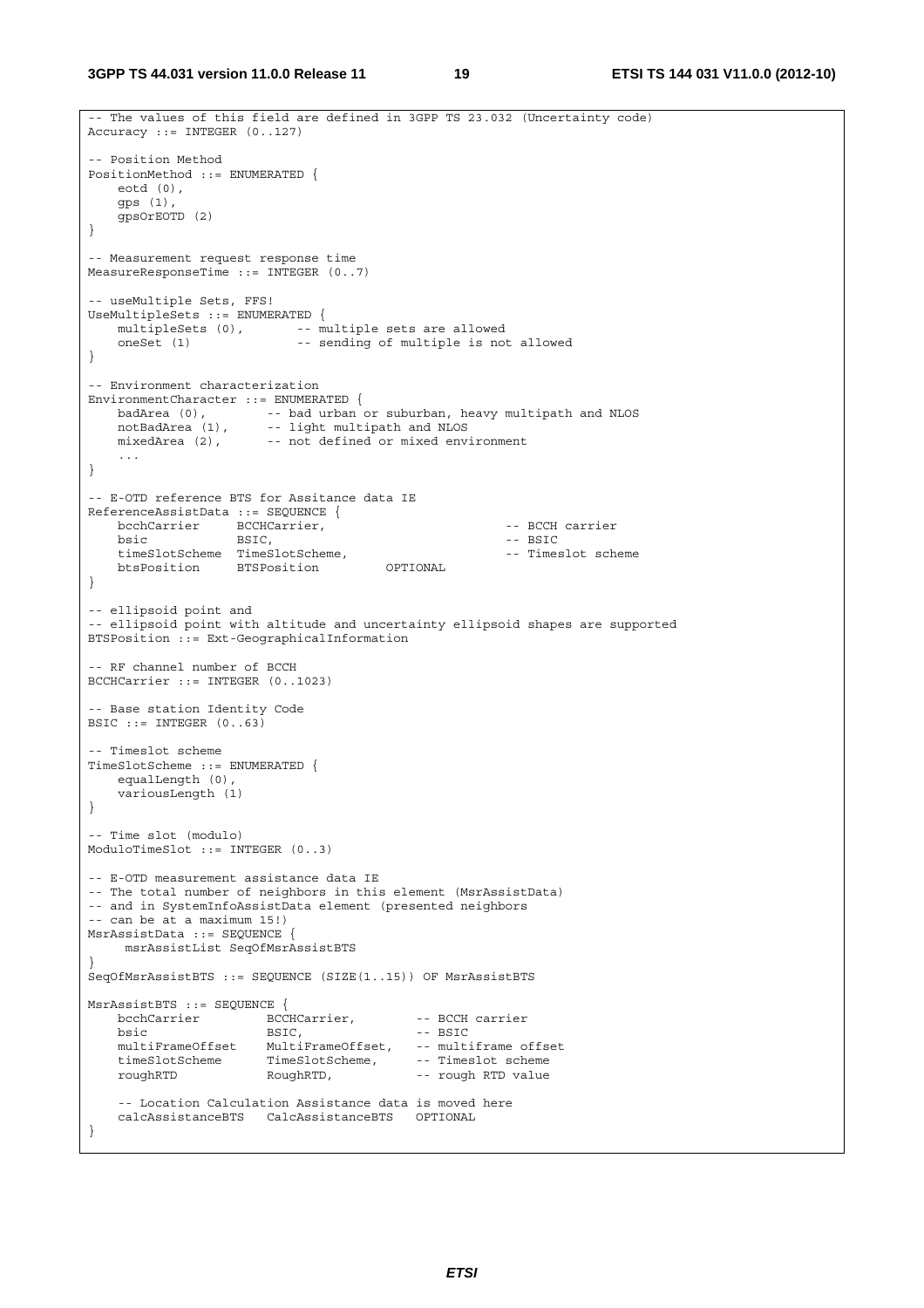```
-- The values of this field are defined in 3GPP TS 23.032 (Uncertainty code)
Accuracy ::= INTEGER (0..127)

-- Position Method
PositionMethod ::= ENUMERATED {
    eotd (0),
    gps (1),
    gpsOrEOTD (2)
}

-- Measurement request response time
MeasureResponseTime ::= INTEGER (0..7)

-- useMultiple Sets, FFS!
UseMultipleSets ::= ENUMERATED {
    multipleSets (0),       -- multiple sets are allowed
    oneSet (1)              -- sending of multiple is not allowed
}

-- Environment characterization
EnvironmentCharacter ::= ENUMERATED {
    badArea (0),        -- bad urban or suburban, heavy multipath and NLOS
    notBadArea (1),     -- light multipath and NLOS
    mixedArea (2),      -- not defined or mixed environment
    ...
}

-- E-OTD reference BTS for Assitance data IE
ReferenceAssistData ::= SEQUENCE {
    bcchCarrier     BCCHCarrier,                        -- BCCH carrier
    bsic            BSIC,                               -- BSIC
    timeSlotScheme  TimeSlotScheme,                     -- Timeslot scheme
    btsPosition     BTSPosition         OPTIONAL
}

-- ellipsoid point and
-- ellipsoid point with altitude and uncertainty ellipsoid shapes are supported
BTSPosition ::= Ext-GeographicalInformation

-- RF channel number of BCCH
BCCHCarrier ::= INTEGER (0..1023)

-- Base station Identity Code
BSIC ::= INTEGER (0..63)

-- Timeslot scheme
TimeSlotScheme ::= ENUMERATED {
    equalLength (0),
    variousLength (1)
}

-- Time slot (modulo)
ModuloTimeSlot ::= INTEGER (0..3)

-- E-OTD measurement assistance data IE
-- The total number of neighbors in this element (MsrAssistData)
-- and in SystemInfoAssistData element (presented neighbors
-- can be at a maximum 15!)
MsrAssistData ::= SEQUENCE {
     msrAssistList SeqOfMsrAssistBTS
}
SeqOfMsrAssistBTS ::= SEQUENCE (SIZE(1..15)) OF MsrAssistBTS

MsrAssistBTS ::= SEQUENCE {
    bcchCarrier         BCCHCarrier,        -- BCCH carrier
    bsic                BSIC,               -- BSIC
    multiFrameOffset    MultiFrameOffset,   -- multiframe offset
    timeSlotScheme      TimeSlotScheme,     -- Timeslot scheme
    roughRTD            RoughRTD,           -- rough RTD value

    -- Location Calculation Assistance data is moved here
    calcAssistanceBTS   CalcAssistanceBTS   OPTIONAL
}
```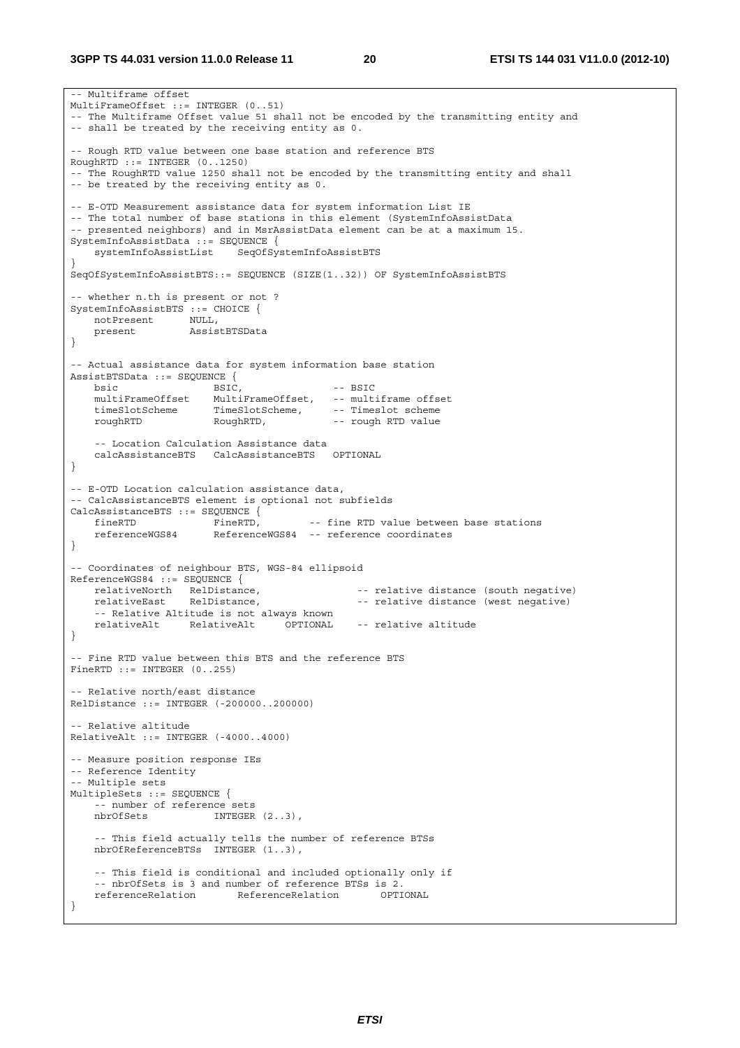```
-- Multiframe offset
MultiFrameOffset ::= INTEGER (0..51)
-- The Multiframe Offset value 51 shall not be encoded by the transmitting entity and
-- shall be treated by the receiving entity as 0.

-- Rough RTD value between one base station and reference BTS
RoughRTD ::= INTEGER (0..1250)
-- The RoughRTD value 1250 shall not be encoded by the transmitting entity and shall
-- be treated by the receiving entity as 0.

-- E-OTD Measurement assistance data for system information List IE
-- The total number of base stations in this element (SystemInfoAssistData
-- presented neighbors) and in MsrAssistData element can be at a maximum 15.
SystemInfoAssistData ::= SEQUENCE {
    systemInfoAssistList    SeqOfSystemInfoAssistBTS
}
SeqOfSystemInfoAssistBTS::= SEQUENCE (SIZE(1..32)) OF SystemInfoAssistBTS

-- whether n.th is present or not ?
SystemInfoAssistBTS ::= CHOICE {
    notPresent      NULL,
    present         AssistBTSData
}

-- Actual assistance data for system information base station
AssistBTSData ::= SEQUENCE {
    bsic                BSIC,               -- BSIC
    multiFrameOffset    MultiFrameOffset,   -- multiframe offset
    timeSlotScheme      TimeSlotScheme,     -- Timeslot scheme
    roughRTD            RoughRTD,           -- rough RTD value

    -- Location Calculation Assistance data
    calcAssistanceBTS   CalcAssistanceBTS   OPTIONAL
}

-- E-OTD Location calculation assistance data,
-- CalcAssistanceBTS element is optional not subfields
CalcAssistanceBTS ::= SEQUENCE {
    fineRTD             FineRTD,        -- fine RTD value between base stations
    referenceWGS84      ReferenceWGS84  -- reference coordinates
}

-- Coordinates of neighbour BTS, WGS-84 ellipsoid
ReferenceWGS84 ::= SEQUENCE {
    relativeNorth   RelDistance,                -- relative distance (south negative)
    relativeEast    RelDistance,                -- relative distance (west negative)
    -- Relative Altitude is not always known
    relativeAlt     RelativeAlt     OPTIONAL    -- relative altitude
}

-- Fine RTD value between this BTS and the reference BTS
FineRTD ::= INTEGER (0..255)

-- Relative north/east distance
RelDistance ::= INTEGER (-200000..200000)

-- Relative altitude
RelativeAlt ::= INTEGER (-4000..4000)

-- Measure position response IEs
-- Reference Identity
-- Multiple sets
MultipleSets ::= SEQUENCE {
    -- number of reference sets
    nbrOfSets           INTEGER (2..3),

    -- This field actually tells the number of reference BTSs
    nbrOfReferenceBTSs  INTEGER (1..3),

    -- This field is conditional and included optionally only if
    -- nbrOfSets is 3 and number of reference BTSs is 2.
    referenceRelation       ReferenceRelation       OPTIONAL
}
```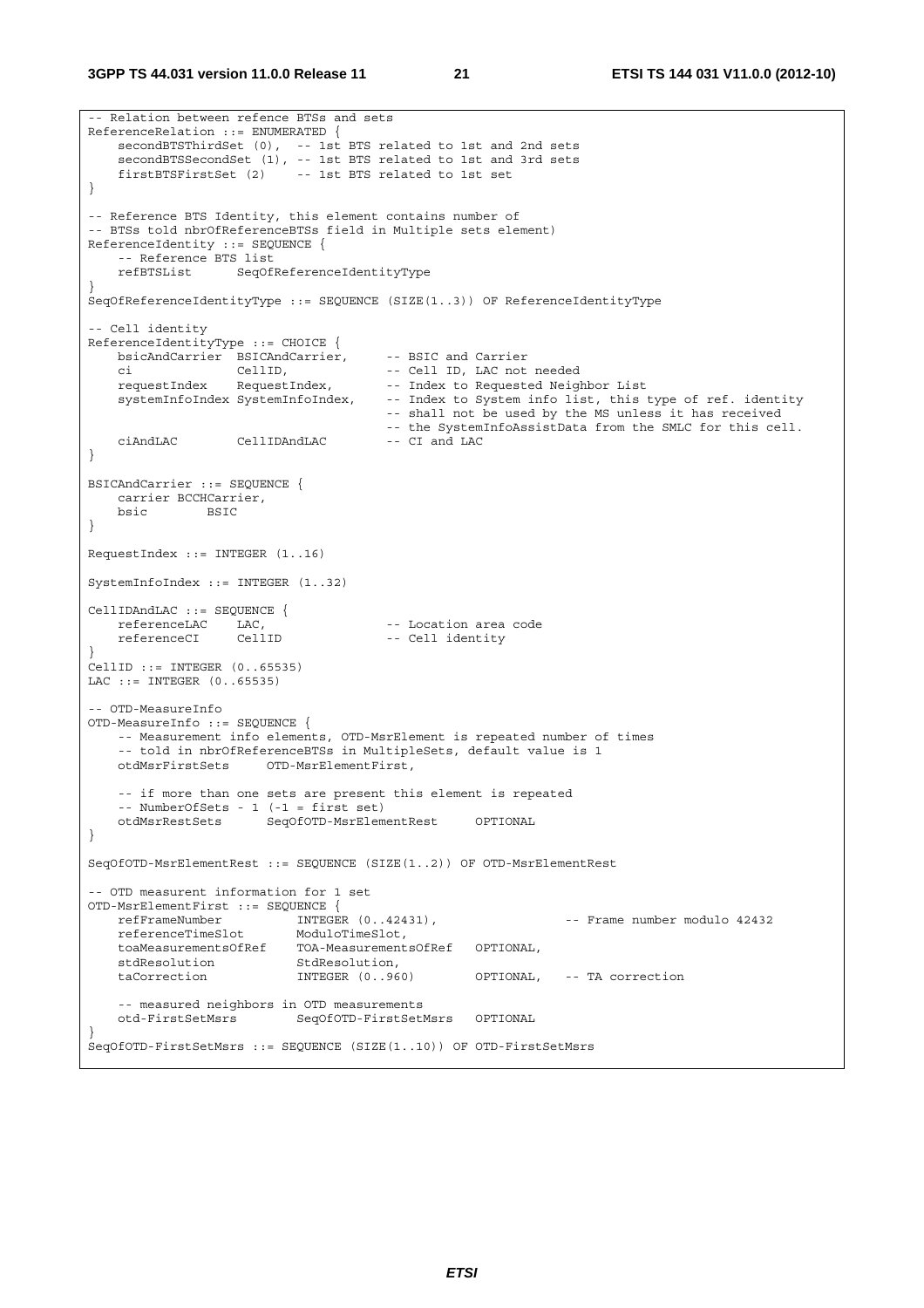```
-- Relation between refence BTSs and sets
ReferenceRelation ::= ENUMERATED {
    secondBTSThirdSet (0),  -- 1st BTS related to 1st and 2nd sets
    secondBTSSecondSet (1), -- 1st BTS related to 1st and 3rd sets
    firstBTSFirstSet (2)    -- 1st BTS related to 1st set
}

-- Reference BTS Identity, this element contains number of
-- BTSs told nbrOfReferenceBTSs field in Multiple sets element)
ReferenceIdentity ::= SEQUENCE {
    -- Reference BTS list
    refBTSList      SeqOfReferenceIdentityType
}
SeqOfReferenceIdentityType ::= SEQUENCE (SIZE(1..3)) OF ReferenceIdentityType

-- Cell identity
ReferenceIdentityType ::= CHOICE {
    bsicAndCarrier  BSICAndCarrier,     -- BSIC and Carrier
    ci              CellID,             -- Cell ID, LAC not needed
    requestIndex    RequestIndex,       -- Index to Requested Neighbor List
    systemInfoIndex SystemInfoIndex,    -- Index to System info list, this type of ref. identity
                                        -- shall not be used by the MS unless it has received
                                        -- the SystemInfoAssistData from the SMLC for this cell.
    ciAndLAC        CellIDAndLAC        -- CI and LAC
}

BSICAndCarrier ::= SEQUENCE {
    carrier BCCHCarrier,
    bsic        BSIC
}

RequestIndex ::= INTEGER (1..16)

SystemInfoIndex ::= INTEGER (1..32)

CellIDAndLAC ::= SEQUENCE {
    referenceLAC    LAC,                -- Location area code
    referenceCI     CellID              -- Cell identity
}
CellID ::= INTEGER (0..65535)
LAC ::= INTEGER (0..65535)

-- OTD-MeasureInfo
OTD-MeasureInfo ::= SEQUENCE {
    -- Measurement info elements, OTD-MsrElement is repeated number of times
    -- told in nbrOfReferenceBTSs in MultipleSets, default value is 1
    otdMsrFirstSets     OTD-MsrElementFirst,

    -- if more than one sets are present this element is repeated
    -- NumberOfSets - 1 (-1 = first set)
    otdMsrRestSets      SeqOfOTD-MsrElementRest     OPTIONAL
}

SeqOfOTD-MsrElementRest ::= SEQUENCE (SIZE(1..2)) OF OTD-MsrElementRest

-- OTD measurent information for 1 set
OTD-MsrElementFirst ::= SEQUENCE {
    refFrameNumber          INTEGER (0..42431),                 -- Frame number modulo 42432
    referenceTimeSlot       ModuloTimeSlot,
    toaMeasurementsOfRef    TOA-MeasurementsOfRef   OPTIONAL,
    stdResolution           StdResolution,
    taCorrection            INTEGER (0..960)        OPTIONAL,   -- TA correction

    -- measured neighbors in OTD measurements
    otd-FirstSetMsrs        SeqOfOTD-FirstSetMsrs   OPTIONAL
}
SeqOfOTD-FirstSetMsrs ::= SEQUENCE (SIZE(1..10)) OF OTD-FirstSetMsrs
```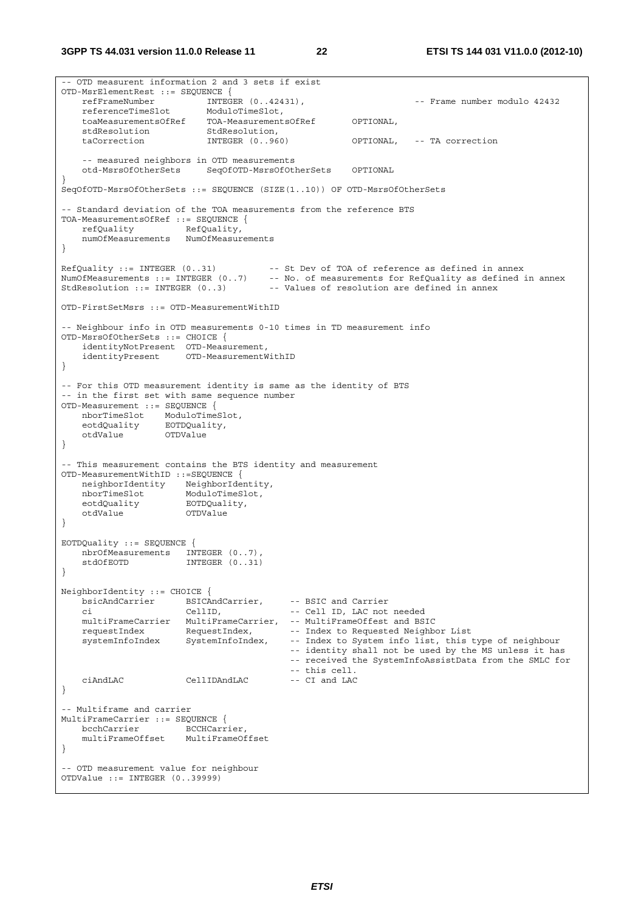```
-- OTD measurent information 2 and 3 sets if exist
OTD-MsrElementRest ::= SEQUENCE {
    refFrameNumber          INTEGER (0..42431),                    -- Frame number modulo 42432
    referenceTimeSlot       ModuloTimeSlot,
    toaMeasurementsOfRef    TOA-MeasurementsOfRef       OPTIONAL,
    stdResolution           StdResolution,
    taCorrection            INTEGER (0..960)            OPTIONAL,   -- TA correction

    -- measured neighbors in OTD measurements
    otd-MsrsOfOtherSets     SeqOfOTD-MsrsOfOtherSets    OPTIONAL
}
SeqOfOTD-MsrsOfOtherSets ::= SEQUENCE (SIZE(1..10)) OF OTD-MsrsOfOtherSets

-- Standard deviation of the TOA measurements from the reference BTS
TOA-MeasurementsOfRef ::= SEQUENCE {
    refQuality          RefQuality,
    numOfMeasurements   NumOfMeasurements
}

RefQuality ::= INTEGER (0..31)          -- St Dev of TOA of reference as defined in annex
NumOfMeasurements ::= INTEGER (0..7)    -- No. of measurements for RefQuality as defined in annex
StdResolution ::= INTEGER (0..3)        -- Values of resolution are defined in annex

OTD-FirstSetMsrs ::= OTD-MeasurementWithID

-- Neighbour info in OTD measurements 0-10 times in TD measurement info
OTD-MsrsOfOtherSets ::= CHOICE {
    identityNotPresent  OTD-Measurement,
    identityPresent     OTD-MeasurementWithID
}

-- For this OTD measurement identity is same as the identity of BTS
-- in the first set with same sequence number
OTD-Measurement ::= SEQUENCE {
    nborTimeSlot    ModuloTimeSlot,
    eotdQuality     EOTDQuality,
    otdValue        OTDValue
}

-- This measurement contains the BTS identity and measurement
OTD-MeasurementWithID ::=SEQUENCE {
    neighborIdentity    NeighborIdentity,
    nborTimeSlot        ModuloTimeSlot,
    eotdQuality         EOTDQuality,
    otdValue            OTDValue
}

EOTDQuality ::= SEQUENCE {
    nbrOfMeasurements   INTEGER (0..7),
    stdOfEOTD           INTEGER (0..31)
}

NeighborIdentity ::= CHOICE {
    bsicAndCarrier      BSICAndCarrier,     -- BSIC and Carrier
    ci                  CellID,             -- Cell ID, LAC not needed
    multiFrameCarrier   MultiFrameCarrier,  -- MultiFrameOffest and BSIC
    requestIndex        RequestIndex,       -- Index to Requested Neighbor List
    systemInfoIndex     SystemInfoIndex,    -- Index to System info list, this type of neighbour
                                            -- identity shall not be used by the MS unless it has
                                            -- received the SystemInfoAssistData from the SMLC for
                                            -- this cell.
    ciAndLAC            CellIDAndLAC        -- CI and LAC
}

-- Multiframe and carrier
MultiFrameCarrier ::= SEQUENCE {
    bcchCarrier         BCCHCarrier,
    multiFrameOffset    MultiFrameOffset
}

-- OTD measurement value for neighbour
OTDValue ::= INTEGER (0..39999)
```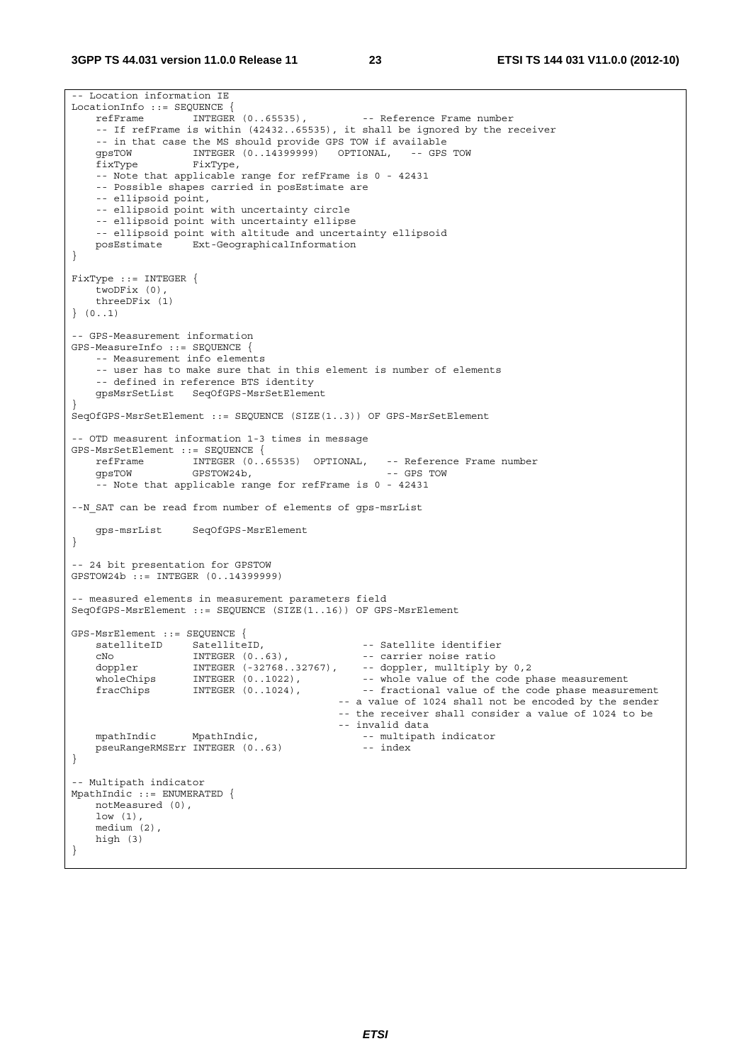```
-- Location information IE
LocationInfo ::= SEQUENCE {
    refFrame        INTEGER (0..65535),         -- Reference Frame number
    -- If refFrame is within (42432..65535), it shall be ignored by the receiver
    -- in that case the MS should provide GPS TOW if available
    gpsTOW          INTEGER (0..14399999)   OPTIONAL,   -- GPS TOW
    fixType         FixType,
    -- Note that applicable range for refFrame is 0 - 42431
    -- Possible shapes carried in posEstimate are
    -- ellipsoid point,
    -- ellipsoid point with uncertainty circle
    -- ellipsoid point with uncertainty ellipse
    -- ellipsoid point with altitude and uncertainty ellipsoid
    posEstimate     Ext-GeographicalInformation
}

FixType ::= INTEGER {
    twoDFix (0),
    threeDFix (1)
} (0..1)

-- GPS-Measurement information
GPS-MeasureInfo ::= SEQUENCE {
    -- Measurement info elements
    -- user has to make sure that in this element is number of elements
    -- defined in reference BTS identity
    gpsMsrSetList   SeqOfGPS-MsrSetElement
}
SeqOfGPS-MsrSetElement ::= SEQUENCE (SIZE(1..3)) OF GPS-MsrSetElement

-- OTD measurent information 1-3 times in message
GPS-MsrSetElement ::= SEQUENCE {
    refFrame        INTEGER (0..65535)  OPTIONAL,   -- Reference Frame number
    gpsTOW          GPSTOW24b,                      -- GPS TOW
    -- Note that applicable range for refFrame is 0 - 42431

--N_SAT can be read from number of elements of gps-msrList

    gps-msrList     SeqOfGPS-MsrElement
}

-- 24 bit presentation for GPSTOW
GPSTOW24b ::= INTEGER (0..14399999)

-- measured elements in measurement parameters field
SeqOfGPS-MsrElement ::= SEQUENCE (SIZE(1..16)) OF GPS-MsrElement

GPS-MsrElement ::= SEQUENCE {
    satelliteID     SatelliteID,                -- Satellite identifier
    cNo             INTEGER (0..63),            -- carrier noise ratio
    doppler         INTEGER (-32768..32767),    -- doppler, mulltiply by 0,2
    wholeChips      INTEGER (0..1022),          -- whole value of the code phase measurement
    fracChips       INTEGER (0..1024),          -- fractional value of the code phase measurement
                                        -- a value of 1024 shall not be encoded by the sender
                                        -- the receiver shall consider a value of 1024 to be
                                        -- invalid data
    mpathIndic      MpathIndic,                 -- multipath indicator
    pseuRangeRMSErr INTEGER (0..63)             -- index
}

-- Multipath indicator
MpathIndic ::= ENUMERATED {
    notMeasured (0),
    low (1),
    medium (2),
    high (3)
}
```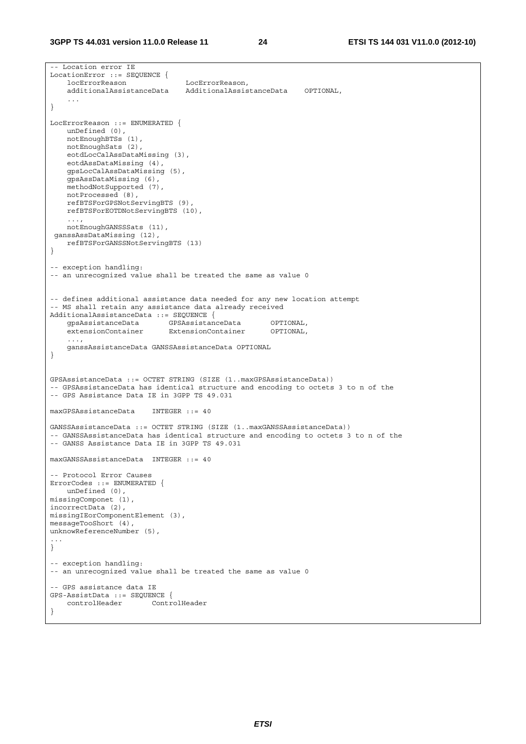```
-- Location error IE
LocationError ::= SEQUENCE {
    locErrorReason              LocErrorReason,
    additionalAssistanceData    AdditionalAssistanceData    OPTIONAL,
    ...
}

LocErrorReason ::= ENUMERATED {
    unDefined (0),
    notEnoughBTSs (1),
    notEnoughSats (2),
    eotdLocCalAssDataMissing (3),
    eotdAssDataMissing (4),
    gpsLocCalAssDataMissing (5),
    gpsAssDataMissing (6),
    methodNotSupported (7),
    notProcessed (8),
    refBTSForGPSNotServingBTS (9),
    refBTSForEOTDNotServingBTS (10),
    ...,
    notEnoughGANSSSats (11),
 ganssAssDataMissing (12),
    refBTSForGANSSNotServingBTS (13)
}

-- exception handling:
-- an unrecognized value shall be treated the same as value 0


-- defines additional assistance data needed for any new location attempt
-- MS shall retain any assistance data already received
AdditionalAssistanceData ::= SEQUENCE {
    gpsAssistanceData       GPSAssistanceData       OPTIONAL,
    extensionContainer      ExtensionContainer      OPTIONAL,
    ...,
    ganssAssistanceData GANSSAssistanceData OPTIONAL
}


GPSAssistanceData ::= OCTET STRING (SIZE (1..maxGPSAssistanceData))
-- GPSAssistanceData has identical structure and encoding to octets 3 to n of the
-- GPS Assistance Data IE in 3GPP TS 49.031

maxGPSAssistanceData    INTEGER ::= 40

GANSSAssistanceData ::= OCTET STRING (SIZE (1..maxGANSSAssistanceData))
-- GANSSAssistanceData has identical structure and encoding to octets 3 to n of the
-- GANSS Assistance Data IE in 3GPP TS 49.031

maxGANSSAssistanceData  INTEGER ::= 40

-- Protocol Error Causes
ErrorCodes ::= ENUMERATED {
    unDefined (0),
missingComponet (1),
incorrectData (2),
missingIEorComponentElement (3),
messageTooShort (4),
unknowReferenceNumber (5),
...
}

-- exception handling:
-- an unrecognized value shall be treated the same as value 0

-- GPS assistance data IE
GPS-AssistData ::= SEQUENCE {
    controlHeader       ControlHeader
}
```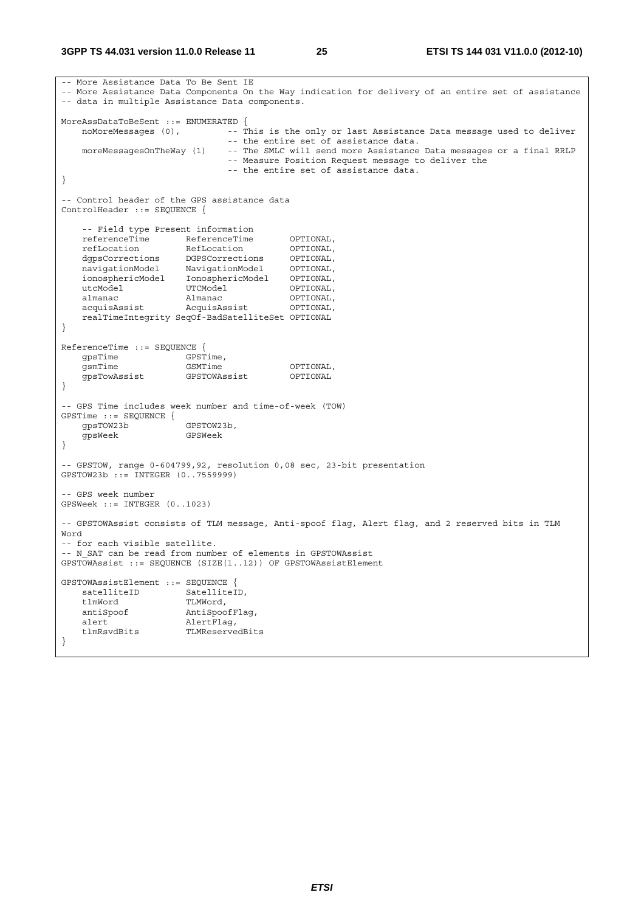```
-- More Assistance Data To Be Sent IE
-- More Assistance Data Components On the Way indication for delivery of an entire set of assistance
-- data in multiple Assistance Data components.

MoreAssDataToBeSent ::= ENUMERATED {
    noMoreMessages (0),         -- This is the only or last Assistance Data message used to deliver
                                -- the entire set of assistance data.
    moreMessagesOnTheWay (1)    -- The SMLC will send more Assistance Data messages or a final RRLP
                                -- Measure Position Request message to deliver the
                                -- the entire set of assistance data.
}

-- Control header of the GPS assistance data
ControlHeader ::= SEQUENCE {

    -- Field type Present information
    referenceTime       ReferenceTime       OPTIONAL,
    refLocation         RefLocation         OPTIONAL,
    dgpsCorrections     DGPSCorrections     OPTIONAL,
    navigationModel     NavigationModel     OPTIONAL,
    ionosphericModel    IonosphericModel    OPTIONAL,
    utcModel            UTCModel            OPTIONAL,
    almanac             Almanac             OPTIONAL,
    acquisAssist        AcquisAssist        OPTIONAL,
    realTimeIntegrity SeqOf-BadSatelliteSet OPTIONAL
}

ReferenceTime ::= SEQUENCE {
    gpsTime             GPSTime,
    gsmTime             GSMTime             OPTIONAL,
    gpsTowAssist        GPSTOWAssist        OPTIONAL
}

-- GPS Time includes week number and time-of-week (TOW)
GPSTime ::= SEQUENCE {
    gpsTOW23b           GPSTOW23b,
    gpsWeek             GPSWeek
}

-- GPSTOW, range 0-604799,92, resolution 0,08 sec, 23-bit presentation
GPSTOW23b ::= INTEGER (0..7559999)

-- GPS week number
GPSWeek ::= INTEGER (0..1023)

-- GPSTOWAssist consists of TLM message, Anti-spoof flag, Alert flag, and 2 reserved bits in TLM
Word
-- for each visible satellite.
-- N_SAT can be read from number of elements in GPSTOWAssist
GPSTOWAssist ::= SEQUENCE (SIZE(1..12)) OF GPSTOWAssistElement

GPSTOWAssistElement ::= SEQUENCE {
    satelliteID         SatelliteID,
    tlmWord             TLMWord,
    antiSpoof           AntiSpoofFlag,
    alert               AlertFlag,
    tlmRsvdBits         TLMReservedBits
}
```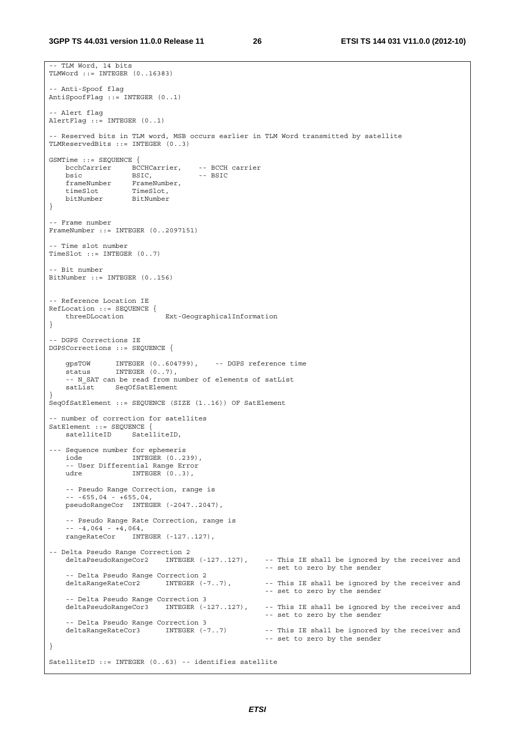```
-- TLM Word, 14 bits
TLMWord ::= INTEGER (0..16383)

-- Anti-Spoof flag
AntiSpoofFlag ::= INTEGER (0..1)

-- Alert flag
AlertFlag ::= INTEGER (0..1)

-- Reserved bits in TLM word, MSB occurs earlier in TLM Word transmitted by satellite
TLMReservedBits ::= INTEGER (0..3)

GSMTime ::= SEQUENCE {
    bcchCarrier     BCCHCarrier,    -- BCCH carrier
    bsic            BSIC,           -- BSIC
    frameNumber     FrameNumber,
    timeSlot        TimeSlot,
    bitNumber       BitNumber
}

-- Frame number
FrameNumber ::= INTEGER (0..2097151)

-- Time slot number
TimeSlot ::= INTEGER (0..7)

-- Bit number
BitNumber ::= INTEGER (0..156)


-- Reference Location IE
RefLocation ::= SEQUENCE {
    threeDLocation          Ext-GeographicalInformation
}

-- DGPS Corrections IE
DGPSCorrections ::= SEQUENCE {

    gpsTOW      INTEGER (0..604799),    -- DGPS reference time
    status      INTEGER (0..7),
    -- N_SAT can be read from number of elements of satList
    satList     SeqOfSatElement
}
SeqOfSatElement ::= SEQUENCE (SIZE (1..16)) OF SatElement

-- number of correction for satellites
SatElement ::= SEQUENCE {
    satelliteID     SatelliteID,

--- Sequence number for ephemeris
    iode            INTEGER (0..239),
    -- User Differential Range Error
    udre            INTEGER (0..3),

    -- Pseudo Range Correction, range is
    -- -655,04 - +655,04,
    pseudoRangeCor  INTEGER (-2047..2047),

    -- Pseudo Range Rate Correction, range is
    -- -4,064 - +4,064,
    rangeRateCor    INTEGER (-127..127),

-- Delta Pseudo Range Correction 2
    deltaPseudoRangeCor2    INTEGER (-127..127),    -- This IE shall be ignored by the receiver and
                                                    -- set to zero by the sender
    -- Delta Pseudo Range Correction 2
    deltaRangeRateCor2      INTEGER (-7..7),        -- This IE shall be ignored by the receiver and
                                                    -- set to zero by the sender
    -- Delta Pseudo Range Correction 3
    deltaPseudoRangeCor3    INTEGER (-127..127),    -- This IE shall be ignored by the receiver and
                                                    -- set to zero by the sender
    -- Delta Pseudo Range Correction 3
    deltaRangeRateCor3      INTEGER (-7..7)         -- This IE shall be ignored by the receiver and
                                                    -- set to zero by the sender
}

SatelliteID ::= INTEGER (0..63) -- identifies satellite
```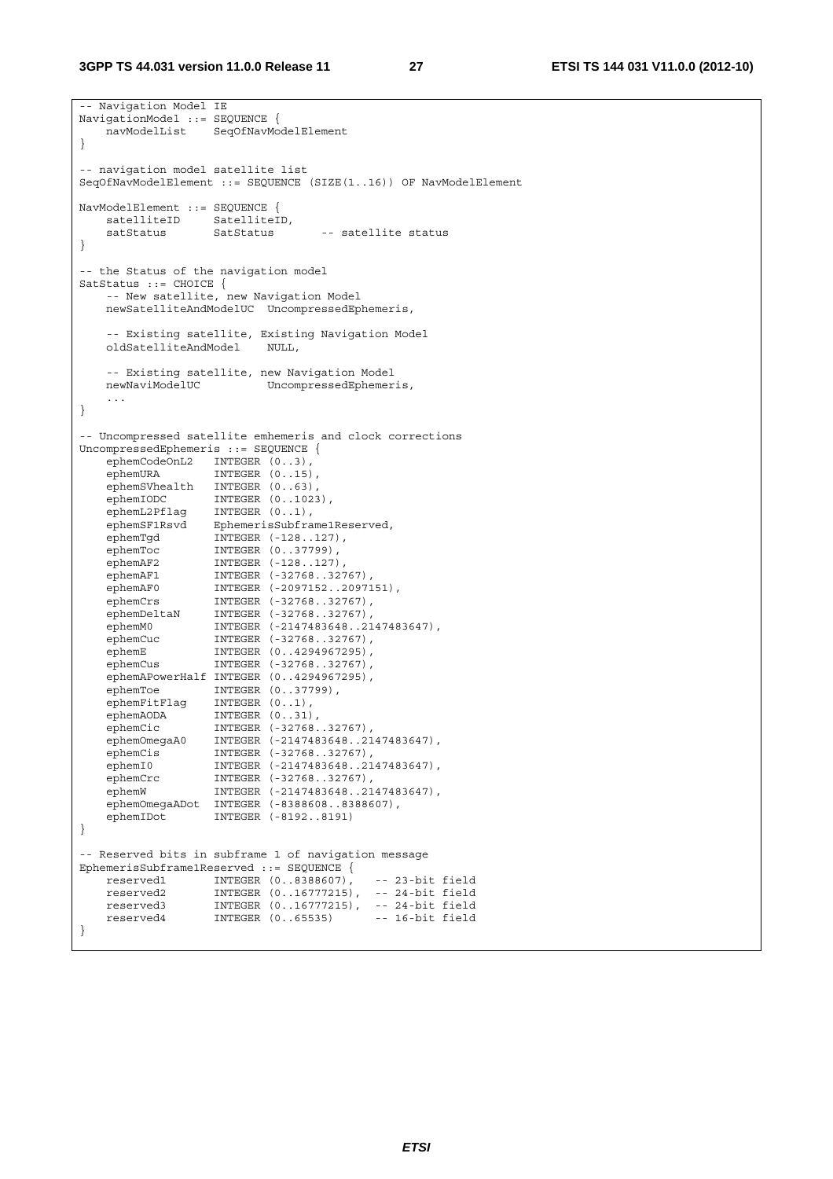```
-- Navigation Model IE
NavigationModel ::= SEQUENCE {
    navModelList    SeqOfNavModelElement
}

-- navigation model satellite list
SeqOfNavModelElement ::= SEQUENCE (SIZE(1..16)) OF NavModelElement

NavModelElement ::= SEQUENCE {
    satelliteID     SatelliteID,
    satStatus       SatStatus       -- satellite status
}

-- the Status of the navigation model
SatStatus ::= CHOICE {
    -- New satellite, new Navigation Model
    newSatelliteAndModelUC  UncompressedEphemeris,

    -- Existing satellite, Existing Navigation Model
    oldSatelliteAndModel    NULL,

    -- Existing satellite, new Navigation Model
    newNaviModelUC          UncompressedEphemeris,
    ...
}

-- Uncompressed satellite emhemeris and clock corrections
UncompressedEphemeris ::= SEQUENCE {
    ephemCodeOnL2   INTEGER (0..3),
    ephemURA        INTEGER (0..15),
    ephemSVhealth   INTEGER (0..63),
    ephemIODC       INTEGER (0..1023),
    ephemL2Pflag    INTEGER (0..1),
    ephemSF1Rsvd    EphemerisSubframe1Reserved,
    ephemTgd        INTEGER (-128..127),
    ephemToc        INTEGER (0..37799),
    ephemAF2        INTEGER (-128..127),
    ephemAF1        INTEGER (-32768..32767),
    ephemAF0        INTEGER (-2097152..2097151),
    ephemCrs        INTEGER (-32768..32767),
    ephemDeltaN     INTEGER (-32768..32767),
    ephemM0         INTEGER (-2147483648..2147483647),
    ephemCuc        INTEGER (-32768..32767),
    ephemE          INTEGER (0..4294967295),
    ephemCus        INTEGER (-32768..32767),
    ephemAPowerHalf INTEGER (0..4294967295),
    ephemToe        INTEGER (0..37799),
    ephemFitFlag    INTEGER (0..1),
    ephemAODA       INTEGER (0..31),
    ephemCic        INTEGER (-32768..32767),
    ephemOmegaA0    INTEGER (-2147483648..2147483647),
    ephemCis        INTEGER (-32768..32767),
    ephemI0         INTEGER (-2147483648..2147483647),
    ephemCrc        INTEGER (-32768..32767),
    ephemW          INTEGER (-2147483648..2147483647),
    ephemOmegaADot  INTEGER (-8388608..8388607),
    ephemIDot       INTEGER (-8192..8191)
}

-- Reserved bits in subframe 1 of navigation message
EphemerisSubframe1Reserved ::= SEQUENCE {
    reserved1       INTEGER (0..8388607),   -- 23-bit field
    reserved2       INTEGER (0..16777215),  -- 24-bit field
    reserved3       INTEGER (0..16777215),  -- 24-bit field
    reserved4       INTEGER (0..65535)      -- 16-bit field
}
```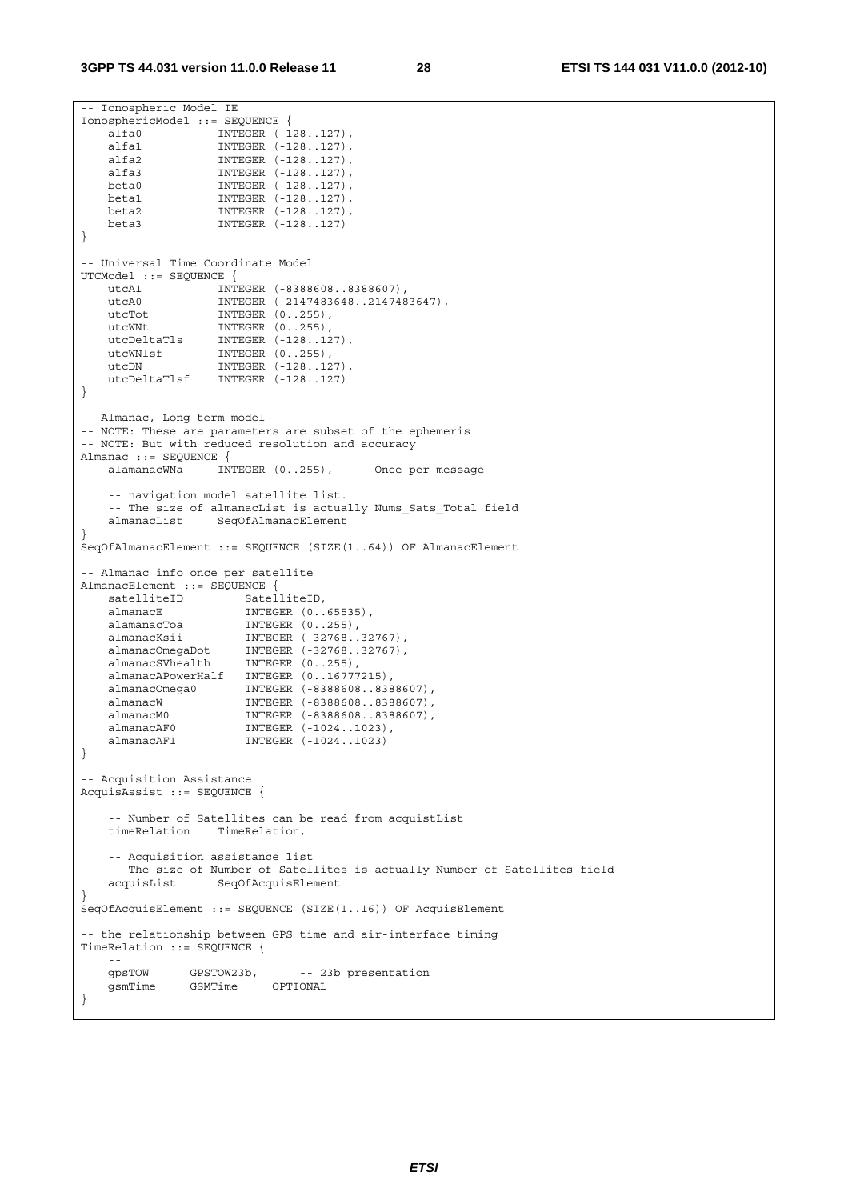```
-- Ionospheric Model IE
IonosphericModel ::= SEQUENCE {
    alfa0           INTEGER (-128..127),
    alfa1           INTEGER (-128..127),
    alfa2           INTEGER (-128..127),
    alfa3           INTEGER (-128..127),
    beta0           INTEGER (-128..127),
    beta1           INTEGER (-128..127),
    beta2           INTEGER (-128..127),
    beta3           INTEGER (-128..127)
}

-- Universal Time Coordinate Model
UTCModel ::= SEQUENCE {
    utcA1           INTEGER (-8388608..8388607),
    utcA0           INTEGER (-2147483648..2147483647),
    utcTot          INTEGER (0..255),
    utcWNt          INTEGER (0..255),
    utcDeltaTls     INTEGER (-128..127),
    utcWNlsf        INTEGER (0..255),
    utcDN           INTEGER (-128..127),
    utcDeltaTlsf    INTEGER (-128..127)
}

-- Almanac, Long term model
-- NOTE: These are parameters are subset of the ephemeris
-- NOTE: But with reduced resolution and accuracy
Almanac ::= SEQUENCE {
    alamanacWNa     INTEGER (0..255),   -- Once per message

    -- navigation model satellite list.
    -- The size of almanacList is actually Nums_Sats_Total field
    almanacList     SeqOfAlmanacElement
}
SeqOfAlmanacElement ::= SEQUENCE (SIZE(1..64)) OF AlmanacElement

-- Almanac info once per satellite
AlmanacElement ::= SEQUENCE {
    satelliteID         SatelliteID,
    almanacE            INTEGER (0..65535),
    alamanacToa         INTEGER (0..255),
    almanacKsii         INTEGER (-32768..32767),
    almanacOmegaDot     INTEGER (-32768..32767),
    almanacSVhealth     INTEGER (0..255),
    almanacAPowerHalf   INTEGER (0..16777215),
    almanacOmega0       INTEGER (-8388608..8388607),
    almanacW            INTEGER (-8388608..8388607),
    almanacM0           INTEGER (-8388608..8388607),
    almanacAF0          INTEGER (-1024..1023),
    almanacAF1          INTEGER (-1024..1023)
}

-- Acquisition Assistance
AcquisAssist ::= SEQUENCE {

    -- Number of Satellites can be read from acquistList
    timeRelation    TimeRelation,

    -- Acquisition assistance list
    -- The size of Number of Satellites is actually Number of Satellites field
    acquisList      SeqOfAcquisElement
}
SeqOfAcquisElement ::= SEQUENCE (SIZE(1..16)) OF AcquisElement

-- the relationship between GPS time and air-interface timing
TimeRelation ::= SEQUENCE {
    --
    gpsTOW      GPSTOW23b,      -- 23b presentation
    gsmTime     GSMTime     OPTIONAL
}
```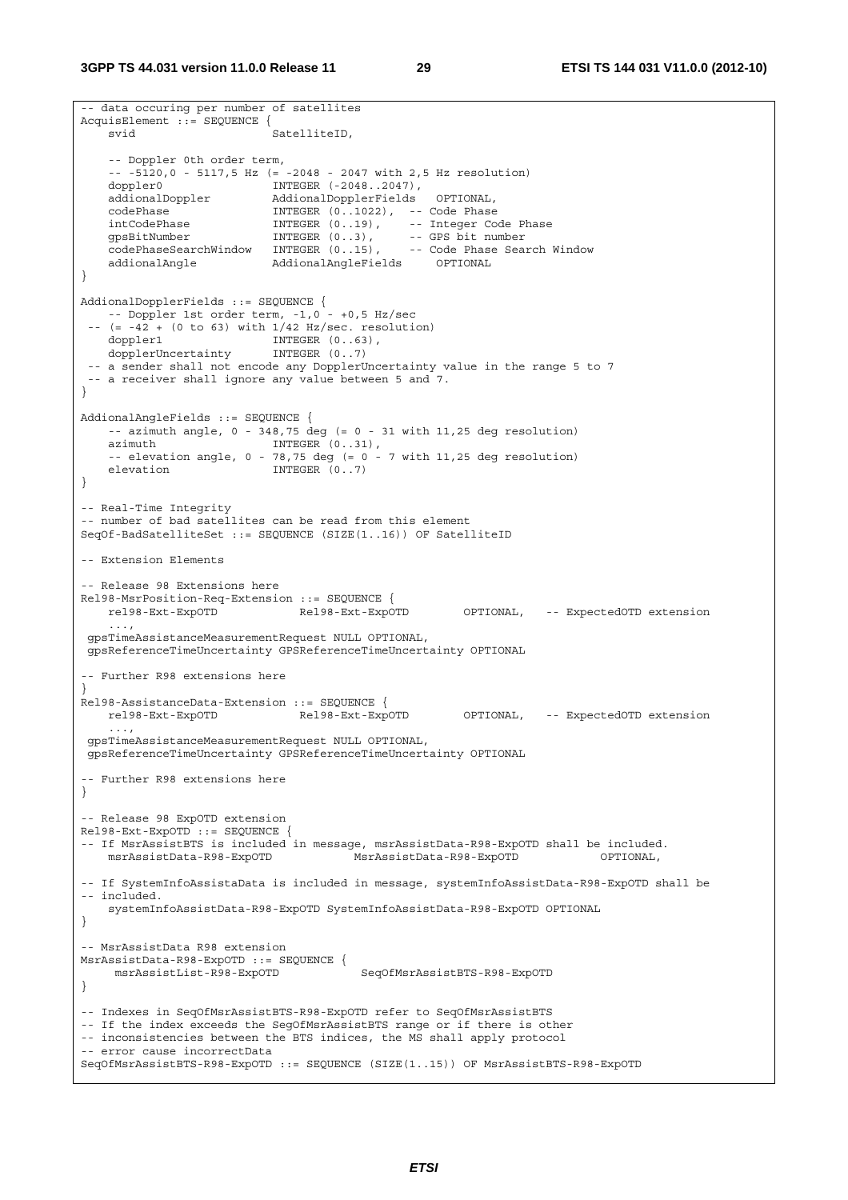```
-- data occuring per number of satellites
AcquisElement ::= SEQUENCE {
    svid                    SatelliteID,

    -- Doppler 0th order term,
    -- -5120,0 - 5117,5 Hz (= -2048 - 2047 with 2,5 Hz resolution)
    doppler0                INTEGER (-2048..2047),
    addionalDoppler         AddionalDopplerFields   OPTIONAL,
    codePhase               INTEGER (0..1022),  -- Code Phase
    intCodePhase            INTEGER (0..19),    -- Integer Code Phase
    gpsBitNumber            INTEGER (0..3),     -- GPS bit number
    codePhaseSearchWindow   INTEGER (0..15),    -- Code Phase Search Window
    addionalAngle           AddionalAngleFields     OPTIONAL
}

AddionalDopplerFields ::= SEQUENCE {
    -- Doppler 1st order term, -1,0 - +0,5 Hz/sec
 -- (= -42 + (0 to 63) with 1/42 Hz/sec. resolution)
    doppler1                INTEGER (0..63),
    dopplerUncertainty      INTEGER (0..7)
 -- a sender shall not encode any DopplerUncertainty value in the range 5 to 7
 -- a receiver shall ignore any value between 5 and 7.
}

AddionalAngleFields ::= SEQUENCE {
    -- azimuth angle, 0 - 348,75 deg (= 0 - 31 with 11,25 deg resolution)
    azimuth                 INTEGER (0..31),
    -- elevation angle, 0 - 78,75 deg (= 0 - 7 with 11,25 deg resolution)
    elevation               INTEGER (0..7)
}

-- Real-Time Integrity
-- number of bad satellites can be read from this element
SeqOf-BadSatelliteSet ::= SEQUENCE (SIZE(1..16)) OF SatelliteID

-- Extension Elements

-- Release 98 Extensions here
Rel98-MsrPosition-Req-Extension ::= SEQUENCE {
    rel98-Ext-ExpOTD            Rel98-Ext-ExpOTD        OPTIONAL,   -- ExpectedOTD extension
    ...,
 gpsTimeAssistanceMeasurementRequest NULL OPTIONAL,
 gpsReferenceTimeUncertainty GPSReferenceTimeUncertainty OPTIONAL

-- Further R98 extensions here
}
Rel98-AssistanceData-Extension ::= SEQUENCE {
    rel98-Ext-ExpOTD            Rel98-Ext-ExpOTD        OPTIONAL,   -- ExpectedOTD extension
    ...,
 gpsTimeAssistanceMeasurementRequest NULL OPTIONAL,
 gpsReferenceTimeUncertainty GPSReferenceTimeUncertainty OPTIONAL

-- Further R98 extensions here
}

-- Release 98 ExpOTD extension
Rel98-Ext-ExpOTD ::= SEQUENCE {
-- If MsrAssistBTS is included in message, msrAssistData-R98-ExpOTD shall be included.
    msrAssistData-R98-ExpOTD            MsrAssistData-R98-ExpOTD            OPTIONAL,

-- If SystemInfoAssistaData is included in message, systemInfoAssistData-R98-ExpOTD shall be
-- included.
    systemInfoAssistData-R98-ExpOTD SystemInfoAssistData-R98-ExpOTD OPTIONAL
}

-- MsrAssistData R98 extension
MsrAssistData-R98-ExpOTD ::= SEQUENCE {
     msrAssistList-R98-ExpOTD            SeqOfMsrAssistBTS-R98-ExpOTD
}

-- Indexes in SeqOfMsrAssistBTS-R98-ExpOTD refer to SeqOfMsrAssistBTS
-- If the index exceeds the SegOfMsrAssistBTS range or if there is other
-- inconsistencies between the BTS indices, the MS shall apply protocol
-- error cause incorrectData
SeqOfMsrAssistBTS-R98-ExpOTD ::= SEQUENCE (SIZE(1..15)) OF MsrAssistBTS-R98-ExpOTD
```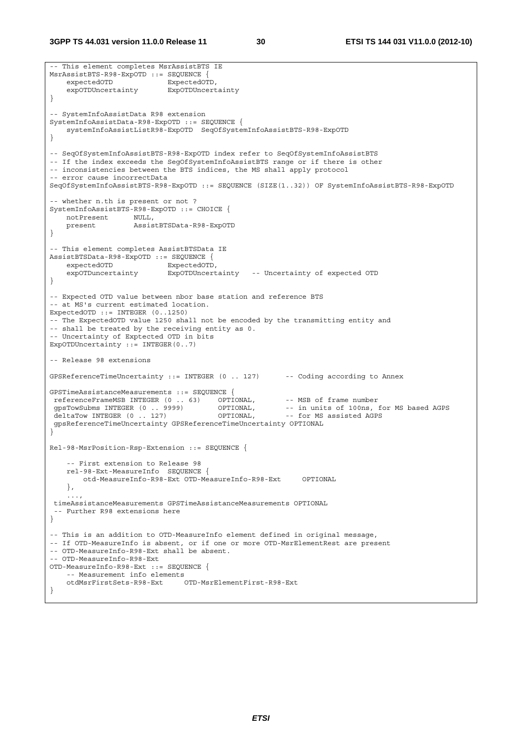```
-- This element completes MsrAssistBTS IE
MsrAssistBTS-R98-ExpOTD ::= SEQUENCE {
    expectedOTD             ExpectedOTD,
    expOTDUncertainty       ExpOTDUncertainty
}

-- SystemInfoAssistData R98 extension
SystemInfoAssistData-R98-ExpOTD ::= SEQUENCE {
    systemInfoAssistListR98-ExpOTD  SeqOfSystemInfoAssistBTS-R98-ExpOTD
}

-- SeqOfSystemInfoAssistBTS-R98-ExpOTD index refer to SeqOfSystemInfoAssistBTS
-- If the index exceeds the SegOfSystemInfoAssistBTS range or if there is other
-- inconsistencies between the BTS indices, the MS shall apply protocol
-- error cause incorrectData
SeqOfSystemInfoAssistBTS-R98-ExpOTD ::= SEQUENCE (SIZE(1..32)) OF SystemInfoAssistBTS-R98-ExpOTD

-- whether n.th is present or not ?
SystemInfoAssistBTS-R98-ExpOTD ::= CHOICE {
    notPresent      NULL,
    present         AssistBTSData-R98-ExpOTD
}

-- This element completes AssistBTSData IE
AssistBTSData-R98-ExpOTD ::= SEQUENCE {
    expectedOTD             ExpectedOTD,
    expOTDuncertainty       ExpOTDUncertainty   -- Uncertainty of expected OTD
}

-- Expected OTD value between nbor base station and reference BTS
-- at MS's current estimated location.
ExpectedOTD ::= INTEGER (0..1250)
-- The ExpectedOTD value 1250 shall not be encoded by the transmitting entity and
-- shall be treated by the receiving entity as 0.
-- Uncertainty of Exptected OTD in bits
ExpOTDUncertainty ::= INTEGER(0..7)

-- Release 98 extensions

GPSReferenceTimeUncertainty ::= INTEGER (0 .. 127)      -- Coding according to Annex

GPSTimeAssistanceMeasurements ::= SEQUENCE {
 referenceFrameMSB INTEGER (0 .. 63)    OPTIONAL,       -- MSB of frame number
 gpsTowSubms INTEGER (0 .. 9999)        OPTIONAL,       -- in units of 100ns, for MS based AGPS
 deltaTow INTEGER (0 .. 127)            OPTIONAL,       -- for MS assisted AGPS
 gpsReferenceTimeUncertainty GPSReferenceTimeUncertainty OPTIONAL
}

Rel-98-MsrPosition-Rsp-Extension ::= SEQUENCE {

    -- First extension to Release 98
    rel-98-Ext-MeasureInfo  SEQUENCE {
        otd-MeasureInfo-R98-Ext OTD-MeasureInfo-R98-Ext     OPTIONAL
    },
    ...,
 timeAssistanceMeasurements GPSTimeAssistanceMeasurements OPTIONAL
 -- Further R98 extensions here
}

-- This is an addition to OTD-MeasureInfo element defined in original message,
-- If OTD-MeasureInfo is absent, or if one or more OTD-MsrElementRest are present
-- OTD-MeasureInfo-R98-Ext shall be absent.
-- OTD-MeasureInfo-R98-Ext
OTD-MeasureInfo-R98-Ext ::= SEQUENCE {
    -- Measurement info elements
    otdMsrFirstSets-R98-Ext     OTD-MsrElementFirst-R98-Ext
}
```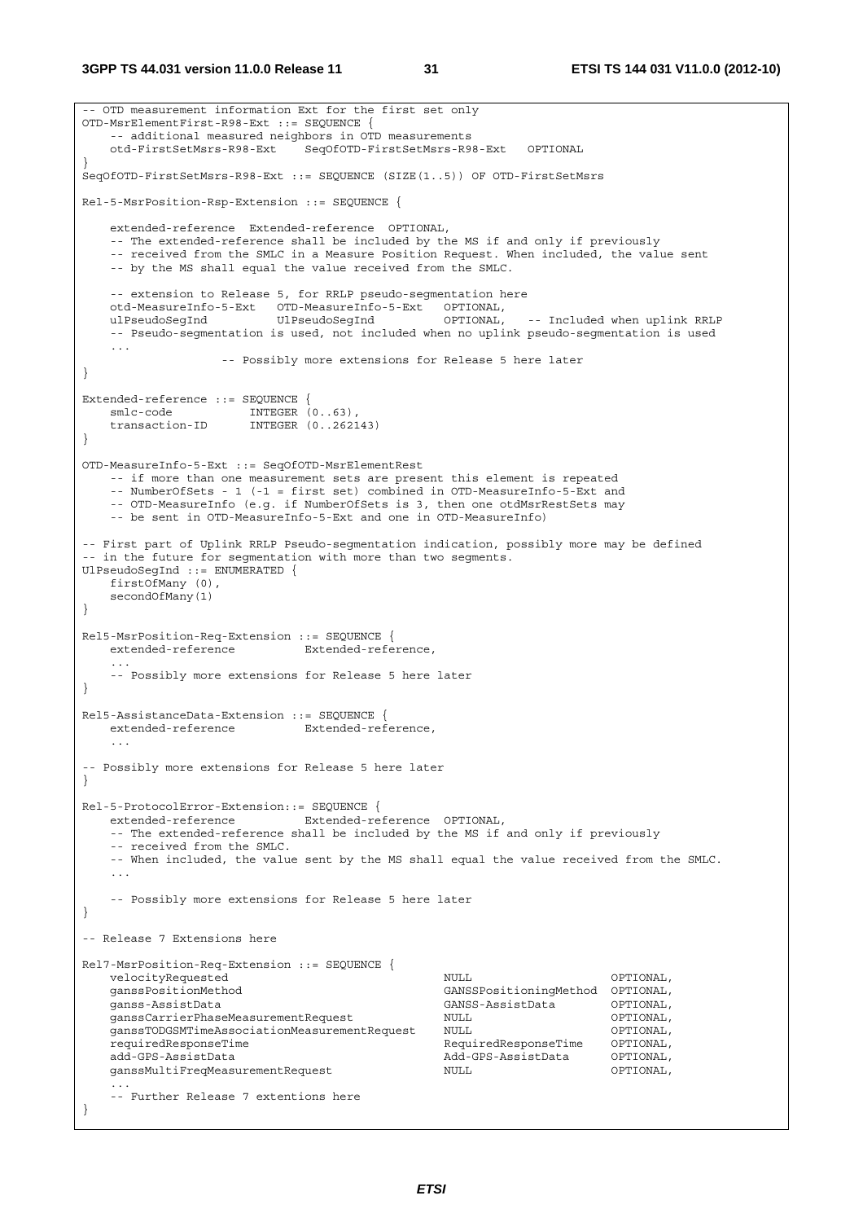```
-- OTD measurement information Ext for the first set only
OTD-MsrElementFirst-R98-Ext ::= SEQUENCE {
    -- additional measured neighbors in OTD measurements
    otd-FirstSetMsrs-R98-Ext    SeqOfOTD-FirstSetMsrs-R98-Ext   OPTIONAL
}
SeqOfOTD-FirstSetMsrs-R98-Ext ::= SEQUENCE (SIZE(1..5)) OF OTD-FirstSetMsrs

Rel-5-MsrPosition-Rsp-Extension ::= SEQUENCE {

    extended-reference  Extended-reference  OPTIONAL,
    -- The extended-reference shall be included by the MS if and only if previously
    -- received from the SMLC in a Measure Position Request. When included, the value sent
    -- by the MS shall equal the value received from the SMLC.

    -- extension to Release 5, for RRLP pseudo-segmentation here
    otd-MeasureInfo-5-Ext   OTD-MeasureInfo-5-Ext   OPTIONAL,
    ulPseudoSegInd          UlPseudoSegInd          OPTIONAL,   -- Included when uplink RRLP
    -- Pseudo-segmentation is used, not included when no uplink pseudo-segmentation is used
    ...
                    -- Possibly more extensions for Release 5 here later
}

Extended-reference ::= SEQUENCE {
    smlc-code           INTEGER (0..63),
    transaction-ID      INTEGER (0..262143)
}

OTD-MeasureInfo-5-Ext ::= SeqOfOTD-MsrElementRest
    -- if more than one measurement sets are present this element is repeated
    -- NumberOfSets - 1 (-1 = first set) combined in OTD-MeasureInfo-5-Ext and
    -- OTD-MeasureInfo (e.g. if NumberOfSets is 3, then one otdMsrRestSets may
    -- be sent in OTD-MeasureInfo-5-Ext and one in OTD-MeasureInfo)

-- First part of Uplink RRLP Pseudo-segmentation indication, possibly more may be defined
-- in the future for segmentation with more than two segments.
UlPseudoSegInd ::= ENUMERATED {
    firstOfMany (0),
    secondOfMany(1)
}

Rel5-MsrPosition-Req-Extension ::= SEQUENCE {
    extended-reference          Extended-reference,
    ...
    -- Possibly more extensions for Release 5 here later
}

Rel5-AssistanceData-Extension ::= SEQUENCE {
    extended-reference          Extended-reference,
    ...

-- Possibly more extensions for Release 5 here later
}

Rel-5-ProtocolError-Extension::= SEQUENCE {
    extended-reference          Extended-reference  OPTIONAL,
    -- The extended-reference shall be included by the MS if and only if previously
    -- received from the SMLC.
    -- When included, the value sent by the MS shall equal the value received from the SMLC.
    ...

    -- Possibly more extensions for Release 5 here later
}

-- Release 7 Extensions here

Rel7-MsrPosition-Req-Extension ::= SEQUENCE {
    velocityRequested                               NULL                        OPTIONAL,
    ganssPositionMethod                             GANSSPositioningMethod  OPTIONAL,
    ganss-AssistData                                GANSS-AssistData        OPTIONAL,
    ganssCarrierPhaseMeasurementRequest             NULL                        OPTIONAL,
    ganssTODGSMTimeAssociationMeasurementRequest    NULL                        OPTIONAL,
    requiredResponseTime                            RequiredResponseTime    OPTIONAL,
    add-GPS-AssistData                              Add-GPS-AssistData      OPTIONAL,
    ganssMultiFreqMeasurementRequest                NULL                        OPTIONAL,
    ...
    -- Further Release 7 extentions here
}
```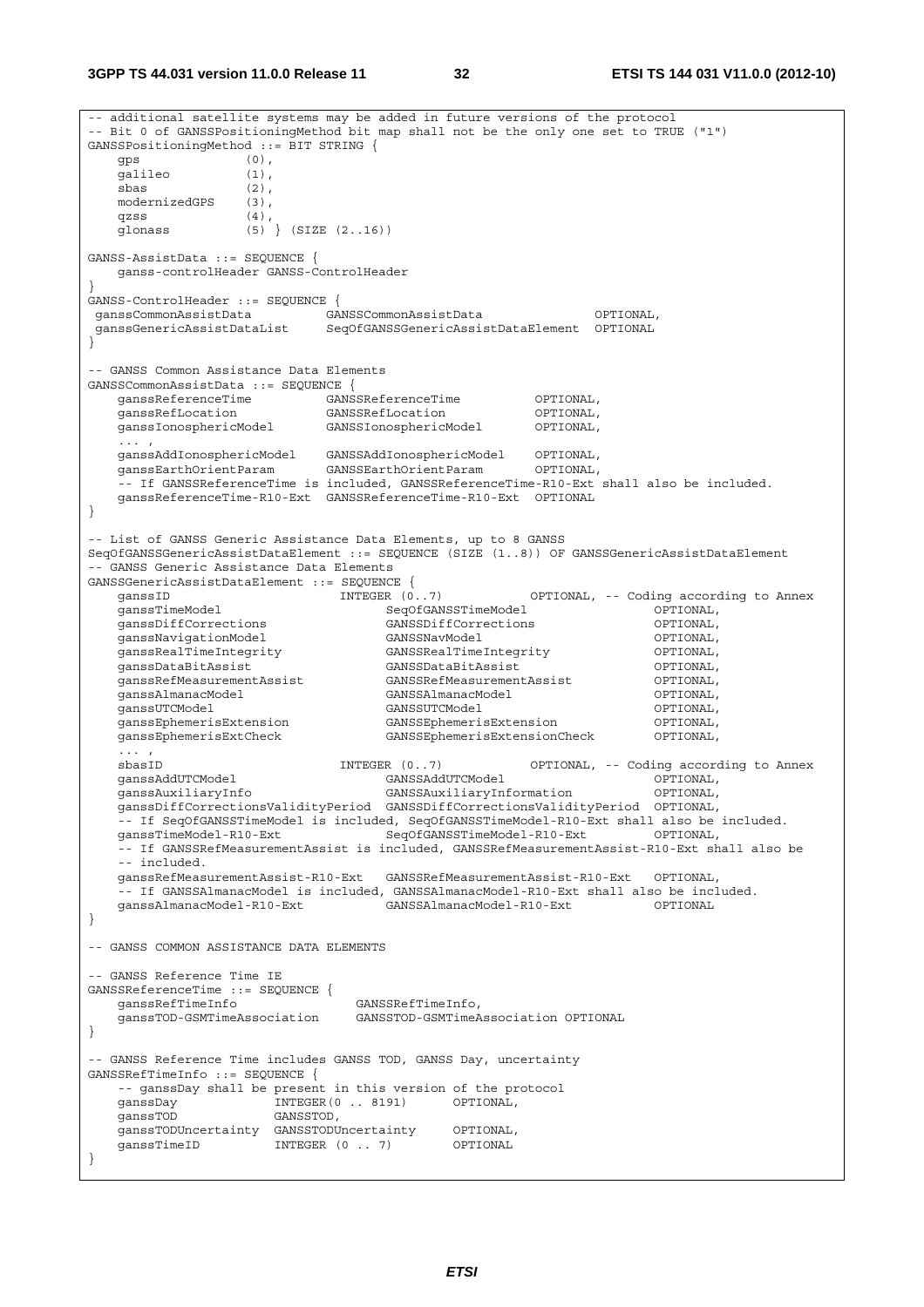```
-- additional satellite systems may be added in future versions of the protocol
-- Bit 0 of GANSSPositioningMethod bit map shall not be the only one set to TRUE ("1")
GANSSPositioningMethod ::= BIT STRING {
    gps             (0),
    galileo         (1),
    sbas            (2),
    modernizedGPS   (3),
    qzss            (4),
    glonass         (5) } (SIZE (2..16))

GANSS-AssistData ::= SEQUENCE {
    ganss-controlHeader GANSS-ControlHeader
}
GANSS-ControlHeader ::= SEQUENCE {
 ganssCommonAssistData          GANSSCommonAssistData               OPTIONAL,
 ganssGenericAssistDataList     SeqOfGANSSGenericAssistDataElement  OPTIONAL
}

-- GANSS Common Assistance Data Elements
GANSSCommonAssistData ::= SEQUENCE {
    ganssReferenceTime          GANSSReferenceTime          OPTIONAL,
    ganssRefLocation            GANSSRefLocation            OPTIONAL,
    ganssIonosphericModel       GANSSIonosphericModel       OPTIONAL,
    ... ,
    ganssAddIonosphericModel    GANSSAddIonosphericModel    OPTIONAL,
    ganssEarthOrientParam       GANSSEarthOrientParam       OPTIONAL,
    -- If GANSSReferenceTime is included, GANSSReferenceTime-R10-Ext shall also be included.
    ganssReferenceTime-R10-Ext  GANSSReferenceTime-R10-Ext  OPTIONAL
}

-- List of GANSS Generic Assistance Data Elements, up to 8 GANSS
SeqOfGANSSGenericAssistDataElement ::= SEQUENCE (SIZE (1..8)) OF GANSSGenericAssistDataElement
-- GANSS Generic Assistance Data Elements
GANSSGenericAssistDataElement ::= SEQUENCE {
    ganssID                         INTEGER (0..7)          OPTIONAL, -- Coding according to Annex
    ganssTimeModel                      SeqOfGANSSTimeModel                 OPTIONAL,
    ganssDiffCorrections                GANSSDiffCorrections                OPTIONAL,
    ganssNavigationModel                GANSSNavModel                       OPTIONAL,
    ganssRealTimeIntegrity              GANSSRealTimeIntegrity              OPTIONAL,
    ganssDataBitAssist                  GANSSDataBitAssist                  OPTIONAL,
    ganssRefMeasurementAssist           GANSSRefMeasurementAssist           OPTIONAL,
    ganssAlmanacModel                   GANSSAlmanacModel                   OPTIONAL,
    ganssUTCModel                       GANSSUTCModel                       OPTIONAL,
    ganssEphemerisExtension             GANSSEphemerisExtension             OPTIONAL,
    ganssEphemerisExtCheck              GANSSEphemerisExtensionCheck        OPTIONAL,
    ... ,
    sbasID                          INTEGER (0..7)          OPTIONAL, -- Coding according to Annex
    ganssAddUTCModel                    GANSSAddUTCModel                    OPTIONAL,
    ganssAuxiliaryInfo                  GANSSAuxiliaryInformation           OPTIONAL,
    ganssDiffCorrectionsValidityPeriod  GANSSDiffCorrectionsValidityPeriod  OPTIONAL,
    -- If SeqOfGANSSTimeModel is included, SeqOfGANSSTimeModel-R10-Ext shall also be included.
    ganssTimeModel-R10-Ext              SeqOfGANSSTimeModel-R10-Ext         OPTIONAL,
    -- If GANSSRefMeasurementAssist is included, GANSSRefMeasurementAssist-R10-Ext shall also be
    -- included.
    ganssRefMeasurementAssist-R10-Ext   GANSSRefMeasurementAssist-R10-Ext   OPTIONAL,
    -- If GANSSAlmanacModel is included, GANSSAlmanacModel-R10-Ext shall also be included.
    ganssAlmanacModel-R10-Ext           GANSSAlmanacModel-R10-Ext           OPTIONAL
}

-- GANSS COMMON ASSISTANCE DATA ELEMENTS

-- GANSS Reference Time IE
GANSSReferenceTime ::= SEQUENCE {
    ganssRefTimeInfo                GANSSRefTimeInfo,
    ganssTOD-GSMTimeAssociation     GANSSTOD-GSMTimeAssociation OPTIONAL
}

-- GANSS Reference Time includes GANSS TOD, GANSS Day, uncertainty
GANSSRefTimeInfo ::= SEQUENCE {
    -- ganssDay shall be present in this version of the protocol
    ganssDay            INTEGER(0 .. 8191)      OPTIONAL,
    ganssTOD            GANSSTOD,
    ganssTODUncertainty GANSSTODUncertainty     OPTIONAL,
    ganssTimeID         INTEGER (0 .. 7)        OPTIONAL
}
```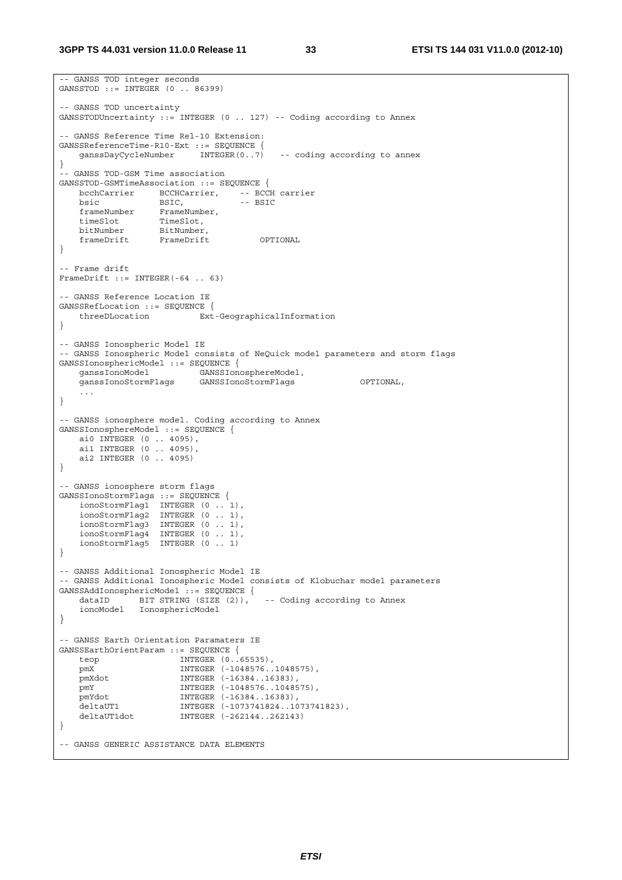```
-- GANSS TOD integer seconds
GANSSTOD ::= INTEGER (0 .. 86399)

-- GANSS TOD uncertainty
GANSSTODUncertainty ::= INTEGER (0 .. 127) -- Coding according to Annex

-- GANSS Reference Time Rel-10 Extension:
GANSSReferenceTime-R10-Ext ::= SEQUENCE {
    ganssDayCycleNumber     INTEGER(0..7)   -- coding according to annex
}
-- GANSS TOD-GSM Time association
GANSSTOD-GSMTimeAssociation ::= SEQUENCE {
    bcchCarrier     BCCHCarrier,    -- BCCH carrier
    bsic            BSIC,           -- BSIC
    frameNumber     FrameNumber,
    timeSlot        TimeSlot,
    bitNumber       BitNumber,
    frameDrift      FrameDrift          OPTIONAL
}

-- Frame drift
FrameDrift ::= INTEGER(-64 .. 63)

-- GANSS Reference Location IE
GANSSRefLocation ::= SEQUENCE {
    threeDLocation          Ext-GeographicalInformation
}

-- GANSS Ionospheric Model IE
-- GANSS Ionospheric Model consists of NeQuick model parameters and storm flags
GANSSIonosphericModel ::= SEQUENCE {
    ganssIonoModel          GANSSIonosphereModel,
    ganssIonoStormFlags     GANSSIonoStormFlags             OPTIONAL,
    ...
}

-- GANSS ionosphere model. Coding according to Annex
GANSSIonosphereModel ::= SEQUENCE {
    ai0 INTEGER (0 .. 4095),
    ai1 INTEGER (0 .. 4095),
    ai2 INTEGER (0 .. 4095)
}

-- GANSS ionosphere storm flags
GANSSIonoStormFlags ::= SEQUENCE {
    ionoStormFlag1  INTEGER (0 .. 1),
    ionoStormFlag2  INTEGER (0 .. 1),
    ionoStormFlag3  INTEGER (0 .. 1),
    ionoStormFlag4  INTEGER (0 .. 1),
    ionoStormFlag5  INTEGER (0 .. 1)
}

-- GANSS Additional Ionospheric Model IE
-- GANSS Additional Ionospheric Model consists of Klobuchar model parameters
GANSSAddIonosphericModel ::= SEQUENCE {
    dataID      BIT STRING (SIZE (2)),   -- Coding according to Annex
    ionoModel   IonosphericModel
}

-- GANSS Earth Orientation Paramaters IE
GANSSEarthOrientParam ::= SEQUENCE {
    teop                INTEGER (0..65535),
    pmX                 INTEGER (-1048576..1048575),
    pmXdot              INTEGER (-16384..16383),
    pmY                 INTEGER (-1048576..1048575),
    pmYdot              INTEGER (-16384..16383),
    deltaUT1            INTEGER (-1073741824..1073741823),
    deltaUT1dot         INTEGER (-262144..262143)
}

-- GANSS GENERIC ASSISTANCE DATA ELEMENTS
```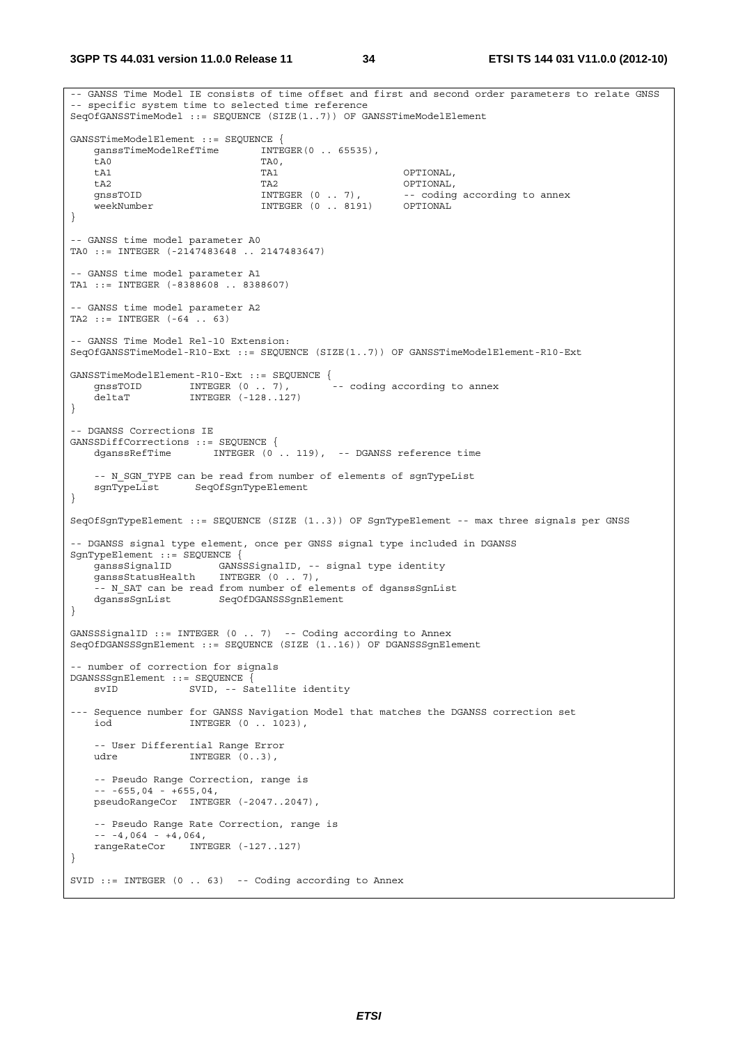```
-- GANSS Time Model IE consists of time offset and first and second order parameters to relate GNSS
-- specific system time to selected time reference
SeqOfGANSSTimeModel ::= SEQUENCE (SIZE(1..7)) OF GANSSTimeModelElement

GANSSTimeModelElement ::= SEQUENCE {
    ganssTimeModelRefTime       INTEGER(0 .. 65535),
    tA0                         TA0,
    tA1                         TA1                     OPTIONAL,
    tA2                         TA2                     OPTIONAL,
    gnssTOID                    INTEGER (0 .. 7),       -- coding according to annex
    weekNumber                  INTEGER (0 .. 8191)     OPTIONAL
}

-- GANSS time model parameter A0
TA0 ::= INTEGER (-2147483648 .. 2147483647)

-- GANSS time model parameter A1
TA1 ::= INTEGER (-8388608 .. 8388607)

-- GANSS time model parameter A2
TA2 ::= INTEGER (-64 .. 63)

-- GANSS Time Model Rel-10 Extension:
SeqOfGANSSTimeModel-R10-Ext ::= SEQUENCE (SIZE(1..7)) OF GANSSTimeModelElement-R10-Ext

GANSSTimeModelElement-R10-Ext ::= SEQUENCE {
    gnssTOID        INTEGER (0 .. 7),       -- coding according to annex
    deltaT          INTEGER (-128..127)
}

-- DGANSS Corrections IE
GANSSDiffCorrections ::= SEQUENCE {
    dganssRefTime       INTEGER (0 .. 119),  -- DGANSS reference time

    -- N_SGN_TYPE can be read from number of elements of sgnTypeList
    sgnTypeList      SeqOfSgnTypeElement
}

SeqOfSgnTypeElement ::= SEQUENCE (SIZE (1..3)) OF SgnTypeElement -- max three signals per GNSS

-- DGANSS signal type element, once per GNSS signal type included in DGANSS
SgnTypeElement ::= SEQUENCE {
    ganssSignalID        GANSSSignalID, -- signal type identity
    ganssStatusHealth    INTEGER (0 .. 7),
    -- N_SAT can be read from number of elements of dganssSgnList
    dganssSgnList        SeqOfDGANSSSgnElement
}

GANSSSignalID ::= INTEGER (0 .. 7)  -- Coding according to Annex
SeqOfDGANSSSgnElement ::= SEQUENCE (SIZE (1..16)) OF DGANSSSgnElement

-- number of correction for signals
DGANSSSgnElement ::= SEQUENCE {
    svID            SVID, -- Satellite identity

--- Sequence number for GANSS Navigation Model that matches the DGANSS correction set
    iod             INTEGER (0 .. 1023),

    -- User Differential Range Error
    udre            INTEGER (0..3),

    -- Pseudo Range Correction, range is
    -- -655,04 - +655,04,
    pseudoRangeCor  INTEGER (-2047..2047),

    -- Pseudo Range Rate Correction, range is
    -- -4,064 - +4,064,
    rangeRateCor    INTEGER (-127..127)
}

SVID ::= INTEGER (0 .. 63)  -- Coding according to Annex
```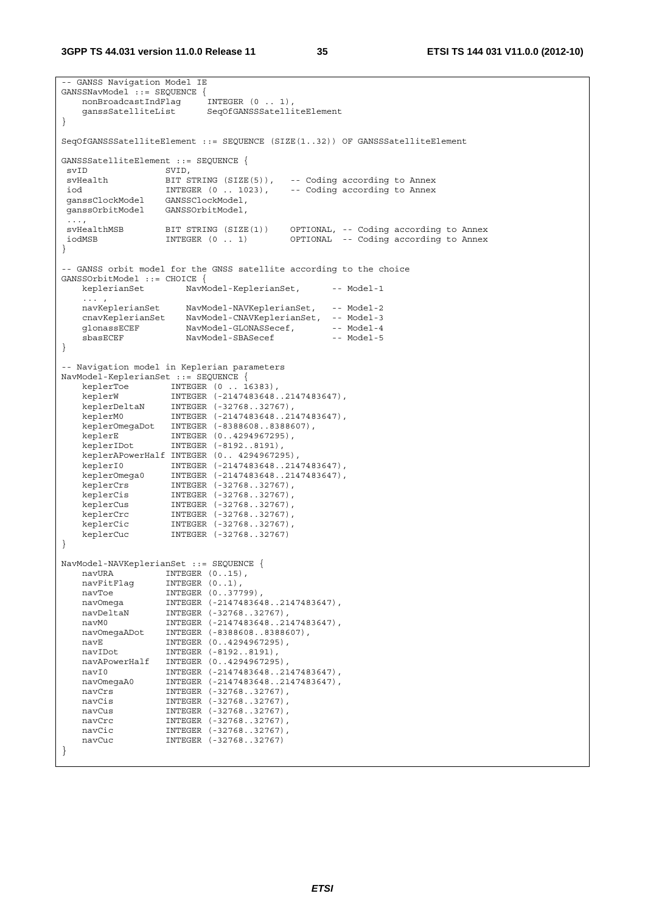```
-- GANSS Navigation Model IE
GANSSNavModel ::= SEQUENCE {
    nonBroadcastIndFlag     INTEGER (0 .. 1),
    ganssSatelliteList      SeqOfGANSSSatelliteElement
}

SeqOfGANSSSatelliteElement ::= SEQUENCE (SIZE(1..32)) OF GANSSSatelliteElement

GANSSSatelliteElement ::= SEQUENCE {
 svID               SVID,
 svHealth           BIT STRING (SIZE(5)),   -- Coding according to Annex
 iod                INTEGER (0 .. 1023),    -- Coding according to Annex
 ganssClockModel    GANSSClockModel,
 ganssOrbitModel    GANSSOrbitModel,
 ...,
 svHealthMSB        BIT STRING (SIZE(1))    OPTIONAL, -- Coding according to Annex
 iodMSB             INTEGER (0 .. 1)        OPTIONAL  -- Coding according to Annex
}

-- GANSS orbit model for the GNSS satellite according to the choice
GANSSOrbitModel ::= CHOICE {
    keplerianSet        NavModel-KeplerianSet,      -- Model-1
    ... ,
    navKeplerianSet     NavModel-NAVKeplerianSet,   -- Model-2
    cnavKeplerianSet    NavModel-CNAVKeplerianSet,  -- Model-3
    glonassECEF         NavModel-GLONASSecef,       -- Model-4
    sbasECEF            NavModel-SBASecef           -- Model-5
}

-- Navigation model in Keplerian parameters
NavModel-KeplerianSet ::= SEQUENCE {
    keplerToe        INTEGER (0 .. 16383),
    keplerW          INTEGER (-2147483648..2147483647),
    keplerDeltaN     INTEGER (-32768..32767),
    keplerM0         INTEGER (-2147483648..2147483647),
    keplerOmegaDot   INTEGER (-8388608..8388607),
    keplerE          INTEGER (0..4294967295),
    keplerIDot       INTEGER (-8192..8191),
    keplerAPowerHalf INTEGER (0.. 4294967295),
    keplerI0         INTEGER (-2147483648..2147483647),
    keplerOmega0     INTEGER (-2147483648..2147483647),
    keplerCrs        INTEGER (-32768..32767),
    keplerCis        INTEGER (-32768..32767),
    keplerCus        INTEGER (-32768..32767),
    keplerCrc        INTEGER (-32768..32767),
    keplerCic        INTEGER (-32768..32767),
    keplerCuc        INTEGER (-32768..32767)
}

NavModel-NAVKeplerianSet ::= SEQUENCE {
    navURA          INTEGER (0..15),
    navFitFlag      INTEGER (0..1),
    navToe          INTEGER (0..37799),
    navOmega        INTEGER (-2147483648..2147483647),
    navDeltaN       INTEGER (-32768..32767),
    navM0           INTEGER (-2147483648..2147483647),
    navOmegaADot    INTEGER (-8388608..8388607),
    navE            INTEGER (0..4294967295),
    navIDot         INTEGER (-8192..8191),
    navAPowerHalf   INTEGER (0..4294967295),
    navI0           INTEGER (-2147483648..2147483647),
    navOmegaA0      INTEGER (-2147483648..2147483647),
    navCrs          INTEGER (-32768..32767),
    navCis          INTEGER (-32768..32767),
    navCus          INTEGER (-32768..32767),
    navCrc          INTEGER (-32768..32767),
    navCic          INTEGER (-32768..32767),
    navCuc          INTEGER (-32768..32767)
}
```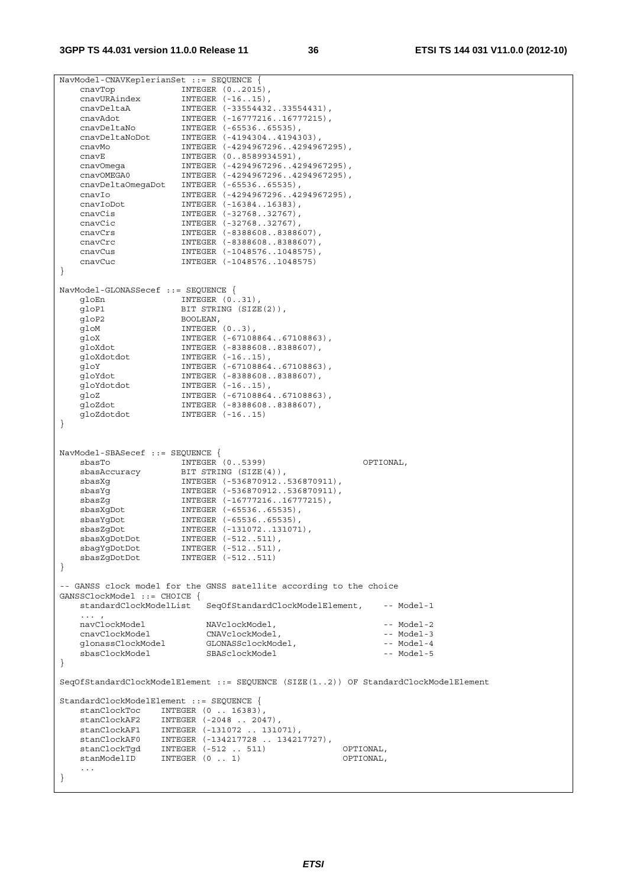```
NavModel-CNAVKeplerianSet ::= SEQUENCE {
    cnavTop             INTEGER (0..2015),
    cnavURAindex        INTEGER (-16..15),
    cnavDeltaA          INTEGER (-33554432..33554431),
    cnavAdot            INTEGER (-16777216..16777215),
    cnavDeltaNo         INTEGER (-65536..65535),
    cnavDeltaNoDot      INTEGER (-4194304..4194303),
    cnavMo              INTEGER (-4294967296..4294967295),
    cnavE               INTEGER (0..8589934591),
    cnavOmega           INTEGER (-4294967296..4294967295),
    cnavOMEGA0          INTEGER (-4294967296..4294967295),
    cnavDeltaOmegaDot   INTEGER (-65536..65535),
    cnavIo              INTEGER (-4294967296..4294967295),
    cnavIoDot           INTEGER (-16384..16383),
    cnavCis             INTEGER (-32768..32767),
    cnavCic             INTEGER (-32768..32767),
    cnavCrs             INTEGER (-8388608..8388607),
    cnavCrc             INTEGER (-8388608..8388607),
    cnavCus             INTEGER (-1048576..1048575),
    cnavCuc             INTEGER (-1048576..1048575)
}

NavModel-GLONASSecef ::= SEQUENCE {
    gloEn               INTEGER (0..31),
    gloP1               BIT STRING (SIZE(2)),
    gloP2               BOOLEAN,
    gloM                INTEGER (0..3),
    gloX                INTEGER (-67108864..67108863),
    gloXdot             INTEGER (-8388608..8388607),
    gloXdotdot          INTEGER (-16..15),
    gloY                INTEGER (-67108864..67108863),
    gloYdot             INTEGER (-8388608..8388607),
    gloYdotdot          INTEGER (-16..15),
    gloZ                INTEGER (-67108864..67108863),
    gloZdot             INTEGER (-8388608..8388607),
    gloZdotdot          INTEGER (-16..15)
}


NavModel-SBASecef ::= SEQUENCE {
    sbasTo              INTEGER (0..5399)                   OPTIONAL,
    sbasAccuracy        BIT STRING (SIZE(4)),
    sbasXg              INTEGER (-536870912..536870911),
    sbasYg              INTEGER (-536870912..536870911),
    sbasZg              INTEGER (-16777216..16777215),
    sbasXgDot           INTEGER (-65536..65535),
    sbasYgDot           INTEGER (-65536..65535),
    sbasZgDot           INTEGER (-131072..131071),
    sbasXgDotDot        INTEGER (-512..511),
    sbagYgDotDot        INTEGER (-512..511),
    sbasZgDotDot        INTEGER (-512..511)
}

-- GANSS clock model for the GNSS satellite according to the choice
GANSSClockModel ::= CHOICE {
    standardClockModelList   SeqOfStandardClockModelElement,    -- Model-1
    ... ,
    navClockModel            NAVclockModel,                     -- Model-2
    cnavClockModel           CNAVclockModel,                    -- Model-3
    glonassClockModel        GLONASSclockModel,                 -- Model-4
    sbasClockModel           SBASclockModel                     -- Model-5
}

SeqOfStandardClockModelElement ::= SEQUENCE (SIZE(1..2)) OF StandardClockModelElement

StandardClockModelElement ::= SEQUENCE {
    stanClockToc     INTEGER (0 .. 16383),
    stanClockAF2     INTEGER (-2048 .. 2047),
    stanClockAF1     INTEGER (-131072 .. 131071),
    stanClockAF0     INTEGER (-134217728 .. 134217727),
    stanClockTgd     INTEGER (-512 .. 511)             OPTIONAL,
    stanModelID      INTEGER (0 .. 1)                  OPTIONAL,
    ...
}
```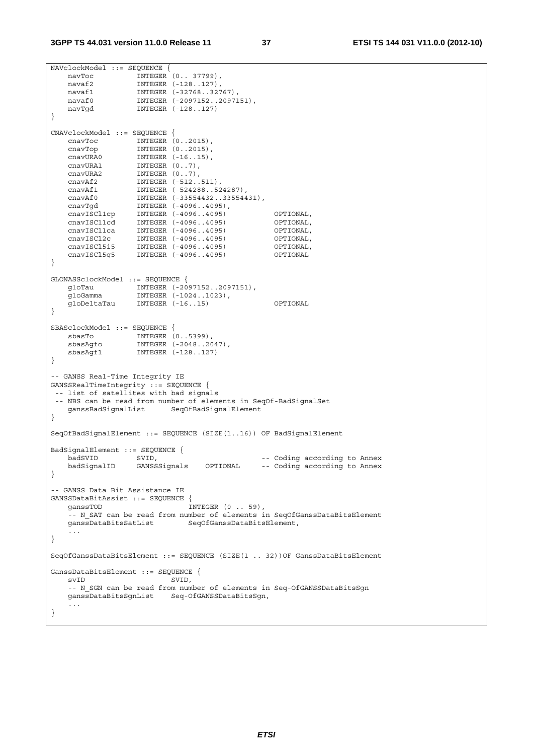```
NAVclockModel ::= SEQUENCE {
    navToc          INTEGER (0.. 37799),
    navaf2          INTEGER (-128..127),
    navaf1          INTEGER (-32768..32767),
    navaf0          INTEGER (-2097152..2097151),
    navTgd          INTEGER (-128..127)
}

CNAVclockModel ::= SEQUENCE {
    cnavToc         INTEGER (0..2015),
    cnavTop         INTEGER (0..2015),
    cnavURA0        INTEGER (-16..15),
    cnavURA1        INTEGER (0..7),
    cnavURA2        INTEGER (0..7),
    cnavAf2         INTEGER (-512..511),
    cnavAf1         INTEGER (-524288..524287),
    cnavAf0         INTEGER (-33554432..33554431),
    cnavTgd         INTEGER (-4096..4095),
    cnavISCl1cp     INTEGER (-4096..4095)           OPTIONAL,
    cnavISCl1cd     INTEGER (-4096..4095)           OPTIONAL,
    cnavISCl1ca     INTEGER (-4096..4095)           OPTIONAL,
    cnavISCl2c      INTEGER (-4096..4095)           OPTIONAL,
    cnavISCl5i5     INTEGER (-4096..4095)           OPTIONAL,
    cnavISCl5q5     INTEGER (-4096..4095)           OPTIONAL
}

GLONASSclockModel ::= SEQUENCE {
    gloTau          INTEGER (-2097152..2097151),
    gloGamma        INTEGER (-1024..1023),
    gloDeltaTau     INTEGER (-16..15)               OPTIONAL
}

SBASclockModel ::= SEQUENCE {
    sbasTo          INTEGER (0..5399),
    sbasAgfo        INTEGER (-2048..2047),
    sbasAgf1        INTEGER (-128..127)
}

-- GANSS Real-Time Integrity IE
GANSSRealTimeIntegrity ::= SEQUENCE {
 -- list of satellites with bad signals
 -- NBS can be read from number of elements in SeqOf-BadSignalSet
    ganssBadSignalList      SeqOfBadSignalElement
}

SeqOfBadSignalElement ::= SEQUENCE (SIZE(1..16)) OF BadSignalElement

BadSignalElement ::= SEQUENCE {
    badSVID         SVID,                           -- Coding according to Annex
    badSignalID     GANSSSignals    OPTIONAL        -- Coding according to Annex
}

-- GANSS Data Bit Assistance IE
GANSSDataBitAssist ::= SEQUENCE {
    ganssTOD                    INTEGER (0 .. 59),
    -- N_SAT can be read from number of elements in SeqOfGanssDataBitsElement
    ganssDataBitsSatList        SeqOfGanssDataBitsElement,
    ...
}

SeqOfGanssDataBitsElement ::= SEQUENCE (SIZE(1 .. 32))OF GanssDataBitsElement

GanssDataBitsElement ::= SEQUENCE {
    svID                    SVID,
    -- N_SGN can be read from number of elements in Seq-OfGANSSDataBitsSgn
    ganssDataBitsSgnList    Seq-OfGANSSDataBitsSgn,
    ...
}
```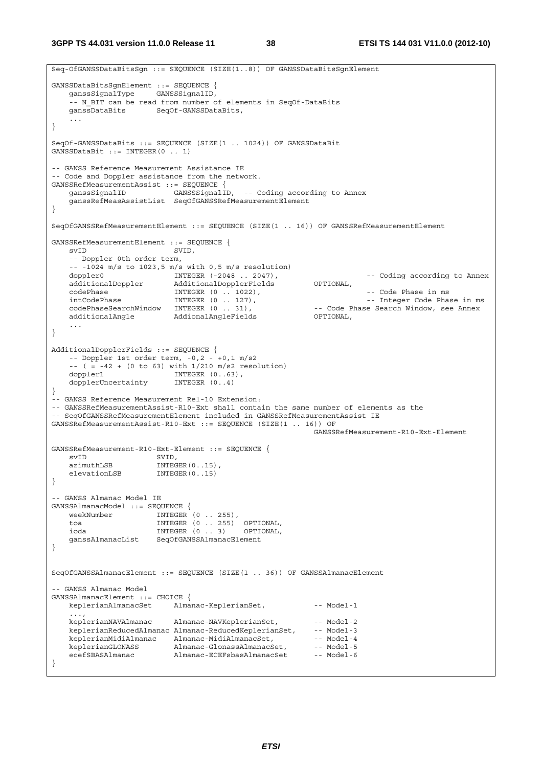```
Seq-OfGANSSDataBitsSgn ::= SEQUENCE (SIZE(1..8)) OF GANSSDataBitsSgnElement

GANSSDataBitsSgnElement ::= SEQUENCE {
    ganssSignalType     GANSSSignalID,
    -- N_BIT can be read from number of elements in SeqOf-DataBits
    ganssDataBits       SeqOf-GANSSDataBits,
    ...
}

SeqOf-GANSSDataBits ::= SEQUENCE (SIZE(1 .. 1024)) OF GANSSDataBit
GANSSDataBit ::= INTEGER(0 .. 1)

-- GANSS Reference Measurement Assistance IE
-- Code and Doppler assistance from the network.
GANSSRefMeasurementAssist ::= SEQUENCE {
    ganssSignalID           GANSSSignalID,  -- Coding according to Annex
    ganssRefMeasAssistList  SeqOfGANSSRefMeasurementElement
}

SeqOfGANSSRefMeasurementElement ::= SEQUENCE (SIZE(1 .. 16)) OF GANSSRefMeasurementElement

GANSSRefMeasurementElement ::= SEQUENCE {
    svID                    SVID,
    -- Doppler 0th order term,
    -- -1024 m/s to 1023,5 m/s with 0,5 m/s resolution)
    doppler0                INTEGER (-2048 .. 2047),                    -- Coding according to Annex
    additionalDoppler       AdditionalDopplerFields         OPTIONAL,
    codePhase               INTEGER (0 .. 1022),                        -- Code Phase in ms
    intCodePhase            INTEGER (0 .. 127),                         -- Integer Code Phase in ms
    codePhaseSearchWindow   INTEGER (0 .. 31),              -- Code Phase Search Window, see Annex
    additionalAngle         AddionalAngleFields             OPTIONAL,
    ...
}

AdditionalDopplerFields ::= SEQUENCE {
    -- Doppler 1st order term, -0,2 - +0,1 m/s2
    -- ( = -42 + (0 to 63) with 1/210 m/s2 resolution)
    doppler1                INTEGER (0..63),
    dopplerUncertainty      INTEGER (0..4)
}
-- GANSS Reference Measurement Rel-10 Extension:
-- GANSSRefMeasurementAssist-R10-Ext shall contain the same number of elements as the
-- SeqOfGANSSRefMeasurementElement included in GANSSRefMeasurementAssist IE
GANSSRefMeasurementAssist-R10-Ext ::= SEQUENCE (SIZE(1 .. 16)) OF
                                                            GANSSRefMeasurement-R10-Ext-Element

GANSSRefMeasurement-R10-Ext-Element ::= SEQUENCE {
    svID                SVID,
    azimuthLSB          INTEGER(0..15),
    elevationLSB        INTEGER(0..15)
}

-- GANSS Almanac Model IE
GANSSAlmanacModel ::= SEQUENCE {
    weekNumber          INTEGER (0 .. 255),
    toa                 INTEGER (0 .. 255)  OPTIONAL,
    ioda                INTEGER (0 .. 3)    OPTIONAL,
    ganssAlmanacList    SeqOfGANSSAlmanacElement
}


SeqOfGANSSAlmanacElement ::= SEQUENCE (SIZE(1 .. 36)) OF GANSSAlmanacElement

-- GANSS Almanac Model
GANSSAlmanacElement ::= CHOICE {
    keplerianAlmanacSet     Almanac-KeplerianSet,           -- Model-1
    ...,
    keplerianNAVAlmanac     Almanac-NAVKeplerianSet,        -- Model-2
    keplerianReducedAlmanac Almanac-ReducedKeplerianSet,    -- Model-3
    keplerianMidiAlmanac    Almanac-MidiAlmanacSet,         -- Model-4
    keplerianGLONASS        Almanac-GlonassAlmanacSet,      -- Model-5
    ecefSBASAlmanac         Almanac-ECEFsbasAlmanacSet      -- Model-6
}
```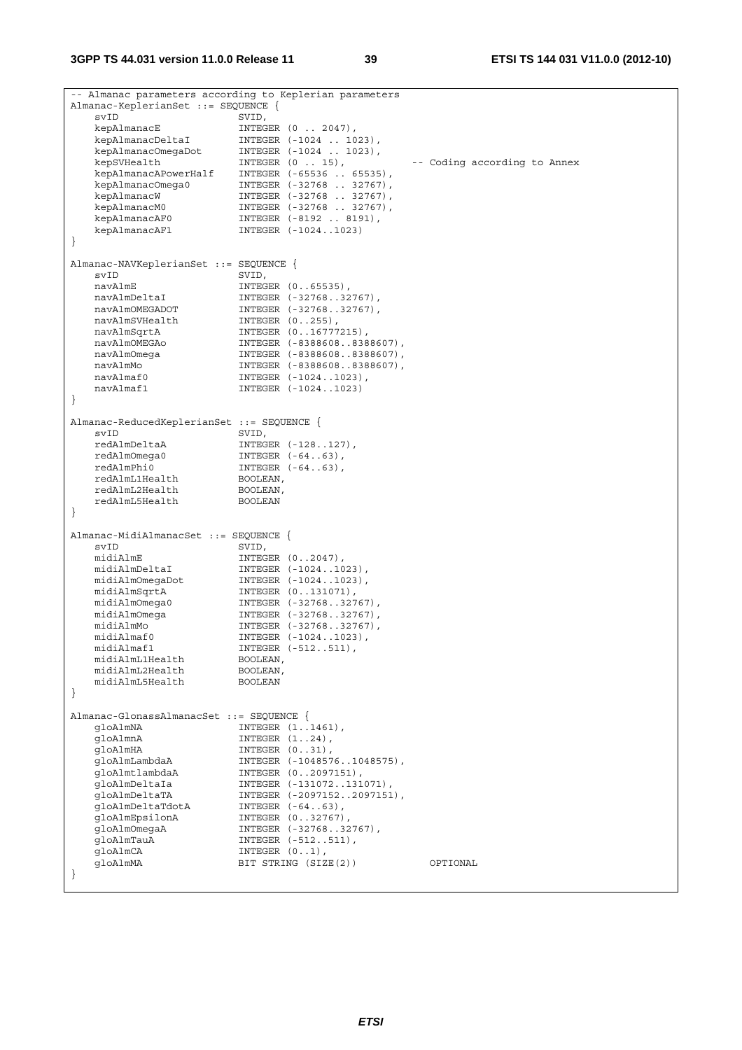```
-- Almanac parameters according to Keplerian parameters
Almanac-KeplerianSet ::= SEQUENCE {
    svID                    SVID,
    kepAlmanacE             INTEGER (0 .. 2047),
    kepAlmanacDeltaI        INTEGER (-1024 .. 1023),
    kepAlmanacOmegaDot      INTEGER (-1024 .. 1023),
    kepSVHealth             INTEGER (0 .. 15),          -- Coding according to Annex
    kepAlmanacAPowerHalf    INTEGER (-65536 .. 65535),
    kepAlmanacOmega0        INTEGER (-32768 .. 32767),
    kepAlmanacW             INTEGER (-32768 .. 32767),
    kepAlmanacM0            INTEGER (-32768 .. 32767),
    kepAlmanacAF0           INTEGER (-8192 .. 8191),
    kepAlmanacAF1           INTEGER (-1024..1023)
}

Almanac-NAVKeplerianSet ::= SEQUENCE {
    svID                    SVID,
    navAlmE                 INTEGER (0..65535),
    navAlmDeltaI            INTEGER (-32768..32767),
    navAlmOMEGADOT          INTEGER (-32768..32767),
    navAlmSVHealth          INTEGER (0..255),
    navAlmSqrtA             INTEGER (0..16777215),
    navAlmOMEGAo            INTEGER (-8388608..8388607),
    navAlmOmega             INTEGER (-8388608..8388607),
    navAlmMo                INTEGER (-8388608..8388607),
    navAlmaf0               INTEGER (-1024..1023),
    navAlmaf1               INTEGER (-1024..1023)
}

Almanac-ReducedKeplerianSet ::= SEQUENCE {
    svID                    SVID,
    redAlmDeltaA            INTEGER (-128..127),
    redAlmOmega0            INTEGER (-64..63),
    redAlmPhi0              INTEGER (-64..63),
    redAlmL1Health          BOOLEAN,
    redAlmL2Health          BOOLEAN,
    redAlmL5Health          BOOLEAN
}

Almanac-MidiAlmanacSet ::= SEQUENCE {
    svID                    SVID,
    midiAlmE                INTEGER (0..2047),
    midiAlmDeltaI           INTEGER (-1024..1023),
    midiAlmOmegaDot         INTEGER (-1024..1023),
    midiAlmSqrtA            INTEGER (0..131071),
    midiAlmOmega0           INTEGER (-32768..32767),
    midiAlmOmega            INTEGER (-32768..32767),
    midiAlmMo               INTEGER (-32768..32767),
    midiAlmaf0              INTEGER (-1024..1023),
    midiAlmaf1              INTEGER (-512..511),
    midiAlmL1Health         BOOLEAN,
    midiAlmL2Health         BOOLEAN,
    midiAlmL5Health         BOOLEAN
}

Almanac-GlonassAlmanacSet ::= SEQUENCE {
    gloAlmNA                INTEGER (1..1461),
    gloAlmnA                INTEGER (1..24),
    gloAlmHA                INTEGER (0..31),
    gloAlmLambdaA           INTEGER (-1048576..1048575),
    gloAlmtlambdaA          INTEGER (0..2097151),
    gloAlmDeltaIa           INTEGER (-131072..131071),
    gloAlmDeltaTA           INTEGER (-2097152..2097151),
    gloAlmDeltaTdotA        INTEGER (-64..63),
    gloAlmEpsilonA          INTEGER (0..32767),
    gloAlmOmegaA            INTEGER (-32768..32767),
    gloAlmTauA              INTEGER (-512..511),
    gloAlmCA                INTEGER (0..1),
    gloAlmMA                BIT STRING (SIZE(2))            OPTIONAL
}
```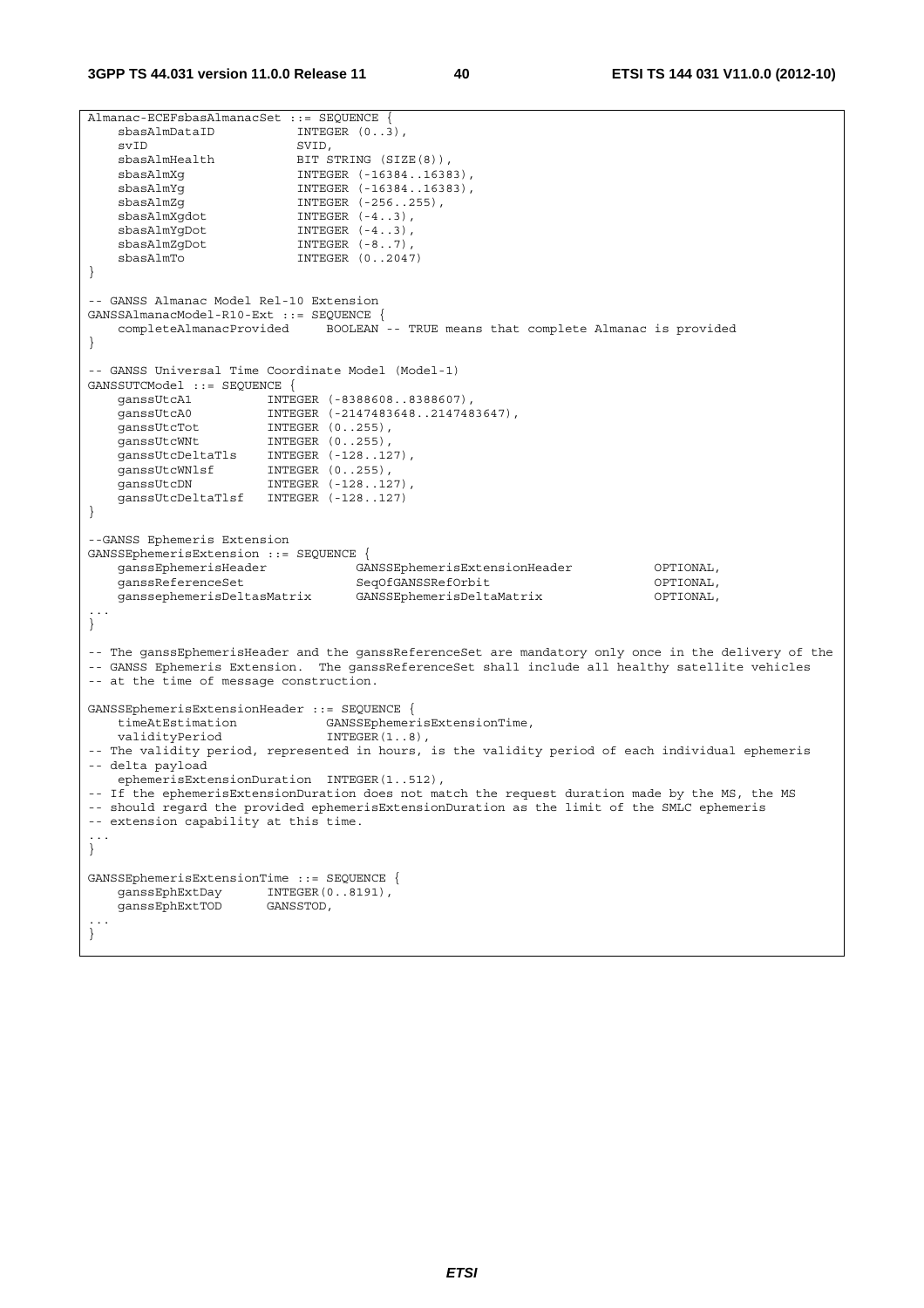```
Almanac-ECEFsbasAlmanacSet ::= SEQUENCE {
    sbasAlmDataID           INTEGER (0..3),
    svID                    SVID,
    sbasAlmHealth           BIT STRING (SIZE(8)),
    sbasAlmXg               INTEGER (-16384..16383),
    sbasAlmYg               INTEGER (-16384..16383),
    sbasAlmZg               INTEGER (-256..255),
    sbasAlmXgdot            INTEGER (-4..3),
    sbasAlmYgDot            INTEGER (-4..3),
    sbasAlmZgDot            INTEGER (-8..7),
    sbasAlmTo               INTEGER (0..2047)
}

-- GANSS Almanac Model Rel-10 Extension
GANSSAlmanacModel-R10-Ext ::= SEQUENCE {
    completeAlmanacProvided     BOOLEAN -- TRUE means that complete Almanac is provided
}

-- GANSS Universal Time Coordinate Model (Model-1)
GANSSUTCModel ::= SEQUENCE {
    ganssUtcA1          INTEGER (-8388608..8388607),
    ganssUtcA0          INTEGER (-2147483648..2147483647),
    ganssUtcTot         INTEGER (0..255),
    ganssUtcWNt         INTEGER (0..255),
    ganssUtcDeltaTls    INTEGER (-128..127),
    ganssUtcWNlsf       INTEGER (0..255),
    ganssUtcDN          INTEGER (-128..127),
    ganssUtcDeltaTlsf   INTEGER (-128..127)
}

--GANSS Ephemeris Extension
GANSSEphemerisExtension ::= SEQUENCE {
    ganssEphemerisHeader            GANSSEphemerisExtensionHeader           OPTIONAL,
    ganssReferenceSet               SeqOfGANSSRefOrbit                      OPTIONAL,
    ganssephemerisDeltasMatrix      GANSSEphemerisDeltaMatrix               OPTIONAL,
...
}

-- The ganssEphemerisHeader and the ganssReferenceSet are mandatory only once in the delivery of the
-- GANSS Ephemeris Extension.  The ganssReferenceSet shall include all healthy satellite vehicles
-- at the time of message construction.

GANSSEphemerisExtensionHeader ::= SEQUENCE {
    timeAtEstimation            GANSSEphemerisExtensionTime,
    validityPeriod              INTEGER(1..8),
-- The validity period, represented in hours, is the validity period of each individual ephemeris
-- delta payload
    ephemerisExtensionDuration  INTEGER(1..512),
-- If the ephemerisExtensionDuration does not match the request duration made by the MS, the MS
-- should regard the provided ephemerisExtensionDuration as the limit of the SMLC ephemeris
-- extension capability at this time.
...
}

GANSSEphemerisExtensionTime ::= SEQUENCE {
    ganssEphExtDay      INTEGER(0..8191),
    ganssEphExtTOD      GANSSTOD,
...
}
```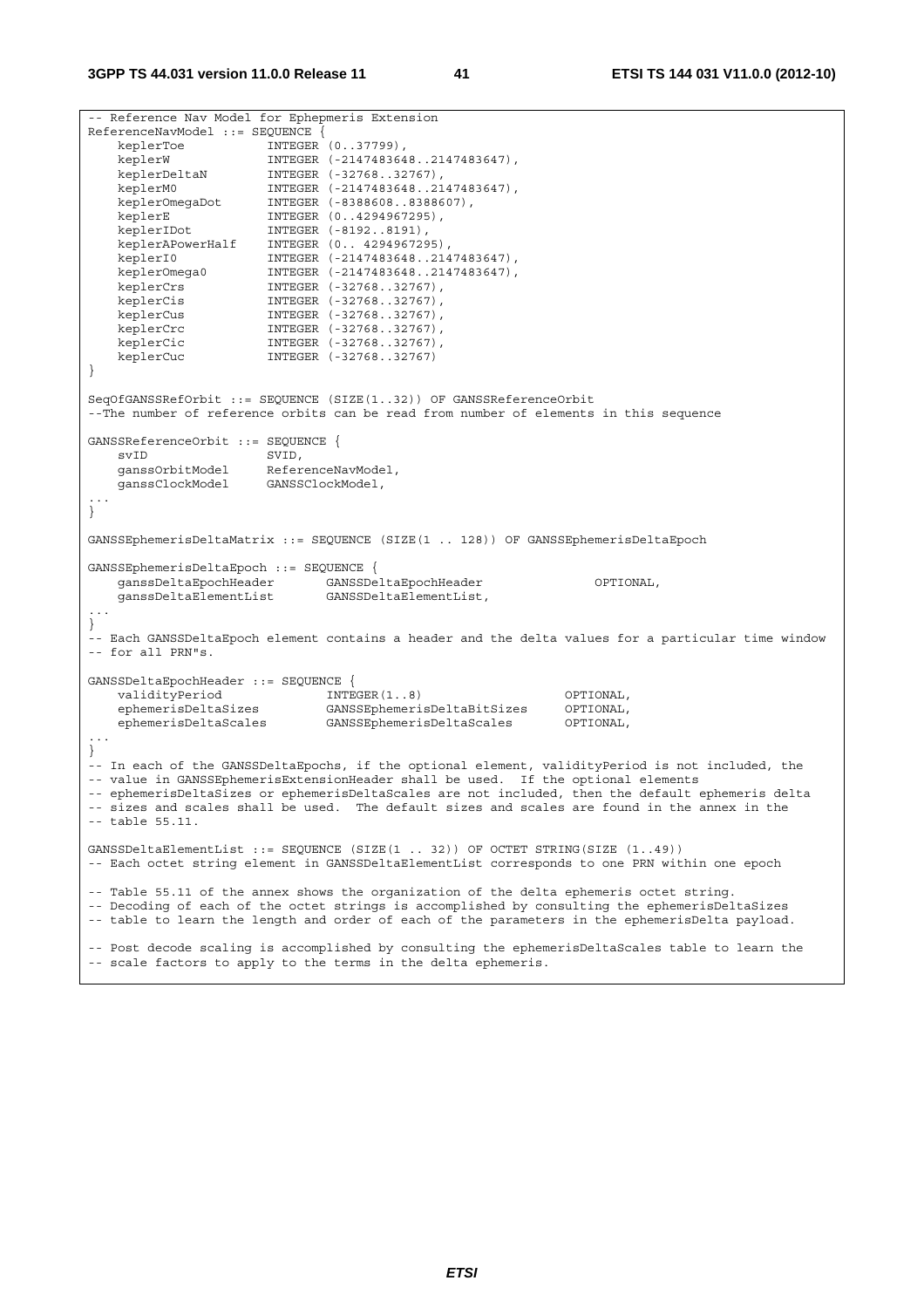```
-- Reference Nav Model for Ephepmeris Extension
ReferenceNavModel ::= SEQUENCE {
    keplerToe           INTEGER (0..37799),
    keplerW             INTEGER (-2147483648..2147483647),
    keplerDeltaN        INTEGER (-32768..32767),
    keplerM0            INTEGER (-2147483648..2147483647),
    keplerOmegaDot      INTEGER (-8388608..8388607),
    keplerE             INTEGER (0..4294967295),
    keplerIDot          INTEGER (-8192..8191),
    keplerAPowerHalf    INTEGER (0.. 4294967295),
    keplerI0            INTEGER (-2147483648..2147483647),
    keplerOmega0        INTEGER (-2147483648..2147483647),
    keplerCrs           INTEGER (-32768..32767),
    keplerCis           INTEGER (-32768..32767),
    keplerCus           INTEGER (-32768..32767),
    keplerCrc           INTEGER (-32768..32767),
    keplerCic           INTEGER (-32768..32767),
    keplerCuc           INTEGER (-32768..32767)
}

SeqOfGANSSRefOrbit ::= SEQUENCE (SIZE(1..32)) OF GANSSReferenceOrbit
--The number of reference orbits can be read from number of elements in this sequence

GANSSReferenceOrbit ::= SEQUENCE {
    svID                SVID,
    ganssOrbitModel     ReferenceNavModel,
    ganssClockModel     GANSSClockModel,
...
}

GANSSEphemerisDeltaMatrix ::= SEQUENCE (SIZE(1 .. 128)) OF GANSSEphemerisDeltaEpoch

GANSSEphemerisDeltaEpoch ::= SEQUENCE {
    ganssDeltaEpochHeader       GANSSDeltaEpochHeader               OPTIONAL,
    ganssDeltaElementList       GANSSDeltaElementList,
...
}
-- Each GANSSDeltaEpoch element contains a header and the delta values for a particular time window
-- for all PRN"s.

GANSSDeltaEpochHeader ::= SEQUENCE {
    validityPeriod              INTEGER(1..8)                       OPTIONAL,
    ephemerisDeltaSizes         GANSSEphemerisDeltaBitSizes         OPTIONAL,
    ephemerisDeltaScales        GANSSEphemerisDeltaScales           OPTIONAL,
...
}
-- In each of the GANSSDeltaEpochs, if the optional element, validityPeriod is not included, the
-- value in GANSSEphemerisExtensionHeader shall be used.  If the optional elements
-- ephemerisDeltaSizes or ephemerisDeltaScales are not included, then the default ephemeris delta
-- sizes and scales shall be used.  The default sizes and scales are found in the annex in the
-- table 55.11.

GANSSDeltaElementList ::= SEQUENCE (SIZE(1 .. 32)) OF OCTET STRING(SIZE (1..49))
-- Each octet string element in GANSSDeltaElementList corresponds to one PRN within one epoch

-- Table 55.11 of the annex shows the organization of the delta ephemeris octet string.
-- Decoding of each of the octet strings is accomplished by consulting the ephemerisDeltaSizes
-- table to learn the length and order of each of the parameters in the ephemerisDelta payload.

-- Post decode scaling is accomplished by consulting the ephemerisDeltaScales table to learn the
-- scale factors to apply to the terms in the delta ephemeris.
```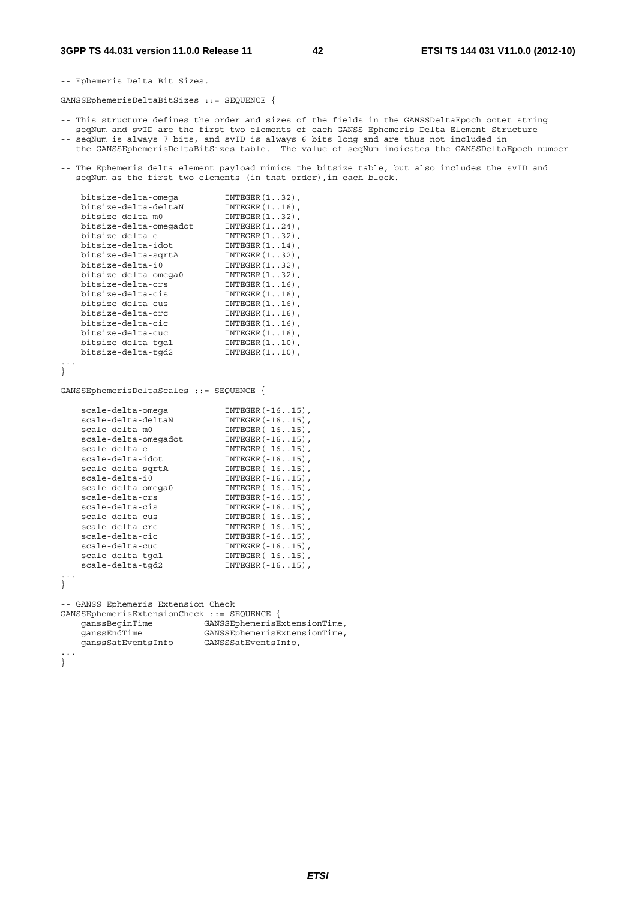```
-- Ephemeris Delta Bit Sizes.

GANSSEphemerisDeltaBitSizes ::= SEQUENCE {

-- This structure defines the order and sizes of the fields in the GANSSDeltaEpoch octet string
-- seqNum and svID are the first two elements of each GANSS Ephemeris Delta Element Structure
-- seqNum is always 7 bits, and svID is always 6 bits long and are thus not included in
-- the GANSSEphemerisDeltaBitSizes table.  The value of seqNum indicates the GANSSDeltaEpoch number

-- The Ephemeris delta element payload mimics the bitsize table, but also includes the svID and
-- seqNum as the first two elements (in that order),in each block.

    bitsize-delta-omega         INTEGER(1..32),
    bitsize-delta-deltaN        INTEGER(1..16),
    bitsize-delta-m0            INTEGER(1..32),
    bitsize-delta-omegadot      INTEGER(1..24),
    bitsize-delta-e             INTEGER(1..32),
    bitsize-delta-idot          INTEGER(1..14),
    bitsize-delta-sqrtA         INTEGER(1..32),
    bitsize-delta-i0            INTEGER(1..32),
    bitsize-delta-omega0        INTEGER(1..32),
    bitsize-delta-crs           INTEGER(1..16),
    bitsize-delta-cis           INTEGER(1..16),
    bitsize-delta-cus           INTEGER(1..16),
    bitsize-delta-crc           INTEGER(1..16),
    bitsize-delta-cic           INTEGER(1..16),
    bitsize-delta-cuc           INTEGER(1..16),
    bitsize-delta-tgd1          INTEGER(1..10),
    bitsize-delta-tgd2          INTEGER(1..10),
...
}

GANSSEphemerisDeltaScales ::= SEQUENCE {

    scale-delta-omega           INTEGER(-16..15),
    scale-delta-deltaN          INTEGER(-16..15),
    scale-delta-m0              INTEGER(-16..15),
    scale-delta-omegadot        INTEGER(-16..15),
    scale-delta-e               INTEGER(-16..15),
    scale-delta-idot            INTEGER(-16..15),
    scale-delta-sqrtA           INTEGER(-16..15),
    scale-delta-i0              INTEGER(-16..15),
    scale-delta-omega0          INTEGER(-16..15),
    scale-delta-crs             INTEGER(-16..15),
    scale-delta-cis             INTEGER(-16..15),
    scale-delta-cus             INTEGER(-16..15),
    scale-delta-crc             INTEGER(-16..15),
    scale-delta-cic             INTEGER(-16..15),
    scale-delta-cuc             INTEGER(-16..15),
    scale-delta-tgd1            INTEGER(-16..15),
    scale-delta-tgd2            INTEGER(-16..15),
...
}

-- GANSS Ephemeris Extension Check
GANSSEphemerisExtensionCheck ::= SEQUENCE {
    ganssBeginTime          GANSSEphemerisExtensionTime,
    ganssEndTime            GANSSEphemerisExtensionTime,
    ganssSatEventsInfo      GANSSSatEventsInfo,
...
}
```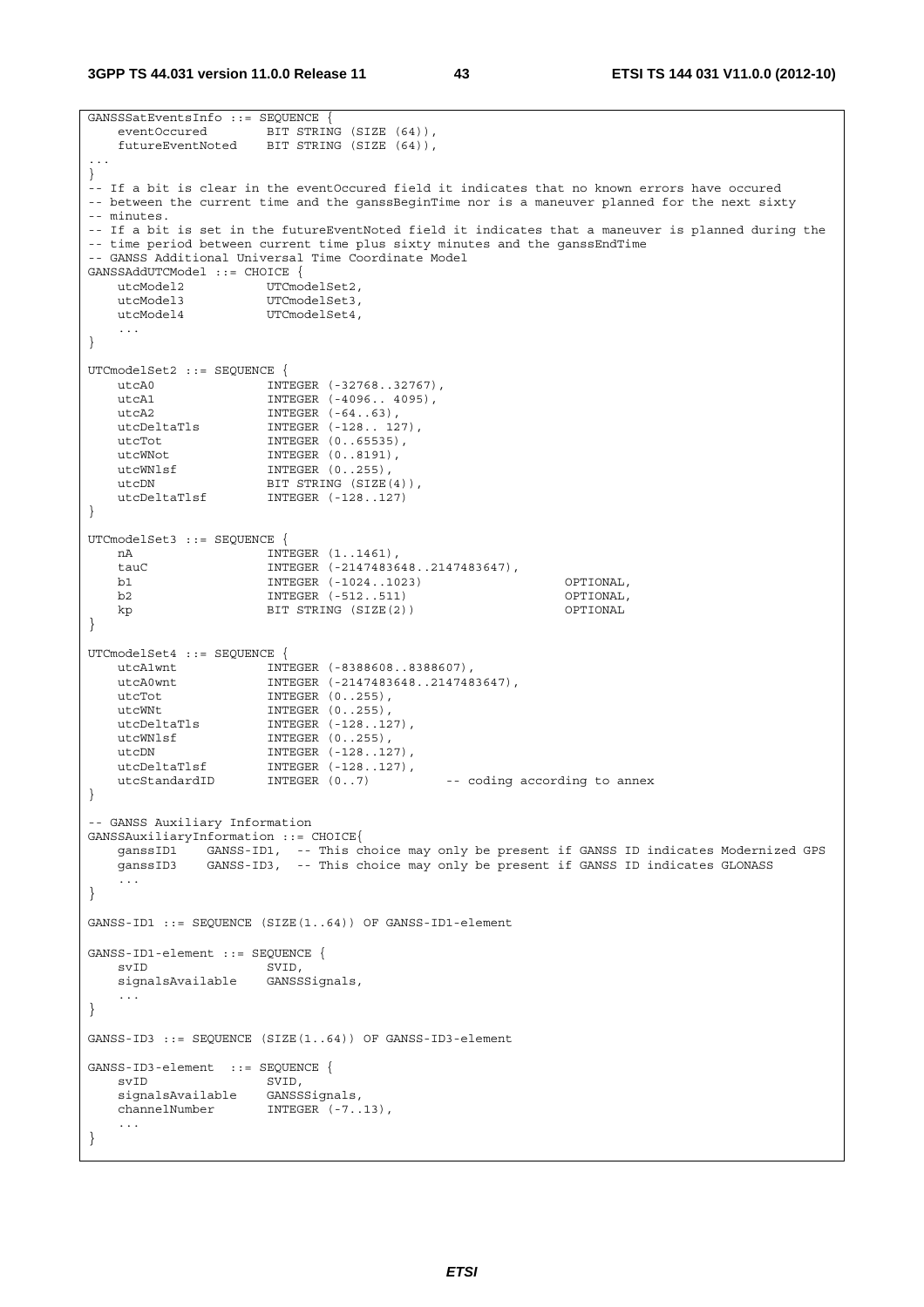```
GANSSSatEventsInfo ::= SEQUENCE {
    eventOccured        BIT STRING (SIZE (64)),
    futureEventNoted    BIT STRING (SIZE (64)),
...
}
-- If a bit is clear in the eventOccured field it indicates that no known errors have occured
-- between the current time and the ganssBeginTime nor is a maneuver planned for the next sixty
-- minutes.
-- If a bit is set in the futureEventNoted field it indicates that a maneuver is planned during the
-- time period between current time plus sixty minutes and the ganssEndTime
-- GANSS Additional Universal Time Coordinate Model
GANSSAddUTCModel ::= CHOICE {
    utcModel2           UTCmodelSet2,
    utcModel3           UTCmodelSet3,
    utcModel4           UTCmodelSet4,
    ...
}

UTCmodelSet2 ::= SEQUENCE {
    utcA0               INTEGER (-32768..32767),
    utcA1               INTEGER (-4096.. 4095),
    utcA2               INTEGER (-64..63),
    utcDeltaTls         INTEGER (-128.. 127),
    utcTot              INTEGER (0..65535),
    utcWNot             INTEGER (0..8191),
    utcWNlsf            INTEGER (0..255),
    utcDN               BIT STRING (SIZE(4)),
    utcDeltaTlsf        INTEGER (-128..127)
}

UTCmodelSet3 ::= SEQUENCE {
    nA                  INTEGER (1..1461),
    tauC                INTEGER (-2147483648..2147483647),
    b1                  INTEGER (-1024..1023)                   OPTIONAL,
    b2                  INTEGER (-512..511)                     OPTIONAL,
    kp                  BIT STRING (SIZE(2))                    OPTIONAL
}

UTCmodelSet4 ::= SEQUENCE {
    utcA1wnt            INTEGER (-8388608..8388607),
    utcA0wnt            INTEGER (-2147483648..2147483647),
    utcTot              INTEGER (0..255),
    utcWNt              INTEGER (0..255),
    utcDeltaTls         INTEGER (-128..127),
    utcWNlsf            INTEGER (0..255),
    utcDN               INTEGER (-128..127),
    utcDeltaTlsf        INTEGER (-128..127),
    utcStandardID       INTEGER (0..7)          -- coding according to annex
}

-- GANSS Auxiliary Information
GANSSAuxiliaryInformation ::= CHOICE{
    ganssID1    GANSS-ID1,  -- This choice may only be present if GANSS ID indicates Modernized GPS
    ganssID3    GANSS-ID3,  -- This choice may only be present if GANSS ID indicates GLONASS
    ...
}

GANSS-ID1 ::= SEQUENCE (SIZE(1..64)) OF GANSS-ID1-element

GANSS-ID1-element ::= SEQUENCE {
    svID                SVID,
    signalsAvailable    GANSSSignals,
    ...
}

GANSS-ID3 ::= SEQUENCE (SIZE(1..64)) OF GANSS-ID3-element

GANSS-ID3-element  ::= SEQUENCE {
    svID                SVID,
    signalsAvailable    GANSSSignals,
    channelNumber       INTEGER (-7..13),
    ...
}
```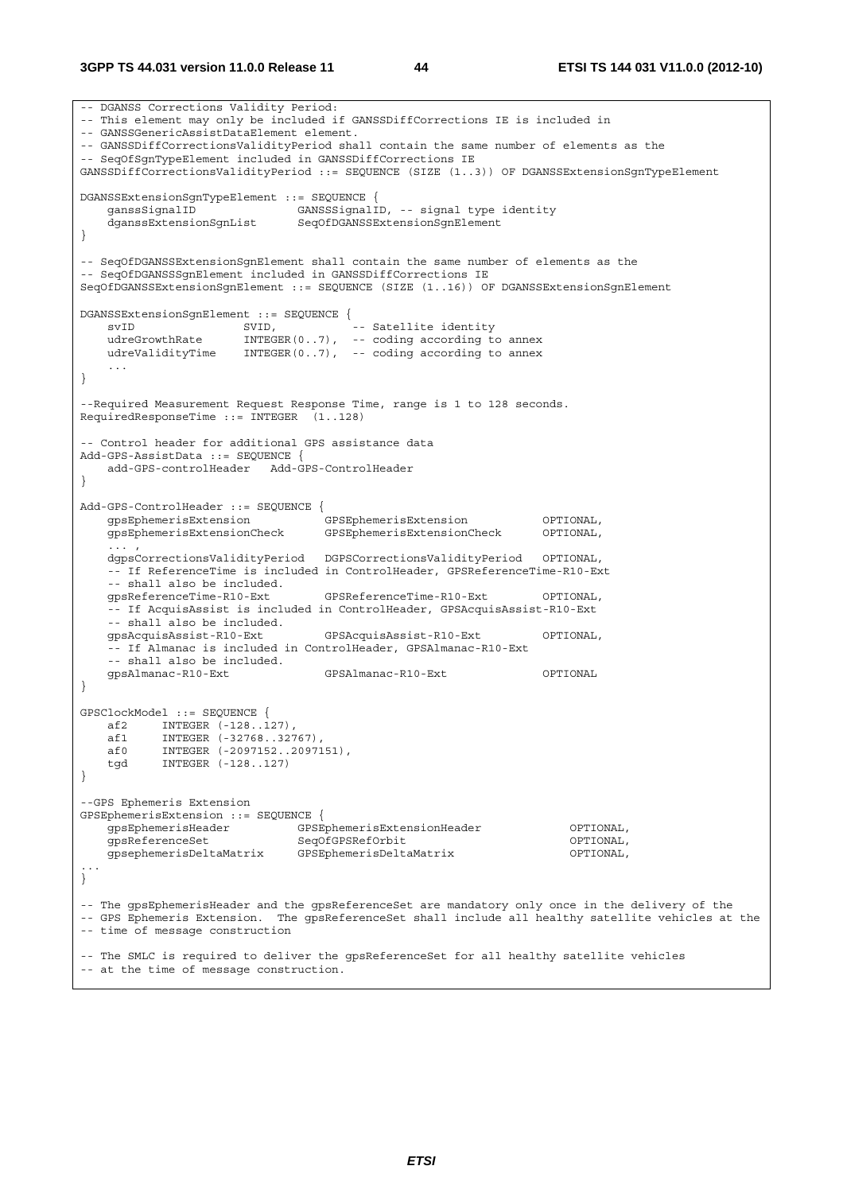```
-- DGANSS Corrections Validity Period:
-- This element may only be included if GANSSDiffCorrections IE is included in
-- GANSSGenericAssistDataElement element.
-- GANSSDiffCorrectionsValidityPeriod shall contain the same number of elements as the
-- SeqOfSgnTypeElement included in GANSSDiffCorrections IE
GANSSDiffCorrectionsValidityPeriod ::= SEQUENCE (SIZE (1..3)) OF DGANSSExtensionSgnTypeElement

DGANSSExtensionSgnTypeElement ::= SEQUENCE {
    ganssSignalID               GANSSSignalID, -- signal type identity
    dganssExtensionSgnList      SeqOfDGANSSExtensionSgnElement
}

-- SeqOfDGANSSExtensionSgnElement shall contain the same number of elements as the
-- SeqOfDGANSSSgnElement included in GANSSDiffCorrections IE
SeqOfDGANSSExtensionSgnElement ::= SEQUENCE (SIZE (1..16)) OF DGANSSExtensionSgnElement

DGANSSExtensionSgnElement ::= SEQUENCE {
    svID                SVID,           -- Satellite identity
    udreGrowthRate      INTEGER(0..7),  -- coding according to annex
    udreValidityTime    INTEGER(0..7),  -- coding according to annex
    ...
}

--Required Measurement Request Response Time, range is 1 to 128 seconds.
RequiredResponseTime ::= INTEGER  (1..128)

-- Control header for additional GPS assistance data
Add-GPS-AssistData ::= SEQUENCE {
    add-GPS-controlHeader   Add-GPS-ControlHeader
}

Add-GPS-ControlHeader ::= SEQUENCE {
    gpsEphemerisExtension           GPSEphemerisExtension           OPTIONAL,
    gpsEphemerisExtensionCheck      GPSEphemerisExtensionCheck      OPTIONAL,
    ... ,
    dgpsCorrectionsValidityPeriod   DGPSCorrectionsValidityPeriod   OPTIONAL,
    -- If ReferenceTime is included in ControlHeader, GPSReferenceTime-R10-Ext
    -- shall also be included.
    gpsReferenceTime-R10-Ext        GPSReferenceTime-R10-Ext        OPTIONAL,
    -- If AcquisAssist is included in ControlHeader, GPSAcquisAssist-R10-Ext
    -- shall also be included.
    gpsAcquisAssist-R10-Ext         GPSAcquisAssist-R10-Ext         OPTIONAL,
    -- If Almanac is included in ControlHeader, GPSAlmanac-R10-Ext
    -- shall also be included.
    gpsAlmanac-R10-Ext              GPSAlmanac-R10-Ext              OPTIONAL
}

GPSClockModel ::= SEQUENCE {
    af2     INTEGER (-128..127),
    af1     INTEGER (-32768..32767),
    af0     INTEGER (-2097152..2097151),
    tgd     INTEGER (-128..127)
}

--GPS Ephemeris Extension
GPSEphemerisExtension ::= SEQUENCE {
    gpsEphemerisHeader          GPSEphemerisExtensionHeader             OPTIONAL,
    gpsReferenceSet             SeqOfGPSRefOrbit                        OPTIONAL,
    gpsephemerisDeltaMatrix     GPSEphemerisDeltaMatrix                 OPTIONAL,
...
}

-- The gpsEphemerisHeader and the gpsReferenceSet are mandatory only once in the delivery of the
-- GPS Ephemeris Extension.  The gpsReferenceSet shall include all healthy satellite vehicles at the
-- time of message construction

-- The SMLC is required to deliver the gpsReferenceSet for all healthy satellite vehicles
-- at the time of message construction.
```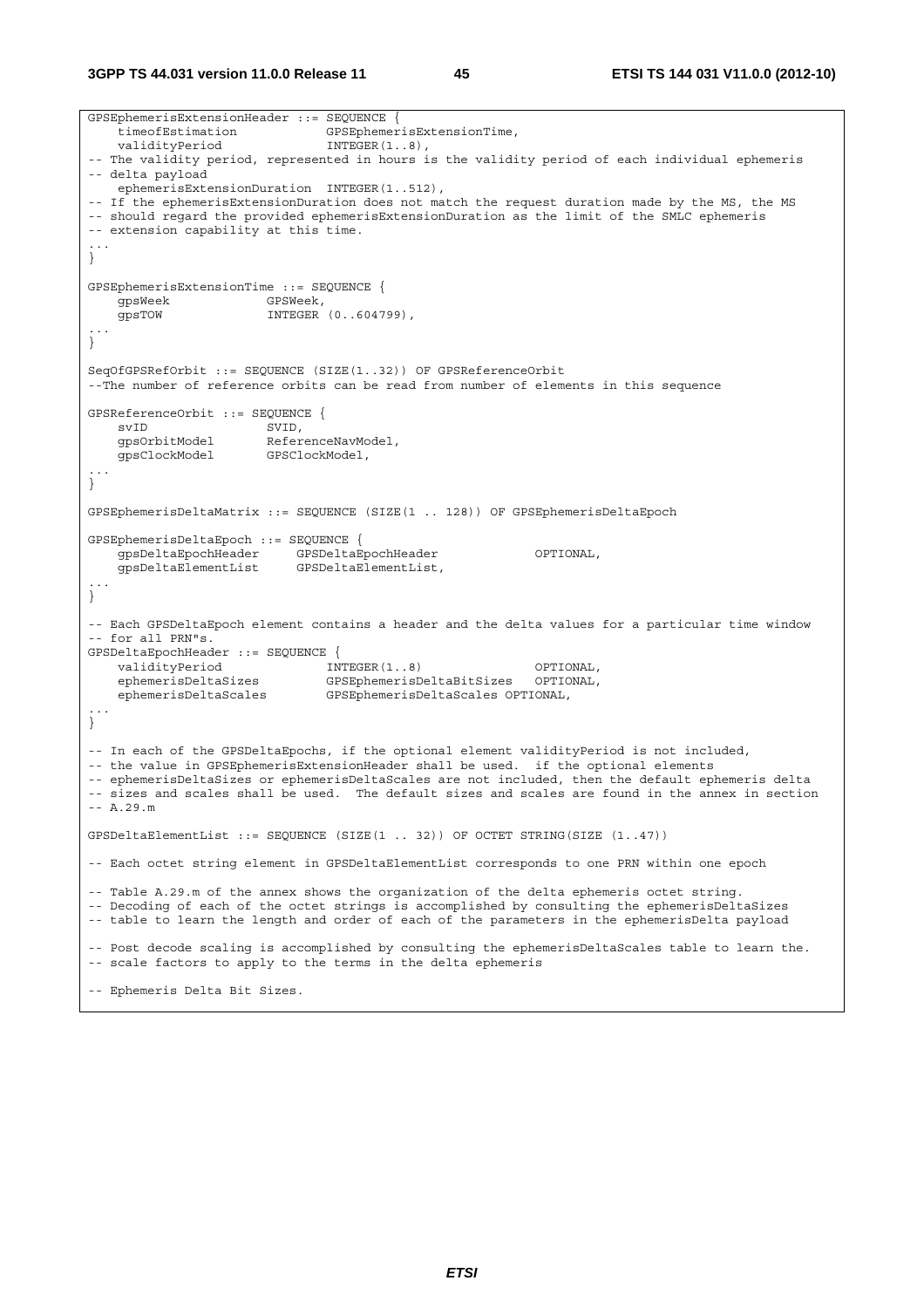```
GPSEphemerisExtensionHeader ::= SEQUENCE {
    timeofEstimation            GPSEphemerisExtensionTime,
    validityPeriod              INTEGER(1..8),
-- The validity period, represented in hours is the validity period of each individual ephemeris
-- delta payload
    ephemerisExtensionDuration  INTEGER(1..512),
-- If the ephemerisExtensionDuration does not match the request duration made by the MS, the MS
-- should regard the provided ephemerisExtensionDuration as the limit of the SMLC ephemeris
-- extension capability at this time.
...
}

GPSEphemerisExtensionTime ::= SEQUENCE {
    gpsWeek             GPSWeek,
    gpsTOW              INTEGER (0..604799),
...
}

SeqOfGPSRefOrbit ::= SEQUENCE (SIZE(1..32)) OF GPSReferenceOrbit
--The number of reference orbits can be read from number of elements in this sequence

GPSReferenceOrbit ::= SEQUENCE {
    svID                SVID,
    gpsOrbitModel       ReferenceNavModel,
    gpsClockModel       GPSClockModel,
...
}

GPSEphemerisDeltaMatrix ::= SEQUENCE (SIZE(1 .. 128)) OF GPSEphemerisDeltaEpoch

GPSEphemerisDeltaEpoch ::= SEQUENCE {
    gpsDeltaEpochHeader     GPSDeltaEpochHeader             OPTIONAL,
    gpsDeltaElementList     GPSDeltaElementList,
...
}

-- Each GPSDeltaEpoch element contains a header and the delta values for a particular time window
-- for all PRN"s.
GPSDeltaEpochHeader ::= SEQUENCE {
    validityPeriod              INTEGER(1..8)               OPTIONAL,
    ephemerisDeltaSizes         GPSEphemerisDeltaBitSizes   OPTIONAL,
    ephemerisDeltaScales        GPSEphemerisDeltaScales OPTIONAL,
...
}

-- In each of the GPSDeltaEpochs, if the optional element validityPeriod is not included,
-- the value in GPSEphemerisExtensionHeader shall be used.  if the optional elements
-- ephemerisDeltaSizes or ephemerisDeltaScales are not included, then the default ephemeris delta
-- sizes and scales shall be used.  The default sizes and scales are found in the annex in section
-- A.29.m

GPSDeltaElementList ::= SEQUENCE (SIZE(1 .. 32)) OF OCTET STRING(SIZE (1..47))

-- Each octet string element in GPSDeltaElementList corresponds to one PRN within one epoch

-- Table A.29.m of the annex shows the organization of the delta ephemeris octet string.
-- Decoding of each of the octet strings is accomplished by consulting the ephemerisDeltaSizes
-- table to learn the length and order of each of the parameters in the ephemerisDelta payload

-- Post decode scaling is accomplished by consulting the ephemerisDeltaScales table to learn the.
-- scale factors to apply to the terms in the delta ephemeris

-- Ephemeris Delta Bit Sizes.
```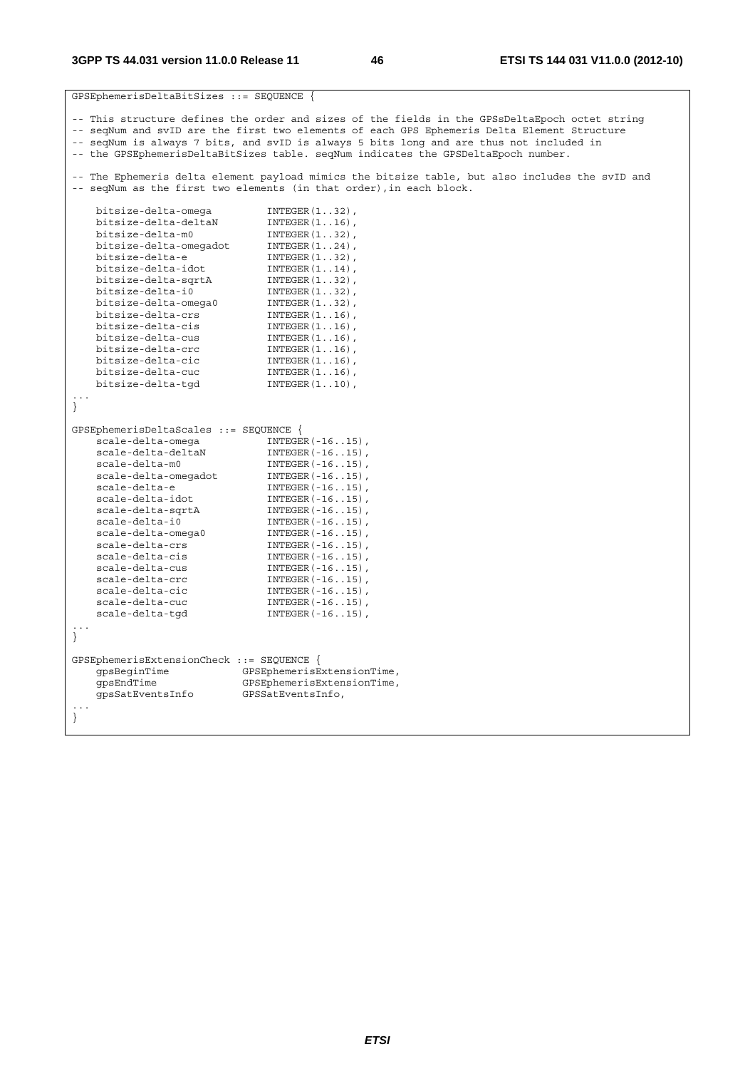```
GPSEphemerisDeltaBitSizes ::= SEQUENCE {

-- This structure defines the order and sizes of the fields in the GPSsDeltaEpoch octet string
-- seqNum and svID are the first two elements of each GPS Ephemeris Delta Element Structure
-- seqNum is always 7 bits, and svID is always 5 bits long and are thus not included in
-- the GPSEphemerisDeltaBitSizes table. seqNum indicates the GPSDeltaEpoch number.

-- The Ephemeris delta element payload mimics the bitsize table, but also includes the svID and
-- seqNum as the first two elements (in that order),in each block.

    bitsize-delta-omega         INTEGER(1..32),
    bitsize-delta-deltaN        INTEGER(1..16),
    bitsize-delta-m0            INTEGER(1..32),
    bitsize-delta-omegadot      INTEGER(1..24),
    bitsize-delta-e             INTEGER(1..32),
    bitsize-delta-idot          INTEGER(1..14),
    bitsize-delta-sqrtA         INTEGER(1..32),
    bitsize-delta-i0            INTEGER(1..32),
    bitsize-delta-omega0        INTEGER(1..32),
    bitsize-delta-crs           INTEGER(1..16),
    bitsize-delta-cis           INTEGER(1..16),
    bitsize-delta-cus           INTEGER(1..16),
    bitsize-delta-crc           INTEGER(1..16),
    bitsize-delta-cic           INTEGER(1..16),
    bitsize-delta-cuc           INTEGER(1..16),
    bitsize-delta-tgd           INTEGER(1..10),
...
}

GPSEphemerisDeltaScales ::= SEQUENCE {
    scale-delta-omega           INTEGER(-16..15),
    scale-delta-deltaN          INTEGER(-16..15),
    scale-delta-m0              INTEGER(-16..15),
    scale-delta-omegadot        INTEGER(-16..15),
    scale-delta-e               INTEGER(-16..15),
    scale-delta-idot            INTEGER(-16..15),
    scale-delta-sqrtA           INTEGER(-16..15),
    scale-delta-i0              INTEGER(-16..15),
    scale-delta-omega0          INTEGER(-16..15),
    scale-delta-crs             INTEGER(-16..15),
    scale-delta-cis             INTEGER(-16..15),
    scale-delta-cus             INTEGER(-16..15),
    scale-delta-crc             INTEGER(-16..15),
    scale-delta-cic             INTEGER(-16..15),
    scale-delta-cuc             INTEGER(-16..15),
    scale-delta-tgd             INTEGER(-16..15),
...
}

GPSEphemerisExtensionCheck ::= SEQUENCE {
    gpsBeginTime            GPSEphemerisExtensionTime,
    gpsEndTime              GPSEphemerisExtensionTime,
    gpsSatEventsInfo        GPSSatEventsInfo,
...
}
```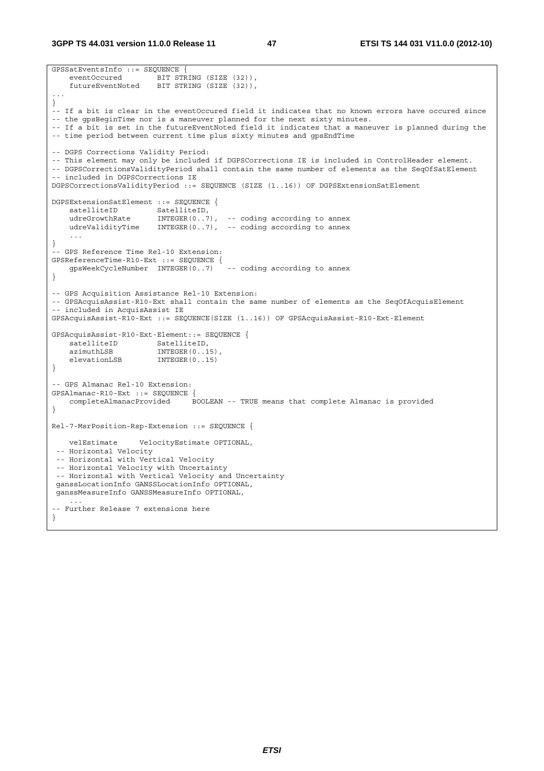```
GPSSatEventsInfo ::= SEQUENCE {
    eventOccured        BIT STRING (SIZE (32)),
    futureEventNoted    BIT STRING (SIZE (32)),
...
}
-- If a bit is clear in the eventOccured field it indicates that no known errors have occured since
-- the gpsBeginTime nor is a maneuver planned for the next sixty minutes.
-- If a bit is set in the futureEventNoted field it indicates that a maneuver is planned during the
-- time period between current time plus sixty minutes and gpsEndTime

-- DGPS Corrections Validity Period:
-- This element may only be included if DGPSCorrections IE is included in ControlHeader element.
-- DGPSCorrectionsValidityPeriod shall contain the same number of elements as the SeqOfSatElement
-- included in DGPSCorrections IE
DGPSCorrectionsValidityPeriod ::= SEQUENCE (SIZE (1..16)) OF DGPSExtensionSatElement

DGPSExtensionSatElement ::= SEQUENCE {
    satelliteID         SatelliteID,
    udreGrowthRate      INTEGER(0..7),  -- coding according to annex
    udreValidityTime    INTEGER(0..7),  -- coding according to annex
    ...
}
-- GPS Reference Time Rel-10 Extension:
GPSReferenceTime-R10-Ext ::= SEQUENCE {
    gpsWeekCycleNumber  INTEGER(0..7)   -- coding according to annex
}

-- GPS Acquisition Assistance Rel-10 Extension:
-- GPSAcquisAssist-R10-Ext shall contain the same number of elements as the SeqOfAcquisElement
-- included in AcquisAssist IE
GPSAcquisAssist-R10-Ext ::= SEQUENCE(SIZE (1..16)) OF GPSAcquisAssist-R10-Ext-Element

GPSAcquisAssist-R10-Ext-Element::= SEQUENCE {
    satelliteID         SatelliteID,
    azimuthLSB          INTEGER(0..15),
    elevationLSB        INTEGER(0..15)
}

-- GPS Almanac Rel-10 Extension:
GPSAlmanac-R10-Ext ::= SEQUENCE {
    completeAlmanacProvided     BOOLEAN -- TRUE means that complete Almanac is provided
}

Rel-7-MsrPosition-Rsp-Extension ::= SEQUENCE {

    velEstimate     VelocityEstimate OPTIONAL,
 -- Horizontal Velocity
 -- Horizontal with Vertical Velocity
 -- Horizontal Velocity with Uncertainty
 -- Horizontal with Vertical Velocity and Uncertainty
 ganssLocationInfo GANSSLocationInfo OPTIONAL,
 ganssMeasureInfo GANSSMeasureInfo OPTIONAL,
    ...
-- Further Release 7 extensions here
}
```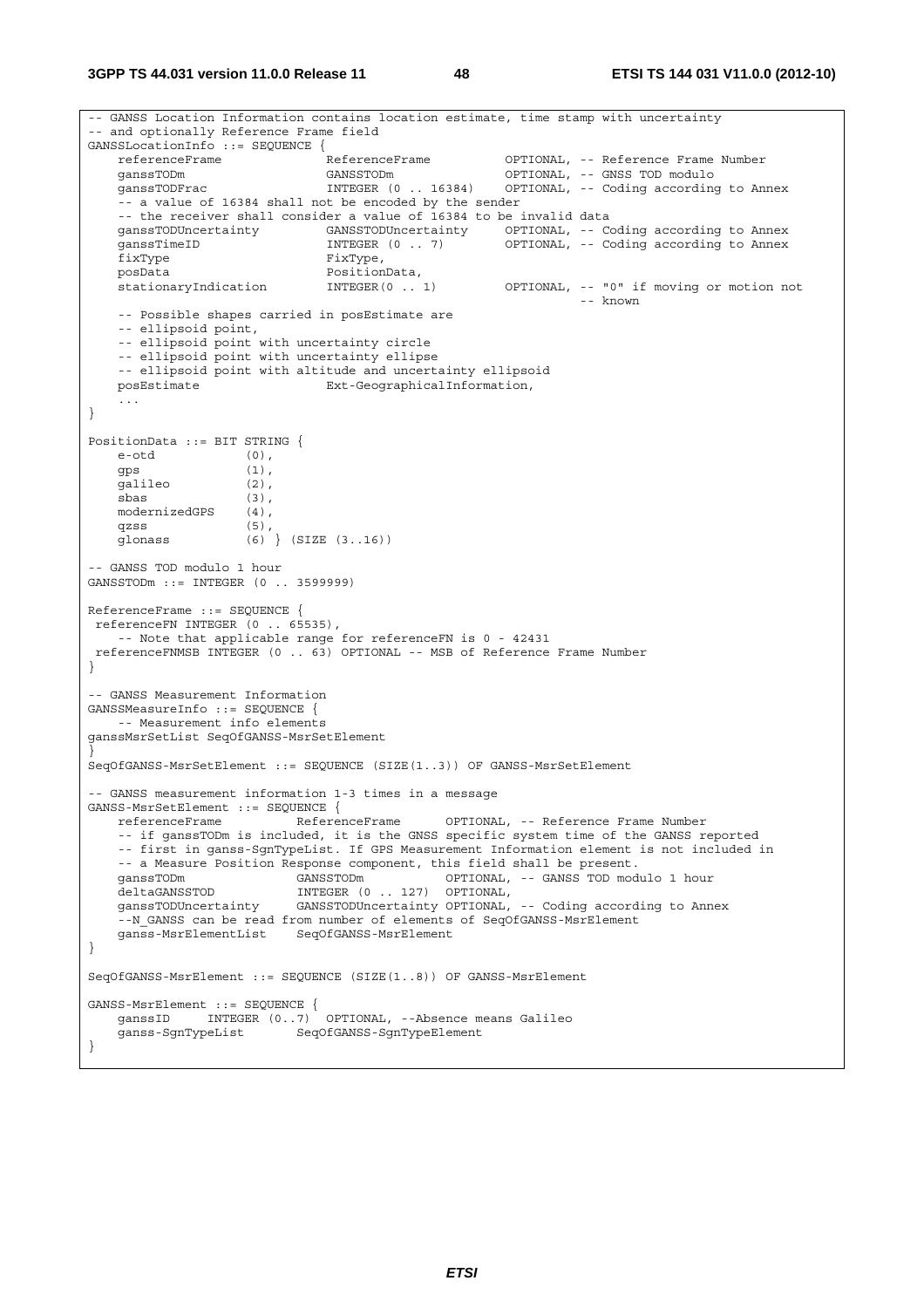```
-- GANSS Location Information contains location estimate, time stamp with uncertainty
-- and optionally Reference Frame field
GANSSLocationInfo ::= SEQUENCE {
    referenceFrame              ReferenceFrame          OPTIONAL, -- Reference Frame Number
    ganssTODm                   GANSSTODm               OPTIONAL, -- GNSS TOD modulo
    ganssTODFrac                INTEGER (0 .. 16384)    OPTIONAL, -- Coding according to Annex
    -- a value of 16384 shall not be encoded by the sender
    -- the receiver shall consider a value of 16384 to be invalid data
    ganssTODUncertainty         GANSSTODUncertainty     OPTIONAL, -- Coding according to Annex
    ganssTimeID                 INTEGER (0 .. 7)        OPTIONAL, -- Coding according to Annex
    fixType                     FixType,
    posData                     PositionData,
    stationaryIndication        INTEGER(0 .. 1)         OPTIONAL, -- "0" if moving or motion not
                                                                  -- known
    -- Possible shapes carried in posEstimate are
    -- ellipsoid point,
    -- ellipsoid point with uncertainty circle
    -- ellipsoid point with uncertainty ellipse
    -- ellipsoid point with altitude and uncertainty ellipsoid
    posEstimate                 Ext-GeographicalInformation,
    ...
}

PositionData ::= BIT STRING {
    e-otd           (0),
    gps             (1),
    galileo         (2),
    sbas            (3),
    modernizedGPS   (4),
    qzss            (5),
    glonass         (6) } (SIZE (3..16))

-- GANSS TOD modulo 1 hour
GANSSTODm ::= INTEGER (0 .. 3599999)

ReferenceFrame ::= SEQUENCE {
 referenceFN INTEGER (0 .. 65535),
    -- Note that applicable range for referenceFN is 0 - 42431
 referenceFNMSB INTEGER (0 .. 63) OPTIONAL -- MSB of Reference Frame Number
}

-- GANSS Measurement Information
GANSSMeasureInfo ::= SEQUENCE {
    -- Measurement info elements
ganssMsrSetList SeqOfGANSS-MsrSetElement
}
SeqOfGANSS-MsrSetElement ::= SEQUENCE (SIZE(1..3)) OF GANSS-MsrSetElement

-- GANSS measurement information 1-3 times in a message
GANSS-MsrSetElement ::= SEQUENCE {
    referenceFrame          ReferenceFrame      OPTIONAL, -- Reference Frame Number
    -- if ganssTODm is included, it is the GNSS specific system time of the GANSS reported
    -- first in ganss-SgnTypeList. If GPS Measurement Information element is not included in
    -- a Measure Position Response component, this field shall be present.
    ganssTODm               GANSSTODm           OPTIONAL, -- GANSS TOD modulo 1 hour
    deltaGANSSTOD           INTEGER (0 .. 127)  OPTIONAL,
    ganssTODUncertainty     GANSSTODUncertainty OPTIONAL, -- Coding according to Annex
    --N_GANSS can be read from number of elements of SeqOfGANSS-MsrElement
    ganss-MsrElementList    SeqOfGANSS-MsrElement
}

SeqOfGANSS-MsrElement ::= SEQUENCE (SIZE(1..8)) OF GANSS-MsrElement

GANSS-MsrElement ::= SEQUENCE {
    ganssID     INTEGER (0..7)  OPTIONAL, --Absence means Galileo
    ganss-SgnTypeList       SeqOfGANSS-SgnTypeElement
}
```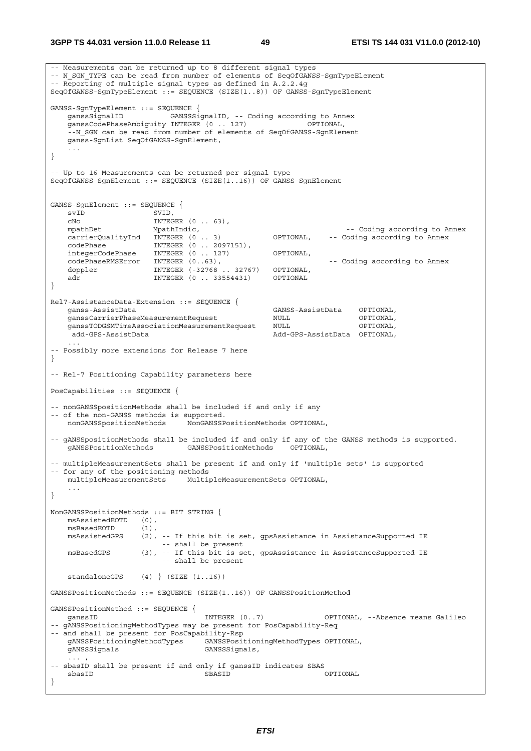```
-- Measurements can be returned up to 8 different signal types
-- N_SGN_TYPE can be read from number of elements of SeqOfGANSS-SgnTypeElement
-- Reporting of multiple signal types as defined in A.2.2.4g
SeqOfGANSS-SgnTypeElement ::= SEQUENCE (SIZE(1..8)) OF GANSS-SgnTypeElement

GANSS-SgnTypeElement ::= SEQUENCE {
    ganssSignalID           GANSSSignalID, -- Coding according to Annex
    ganssCodePhaseAmbiguity INTEGER (0 .. 127)             OPTIONAL,
    --N_SGN can be read from number of elements of SeqOfGANSS-SgnElement
    ganss-SgnList SeqOfGANSS-SgnElement,
    ...
}

-- Up to 16 Measurements can be returned per signal type
SeqOfGANSS-SgnElement ::= SEQUENCE (SIZE(1..16)) OF GANSS-SgnElement


GANSS-SgnElement ::= SEQUENCE {
    svID                SVID,
    cNo                 INTEGER (0 .. 63),
    mpathDet            MpathIndic,                                   -- Coding according to Annex
    carrierQualityInd   INTEGER (0 .. 3)           OPTIONAL,    -- Coding according to Annex
    codePhase           INTEGER (0 .. 2097151),
    integerCodePhase    INTEGER (0 .. 127)         OPTIONAL,
    codePhaseRMSError   INTEGER (0..63),                              -- Coding according to Annex
    doppler             INTEGER (-32768 .. 32767)  OPTIONAL,
    adr                 INTEGER (0 .. 33554431)    OPTIONAL
}

Rel7-AssistanceData-Extension ::= SEQUENCE {
    ganss-AssistData                                GANSS-AssistData    OPTIONAL,
    ganssCarrierPhaseMeasurementRequest             NULL                OPTIONAL,
    ganssTODGSMTimeAssociationMeasurementRequest    NULL                OPTIONAL,
     add-GPS-AssistData                             Add-GPS-AssistData  OPTIONAL,
    ...
-- Possibly more extensions for Release 7 here
}

-- Rel-7 Positioning Capability parameters here

PosCapabilities ::= SEQUENCE {

-- nonGANSSpositionMethods shall be included if and only if any
-- of the non-GANSS methods is supported.
    nonGANSSpositionMethods     NonGANSSPositionMethods OPTIONAL,

-- gANSSPositionMethods shall be included if and only if any of the GANSS methods is supported.
    gANSSPositionMethods        GANSSPositionMethods    OPTIONAL,

-- multipleMeasurementSets shall be present if and only if 'multiple sets' is supported
-- for any of the positioning methods
    multipleMeasurementSets     MultipleMeasurementSets OPTIONAL,
    ...
}

NonGANSSPositionMethods ::= BIT STRING {
    msAssistedEOTD   (0),
    msBasedEOTD      (1),
    msAssistedGPS    (2), -- If this bit is set, gpsAssistance in AssistanceSupported IE
                        -- shall be present
    msBasedGPS       (3), -- If this bit is set, gpsAssistance in AssistanceSupported IE
                        -- shall be present

    standaloneGPS    (4) } (SIZE (1..16))

GANSSPositionMethods ::= SEQUENCE (SIZE(1..16)) OF GANSSPositionMethod

GANSSPositionMethod ::= SEQUENCE {
    ganssID                         INTEGER (0..7)              OPTIONAL, --Absence means Galileo
-- gANSSPositioningMethodTypes may be present for PosCapability-Req
-- and shall be present for PosCapability-Rsp
    gANSSPositioningMethodTypes     GANSSPositioningMethodTypes OPTIONAL,
    gANSSSignals                    GANSSSignals,
    ... ,
-- sbasID shall be present if and only if ganssID indicates SBAS
    sbasID                          SBASID                      OPTIONAL
}
```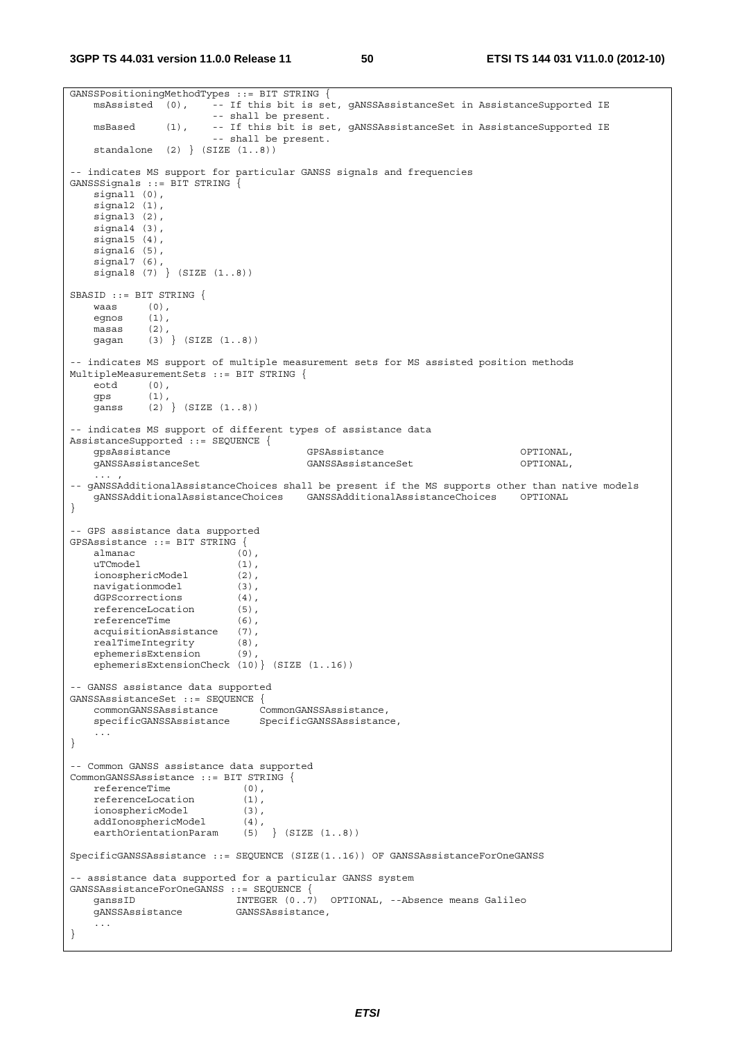```
GANSSPositioningMethodTypes ::= BIT STRING {
    msAssisted  (0),    -- If this bit is set, gANSSAssistanceSet in AssistanceSupported IE
                        -- shall be present.
    msBased     (1),    -- If this bit is set, gANSSAssistanceSet in AssistanceSupported IE
                        -- shall be present.
    standalone  (2) } (SIZE (1..8))

-- indicates MS support for particular GANSS signals and frequencies
GANSSSignals ::= BIT STRING {
    signal1 (0),
    signal2 (1),
    signal3 (2),
    signal4 (3),
    signal5 (4),
    signal6 (5),
    signal7 (6),
    signal8 (7) } (SIZE (1..8))

SBASID ::= BIT STRING {
    waas     (0),
    egnos    (1),
    masas    (2),
    gagan    (3) } (SIZE (1..8))

-- indicates MS support of multiple measurement sets for MS assisted position methods
MultipleMeasurementSets ::= BIT STRING {
    eotd     (0),
    gps      (1),
    ganss    (2) } (SIZE (1..8))

-- indicates MS support of different types of assistance data
AssistanceSupported ::= SEQUENCE {
    gpsAssistance                      GPSAssistance                        OPTIONAL,
    gANSSAssistanceSet                 GANSSAssistanceSet                   OPTIONAL,
    ... ,
-- gANSSAdditionalAssistanceChoices shall be present if the MS supports other than native models
    gANSSAdditionalAssistanceChoices    GANSSAdditionalAssistanceChoices    OPTIONAL
}

-- GPS assistance data supported
GPSAssistance ::= BIT STRING {
    almanac                 (0),
    uTCmodel                (1),
    ionosphericModel        (2),
    navigationmodel         (3),
    dGPScorrections         (4),
    referenceLocation       (5),
    referenceTime           (6),
    acquisitionAssistance   (7),
    realTimeIntegrity       (8),
    ephemerisExtension      (9),
    ephemerisExtensionCheck (10)} (SIZE (1..16))

-- GANSS assistance data supported
GANSSAssistanceSet ::= SEQUENCE {
    commonGANSSAssistance       CommonGANSSAssistance,
    specificGANSSAssistance     SpecificGANSSAssistance,
    ...
}

-- Common GANSS assistance data supported
CommonGANSSAssistance ::= BIT STRING {
    referenceTime            (0),
    referenceLocation        (1),
    ionosphericModel         (3),
    addIonosphericModel      (4),
    earthOrientationParam    (5)  } (SIZE (1..8))

SpecificGANSSAssistance ::= SEQUENCE (SIZE(1..16)) OF GANSSAssistanceForOneGANSS

-- assistance data supported for a particular GANSS system
GANSSAssistanceForOneGANSS ::= SEQUENCE {
    ganssID                 INTEGER (0..7)  OPTIONAL, --Absence means Galileo
    gANSSAssistance         GANSSAssistance,
    ...
}
```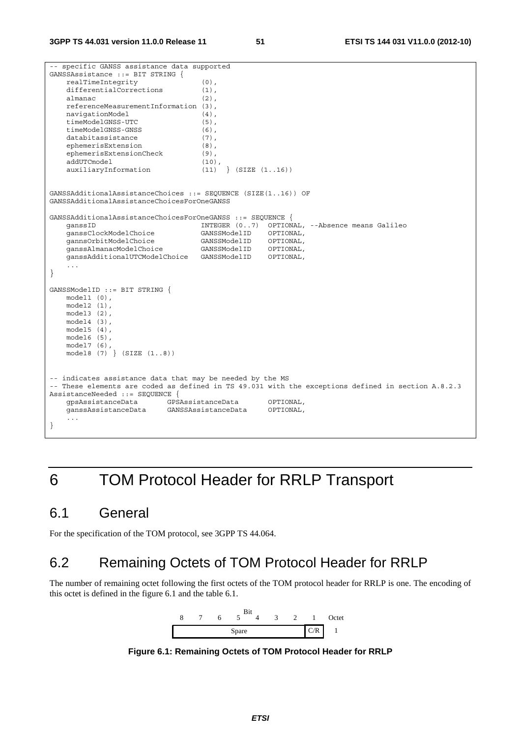```
-- specific GANSS assistance data supported
GANSSAssistance ::= BIT STRING {
    realTimeIntegrity               (0),
    differentialCorrections         (1),
    almanac                         (2),
    referenceMeasurementInformation (3),
    navigationModel                 (4),
    timeModelGNSS-UTC               (5),
    timeModelGNSS-GNSS              (6),
    databitassistance               (7),
    ephemerisExtension              (8),
    ephemerisExtensionCheck         (9),
    addUTCmodel                     (10),
    auxiliaryInformation            (11)  } (SIZE (1..16))


GANSSAdditionalAssistanceChoices ::= SEQUENCE (SIZE(1..16)) OF
GANSSAdditionalAssistanceChoicesForOneGANSS

GANSSAdditionalAssistanceChoicesForOneGANSS ::= SEQUENCE {
    ganssID                         INTEGER (0..7)  OPTIONAL, --Absence means Galileo
    ganssClockModelChoice           GANSSModelID    OPTIONAL,
    gannsOrbitModelChoice           GANSSModelID    OPTIONAL,
    ganssAlmanacModelChoice         GANSSModelID    OPTIONAL,
    ganssAdditionalUTCModelChoice   GANSSModelID    OPTIONAL,
    ...
}

GANSSModelID ::= BIT STRING {
    model1 (0),
    model2 (1),
    model3 (2),
    model4 (3),
    model5 (4),
    model6 (5),
    model7 (6),
    model8 (7) } (SIZE (1..8))


-- indicates assistance data that may be needed by the MS
-- These elements are coded as defined in TS 49.031 with the exceptions defined in section A.8.2.3
AssistanceNeeded ::= SEQUENCE {
    gpsAssistanceData       GPSAssistanceData       OPTIONAL,
    ganssAssistanceData     GANSSAssistanceData     OPTIONAL,
    ...
}
```

# 6 TOM Protocol Header for RRLP Transport

## 6.1 General

For the specification of the TOM protocol, see 3GPP TS 44.064.

## 6.2 Remaining Octets of TOM Protocol Header for RRLP

The number of remaining octet following the first octets of the TOM protocol header for RRLP is one. The encoding of this octet is defined in the figure 6.1 and the table 6.1.

| 8 | 7 | 6 | 5 | 4 | 3 | 2 | 1 | Octet |
|---|---|---|---|---|---|---|---|---|
| Spare | | | | | | | C/R | 1 |

**Figure 6.1: Remaining Octets of TOM Protocol Header for RRLP**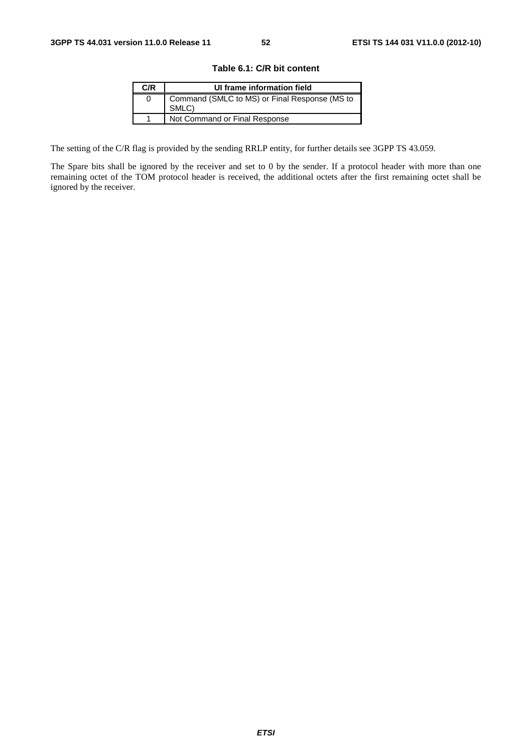**Table 6.1: C/R bit content**

| C/R | UI frame information field |
|---|---|
| 0 | Command (SMLC to MS) or Final Response (MS to SMLC) |
| 1 | Not Command or Final Response |

The setting of the C/R flag is provided by the sending RRLP entity, for further details see 3GPP TS 43.059.

The Spare bits shall be ignored by the receiver and set to 0 by the sender. If a protocol header with more than one remaining octet of the TOM protocol header is received, the additional octets after the first remaining octet shall be ignored by the receiver.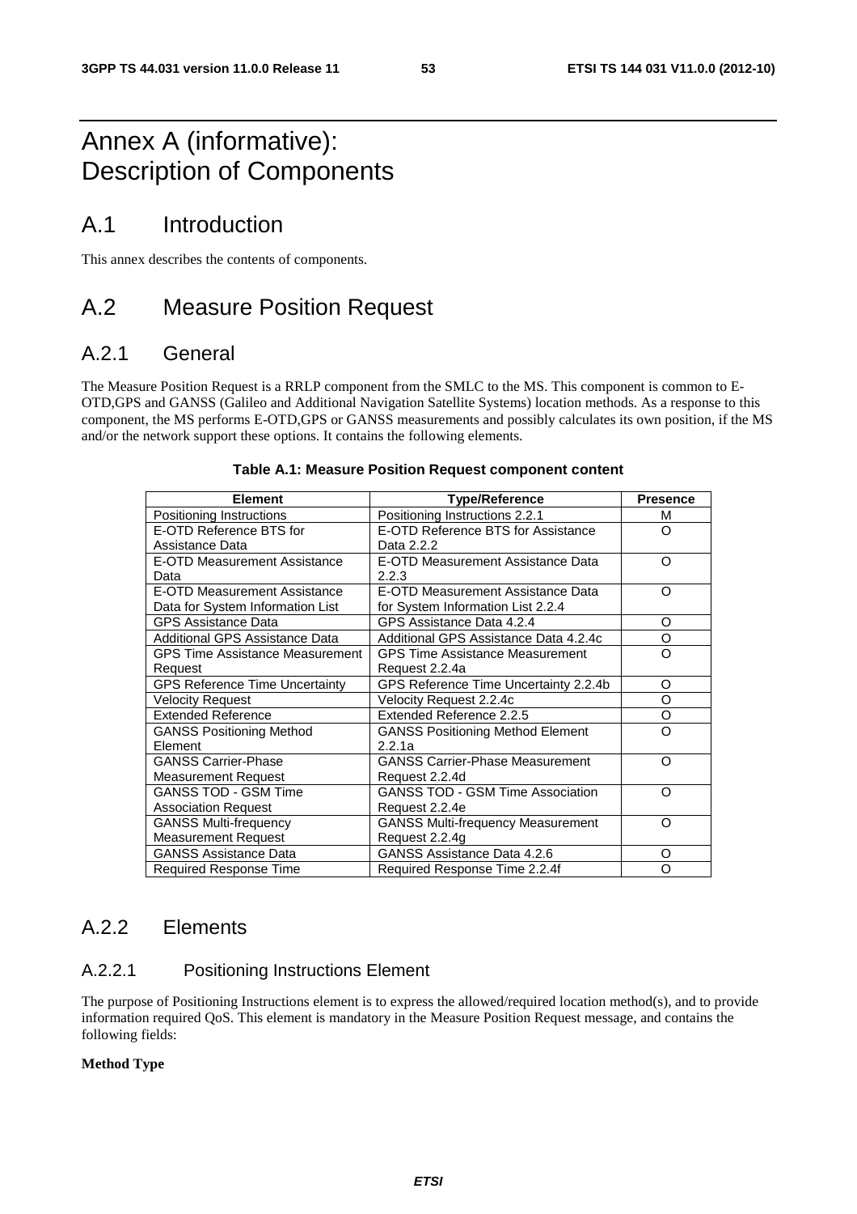# Annex A (informative): Description of Components

## A.1 Introduction

This annex describes the contents of components.

## A.2 Measure Position Request

### A.2.1 General

The Measure Position Request is a RRLP component from the SMLC to the MS. This component is common to E-OTD,GPS and GANSS (Galileo and Additional Navigation Satellite Systems) location methods. As a response to this component, the MS performs E-OTD,GPS or GANSS measurements and possibly calculates its own position, if the MS and/or the network support these options. It contains the following elements.

**Table A.1: Measure Position Request component content**

| Element | Type/Reference | Presence |
|---|---|---|
| Positioning Instructions | Positioning Instructions 2.2.1 | M |
| E-OTD Reference BTS for Assistance Data | E-OTD Reference BTS for Assistance Data 2.2.2 | O |
| E-OTD Measurement Assistance Data | E-OTD Measurement Assistance Data 2.2.3 | O |
| E-OTD Measurement Assistance Data for System Information List | E-OTD Measurement Assistance Data for System Information List 2.2.4 | O |
| GPS Assistance Data | GPS Assistance Data 4.2.4 | O |
| Additional GPS Assistance Data | Additional GPS Assistance Data 4.2.4c | O |
| GPS Time Assistance Measurement Request | GPS Time Assistance Measurement Request 2.2.4a | O |
| GPS Reference Time Uncertainty | GPS Reference Time Uncertainty 2.2.4b | O |
| Velocity Request | Velocity Request 2.2.4c | O |
| Extended Reference | Extended Reference 2.2.5 | O |
| GANSS Positioning Method Element | GANSS Positioning Method Element 2.2.1a | O |
| GANSS Carrier-Phase Measurement Request | GANSS Carrier-Phase Measurement Request 2.2.4d | O |
| GANSS TOD - GSM Time Association Request | GANSS TOD - GSM Time Association Request 2.2.4e | O |
| GANSS Multi-frequency Measurement Request | GANSS Multi-frequency Measurement Request 2.2.4g | O |
| GANSS Assistance Data | GANSS Assistance Data 4.2.6 | O |
| Required Response Time | Required Response Time 2.2.4f | O |

### A.2.2 Elements

#### A.2.2.1 Positioning Instructions Element

The purpose of Positioning Instructions element is to express the allowed/required location method(s), and to provide information required QoS. This element is mandatory in the Measure Position Request message, and contains the following fields:

**Method Type**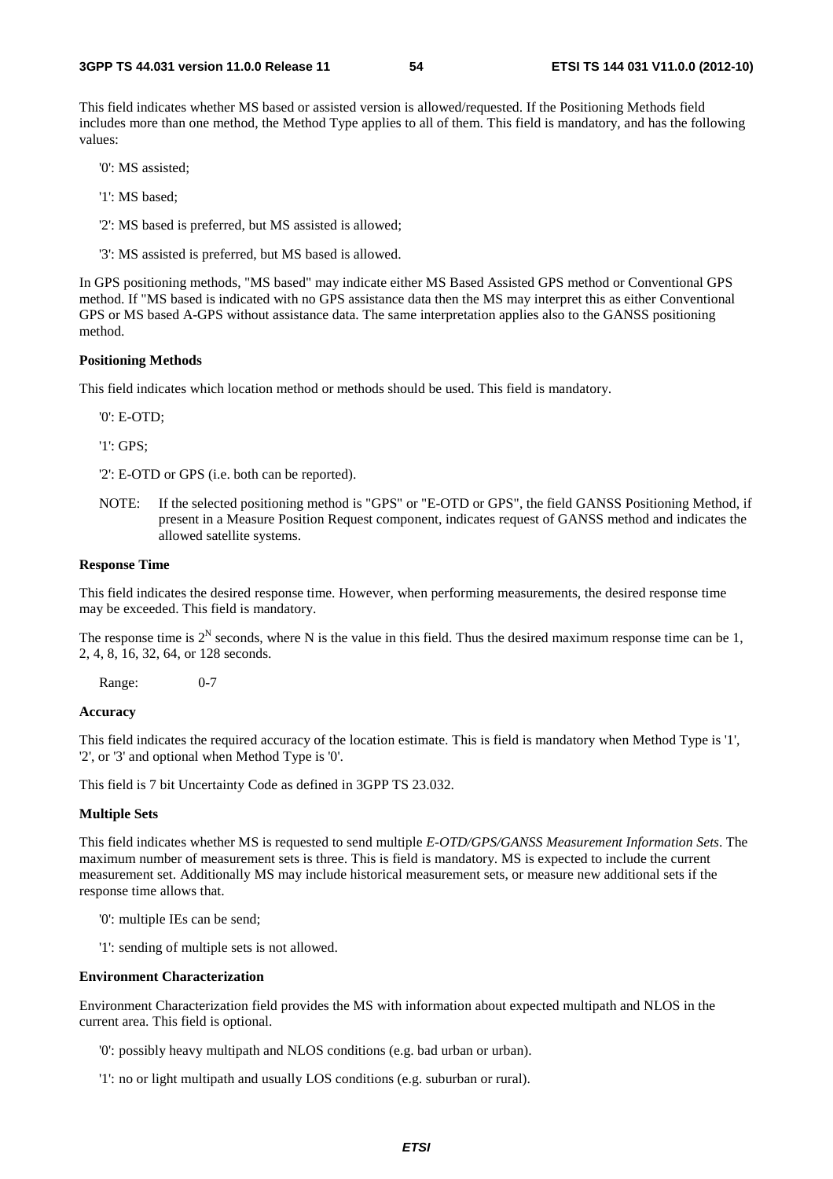This field indicates whether MS based or assisted version is allowed/requested. If the Positioning Methods field includes more than one method, the Method Type applies to all of them. This field is mandatory, and has the following values:

'0': MS assisted;

'1': MS based;

'2': MS based is preferred, but MS assisted is allowed;

'3': MS assisted is preferred, but MS based is allowed.

In GPS positioning methods, "MS based" may indicate either MS Based Assisted GPS method or Conventional GPS method. If "MS based is indicated with no GPS assistance data then the MS may interpret this as either Conventional GPS or MS based A-GPS without assistance data. The same interpretation applies also to the GANSS positioning method.

**Positioning Methods**

This field indicates which location method or methods should be used. This field is mandatory.

'0': E-OTD;

'1': GPS;

'2': E-OTD or GPS (i.e. both can be reported).

NOTE: If the selected positioning method is "GPS" or "E-OTD or GPS", the field GANSS Positioning Method, if present in a Measure Position Request component, indicates request of GANSS method and indicates the allowed satellite systems.

**Response Time**

This field indicates the desired response time. However, when performing measurements, the desired response time may be exceeded. This field is mandatory.

The response time is $2^N$ seconds, where N is the value in this field. Thus the desired maximum response time can be 1, 2, 4, 8, 16, 32, 64, or 128 seconds.

Range: 0-7

**Accuracy**

This field indicates the required accuracy of the location estimate. This is field is mandatory when Method Type is '1', '2', or '3' and optional when Method Type is '0'.

This field is 7 bit Uncertainty Code as defined in 3GPP TS 23.032.

**Multiple Sets**

This field indicates whether MS is requested to send multiple *E-OTD/GPS/GANSS Measurement Information Sets*. The maximum number of measurement sets is three. This is field is mandatory. MS is expected to include the current measurement set. Additionally MS may include historical measurement sets, or measure new additional sets if the response time allows that.

'0': multiple IEs can be send;

'1': sending of multiple sets is not allowed.

**Environment Characterization**

Environment Characterization field provides the MS with information about expected multipath and NLOS in the current area. This field is optional.

'0': possibly heavy multipath and NLOS conditions (e.g. bad urban or urban).

'1': no or light multipath and usually LOS conditions (e.g. suburban or rural).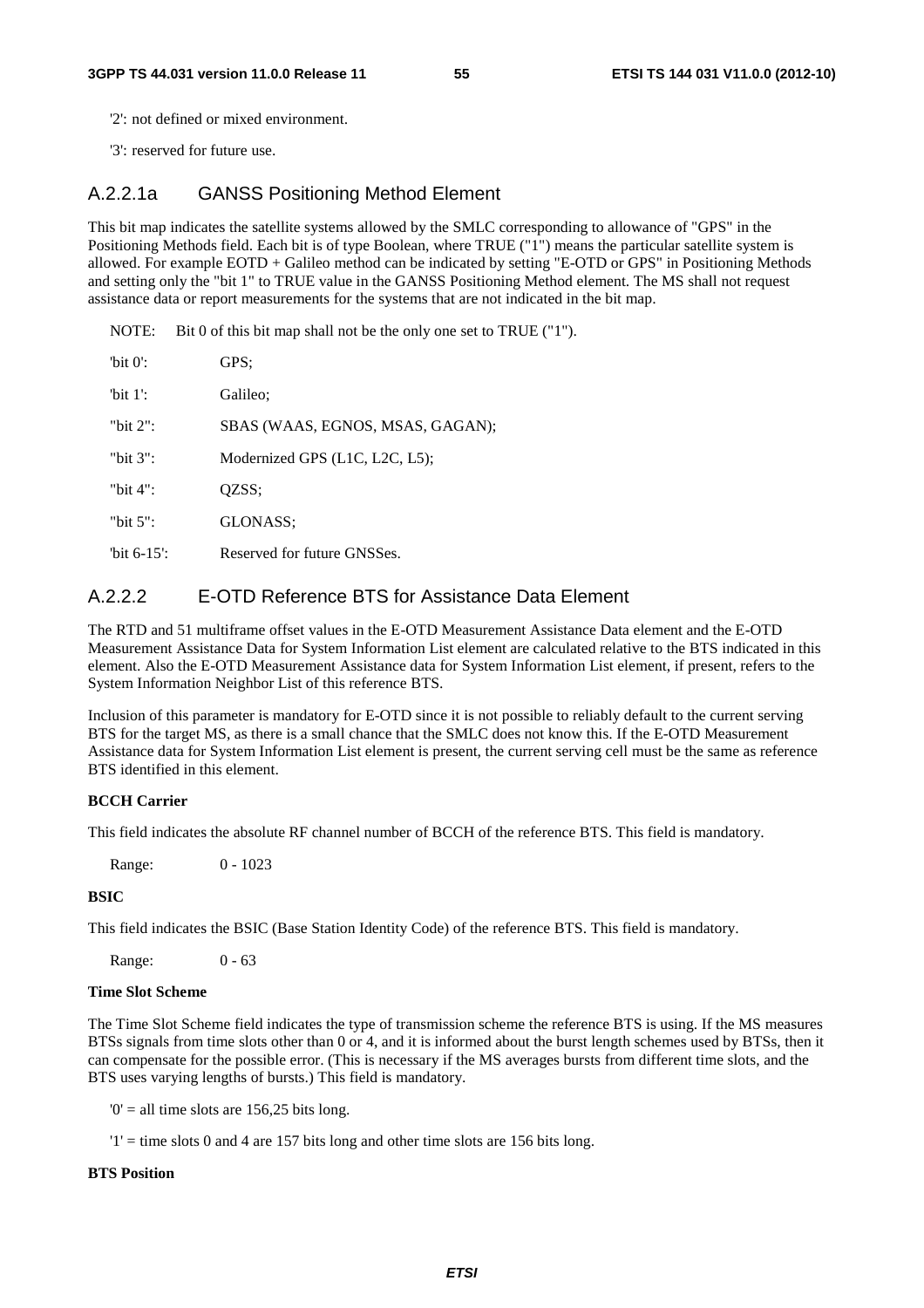'2': not defined or mixed environment.

'3': reserved for future use.

### A.2.2.1a GANSS Positioning Method Element

This bit map indicates the satellite systems allowed by the SMLC corresponding to allowance of "GPS" in the Positioning Methods field. Each bit is of type Boolean, where TRUE ("1") means the particular satellite system is allowed. For example EOTD + Galileo method can be indicated by setting "E-OTD or GPS" in Positioning Methods and setting only the "bit 1" to TRUE value in the GANSS Positioning Method element. The MS shall not request assistance data or report measurements for the systems that are not indicated in the bit map.

NOTE: Bit 0 of this bit map shall not be the only one set to TRUE ("1").

'bit 0': GPS;

'bit 1': Galileo;

"bit 2": SBAS (WAAS, EGNOS, MSAS, GAGAN);

"bit 3": Modernized GPS (L1C, L2C, L5);

"bit 4": QZSS;

"bit 5": GLONASS;

'bit 6-15': Reserved for future GNSSes.

### A.2.2.2 E-OTD Reference BTS for Assistance Data Element

The RTD and 51 multiframe offset values in the E-OTD Measurement Assistance Data element and the E-OTD Measurement Assistance Data for System Information List element are calculated relative to the BTS indicated in this element. Also the E-OTD Measurement Assistance data for System Information List element, if present, refers to the System Information Neighbor List of this reference BTS.

Inclusion of this parameter is mandatory for E-OTD since it is not possible to reliably default to the current serving BTS for the target MS, as there is a small chance that the SMLC does not know this. If the E-OTD Measurement Assistance data for System Information List element is present, the current serving cell must be the same as reference BTS identified in this element.

**BCCH Carrier**

This field indicates the absolute RF channel number of BCCH of the reference BTS. This field is mandatory.

Range: 0 - 1023

**BSIC**

This field indicates the BSIC (Base Station Identity Code) of the reference BTS. This field is mandatory.

Range: 0 - 63

**Time Slot Scheme**

The Time Slot Scheme field indicates the type of transmission scheme the reference BTS is using. If the MS measures BTSs signals from time slots other than 0 or 4, and it is informed about the burst length schemes used by BTSs, then it can compensate for the possible error. (This is necessary if the MS averages bursts from different time slots, and the BTS uses varying lengths of bursts.) This field is mandatory.

'0' = all time slots are 156,25 bits long.

'1' = time slots 0 and 4 are 157 bits long and other time slots are 156 bits long.

**BTS Position**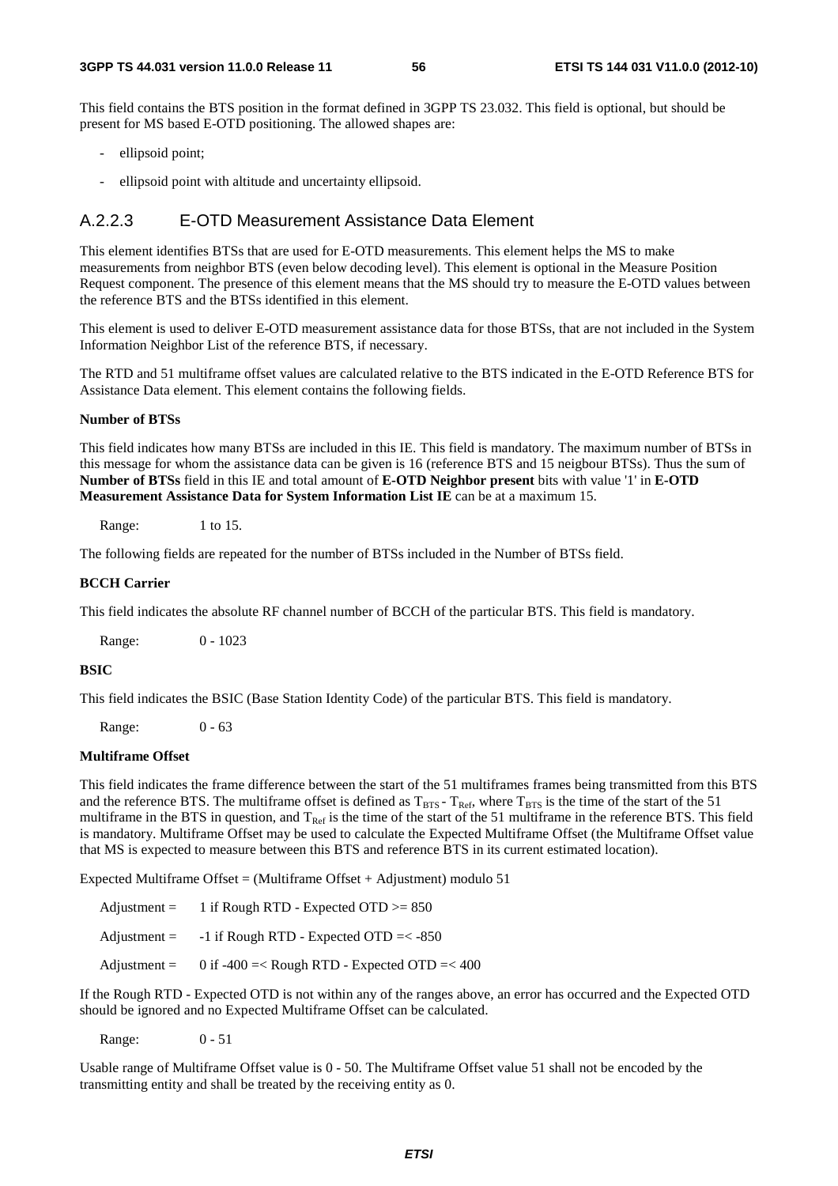This field contains the BTS position in the format defined in 3GPP TS 23.032. This field is optional, but should be present for MS based E-OTD positioning. The allowed shapes are:

- ellipsoid point;
- ellipsoid point with altitude and uncertainty ellipsoid.

### A.2.2.3 E-OTD Measurement Assistance Data Element

This element identifies BTSs that are used for E-OTD measurements. This element helps the MS to make measurements from neighbor BTS (even below decoding level). This element is optional in the Measure Position Request component. The presence of this element means that the MS should try to measure the E-OTD values between the reference BTS and the BTSs identified in this element.

This element is used to deliver E-OTD measurement assistance data for those BTSs, that are not included in the System Information Neighbor List of the reference BTS, if necessary.

The RTD and 51 multiframe offset values are calculated relative to the BTS indicated in the E-OTD Reference BTS for Assistance Data element. This element contains the following fields.

**Number of BTSs**

This field indicates how many BTSs are included in this IE. This field is mandatory. The maximum number of BTSs in this message for whom the assistance data can be given is 16 (reference BTS and 15 neigbour BTSs). Thus the sum of **Number of BTSs** field in this IE and total amount of **E-OTD Neighbor present** bits with value '1' in **E-OTD Measurement Assistance Data for System Information List IE** can be at a maximum 15.

Range: 1 to 15.

The following fields are repeated for the number of BTSs included in the Number of BTSs field.

**BCCH Carrier**

This field indicates the absolute RF channel number of BCCH of the particular BTS. This field is mandatory.

Range: 0 - 1023

**BSIC**

This field indicates the BSIC (Base Station Identity Code) of the particular BTS. This field is mandatory.

Range: 0 - 63

**Multiframe Offset**

This field indicates the frame difference between the start of the 51 multiframes frames being transmitted from this BTS and the reference BTS. The multiframe offset is defined as $T_{BTS} - T_{Ref}$, where $T_{BTS}$ is the time of the start of the 51 multiframe in the BTS in question, and $T_{Ref}$ is the time of the start of the 51 multiframe in the reference BTS. This field is mandatory. Multiframe Offset may be used to calculate the Expected Multiframe Offset (the Multiframe Offset value that MS is expected to measure between this BTS and reference BTS in its current estimated location).

Expected Multiframe Offset = (Multiframe Offset + Adjustment) modulo 51

Adjustment = 1 if Rough RTD - Expected OTD >= 850

Adjustment = -1 if Rough RTD - Expected OTD =< -850

Adjustment = 0 if -400 =< Rough RTD - Expected OTD =< 400

If the Rough RTD - Expected OTD is not within any of the ranges above, an error has occurred and the Expected OTD should be ignored and no Expected Multiframe Offset can be calculated.

Range: 0 - 51

Usable range of Multiframe Offset value is 0 - 50. The Multiframe Offset value 51 shall not be encoded by the transmitting entity and shall be treated by the receiving entity as 0.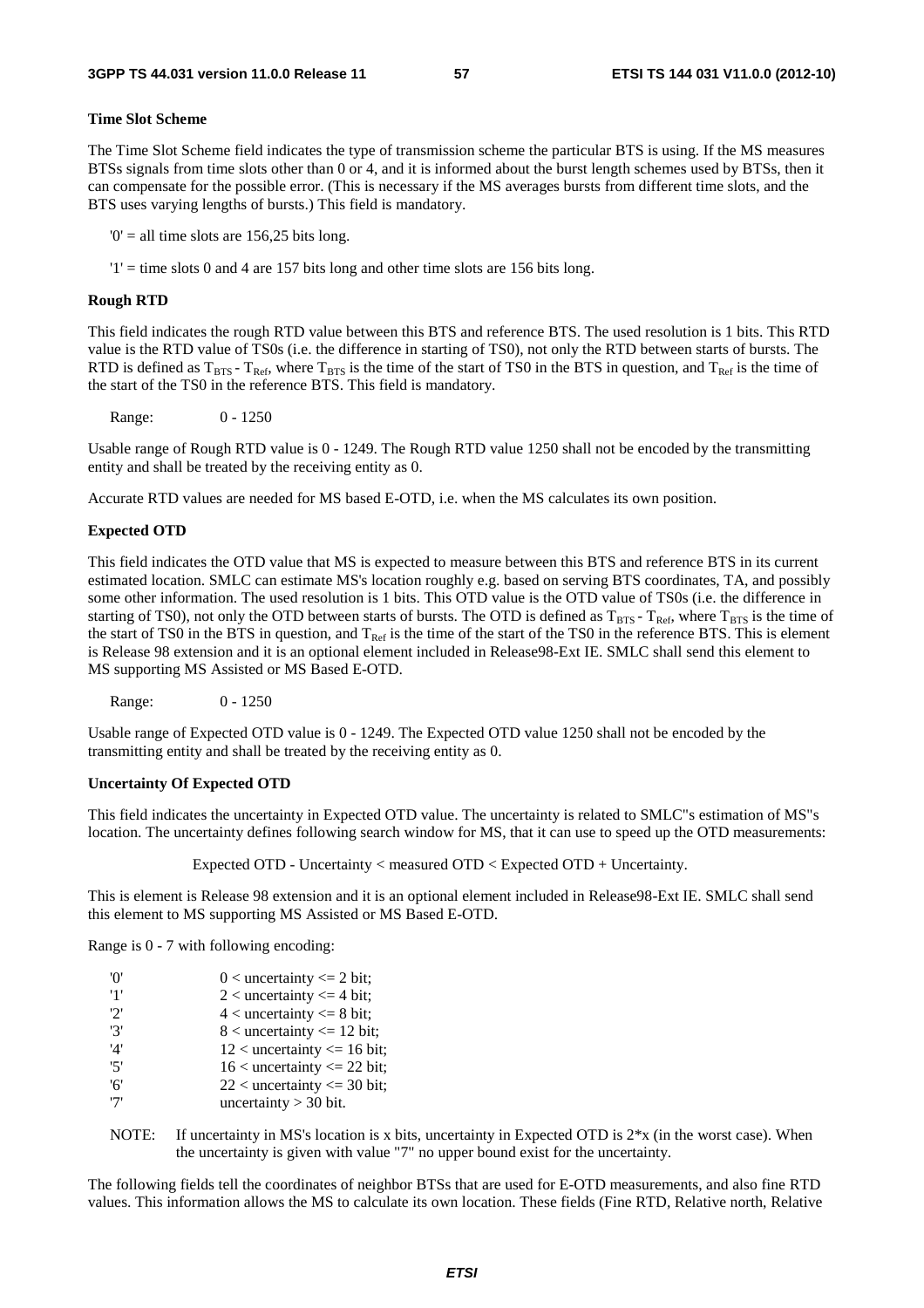**Time Slot Scheme**

The Time Slot Scheme field indicates the type of transmission scheme the particular BTS is using. If the MS measures BTSs signals from time slots other than 0 or 4, and it is informed about the burst length schemes used by BTSs, then it can compensate for the possible error. (This is necessary if the MS averages bursts from different time slots, and the BTS uses varying lengths of bursts.) This field is mandatory.

'0' = all time slots are 156,25 bits long.

'1' = time slots 0 and 4 are 157 bits long and other time slots are 156 bits long.

**Rough RTD**

This field indicates the rough RTD value between this BTS and reference BTS. The used resolution is 1 bits. This RTD value is the RTD value of TS0s (i.e. the difference in starting of TS0), not only the RTD between starts of bursts. The RTD is defined as $T_{BTS}$ - $T_{Ref}$, where $T_{BTS}$ is the time of the start of TS0 in the BTS in question, and $T_{Ref}$ is the time of the start of the TS0 in the reference BTS. This field is mandatory.

Range: 0 - 1250

Usable range of Rough RTD value is 0 - 1249. The Rough RTD value 1250 shall not be encoded by the transmitting entity and shall be treated by the receiving entity as 0.

Accurate RTD values are needed for MS based E-OTD, i.e. when the MS calculates its own position.

**Expected OTD**

This field indicates the OTD value that MS is expected to measure between this BTS and reference BTS in its current estimated location. SMLC can estimate MS's location roughly e.g. based on serving BTS coordinates, TA, and possibly some other information. The used resolution is 1 bits. This OTD value is the OTD value of TS0s (i.e. the difference in starting of TS0), not only the OTD between starts of bursts. The OTD is defined as $T_{BTS}$ - $T_{Ref}$, where $T_{BTS}$ is the time of the start of TS0 in the BTS in question, and $T_{Ref}$ is the time of the start of the TS0 in the reference BTS. This is element is Release 98 extension and it is an optional element included in Release98-Ext IE. SMLC shall send this element to MS supporting MS Assisted or MS Based E-OTD.

Range: 0 - 1250

Usable range of Expected OTD value is 0 - 1249. The Expected OTD value 1250 shall not be encoded by the transmitting entity and shall be treated by the receiving entity as 0.

**Uncertainty Of Expected OTD**

This field indicates the uncertainty in Expected OTD value. The uncertainty is related to SMLC"s estimation of MS"s location. The uncertainty defines following search window for MS, that it can use to speed up the OTD measurements:

Expected OTD - Uncertainty < measured OTD < Expected OTD + Uncertainty.

This is element is Release 98 extension and it is an optional element included in Release98-Ext IE. SMLC shall send this element to MS supporting MS Assisted or MS Based E-OTD.

Range is 0 - 7 with following encoding:

'0' 0 < uncertainty <= 2 bit;
'1' 2 < uncertainty <= 4 bit;
'2' 4 < uncertainty <= 8 bit;
'3' 8 < uncertainty <= 12 bit;
'4' 12 < uncertainty <= 16 bit;
'5' 16 < uncertainty <= 22 bit;
'6' 22 < uncertainty <= 30 bit;
'7' uncertainty > 30 bit.

NOTE: If uncertainty in MS's location is x bits, uncertainty in Expected OTD is 2*x (in the worst case). When the uncertainty is given with value "7" no upper bound exist for the uncertainty.

The following fields tell the coordinates of neighbor BTSs that are used for E-OTD measurements, and also fine RTD values. This information allows the MS to calculate its own location. These fields (Fine RTD, Relative north, Relative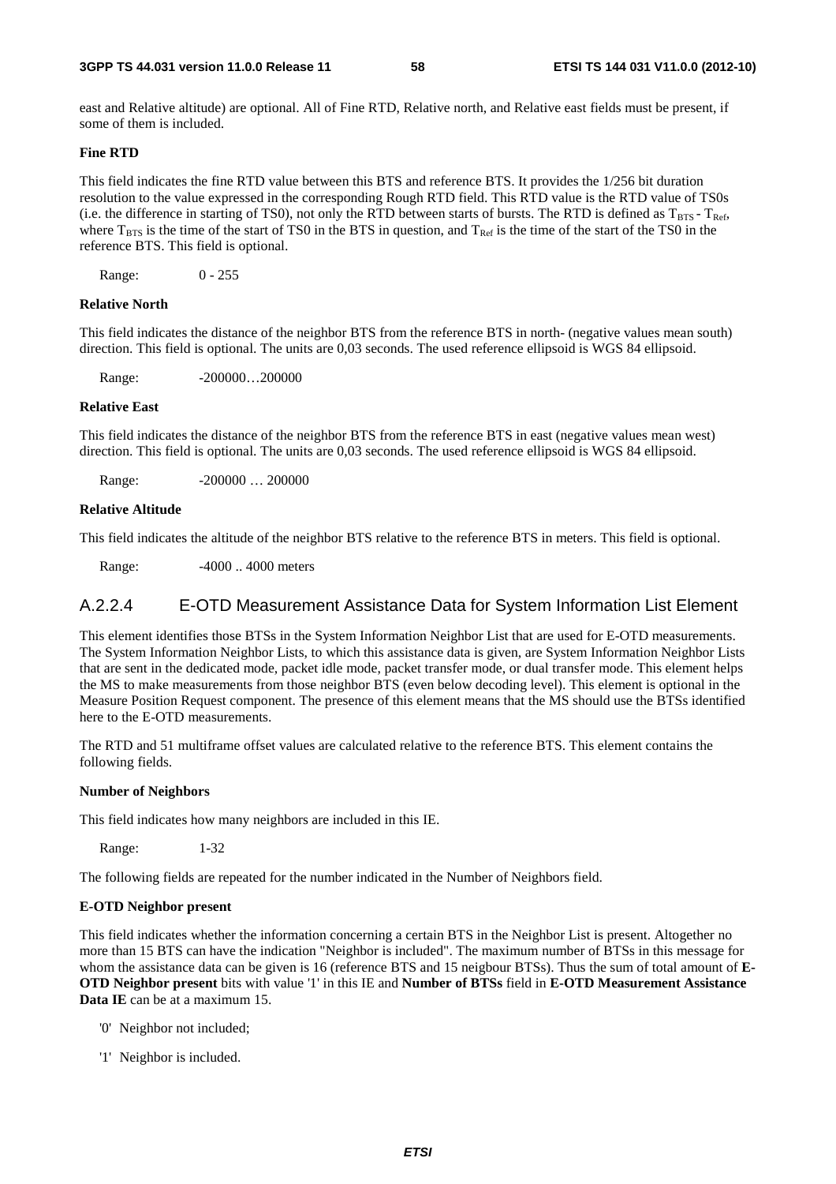east and Relative altitude) are optional. All of Fine RTD, Relative north, and Relative east fields must be present, if some of them is included.

**Fine RTD**

This field indicates the fine RTD value between this BTS and reference BTS. It provides the 1/256 bit duration resolution to the value expressed in the corresponding Rough RTD field. This RTD value is the RTD value of TS0s (i.e. the difference in starting of TS0), not only the RTD between starts of bursts. The RTD is defined as $T_{BTS}$ - $T_{Ref}$, where $T_{BTS}$ is the time of the start of TS0 in the BTS in question, and $T_{Ref}$ is the time of the start of the TS0 in the reference BTS. This field is optional.

Range: 0 - 255

**Relative North**

This field indicates the distance of the neighbor BTS from the reference BTS in north- (negative values mean south) direction. This field is optional. The units are 0,03 seconds. The used reference ellipsoid is WGS 84 ellipsoid.

Range: -200000…200000

**Relative East**

This field indicates the distance of the neighbor BTS from the reference BTS in east (negative values mean west) direction. This field is optional. The units are 0,03 seconds. The used reference ellipsoid is WGS 84 ellipsoid.

Range: -200000 … 200000

**Relative Altitude**

This field indicates the altitude of the neighbor BTS relative to the reference BTS in meters. This field is optional.

Range: -4000 .. 4000 meters

### A.2.2.4 E-OTD Measurement Assistance Data for System Information List Element

This element identifies those BTSs in the System Information Neighbor List that are used for E-OTD measurements. The System Information Neighbor Lists, to which this assistance data is given, are System Information Neighbor Lists that are sent in the dedicated mode, packet idle mode, packet transfer mode, or dual transfer mode. This element helps the MS to make measurements from those neighbor BTS (even below decoding level). This element is optional in the Measure Position Request component. The presence of this element means that the MS should use the BTSs identified here to the E-OTD measurements.

The RTD and 51 multiframe offset values are calculated relative to the reference BTS. This element contains the following fields.

**Number of Neighbors**

This field indicates how many neighbors are included in this IE.

Range: 1-32

The following fields are repeated for the number indicated in the Number of Neighbors field.

**E-OTD Neighbor present**

This field indicates whether the information concerning a certain BTS in the Neighbor List is present. Altogether no more than 15 BTS can have the indication "Neighbor is included". The maximum number of BTSs in this message for whom the assistance data can be given is 16 (reference BTS and 15 neigbour BTSs). Thus the sum of total amount of **E-OTD Neighbor present** bits with value '1' in this IE and **Number of BTSs** field in **E-OTD Measurement Assistance Data IE** can be at a maximum 15.

- '0' Neighbor not included;
- '1' Neighbor is included.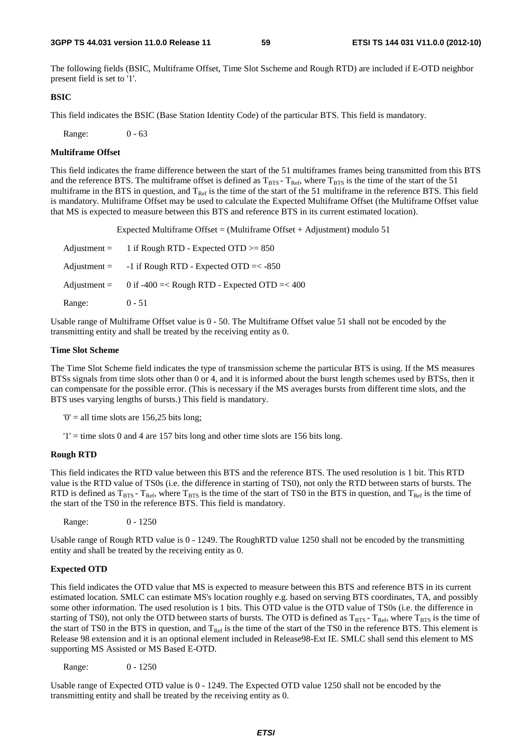The following fields (BSIC, Multiframe Offset, Time Slot Sscheme and Rough RTD) are included if E-OTD neighbor present field is set to '1'.

**BSIC**

This field indicates the BSIC (Base Station Identity Code) of the particular BTS. This field is mandatory.

Range: 0 - 63

**Multiframe Offset**

This field indicates the frame difference between the start of the 51 multiframes frames being transmitted from this BTS and the reference BTS. The multiframe offset is defined as $T_{BTS} - T_{Ref}$, where $T_{BTS}$ is the time of the start of the 51 multiframe in the BTS in question, and $T_{Ref}$ is the time of the start of the 51 multiframe in the reference BTS. This field is mandatory. Multiframe Offset may be used to calculate the Expected Multiframe Offset (the Multiframe Offset value that MS is expected to measure between this BTS and reference BTS in its current estimated location).

Expected Multiframe Offset = (Multiframe Offset + Adjustment) modulo 51

Adjustment = 1 if Rough RTD - Expected OTD >= 850

Adjustment = -1 if Rough RTD - Expected OTD =< -850

Adjustment = 0 if -400 =< Rough RTD - Expected OTD =< 400

Range: 0 - 51

Usable range of Multiframe Offset value is 0 - 50. The Multiframe Offset value 51 shall not be encoded by the transmitting entity and shall be treated by the receiving entity as 0.

**Time Slot Scheme**

The Time Slot Scheme field indicates the type of transmission scheme the particular BTS is using. If the MS measures BTSs signals from time slots other than 0 or 4, and it is informed about the burst length schemes used by BTSs, then it can compensate for the possible error. (This is necessary if the MS averages bursts from different time slots, and the BTS uses varying lengths of bursts.) This field is mandatory.

'0' = all time slots are 156,25 bits long;

'1' = time slots 0 and 4 are 157 bits long and other time slots are 156 bits long.

**Rough RTD**

This field indicates the RTD value between this BTS and the reference BTS. The used resolution is 1 bit. This RTD value is the RTD value of TS0s (i.e. the difference in starting of TS0), not only the RTD between starts of bursts. The RTD is defined as $T_{BTS} - T_{Ref}$, where $T_{BTS}$ is the time of the start of TS0 in the BTS in question, and $T_{Ref}$ is the time of the start of the TS0 in the reference BTS. This field is mandatory.

Range: 0 - 1250

Usable range of Rough RTD value is 0 - 1249. The RoughRTD value 1250 shall not be encoded by the transmitting entity and shall be treated by the receiving entity as 0.

**Expected OTD**

This field indicates the OTD value that MS is expected to measure between this BTS and reference BTS in its current estimated location. SMLC can estimate MS's location roughly e.g. based on serving BTS coordinates, TA, and possibly some other information. The used resolution is 1 bits. This OTD value is the OTD value of TS0s (i.e. the difference in starting of TS0), not only the OTD between starts of bursts. The OTD is defined as $T_{BTS} - T_{Ref}$, where $T_{BTS}$ is the time of the start of TS0 in the BTS in question, and $T_{Ref}$ is the time of the start of the TS0 in the reference BTS. This element is Release 98 extension and it is an optional element included in Release98-Ext IE. SMLC shall send this element to MS supporting MS Assisted or MS Based E-OTD.

Range: 0 - 1250

Usable range of Expected OTD value is 0 - 1249. The Expected OTD value 1250 shall not be encoded by the transmitting entity and shall be treated by the receiving entity as 0.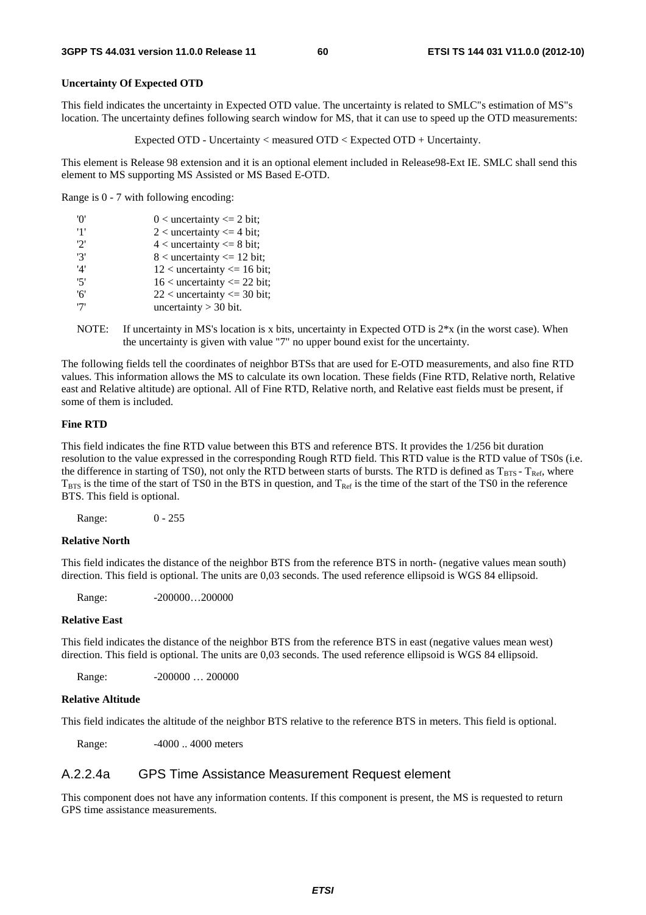**Uncertainty Of Expected OTD**

This field indicates the uncertainty in Expected OTD value. The uncertainty is related to SMLC"s estimation of MS"s location. The uncertainty defines following search window for MS, that it can use to speed up the OTD measurements:

Expected OTD - Uncertainty < measured OTD < Expected OTD + Uncertainty.

This element is Release 98 extension and it is an optional element included in Release98-Ext IE. SMLC shall send this element to MS supporting MS Assisted or MS Based E-OTD.

Range is 0 - 7 with following encoding:

| | |
|---|---|
| '0' | 0 < uncertainty <= 2 bit; |
| '1' | 2 < uncertainty <= 4 bit; |
| '2' | 4 < uncertainty <= 8 bit; |
| '3' | 8 < uncertainty <= 12 bit; |
| '4' | 12 < uncertainty <= 16 bit; |
| '5' | 16 < uncertainty <= 22 bit; |
| '6' | 22 < uncertainty <= 30 bit; |
| '7' | uncertainty > 30 bit. |

NOTE: If uncertainty in MS's location is x bits, uncertainty in Expected OTD is 2*x (in the worst case). When the uncertainty is given with value "7" no upper bound exist for the uncertainty.

The following fields tell the coordinates of neighbor BTSs that are used for E-OTD measurements, and also fine RTD values. This information allows the MS to calculate its own location. These fields (Fine RTD, Relative north, Relative east and Relative altitude) are optional. All of Fine RTD, Relative north, and Relative east fields must be present, if some of them is included.

**Fine RTD**

This field indicates the fine RTD value between this BTS and reference BTS. It provides the 1/256 bit duration resolution to the value expressed in the corresponding Rough RTD field. This RTD value is the RTD value of TS0s (i.e. the difference in starting of TS0), not only the RTD between starts of bursts. The RTD is defined as $T_{BTS} - T_{Ref}$, where $T_{BTS}$ is the time of the start of TS0 in the BTS in question, and $T_{Ref}$ is the time of the start of the TS0 in the reference BTS. This field is optional.

Range: 0 - 255

**Relative North**

This field indicates the distance of the neighbor BTS from the reference BTS in north- (negative values mean south) direction. This field is optional. The units are 0,03 seconds. The used reference ellipsoid is WGS 84 ellipsoid.

Range: -200000…200000

**Relative East**

This field indicates the distance of the neighbor BTS from the reference BTS in east (negative values mean west) direction. This field is optional. The units are 0,03 seconds. The used reference ellipsoid is WGS 84 ellipsoid.

Range: -200000 … 200000

**Relative Altitude**

This field indicates the altitude of the neighbor BTS relative to the reference BTS in meters. This field is optional.

Range: -4000 .. 4000 meters

### A.2.2.4a GPS Time Assistance Measurement Request element

This component does not have any information contents. If this component is present, the MS is requested to return GPS time assistance measurements.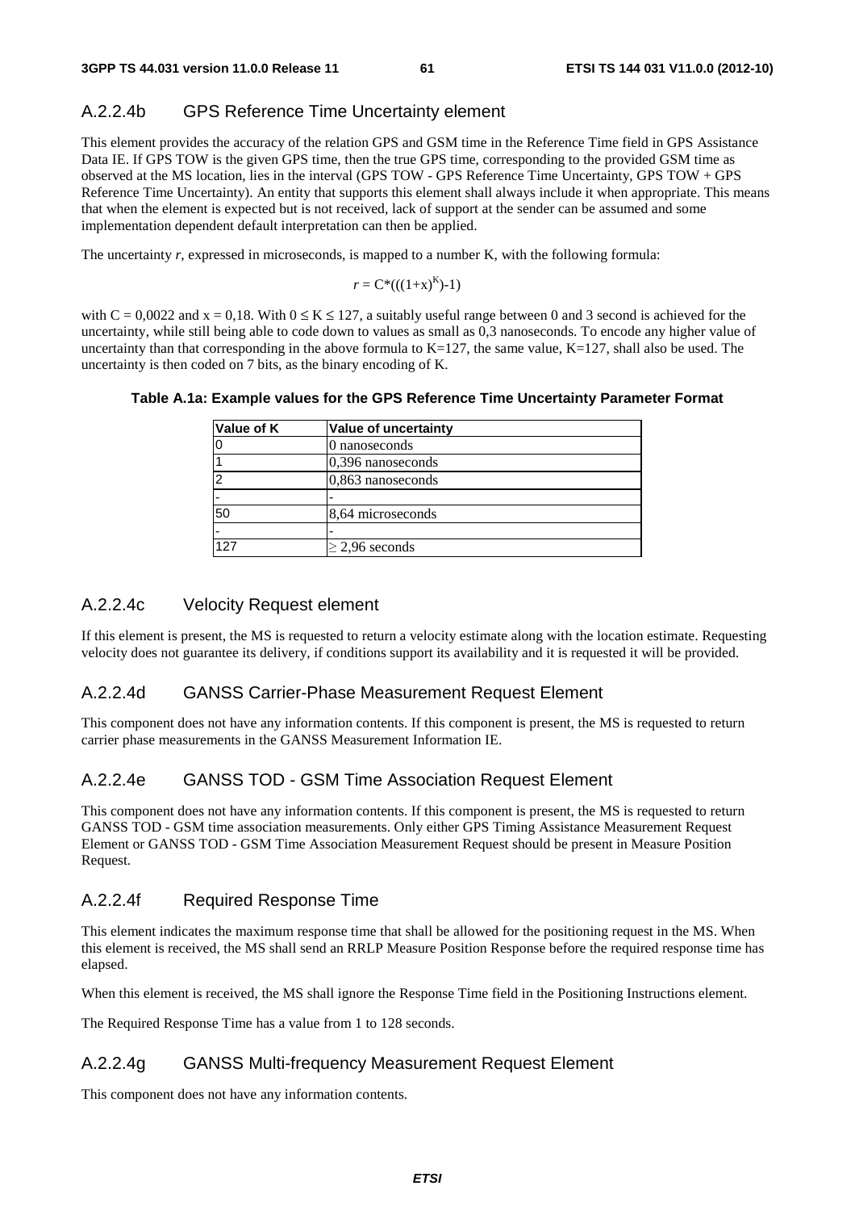### A.2.2.4b GPS Reference Time Uncertainty element

This element provides the accuracy of the relation GPS and GSM time in the Reference Time field in GPS Assistance Data IE. If GPS TOW is the given GPS time, then the true GPS time, corresponding to the provided GSM time as observed at the MS location, lies in the interval (GPS TOW - GPS Reference Time Uncertainty, GPS TOW + GPS Reference Time Uncertainty). An entity that supports this element shall always include it when appropriate. This means that when the element is expected but is not received, lack of support at the sender can be assumed and some implementation dependent default interpretation can then be applied.

The uncertainty *r*, expressed in microseconds, is mapped to a number K, with the following formula:

$$r = C*(((1+x)^K)-1)$$

with C = 0,0022 and x = 0,18. With $0 \leq K \leq 127$, a suitably useful range between 0 and 3 second is achieved for the uncertainty, while still being able to code down to values as small as 0,3 nanoseconds. To encode any higher value of uncertainty than that corresponding in the above formula to K=127, the same value, K=127, shall also be used. The uncertainty is then coded on 7 bits, as the binary encoding of K.

**Table A.1a: Example values for the GPS Reference Time Uncertainty Parameter Format**

| Value of K | Value of uncertainty |
|---|---|
| 0 | 0 nanoseconds |
| 1 | 0,396 nanoseconds |
| 2 | 0,863 nanoseconds |
| - | - |
| 50 | 8,64 microseconds |
| - | - |
| 127 | $\geq$ 2,96 seconds |

### A.2.2.4c Velocity Request element

If this element is present, the MS is requested to return a velocity estimate along with the location estimate. Requesting velocity does not guarantee its delivery, if conditions support its availability and it is requested it will be provided.

### A.2.2.4d GANSS Carrier-Phase Measurement Request Element

This component does not have any information contents. If this component is present, the MS is requested to return carrier phase measurements in the GANSS Measurement Information IE.

### A.2.2.4e GANSS TOD - GSM Time Association Request Element

This component does not have any information contents. If this component is present, the MS is requested to return GANSS TOD - GSM time association measurements. Only either GPS Timing Assistance Measurement Request Element or GANSS TOD - GSM Time Association Measurement Request should be present in Measure Position Request.

### A.2.2.4f Required Response Time

This element indicates the maximum response time that shall be allowed for the positioning request in the MS. When this element is received, the MS shall send an RRLP Measure Position Response before the required response time has elapsed.

When this element is received, the MS shall ignore the Response Time field in the Positioning Instructions element.

The Required Response Time has a value from 1 to 128 seconds.

### A.2.2.4g GANSS Multi-frequency Measurement Request Element

This component does not have any information contents.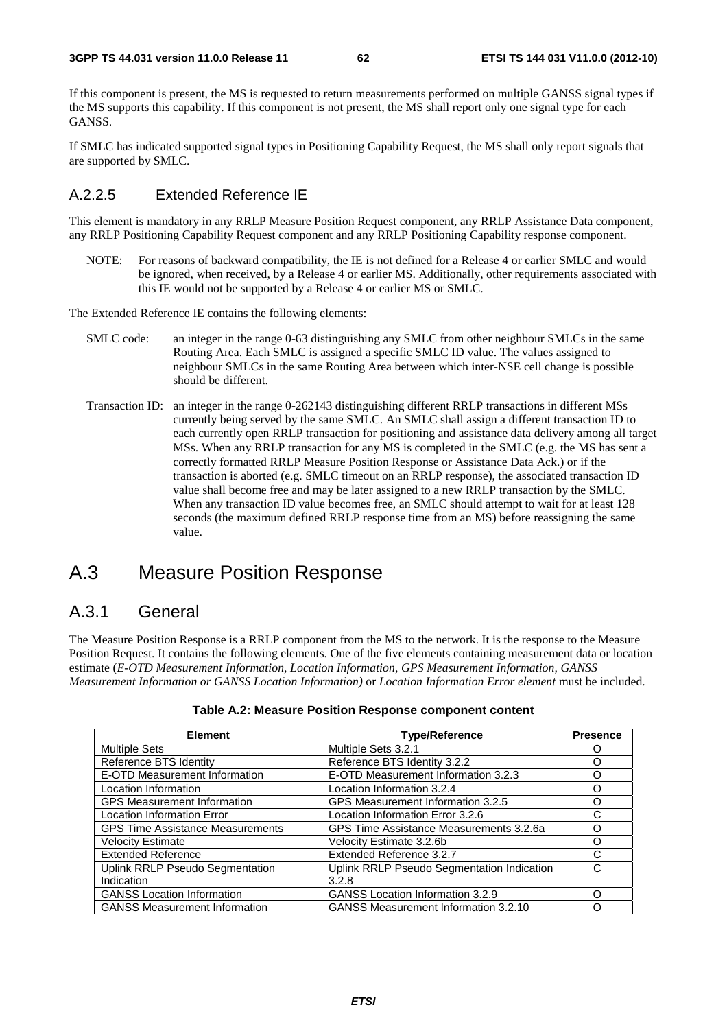If this component is present, the MS is requested to return measurements performed on multiple GANSS signal types if the MS supports this capability. If this component is not present, the MS shall report only one signal type for each GANSS.

If SMLC has indicated supported signal types in Positioning Capability Request, the MS shall only report signals that are supported by SMLC.

### A.2.2.5 Extended Reference IE

This element is mandatory in any RRLP Measure Position Request component, any RRLP Assistance Data component, any RRLP Positioning Capability Request component and any RRLP Positioning Capability response component.

NOTE: For reasons of backward compatibility, the IE is not defined for a Release 4 or earlier SMLC and would be ignored, when received, by a Release 4 or earlier MS. Additionally, other requirements associated with this IE would not be supported by a Release 4 or earlier MS or SMLC.

The Extended Reference IE contains the following elements:

SMLC code: an integer in the range 0-63 distinguishing any SMLC from other neighbour SMLCs in the same Routing Area. Each SMLC is assigned a specific SMLC ID value. The values assigned to neighbour SMLCs in the same Routing Area between which inter-NSE cell change is possible should be different.

Transaction ID: an integer in the range 0-262143 distinguishing different RRLP transactions in different MSs currently being served by the same SMLC. An SMLC shall assign a different transaction ID to each currently open RRLP transaction for positioning and assistance data delivery among all target MSs. When any RRLP transaction for any MS is completed in the SMLC (e.g. the MS has sent a correctly formatted RRLP Measure Position Response or Assistance Data Ack.) or if the transaction is aborted (e.g. SMLC timeout on an RRLP response), the associated transaction ID value shall become free and may be later assigned to a new RRLP transaction by the SMLC. When any transaction ID value becomes free, an SMLC should attempt to wait for at least 128 seconds (the maximum defined RRLP response time from an MS) before reassigning the same value.

# A.3 Measure Position Response

## A.3.1 General

The Measure Position Response is a RRLP component from the MS to the network. It is the response to the Measure Position Request. It contains the following elements. One of the five elements containing measurement data or location estimate (*E-OTD Measurement Information*, *Location Information*, *GPS Measurement Information*, *GANSS Measurement Information or GANSS Location Information)* or *Location Information Error element* must be included.

**Table A.2: Measure Position Response component content**

| Element | Type/Reference | Presence |
|---|---|---|
| Multiple Sets | Multiple Sets 3.2.1 | O |
| Reference BTS Identity | Reference BTS Identity 3.2.2 | O |
| E-OTD Measurement Information | E-OTD Measurement Information 3.2.3 | O |
| Location Information | Location Information 3.2.4 | O |
| GPS Measurement Information | GPS Measurement Information 3.2.5 | O |
| Location Information Error | Location Information Error 3.2.6 | C |
| GPS Time Assistance Measurements | GPS Time Assistance Measurements 3.2.6a | O |
| Velocity Estimate | Velocity Estimate 3.2.6b | O |
| Extended Reference | Extended Reference 3.2.7 | C |
| Uplink RRLP Pseudo Segmentation Indication | Uplink RRLP Pseudo Segmentation Indication 3.2.8 | C |
| GANSS Location Information | GANSS Location Information 3.2.9 | O |
| GANSS Measurement Information | GANSS Measurement Information 3.2.10 | O |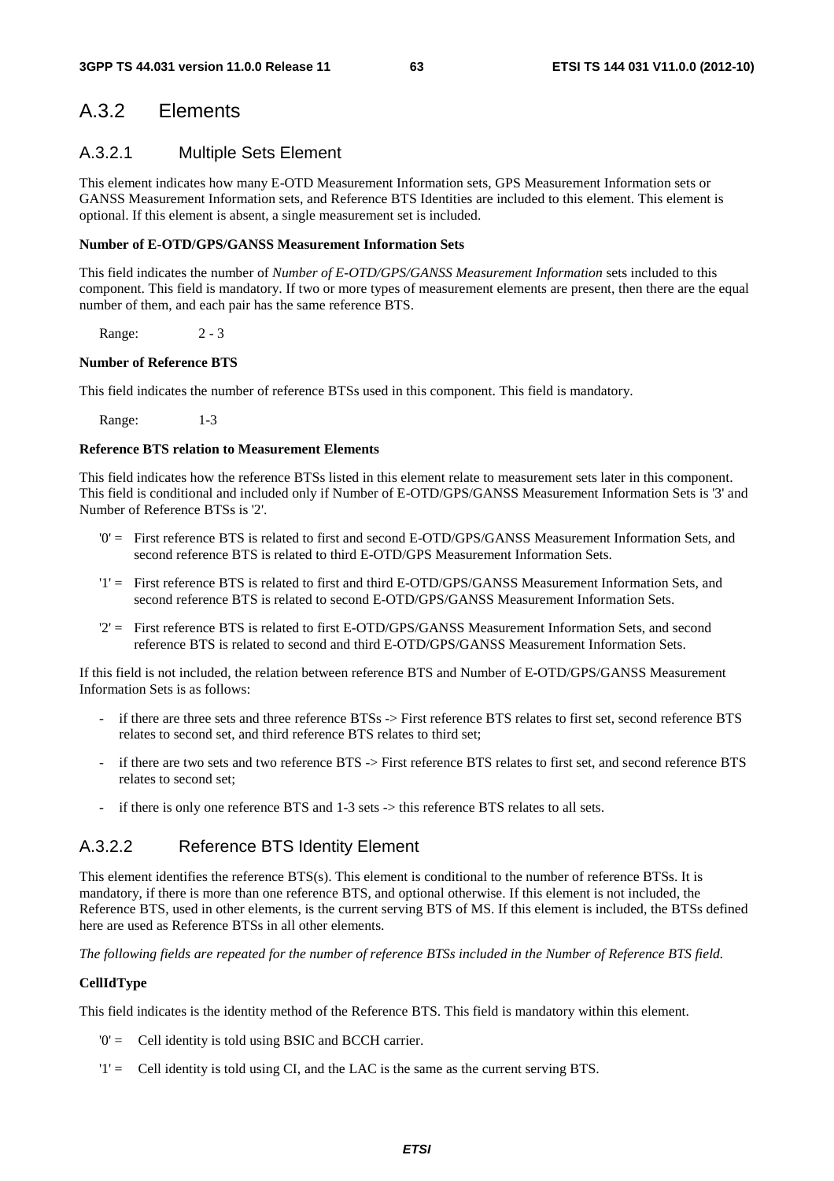## A.3.2 Elements

### A.3.2.1 Multiple Sets Element

This element indicates how many E-OTD Measurement Information sets, GPS Measurement Information sets or GANSS Measurement Information sets, and Reference BTS Identities are included to this element. This element is optional. If this element is absent, a single measurement set is included.

**Number of E-OTD/GPS/GANSS Measurement Information Sets**

This field indicates the number of *Number of E-OTD/GPS/GANSS Measurement Information* sets included to this component. This field is mandatory. If two or more types of measurement elements are present, then there are the equal number of them, and each pair has the same reference BTS.

Range: 2 - 3

**Number of Reference BTS**

This field indicates the number of reference BTSs used in this component. This field is mandatory.

Range: 1-3

**Reference BTS relation to Measurement Elements**

This field indicates how the reference BTSs listed in this element relate to measurement sets later in this component. This field is conditional and included only if Number of E-OTD/GPS/GANSS Measurement Information Sets is '3' and Number of Reference BTSs is '2'.

- '0' = First reference BTS is related to first and second E-OTD/GPS/GANSS Measurement Information Sets, and second reference BTS is related to third E-OTD/GPS Measurement Information Sets.
- '1' = First reference BTS is related to first and third E-OTD/GPS/GANSS Measurement Information Sets, and second reference BTS is related to second E-OTD/GPS/GANSS Measurement Information Sets.
- '2' = First reference BTS is related to first E-OTD/GPS/GANSS Measurement Information Sets, and second reference BTS is related to second and third E-OTD/GPS/GANSS Measurement Information Sets.

If this field is not included, the relation between reference BTS and Number of E-OTD/GPS/GANSS Measurement Information Sets is as follows:

- if there are three sets and three reference BTSs -> First reference BTS relates to first set, second reference BTS relates to second set, and third reference BTS relates to third set;
- if there are two sets and two reference BTS -> First reference BTS relates to first set, and second reference BTS relates to second set;
- if there is only one reference BTS and 1-3 sets -> this reference BTS relates to all sets.

### A.3.2.2 Reference BTS Identity Element

This element identifies the reference BTS(s). This element is conditional to the number of reference BTSs. It is mandatory, if there is more than one reference BTS, and optional otherwise. If this element is not included, the Reference BTS, used in other elements, is the current serving BTS of MS. If this element is included, the BTSs defined here are used as Reference BTSs in all other elements.

*The following fields are repeated for the number of reference BTSs included in the Number of Reference BTS field.*

**CellIdType**

This field indicates is the identity method of the Reference BTS. This field is mandatory within this element.

- '0' = Cell identity is told using BSIC and BCCH carrier.
- '1' = Cell identity is told using CI, and the LAC is the same as the current serving BTS.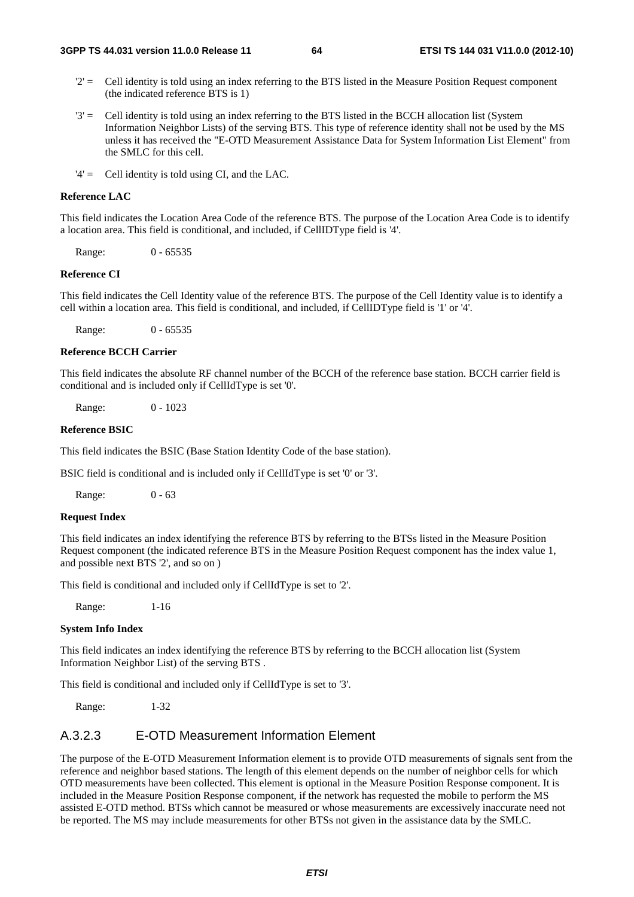'2' = Cell identity is told using an index referring to the BTS listed in the Measure Position Request component (the indicated reference BTS is 1)

'3' = Cell identity is told using an index referring to the BTS listed in the BCCH allocation list (System Information Neighbor Lists) of the serving BTS. This type of reference identity shall not be used by the MS unless it has received the "E-OTD Measurement Assistance Data for System Information List Element" from the SMLC for this cell.

'4' = Cell identity is told using CI, and the LAC.

**Reference LAC**

This field indicates the Location Area Code of the reference BTS. The purpose of the Location Area Code is to identify a location area. This field is conditional, and included, if CellIDType field is '4'.

Range: 0 - 65535

**Reference CI**

This field indicates the Cell Identity value of the reference BTS. The purpose of the Cell Identity value is to identify a cell within a location area. This field is conditional, and included, if CellIDType field is '1' or '4'.

Range: 0 - 65535

**Reference BCCH Carrier**

This field indicates the absolute RF channel number of the BCCH of the reference base station. BCCH carrier field is conditional and is included only if CellIdType is set '0'.

Range: 0 - 1023

**Reference BSIC**

This field indicates the BSIC (Base Station Identity Code of the base station).

BSIC field is conditional and is included only if CellIdType is set '0' or '3'.

Range: 0 - 63

**Request Index**

This field indicates an index identifying the reference BTS by referring to the BTSs listed in the Measure Position Request component (the indicated reference BTS in the Measure Position Request component has the index value 1, and possible next BTS '2', and so on )

This field is conditional and included only if CellIdType is set to '2'.

Range: 1-16

**System Info Index**

This field indicates an index identifying the reference BTS by referring to the BCCH allocation list (System Information Neighbor List) of the serving BTS .

This field is conditional and included only if CellIdType is set to '3'.

Range: 1-32

### A.3.2.3 E-OTD Measurement Information Element

The purpose of the E-OTD Measurement Information element is to provide OTD measurements of signals sent from the reference and neighbor based stations. The length of this element depends on the number of neighbor cells for which OTD measurements have been collected. This element is optional in the Measure Position Response component. It is included in the Measure Position Response component, if the network has requested the mobile to perform the MS assisted E-OTD method. BTSs which cannot be measured or whose measurements are excessively inaccurate need not be reported. The MS may include measurements for other BTSs not given in the assistance data by the SMLC.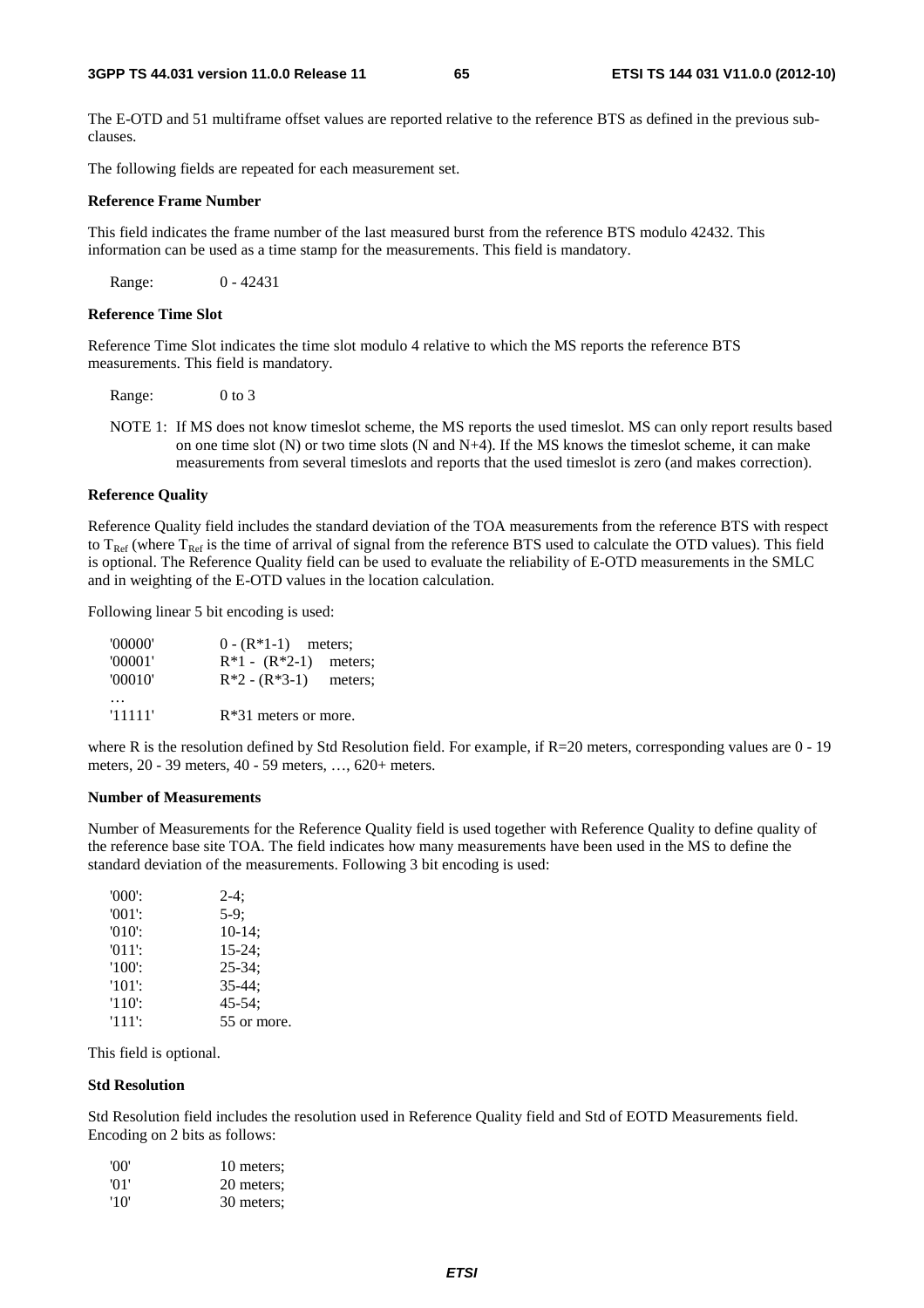The E-OTD and 51 multiframe offset values are reported relative to the reference BTS as defined in the previous sub-clauses.

The following fields are repeated for each measurement set.

**Reference Frame Number**

This field indicates the frame number of the last measured burst from the reference BTS modulo 42432. This information can be used as a time stamp for the measurements. This field is mandatory.

Range: 0 - 42431

**Reference Time Slot**

Reference Time Slot indicates the time slot modulo 4 relative to which the MS reports the reference BTS measurements. This field is mandatory.

Range: 0 to 3

NOTE 1: If MS does not know timeslot scheme, the MS reports the used timeslot. MS can only report results based on one time slot (N) or two time slots (N and N+4). If the MS knows the timeslot scheme, it can make measurements from several timeslots and reports that the used timeslot is zero (and makes correction).

**Reference Quality**

Reference Quality field includes the standard deviation of the TOA measurements from the reference BTS with respect to $T_{Ref}$ (where $T_{Ref}$ is the time of arrival of signal from the reference BTS used to calculate the OTD values). This field is optional. The Reference Quality field can be used to evaluate the reliability of E-OTD measurements in the SMLC and in weighting of the E-OTD values in the location calculation.

Following linear 5 bit encoding is used:

| | |
|---|---|
| '00000' | 0 - (R*1-1) meters; |
| '00001' | R*1 - (R*2-1) meters; |
| '00010' | R*2 - (R*3-1) meters; |
| … | |
| '11111' | R*31 meters or more. |

where R is the resolution defined by Std Resolution field. For example, if R=20 meters, corresponding values are 0 - 19 meters, 20 - 39 meters, 40 - 59 meters, …, 620+ meters.

**Number of Measurements**

Number of Measurements for the Reference Quality field is used together with Reference Quality to define quality of the reference base site TOA. The field indicates how many measurements have been used in the MS to define the standard deviation of the measurements. Following 3 bit encoding is used:

| | |
|---|---|
| '000': | 2-4; |
| '001': | 5-9; |
| '010': | 10-14; |
| '011': | 15-24; |
| '100': | 25-34; |
| '101': | 35-44; |
| '110': | 45-54; |
| '111': | 55 or more. |

This field is optional.

**Std Resolution**

Std Resolution field includes the resolution used in Reference Quality field and Std of EOTD Measurements field. Encoding on 2 bits as follows:

| | |
|---|---|
| '00' | 10 meters; |
| '01' | 20 meters; |
| '10' | 30 meters; |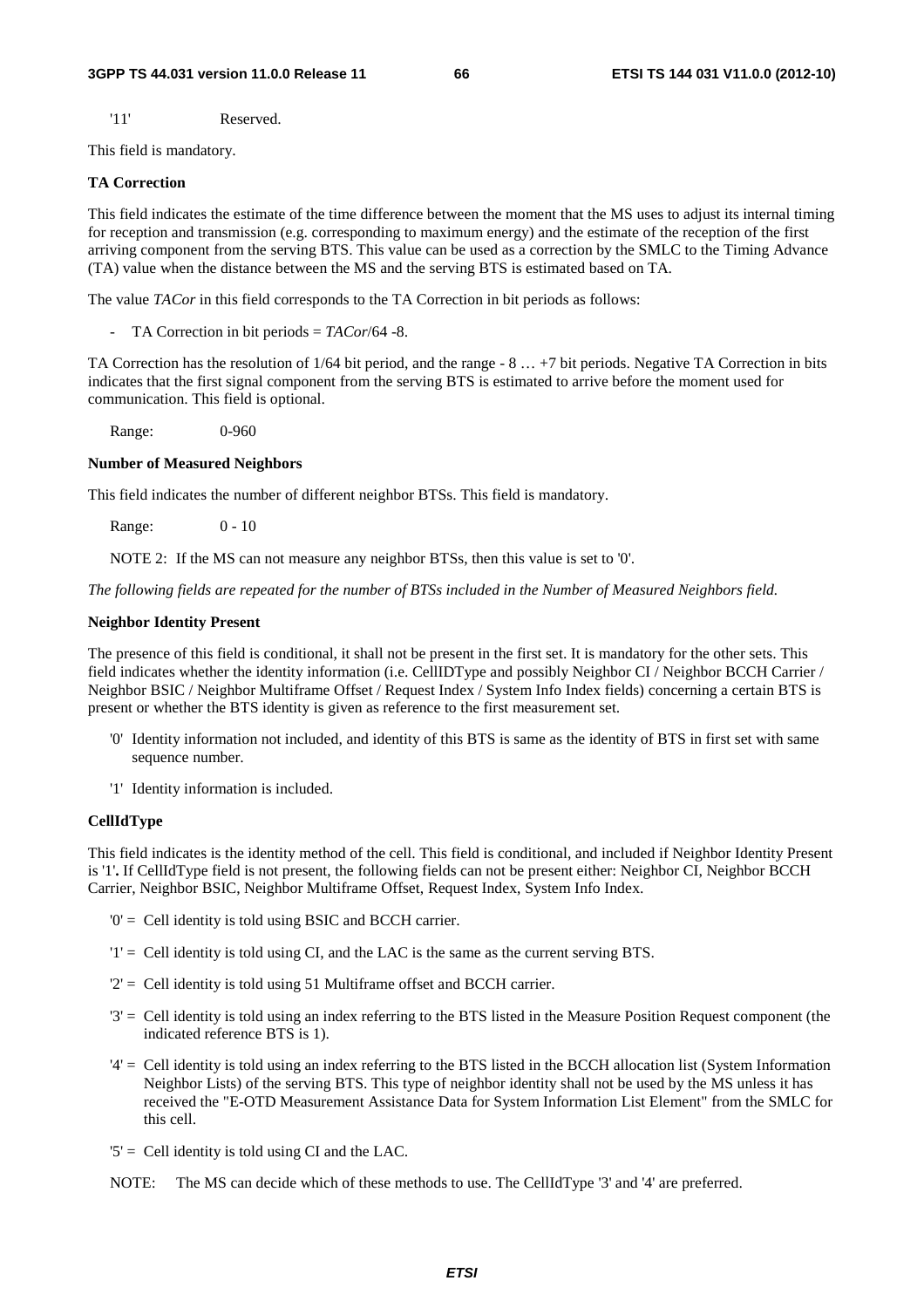'11'  Reserved.

This field is mandatory.

**TA Correction**

This field indicates the estimate of the time difference between the moment that the MS uses to adjust its internal timing for reception and transmission (e.g. corresponding to maximum energy) and the estimate of the reception of the first arriving component from the serving BTS. This value can be used as a correction by the SMLC to the Timing Advance (TA) value when the distance between the MS and the serving BTS is estimated based on TA.

The value *TACor* in this field corresponds to the TA Correction in bit periods as follows:

- TA Correction in bit periods = *TACor*/64 -8.

TA Correction has the resolution of 1/64 bit period, and the range - 8 … +7 bit periods. Negative TA Correction in bits indicates that the first signal component from the serving BTS is estimated to arrive before the moment used for communication. This field is optional.

Range:  0-960

**Number of Measured Neighbors**

This field indicates the number of different neighbor BTSs. This field is mandatory.

Range:  0 - 10

NOTE 2: If the MS can not measure any neighbor BTSs, then this value is set to '0'.

*The following fields are repeated for the number of BTSs included in the Number of Measured Neighbors field.*

**Neighbor Identity Present**

The presence of this field is conditional, it shall not be present in the first set. It is mandatory for the other sets. This field indicates whether the identity information (i.e. CellIDType and possibly Neighbor CI / Neighbor BCCH Carrier / Neighbor BSIC / Neighbor Multiframe Offset / Request Index / System Info Index fields) concerning a certain BTS is present or whether the BTS identity is given as reference to the first measurement set.

- '0' Identity information not included, and identity of this BTS is same as the identity of BTS in first set with same sequence number.
- '1' Identity information is included.

**CellIdType**

This field indicates is the identity method of the cell. This field is conditional, and included if Neighbor Identity Present is '1'**.** If CellIdType field is not present, the following fields can not be present either: Neighbor CI, Neighbor BCCH Carrier, Neighbor BSIC, Neighbor Multiframe Offset, Request Index, System Info Index.

- '0' = Cell identity is told using BSIC and BCCH carrier.
- '1' = Cell identity is told using CI, and the LAC is the same as the current serving BTS.
- '2' = Cell identity is told using 51 Multiframe offset and BCCH carrier.
- '3' = Cell identity is told using an index referring to the BTS listed in the Measure Position Request component (the indicated reference BTS is 1).
- '4' = Cell identity is told using an index referring to the BTS listed in the BCCH allocation list (System Information Neighbor Lists) of the serving BTS. This type of neighbor identity shall not be used by the MS unless it has received the "E-OTD Measurement Assistance Data for System Information List Element" from the SMLC for this cell.
- '5' = Cell identity is told using CI and the LAC.

NOTE: The MS can decide which of these methods to use. The CellIdType '3' and '4' are preferred.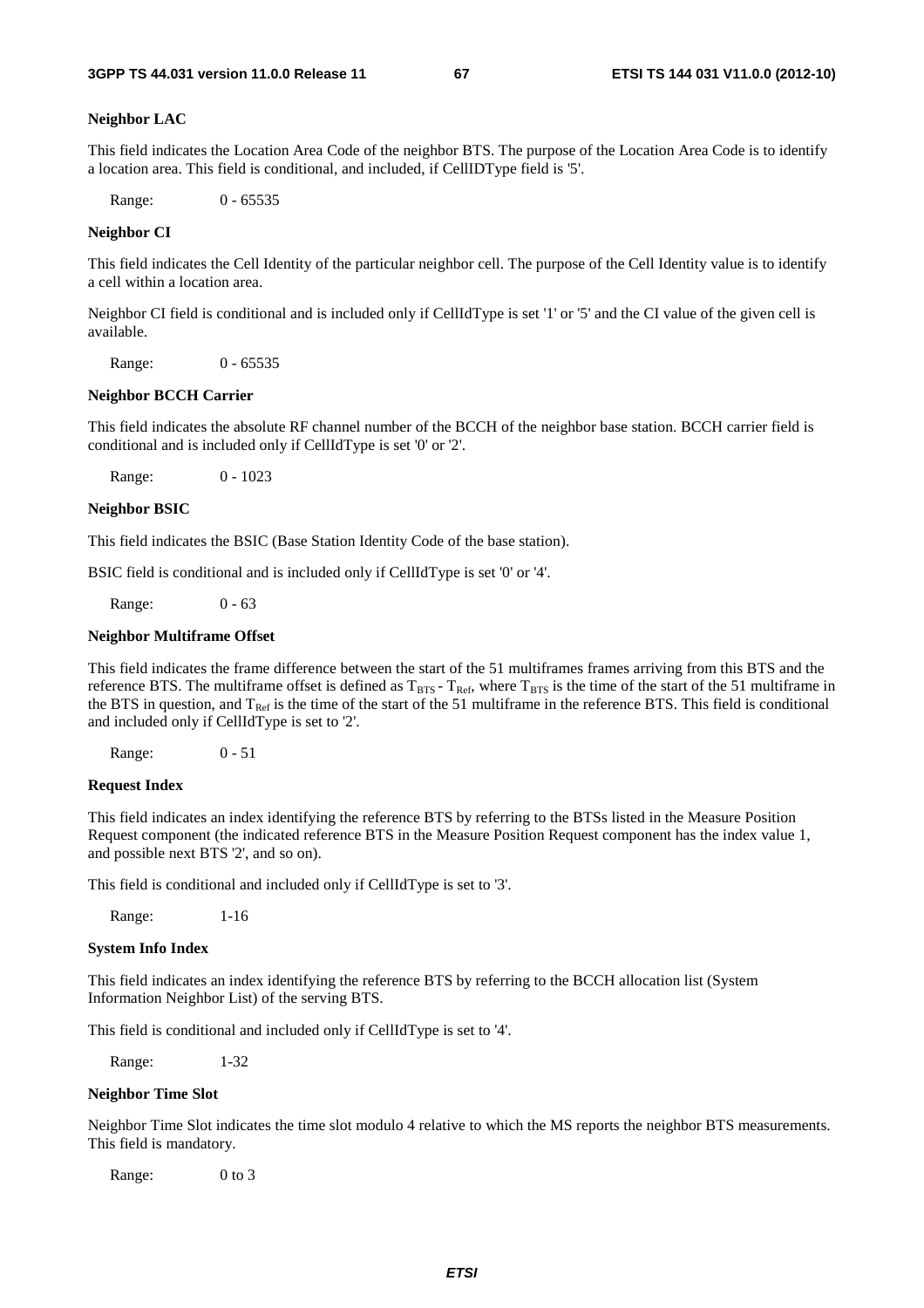**Neighbor LAC**

This field indicates the Location Area Code of the neighbor BTS. The purpose of the Location Area Code is to identify a location area. This field is conditional, and included, if CellIDType field is '5'.

Range: 0 - 65535

**Neighbor CI**

This field indicates the Cell Identity of the particular neighbor cell. The purpose of the Cell Identity value is to identify a cell within a location area.

Neighbor CI field is conditional and is included only if CellIdType is set '1' or '5' and the CI value of the given cell is available.

Range: 0 - 65535

**Neighbor BCCH Carrier**

This field indicates the absolute RF channel number of the BCCH of the neighbor base station. BCCH carrier field is conditional and is included only if CellIdType is set '0' or '2'.

Range: 0 - 1023

**Neighbor BSIC**

This field indicates the BSIC (Base Station Identity Code of the base station).

BSIC field is conditional and is included only if CellIdType is set '0' or '4'.

Range: 0 - 63

**Neighbor Multiframe Offset**

This field indicates the frame difference between the start of the 51 multiframes frames arriving from this BTS and the reference BTS. The multiframe offset is defined as $T_{BTS}$ - $T_{Ref}$, where $T_{BTS}$ is the time of the start of the 51 multiframe in the BTS in question, and $T_{Ref}$ is the time of the start of the 51 multiframe in the reference BTS. This field is conditional and included only if CellIdType is set to '2'.

Range: 0 - 51

**Request Index**

This field indicates an index identifying the reference BTS by referring to the BTSs listed in the Measure Position Request component (the indicated reference BTS in the Measure Position Request component has the index value 1, and possible next BTS '2', and so on).

This field is conditional and included only if CellIdType is set to '3'.

Range: 1-16

**System Info Index**

This field indicates an index identifying the reference BTS by referring to the BCCH allocation list (System Information Neighbor List) of the serving BTS.

This field is conditional and included only if CellIdType is set to '4'.

Range: 1-32

**Neighbor Time Slot**

Neighbor Time Slot indicates the time slot modulo 4 relative to which the MS reports the neighbor BTS measurements. This field is mandatory.

Range: 0 to 3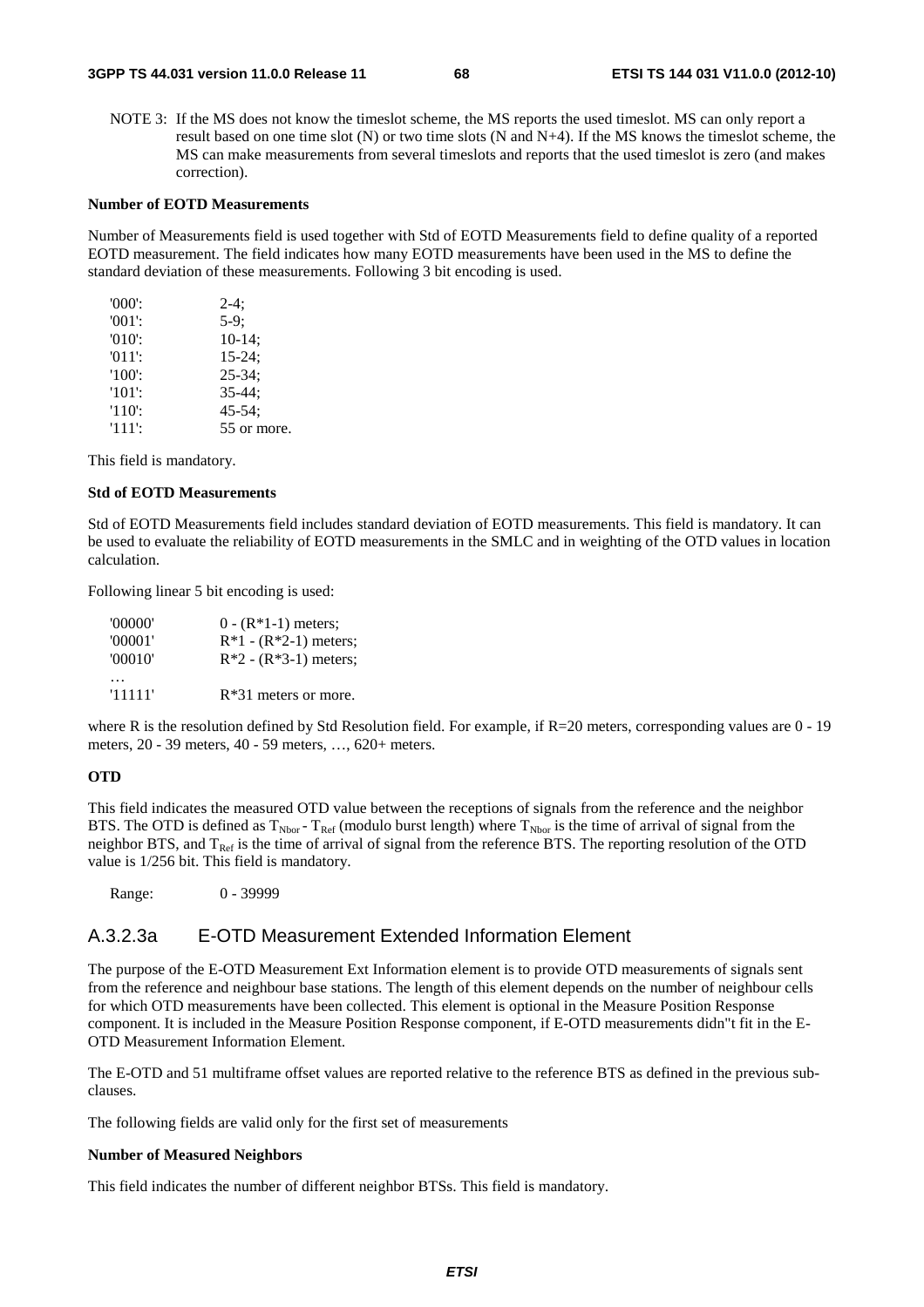NOTE 3: If the MS does not know the timeslot scheme, the MS reports the used timeslot. MS can only report a result based on one time slot (N) or two time slots (N and N+4). If the MS knows the timeslot scheme, the MS can make measurements from several timeslots and reports that the used timeslot is zero (and makes correction).

**Number of EOTD Measurements**

Number of Measurements field is used together with Std of EOTD Measurements field to define quality of a reported EOTD measurement. The field indicates how many EOTD measurements have been used in the MS to define the standard deviation of these measurements. Following 3 bit encoding is used.

| | |
|---|---|
| '000': | 2-4; |
| '001': | 5-9; |
| '010': | 10-14; |
| '011': | 15-24; |
| '100': | 25-34; |
| '101': | 35-44; |
| '110': | 45-54; |
| '111': | 55 or more. |

This field is mandatory.

**Std of EOTD Measurements**

Std of EOTD Measurements field includes standard deviation of EOTD measurements. This field is mandatory. It can be used to evaluate the reliability of EOTD measurements in the SMLC and in weighting of the OTD values in location calculation.

Following linear 5 bit encoding is used:

| | |
|---|---|
| '00000' | 0 - (R*1-1) meters; |
| '00001' | R*1 - (R*2-1) meters; |
| '00010' | R*2 - (R*3-1) meters; |
| … | |
| '11111' | R*31 meters or more. |

where R is the resolution defined by Std Resolution field. For example, if R=20 meters, corresponding values are 0 - 19 meters, 20 - 39 meters, 40 - 59 meters, …, 620+ meters.

**OTD**

This field indicates the measured OTD value between the receptions of signals from the reference and the neighbor BTS. The OTD is defined as $T_{Nbor} - T_{Ref}$ (modulo burst length) where $T_{Nbor}$ is the time of arrival of signal from the neighbor BTS, and $T_{Ref}$ is the time of arrival of signal from the reference BTS. The reporting resolution of the OTD value is 1/256 bit. This field is mandatory.

Range: 0 - 39999

## A.3.2.3a E-OTD Measurement Extended Information Element

The purpose of the E-OTD Measurement Ext Information element is to provide OTD measurements of signals sent from the reference and neighbour base stations. The length of this element depends on the number of neighbour cells for which OTD measurements have been collected. This element is optional in the Measure Position Response component. It is included in the Measure Position Response component, if E-OTD measurements didn"t fit in the E-OTD Measurement Information Element.

The E-OTD and 51 multiframe offset values are reported relative to the reference BTS as defined in the previous sub-clauses.

The following fields are valid only for the first set of measurements

**Number of Measured Neighbors**

This field indicates the number of different neighbor BTSs. This field is mandatory.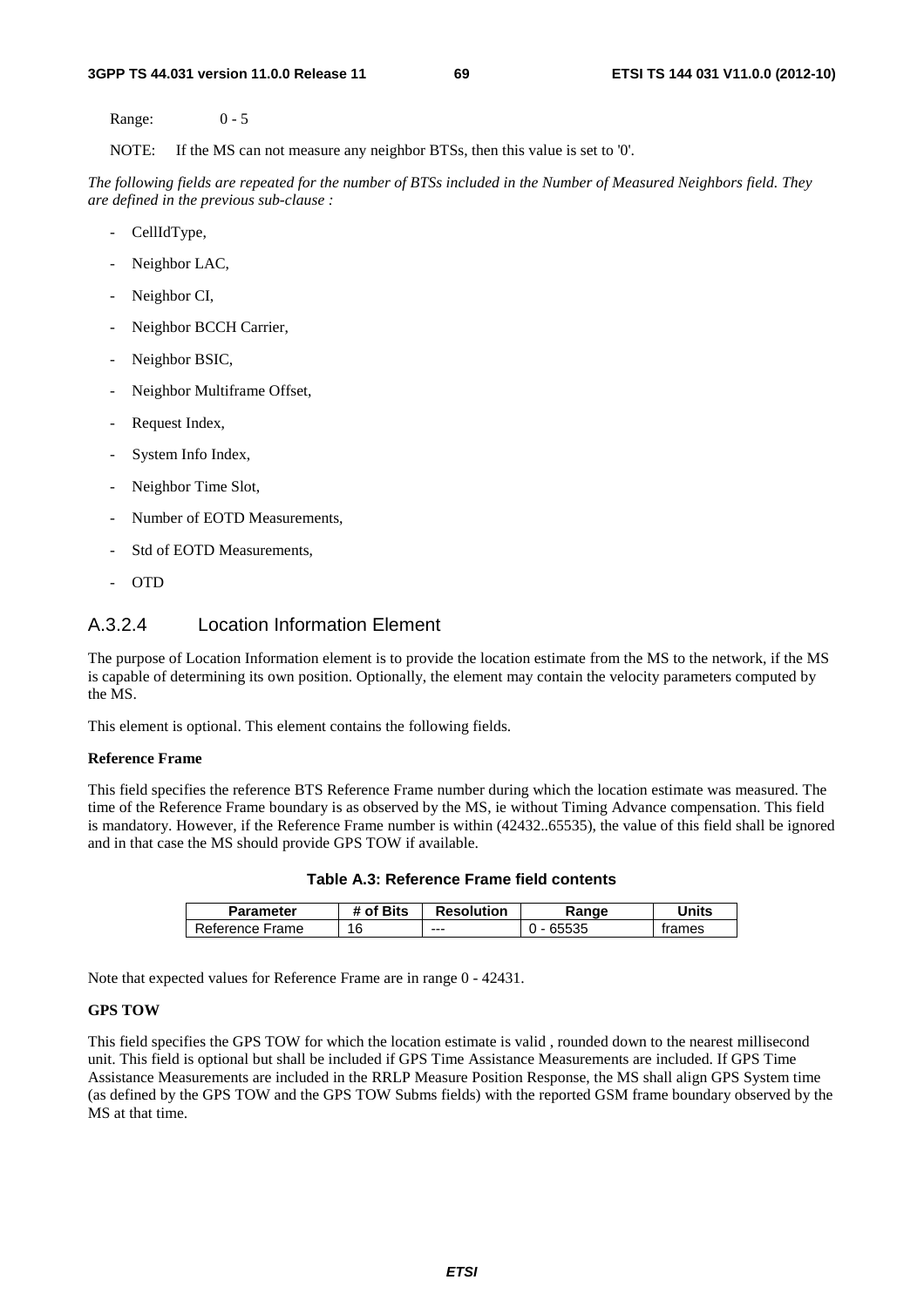Range: 0 - 5

NOTE: If the MS can not measure any neighbor BTSs, then this value is set to '0'.

*The following fields are repeated for the number of BTSs included in the Number of Measured Neighbors field. They are defined in the previous sub-clause :*

- CellIdType,
- Neighbor LAC,
- Neighbor CI,
- Neighbor BCCH Carrier,
- Neighbor BSIC,
- Neighbor Multiframe Offset,
- Request Index,
- System Info Index,
- Neighbor Time Slot,
- Number of EOTD Measurements,
- Std of EOTD Measurements,
- OTD

### A.3.2.4 Location Information Element

The purpose of Location Information element is to provide the location estimate from the MS to the network, if the MS is capable of determining its own position. Optionally, the element may contain the velocity parameters computed by the MS.

This element is optional. This element contains the following fields.

**Reference Frame**

This field specifies the reference BTS Reference Frame number during which the location estimate was measured. The time of the Reference Frame boundary is as observed by the MS, ie without Timing Advance compensation. This field is mandatory. However, if the Reference Frame number is within (42432..65535), the value of this field shall be ignored and in that case the MS should provide GPS TOW if available.

**Table A.3: Reference Frame field contents**

| Parameter | # of Bits | Resolution | Range | Units |
|---|---|---|---|---|
| Reference Frame | 16 | --- | 0 - 65535 | frames |

Note that expected values for Reference Frame are in range 0 - 42431.

**GPS TOW**

This field specifies the GPS TOW for which the location estimate is valid , rounded down to the nearest millisecond unit. This field is optional but shall be included if GPS Time Assistance Measurements are included. If GPS Time Assistance Measurements are included in the RRLP Measure Position Response, the MS shall align GPS System time (as defined by the GPS TOW and the GPS TOW Subms fields) with the reported GSM frame boundary observed by the MS at that time.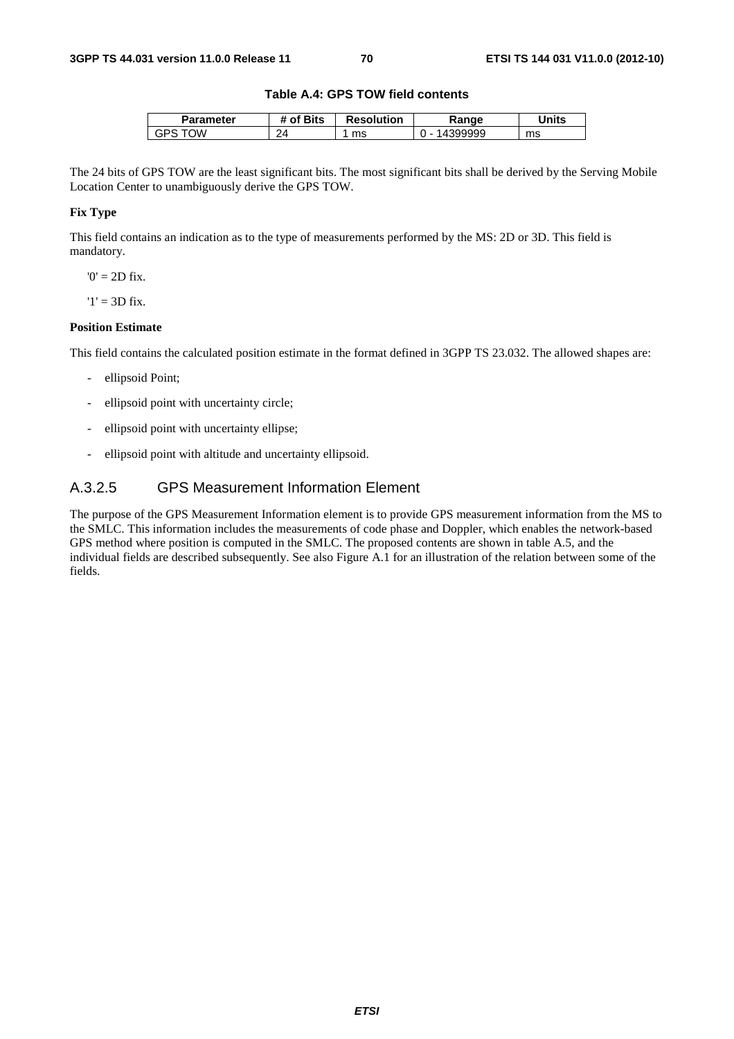**Table A.4: GPS TOW field contents**

| Parameter | # of Bits | Resolution | Range | Units |
|---|---|---|---|---|
| GPS TOW | 24 | 1 ms | 0 - 14399999 | ms |

The 24 bits of GPS TOW are the least significant bits. The most significant bits shall be derived by the Serving Mobile Location Center to unambiguously derive the GPS TOW.

**Fix Type**

This field contains an indication as to the type of measurements performed by the MS: 2D or 3D. This field is mandatory.

'0' = 2D fix.

'1' = 3D fix.

**Position Estimate**

This field contains the calculated position estimate in the format defined in 3GPP TS 23.032. The allowed shapes are:

- ellipsoid Point;
- ellipsoid point with uncertainty circle;
- ellipsoid point with uncertainty ellipse;
- ellipsoid point with altitude and uncertainty ellipsoid.

### A.3.2.5 GPS Measurement Information Element

The purpose of the GPS Measurement Information element is to provide GPS measurement information from the MS to the SMLC. This information includes the measurements of code phase and Doppler, which enables the network-based GPS method where position is computed in the SMLC. The proposed contents are shown in table A.5, and the individual fields are described subsequently. See also Figure A.1 for an illustration of the relation between some of the fields.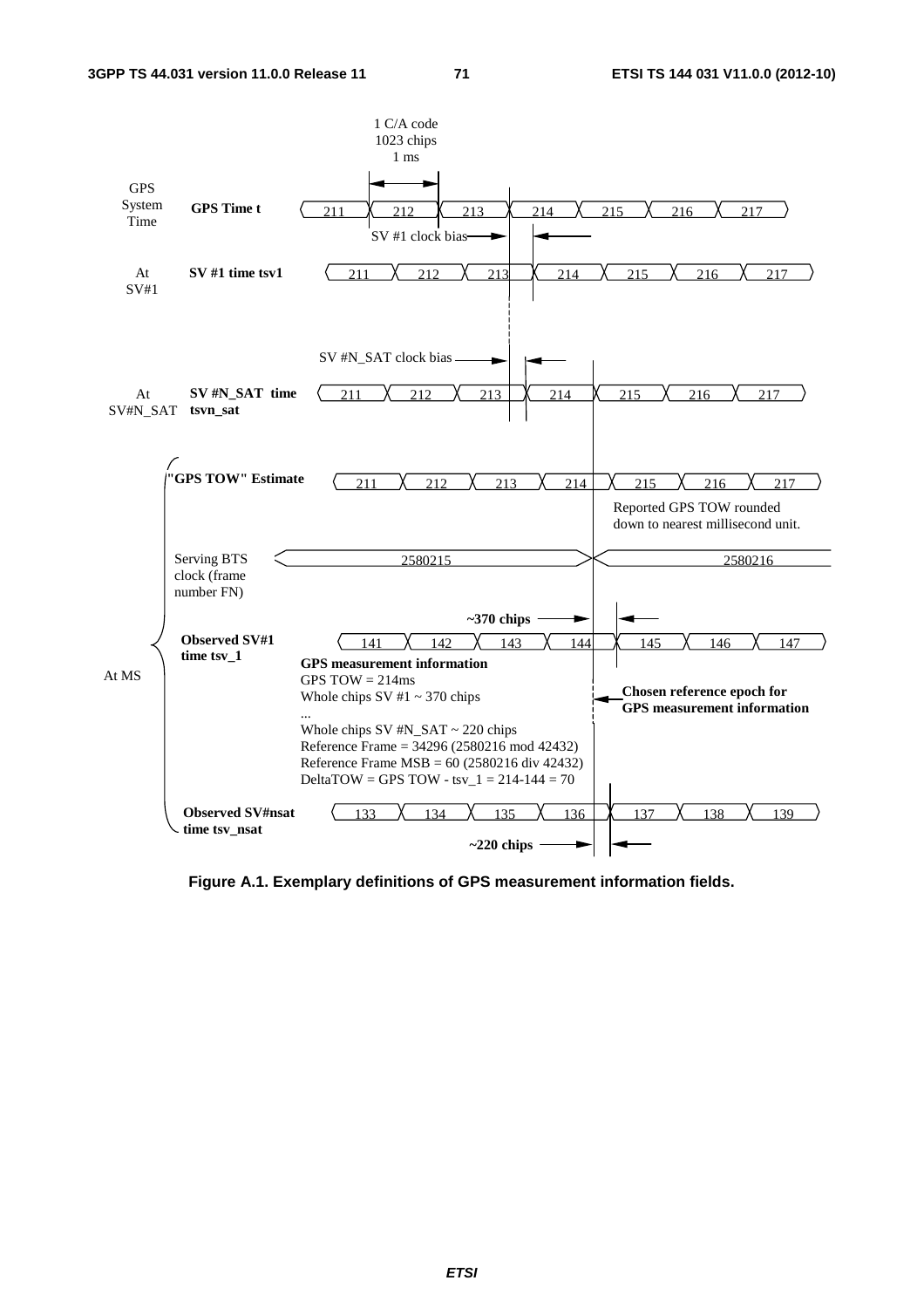1 C/A code
1023 chips
1 ms

GPS System Time — **GPS Time t**: 211, 212, 213, 214, 215, 216, 217

SV #1 clock bias

At SV#1 — **SV #1 time tsv1**: 211, 212, 213, 214, 215, 216, 217

SV #N_SAT clock bias

At SV#N_SAT — **SV #N_SAT time tsvn_sat**: 211, 212, 213, 214, 215, 216, 217

At MS:

**"GPS TOW" Estimate**: 211, 212, 213, 214, 215, 216, 217

Reported GPS TOW rounded down to nearest millisecond unit.

Serving BTS clock (frame number FN): 2580215, 2580216

**~370 chips**

**Observed SV#1 time tsv_1**: 141, 142, 143, 144, 145, 146, 147

**GPS measurement information**
GPS TOW = 214ms
Whole chips SV #1 ~ 370 chips
...
Whole chips SV #N_SAT ~ 220 chips
Reference Frame = 34296 (2580216 mod 42432)
Reference Frame MSB = 60 (2580216 div 42432)
DeltaTOW = GPS TOW - tsv_1 = 214-144 = 70

**Chosen reference epoch for GPS measurement information**

**Observed SV#nsat time tsv_nsat**: 133, 134, 135, 136, 137, 138, 139

**~220 chips**

**Figure A.1. Exemplary definitions of GPS measurement information fields.**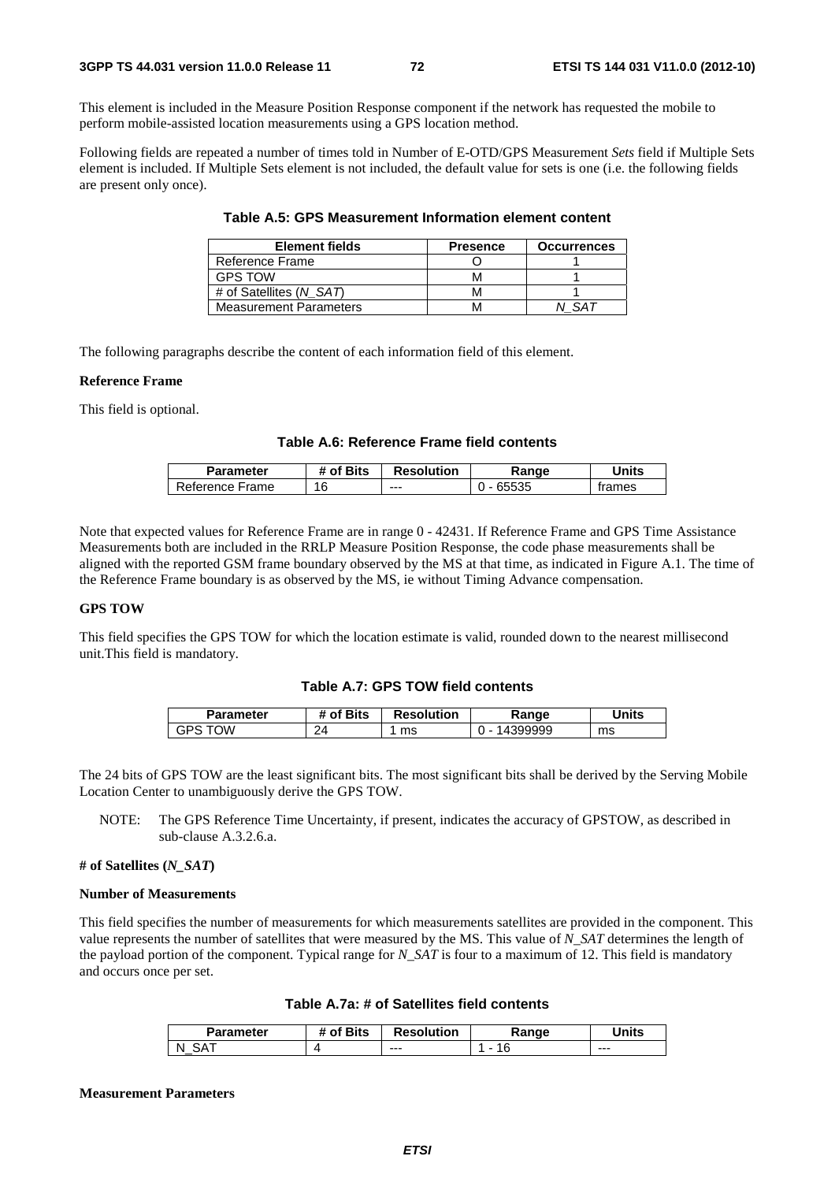This element is included in the Measure Position Response component if the network has requested the mobile to perform mobile-assisted location measurements using a GPS location method.

Following fields are repeated a number of times told in Number of E-OTD/GPS Measurement *Sets* field if Multiple Sets element is included. If Multiple Sets element is not included, the default value for sets is one (i.e. the following fields are present only once).

**Table A.5: GPS Measurement Information element content**

| Element fields | Presence | Occurrences |
|---|---|---|
| Reference Frame | O | 1 |
| GPS TOW | M | 1 |
| # of Satellites (*N_SAT*) | M | 1 |
| Measurement Parameters | M | *N_SAT* |

The following paragraphs describe the content of each information field of this element.

**Reference Frame**

This field is optional.

**Table A.6: Reference Frame field contents**

| Parameter | # of Bits | Resolution | Range | Units |
|---|---|---|---|---|
| Reference Frame | 16 | --- | 0 - 65535 | frames |

Note that expected values for Reference Frame are in range 0 - 42431. If Reference Frame and GPS Time Assistance Measurements both are included in the RRLP Measure Position Response, the code phase measurements shall be aligned with the reported GSM frame boundary observed by the MS at that time, as indicated in Figure A.1. The time of the Reference Frame boundary is as observed by the MS, ie without Timing Advance compensation.

**GPS TOW**

This field specifies the GPS TOW for which the location estimate is valid, rounded down to the nearest millisecond unit.This field is mandatory.

**Table A.7: GPS TOW field contents**

| Parameter | # of Bits | Resolution | Range | Units |
|---|---|---|---|---|
| GPS TOW | 24 | 1 ms | 0 - 14399999 | ms |

The 24 bits of GPS TOW are the least significant bits. The most significant bits shall be derived by the Serving Mobile Location Center to unambiguously derive the GPS TOW.

> NOTE: The GPS Reference Time Uncertainty, if present, indicates the accuracy of GPSTOW, as described in sub-clause A.3.2.6.a.

**# of Satellites (*N_SAT*)**

**Number of Measurements**

This field specifies the number of measurements for which measurements satellites are provided in the component. This value represents the number of satellites that were measured by the MS. This value of *N_SAT* determines the length of the payload portion of the component. Typical range for *N_SAT* is four to a maximum of 12. This field is mandatory and occurs once per set.

**Table A.7a: # of Satellites field contents**

| Parameter | # of Bits | Resolution | Range | Units |
|---|---|---|---|---|
| N_SAT | 4 | --- | 1 - 16 | --- |

**Measurement Parameters**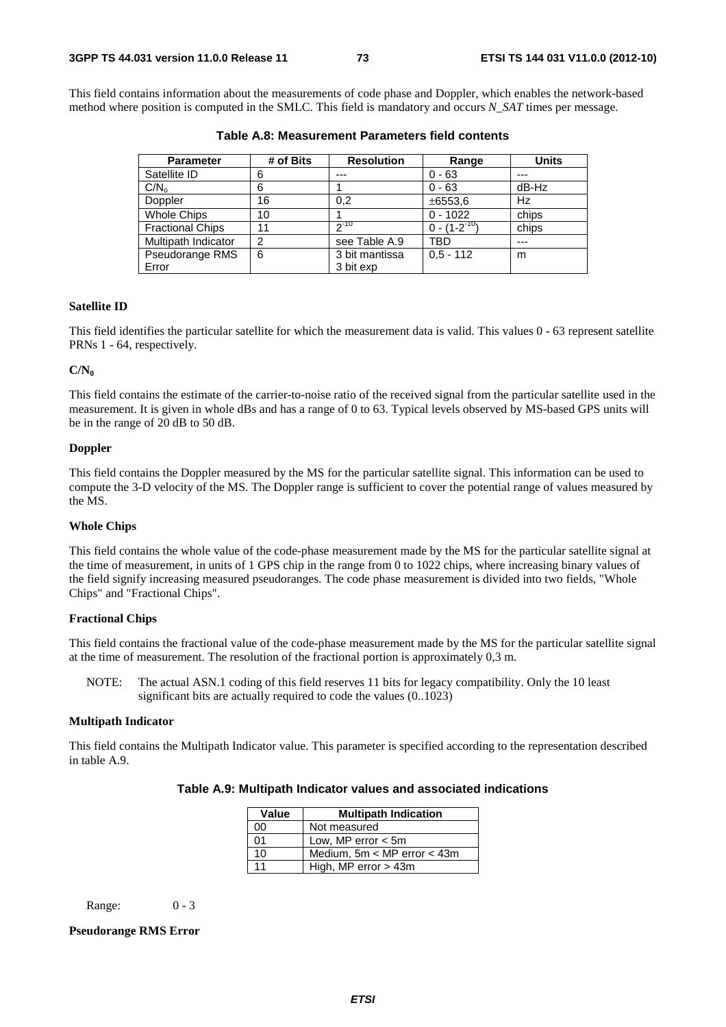This field contains information about the measurements of code phase and Doppler, which enables the network-based method where position is computed in the SMLC. This field is mandatory and occurs *N_SAT* times per message.

**Table A.8: Measurement Parameters field contents**

| Parameter | # of Bits | Resolution | Range | Units |
|---|---|---|---|---|
| Satellite ID | 6 | --- | 0 - 63 | --- |
| $C/N_o$ | 6 | 1 | 0 - 63 | dB-Hz |
| Doppler | 16 | 0,2 | ±6553,6 | Hz |
| Whole Chips | 10 | 1 | 0 - 1022 | chips |
| Fractional Chips | 11 | $2^{-10}$ | $0 - (1-2^{-10})$ | chips |
| Multipath Indicator | 2 | see Table A.9 | TBD | --- |
| Pseudorange RMS Error | 6 | 3 bit mantissa 3 bit exp | 0,5 - 112 | m |

**Satellite ID**

This field identifies the particular satellite for which the measurement data is valid. This values 0 - 63 represent satellite PRNs 1 - 64, respectively.

**$C/N_0$**

This field contains the estimate of the carrier-to-noise ratio of the received signal from the particular satellite used in the measurement. It is given in whole dBs and has a range of 0 to 63. Typical levels observed by MS-based GPS units will be in the range of 20 dB to 50 dB.

**Doppler**

This field contains the Doppler measured by the MS for the particular satellite signal. This information can be used to compute the 3-D velocity of the MS. The Doppler range is sufficient to cover the potential range of values measured by the MS.

**Whole Chips**

This field contains the whole value of the code-phase measurement made by the MS for the particular satellite signal at the time of measurement, in units of 1 GPS chip in the range from 0 to 1022 chips, where increasing binary values of the field signify increasing measured pseudoranges. The code phase measurement is divided into two fields, "Whole Chips" and "Fractional Chips".

**Fractional Chips**

This field contains the fractional value of the code-phase measurement made by the MS for the particular satellite signal at the time of measurement. The resolution of the fractional portion is approximately 0,3 m.

NOTE: The actual ASN.1 coding of this field reserves 11 bits for legacy compatibility. Only the 10 least significant bits are actually required to code the values (0..1023)

**Multipath Indicator**

This field contains the Multipath Indicator value. This parameter is specified according to the representation described in table A.9.

**Table A.9: Multipath Indicator values and associated indications**

| Value | Multipath Indication |
|---|---|
| 00 | Not measured |
| 01 | Low, MP error < 5m |
| 10 | Medium, 5m < MP error < 43m |
| 11 | High, MP error > 43m |

Range: 0 - 3

**Pseudorange RMS Error**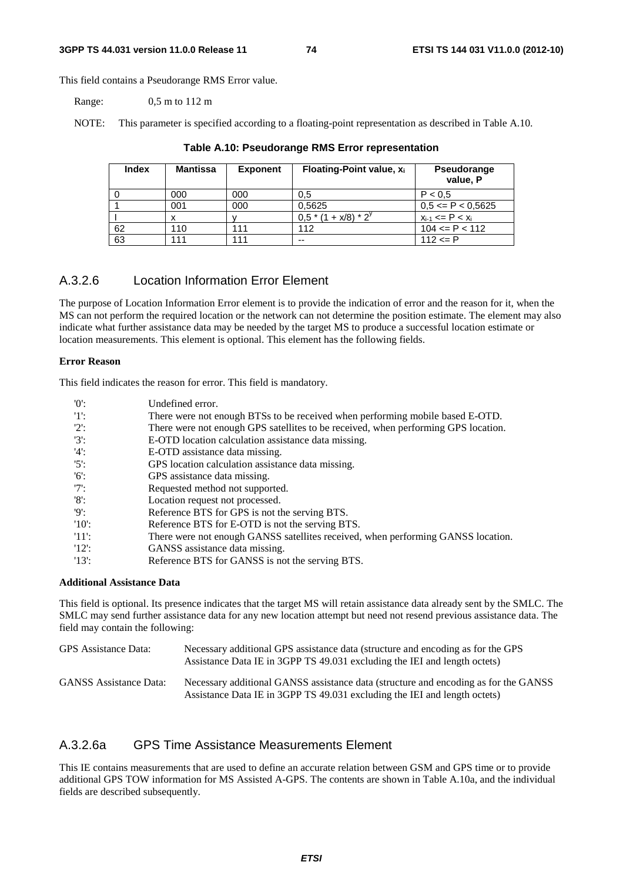This field contains a Pseudorange RMS Error value.

Range: 0,5 m to 112 m

NOTE: This parameter is specified according to a floating-point representation as described in Table A.10.

**Table A.10: Pseudorange RMS Error representation**

| Index | Mantissa | Exponent | Floating-Point value, $x_i$ | Pseudorange value, P |
|---|---|---|---|---|
| 0 | 000 | 000 | 0,5 | P < 0,5 |
| 1 | 001 | 000 | 0,5625 | 0,5 <= P < 0,5625 |
| I | x | y | $0,5 * (1 + x/8) * 2^y$ | $x_{i-1} <= P < x_i$ |
| 62 | 110 | 111 | 112 | 104 <= P < 112 |
| 63 | 111 | 111 | -- | 112 <= P |

## A.3.2.6 Location Information Error Element

The purpose of Location Information Error element is to provide the indication of error and the reason for it, when the MS can not perform the required location or the network can not determine the position estimate. The element may also indicate what further assistance data may be needed by the target MS to produce a successful location estimate or location measurements. This element is optional. This element has the following fields.

**Error Reason**

This field indicates the reason for error. This field is mandatory.

- '0': Undefined error.
- '1': There were not enough BTSs to be received when performing mobile based E-OTD.
- '2': There were not enough GPS satellites to be received, when performing GPS location.
- '3': E-OTD location calculation assistance data missing.
- '4': E-OTD assistance data missing.
- '5': GPS location calculation assistance data missing.
- '6': GPS assistance data missing.
- '7': Requested method not supported.
- '8': Location request not processed.
- '9': Reference BTS for GPS is not the serving BTS.
- '10': Reference BTS for E-OTD is not the serving BTS.
- '11': There were not enough GANSS satellites received, when performing GANSS location.
- '12': GANSS assistance data missing.
- '13': Reference BTS for GANSS is not the serving BTS.

**Additional Assistance Data**

This field is optional. Its presence indicates that the target MS will retain assistance data already sent by the SMLC. The SMLC may send further assistance data for any new location attempt but need not resend previous assistance data. The field may contain the following:

GPS Assistance Data: Necessary additional GPS assistance data (structure and encoding as for the GPS Assistance Data IE in 3GPP TS 49.031 excluding the IEI and length octets)

GANSS Assistance Data: Necessary additional GANSS assistance data (structure and encoding as for the GANSS Assistance Data IE in 3GPP TS 49.031 excluding the IEI and length octets)

## A.3.2.6a GPS Time Assistance Measurements Element

This IE contains measurements that are used to define an accurate relation between GSM and GPS time or to provide additional GPS TOW information for MS Assisted A-GPS. The contents are shown in Table A.10a, and the individual fields are described subsequently.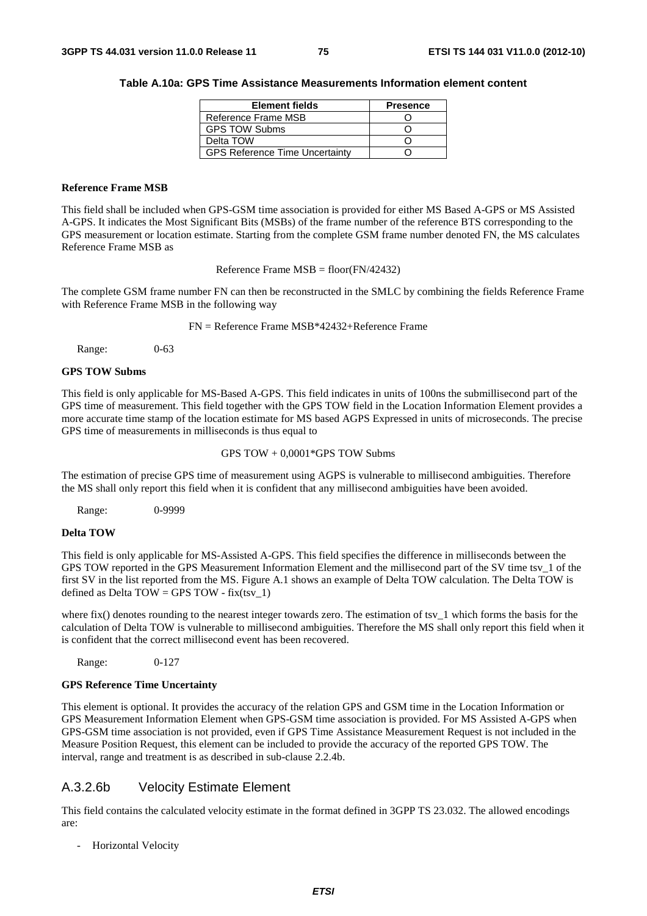**Table A.10a: GPS Time Assistance Measurements Information element content**

| Element fields | Presence |
|---|---|
| Reference Frame MSB | O |
| GPS TOW Subms | O |
| Delta TOW | O |
| GPS Reference Time Uncertainty | O |

**Reference Frame MSB**

This field shall be included when GPS-GSM time association is provided for either MS Based A-GPS or MS Assisted A-GPS. It indicates the Most Significant Bits (MSBs) of the frame number of the reference BTS corresponding to the GPS measurement or location estimate. Starting from the complete GSM frame number denoted FN, the MS calculates Reference Frame MSB as

Reference Frame MSB = floor(FN/42432)

The complete GSM frame number FN can then be reconstructed in the SMLC by combining the fields Reference Frame with Reference Frame MSB in the following way

FN = Reference Frame MSB*42432+Reference Frame

Range: 0-63

**GPS TOW Subms**

This field is only applicable for MS-Based A-GPS. This field indicates in units of 100ns the submillisecond part of the GPS time of measurement. This field together with the GPS TOW field in the Location Information Element provides a more accurate time stamp of the location estimate for MS based AGPS Expressed in units of microseconds. The precise GPS time of measurements in milliseconds is thus equal to

GPS TOW + 0,0001*GPS TOW Subms

The estimation of precise GPS time of measurement using AGPS is vulnerable to millisecond ambiguities. Therefore the MS shall only report this field when it is confident that any millisecond ambiguities have been avoided.

Range: 0-9999

**Delta TOW**

This field is only applicable for MS-Assisted A-GPS. This field specifies the difference in milliseconds between the GPS TOW reported in the GPS Measurement Information Element and the millisecond part of the SV time tsv_1 of the first SV in the list reported from the MS. Figure A.1 shows an example of Delta TOW calculation. The Delta TOW is defined as Delta TOW = GPS TOW - fix(tsv_1)

where fix() denotes rounding to the nearest integer towards zero. The estimation of tsv_1 which forms the basis for the calculation of Delta TOW is vulnerable to millisecond ambiguities. Therefore the MS shall only report this field when it is confident that the correct millisecond event has been recovered.

Range: 0-127

**GPS Reference Time Uncertainty**

This element is optional. It provides the accuracy of the relation GPS and GSM time in the Location Information or GPS Measurement Information Element when GPS-GSM time association is provided. For MS Assisted A-GPS when GPS-GSM time association is not provided, even if GPS Time Assistance Measurement Request is not included in the Measure Position Request, this element can be included to provide the accuracy of the reported GPS TOW. The interval, range and treatment is as described in sub-clause 2.2.4b.

## A.3.2.6b Velocity Estimate Element

This field contains the calculated velocity estimate in the format defined in 3GPP TS 23.032. The allowed encodings are:

- Horizontal Velocity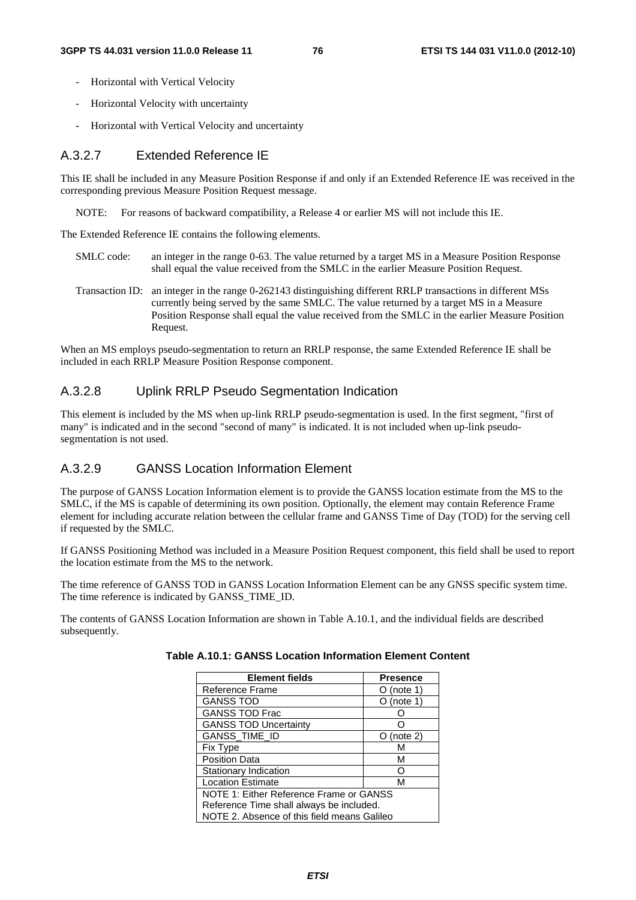- Horizontal with Vertical Velocity
- Horizontal Velocity with uncertainty
- Horizontal with Vertical Velocity and uncertainty

### A.3.2.7 Extended Reference IE

This IE shall be included in any Measure Position Response if and only if an Extended Reference IE was received in the corresponding previous Measure Position Request message.

NOTE: For reasons of backward compatibility, a Release 4 or earlier MS will not include this IE.

The Extended Reference IE contains the following elements.

SMLC code: an integer in the range 0-63. The value returned by a target MS in a Measure Position Response shall equal the value received from the SMLC in the earlier Measure Position Request.

Transaction ID: an integer in the range 0-262143 distinguishing different RRLP transactions in different MSs currently being served by the same SMLC. The value returned by a target MS in a Measure Position Response shall equal the value received from the SMLC in the earlier Measure Position Request.

When an MS employs pseudo-segmentation to return an RRLP response, the same Extended Reference IE shall be included in each RRLP Measure Position Response component.

### A.3.2.8 Uplink RRLP Pseudo Segmentation Indication

This element is included by the MS when up-link RRLP pseudo-segmentation is used. In the first segment, "first of many" is indicated and in the second "second of many" is indicated. It is not included when up-link pseudo-segmentation is not used.

### A.3.2.9 GANSS Location Information Element

The purpose of GANSS Location Information element is to provide the GANSS location estimate from the MS to the SMLC, if the MS is capable of determining its own position. Optionally, the element may contain Reference Frame element for including accurate relation between the cellular frame and GANSS Time of Day (TOD) for the serving cell if requested by the SMLC.

If GANSS Positioning Method was included in a Measure Position Request component, this field shall be used to report the location estimate from the MS to the network.

The time reference of GANSS TOD in GANSS Location Information Element can be any GNSS specific system time. The time reference is indicated by GANSS_TIME_ID.

The contents of GANSS Location Information are shown in Table A.10.1, and the individual fields are described subsequently.

**Table A.10.1: GANSS Location Information Element Content**

| Element fields | Presence |
|---|---|
| Reference Frame | O (note 1) |
| GANSS TOD | O (note 1) |
| GANSS TOD Frac | O |
| GANSS TOD Uncertainty | O |
| GANSS_TIME_ID | O (note 2) |
| Fix Type | M |
| Position Data | M |
| Stationary Indication | O |
| Location Estimate | M |
| NOTE 1: Either Reference Frame or GANSS Reference Time shall always be included. NOTE 2. Absence of this field means Galileo | |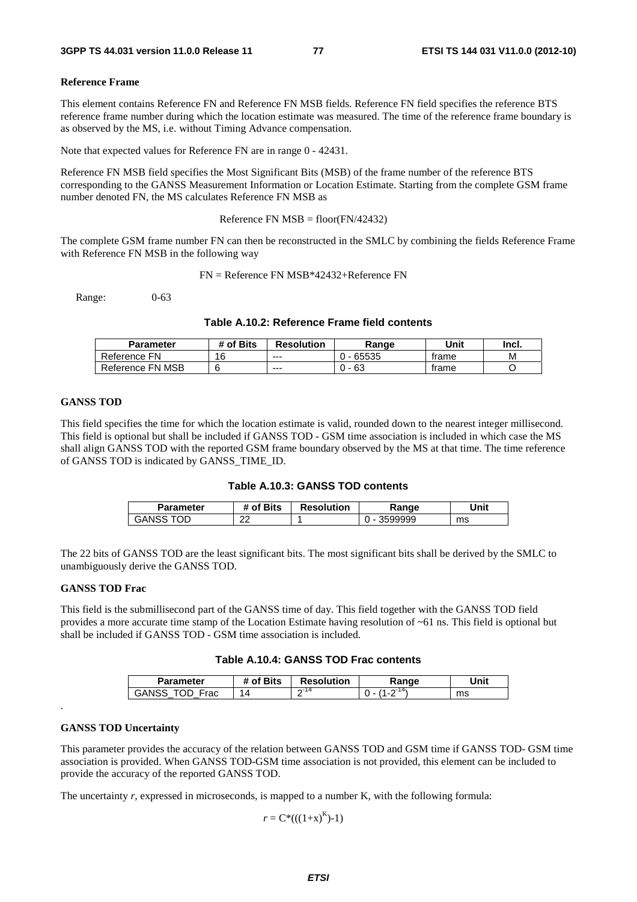**Reference Frame**

This element contains Reference FN and Reference FN MSB fields. Reference FN field specifies the reference BTS reference frame number during which the location estimate was measured. The time of the reference frame boundary is as observed by the MS, i.e. without Timing Advance compensation.

Note that expected values for Reference FN are in range 0 - 42431.

Reference FN MSB field specifies the Most Significant Bits (MSB) of the frame number of the reference BTS corresponding to the GANSS Measurement Information or Location Estimate. Starting from the complete GSM frame number denoted FN, the MS calculates Reference FN MSB as

Reference FN MSB = floor(FN/42432)

The complete GSM frame number FN can then be reconstructed in the SMLC by combining the fields Reference Frame with Reference FN MSB in the following way

FN = Reference FN MSB*42432+Reference FN

Range: 0-63

**Table A.10.2: Reference Frame field contents**

| Parameter | # of Bits | Resolution | Range | Unit | Incl. |
|---|---|---|---|---|---|
| Reference FN | 16 | --- | 0 - 65535 | frame | M |
| Reference FN MSB | 6 | --- | 0 - 63 | frame | O |

**GANSS TOD**

This field specifies the time for which the location estimate is valid, rounded down to the nearest integer millisecond. This field is optional but shall be included if GANSS TOD - GSM time association is included in which case the MS shall align GANSS TOD with the reported GSM frame boundary observed by the MS at that time. The time reference of GANSS TOD is indicated by GANSS_TIME_ID.

**Table A.10.3: GANSS TOD contents**

| Parameter | # of Bits | Resolution | Range | Unit |
|---|---|---|---|---|
| GANSS TOD | 22 | 1 | 0 - 3599999 | ms |

The 22 bits of GANSS TOD are the least significant bits. The most significant bits shall be derived by the SMLC to unambiguously derive the GANSS TOD.

**GANSS TOD Frac**

This field is the submillisecond part of the GANSS time of day. This field together with the GANSS TOD field provides a more accurate time stamp of the Location Estimate having resolution of ~61 ns. This field is optional but shall be included if GANSS TOD - GSM time association is included.

**Table A.10.4: GANSS TOD Frac contents**

| Parameter | # of Bits | Resolution | Range | Unit |
|---|---|---|---|---|
| GANSS_TOD_Frac | 14 | $2^{-14}$ | $0 - (1-2^{-14})$ | ms |

.

**GANSS TOD Uncertainty**

This parameter provides the accuracy of the relation between GANSS TOD and GSM time if GANSS TOD- GSM time association is provided. When GANSS TOD-GSM time association is not provided, this element can be included to provide the accuracy of the reported GANSS TOD.

The uncertainty *r*, expressed in microseconds, is mapped to a number K, with the following formula:

$$r = C*(((1+x)^{K})-1)$$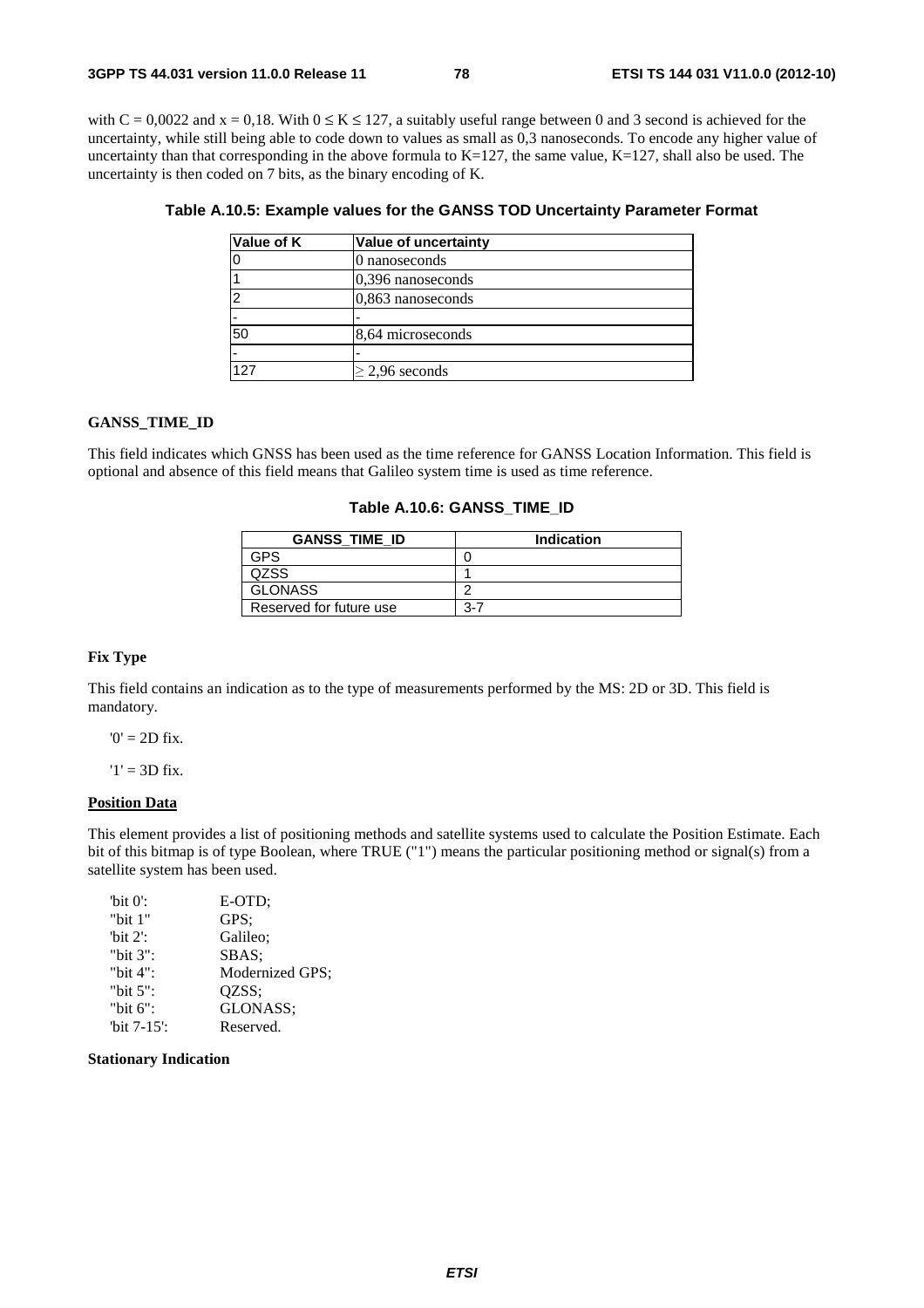with C = 0,0022 and x = 0,18. With $0 \leq K \leq 127$, a suitably useful range between 0 and 3 second is achieved for the uncertainty, while still being able to code down to values as small as 0,3 nanoseconds. To encode any higher value of uncertainty than that corresponding in the above formula to K=127, the same value, K=127, shall also be used. The uncertainty is then coded on 7 bits, as the binary encoding of K.

**Table A.10.5: Example values for the GANSS TOD Uncertainty Parameter Format**

| Value of K | Value of uncertainty |
|---|---|
| 0 | 0 nanoseconds |
| 1 | 0,396 nanoseconds |
| 2 | 0,863 nanoseconds |
| - | - |
| 50 | 8,64 microseconds |
| - | - |
| 127 | $\geq$ 2,96 seconds |

**GANSS_TIME_ID**

This field indicates which GNSS has been used as the time reference for GANSS Location Information. This field is optional and absence of this field means that Galileo system time is used as time reference.

**Table A.10.6: GANSS_TIME_ID**

| GANSS_TIME_ID | Indication |
|---|---|
| GPS | 0 |
| QZSS | 1 |
| GLONASS | 2 |
| Reserved for future use | 3-7 |

**Fix Type**

This field contains an indication as to the type of measurements performed by the MS: 2D or 3D. This field is mandatory.

'0' = 2D fix.

'1' = 3D fix.

**Position Data**

This element provides a list of positioning methods and satellite systems used to calculate the Position Estimate. Each bit of this bitmap is of type Boolean, where TRUE ("1") means the particular positioning method or signal(s) from a satellite system has been used.

'bit 0': E-OTD;
"bit 1" GPS;
'bit 2': Galileo;
"bit 3": SBAS;
"bit 4": Modernized GPS;
"bit 5": QZSS;
"bit 6": GLONASS;
'bit 7-15': Reserved.

**Stationary Indication**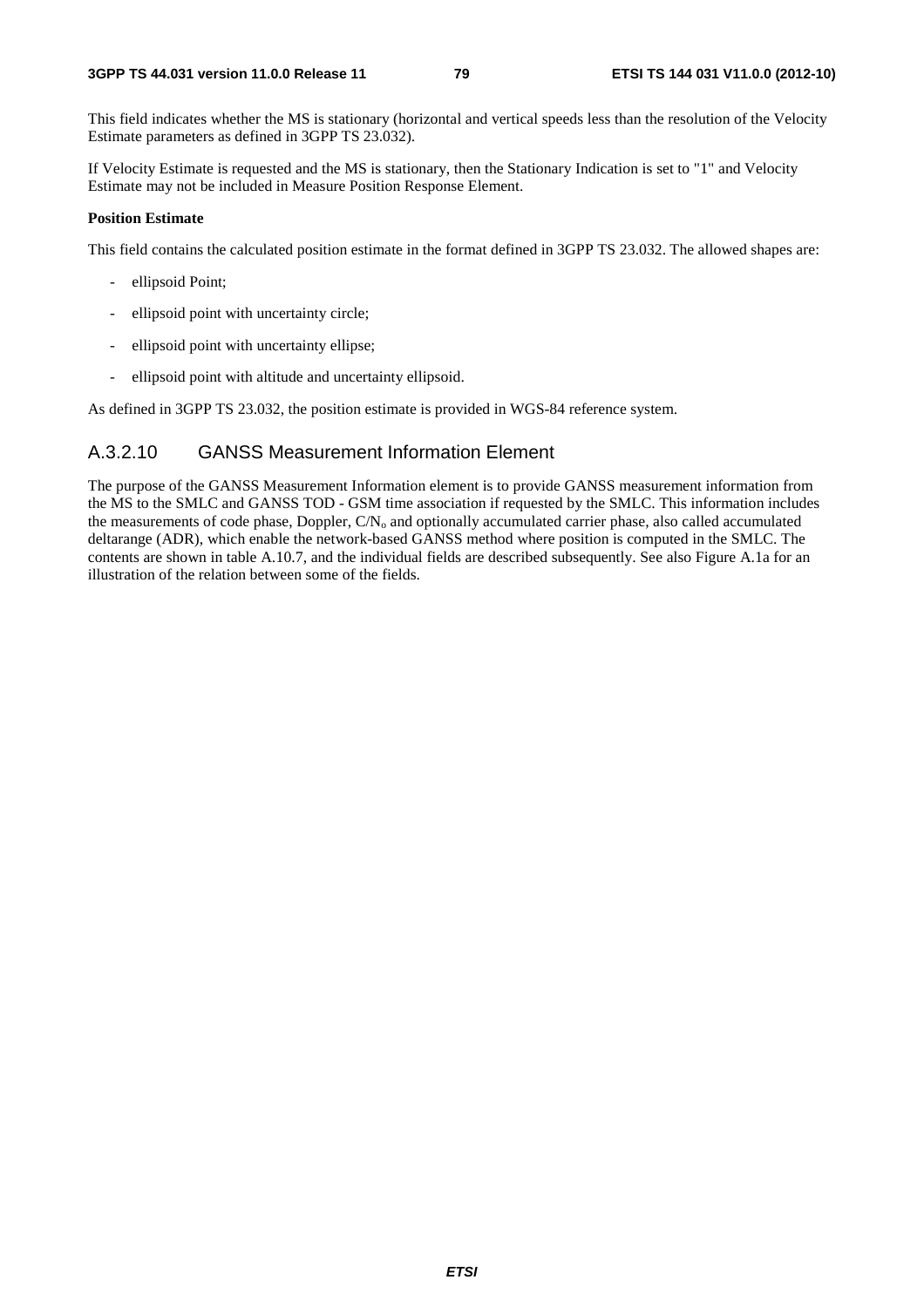This field indicates whether the MS is stationary (horizontal and vertical speeds less than the resolution of the Velocity Estimate parameters as defined in 3GPP TS 23.032).

If Velocity Estimate is requested and the MS is stationary, then the Stationary Indication is set to "1" and Velocity Estimate may not be included in Measure Position Response Element.

**Position Estimate**

This field contains the calculated position estimate in the format defined in 3GPP TS 23.032. The allowed shapes are:

- ellipsoid Point;
- ellipsoid point with uncertainty circle;
- ellipsoid point with uncertainty ellipse;
- ellipsoid point with altitude and uncertainty ellipsoid.

As defined in 3GPP TS 23.032, the position estimate is provided in WGS-84 reference system.

### A.3.2.10 GANSS Measurement Information Element

The purpose of the GANSS Measurement Information element is to provide GANSS measurement information from the MS to the SMLC and GANSS TOD - GSM time association if requested by the SMLC. This information includes the measurements of code phase, Doppler, $C/N_o$ and optionally accumulated carrier phase, also called accumulated deltarange (ADR), which enable the network-based GANSS method where position is computed in the SMLC. The contents are shown in table A.10.7, and the individual fields are described subsequently. See also Figure A.1a for an illustration of the relation between some of the fields.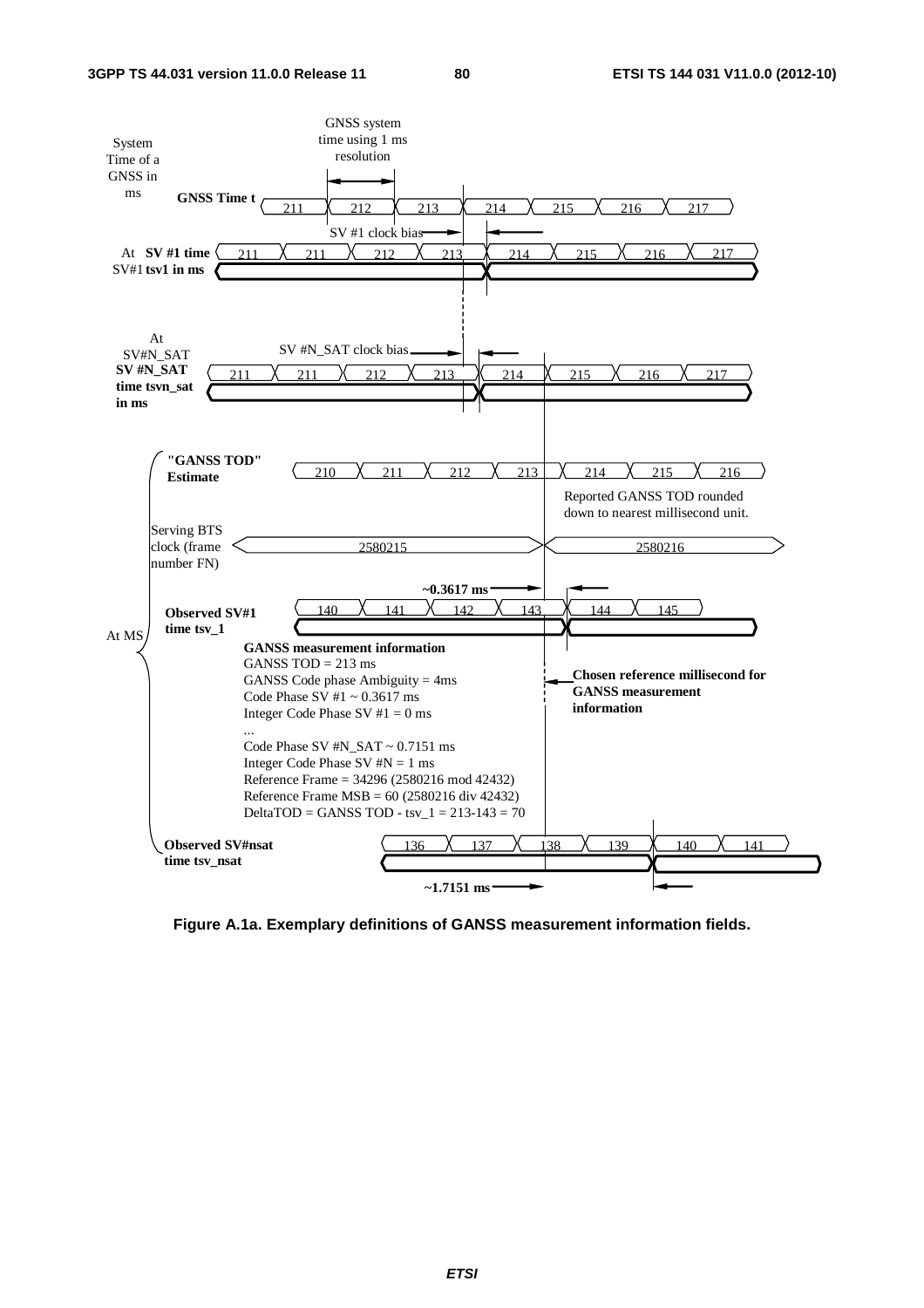**GANSS measurement information**

GANSS TOD = 213 ms

GANSS Code phase Ambiguity = 4ms

Code Phase SV #1 ~ 0.3617 ms

Integer Code Phase SV #1 = 0 ms

...

Code Phase SV #N_SAT ~ 0.7151 ms

Integer Code Phase SV #N = 1 ms

Reference Frame = 34296 (2580216 mod 42432)

Reference Frame MSB = 60 (2580216 div 42432)

DeltaTOD = GANSS TOD - tsv_1 = 213-143 = 70

**Figure A.1a. Exemplary definitions of GANSS measurement information fields.**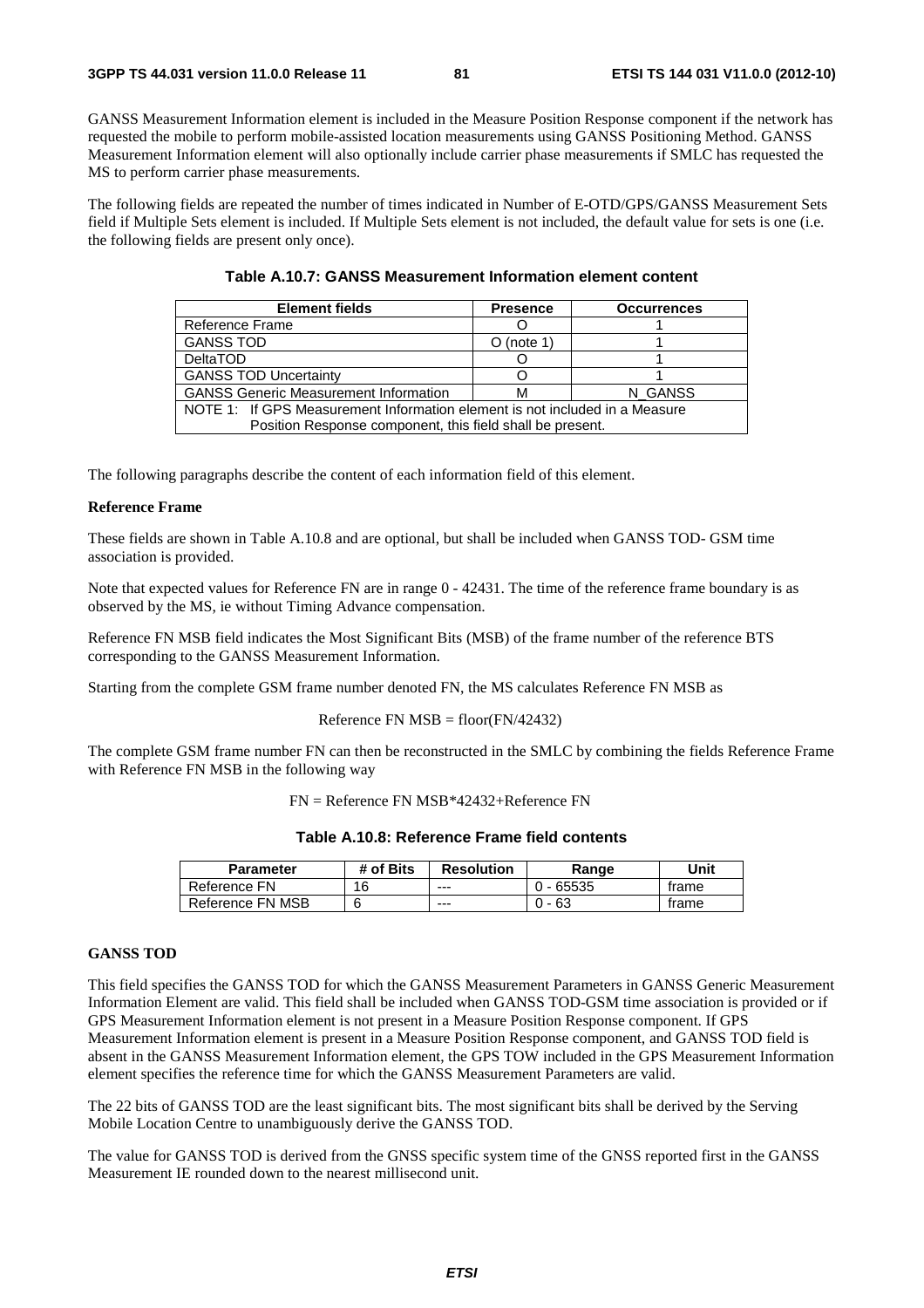GANSS Measurement Information element is included in the Measure Position Response component if the network has requested the mobile to perform mobile-assisted location measurements using GANSS Positioning Method. GANSS Measurement Information element will also optionally include carrier phase measurements if SMLC has requested the MS to perform carrier phase measurements.

The following fields are repeated the number of times indicated in Number of E-OTD/GPS/GANSS Measurement Sets field if Multiple Sets element is included. If Multiple Sets element is not included, the default value for sets is one (i.e. the following fields are present only once).

**Table A.10.7: GANSS Measurement Information element content**

| Element fields | Presence | Occurrences |
|---|---|---|
| Reference Frame | O | 1 |
| GANSS TOD | O (note 1) | 1 |
| DeltaTOD | O | 1 |
| GANSS TOD Uncertainty | O | 1 |
| GANSS Generic Measurement Information | M | N_GANSS |
| NOTE 1: If GPS Measurement Information element is not included in a Measure Position Response component, this field shall be present. | | |

The following paragraphs describe the content of each information field of this element.

**Reference Frame**

These fields are shown in Table A.10.8 and are optional, but shall be included when GANSS TOD- GSM time association is provided.

Note that expected values for Reference FN are in range 0 - 42431. The time of the reference frame boundary is as observed by the MS, ie without Timing Advance compensation.

Reference FN MSB field indicates the Most Significant Bits (MSB) of the frame number of the reference BTS corresponding to the GANSS Measurement Information.

Starting from the complete GSM frame number denoted FN, the MS calculates Reference FN MSB as

Reference FN MSB = floor(FN/42432)

The complete GSM frame number FN can then be reconstructed in the SMLC by combining the fields Reference Frame with Reference FN MSB in the following way

FN = Reference FN MSB*42432+Reference FN

**Table A.10.8: Reference Frame field contents**

| Parameter | # of Bits | Resolution | Range | Unit |
|---|---|---|---|---|
| Reference FN | 16 | --- | 0 - 65535 | frame |
| Reference FN MSB | 6 | --- | 0 - 63 | frame |

**GANSS TOD**

This field specifies the GANSS TOD for which the GANSS Measurement Parameters in GANSS Generic Measurement Information Element are valid. This field shall be included when GANSS TOD-GSM time association is provided or if GPS Measurement Information element is not present in a Measure Position Response component. If GPS Measurement Information element is present in a Measure Position Response component, and GANSS TOD field is absent in the GANSS Measurement Information element, the GPS TOW included in the GPS Measurement Information element specifies the reference time for which the GANSS Measurement Parameters are valid.

The 22 bits of GANSS TOD are the least significant bits. The most significant bits shall be derived by the Serving Mobile Location Centre to unambiguously derive the GANSS TOD.

The value for GANSS TOD is derived from the GNSS specific system time of the GNSS reported first in the GANSS Measurement IE rounded down to the nearest millisecond unit.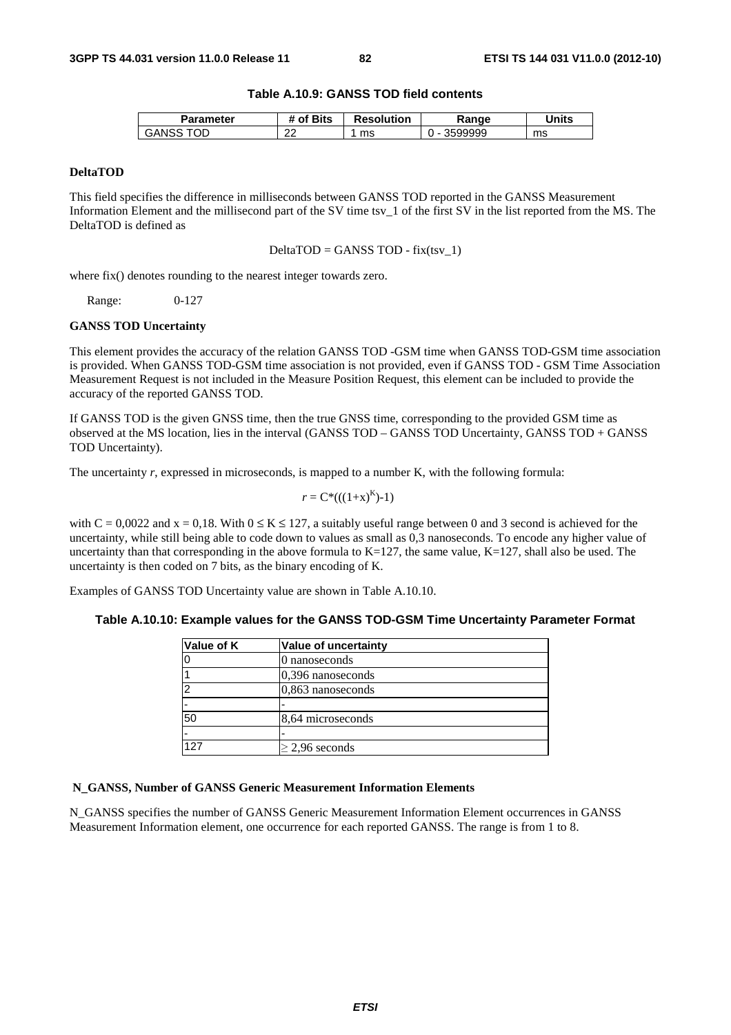**Table A.10.9: GANSS TOD field contents**

| Parameter | # of Bits | Resolution | Range | Units |
|---|---|---|---|---|
| GANSS TOD | 22 | 1 ms | 0 - 3599999 | ms |

**DeltaTOD**

This field specifies the difference in milliseconds between GANSS TOD reported in the GANSS Measurement Information Element and the millisecond part of the SV time tsv_1 of the first SV in the list reported from the MS. The DeltaTOD is defined as

$$\text{DeltaTOD} = \text{GANSS TOD} - \text{fix}(tsv\_1)$$

where fix() denotes rounding to the nearest integer towards zero.

Range: 0-127

**GANSS TOD Uncertainty**

This element provides the accuracy of the relation GANSS TOD -GSM time when GANSS TOD-GSM time association is provided. When GANSS TOD-GSM time association is not provided, even if GANSS TOD - GSM Time Association Measurement Request is not included in the Measure Position Request, this element can be included to provide the accuracy of the reported GANSS TOD.

If GANSS TOD is the given GNSS time, then the true GNSS time, corresponding to the provided GSM time as observed at the MS location, lies in the interval (GANSS TOD – GANSS TOD Uncertainty, GANSS TOD + GANSS TOD Uncertainty).

The uncertainty $r$, expressed in microseconds, is mapped to a number K, with the following formula:

$$r = C*(((1+x)^K)-1)$$

with C = 0,0022 and x = 0,18. With $0 \leq K \leq 127$, a suitably useful range between 0 and 3 second is achieved for the uncertainty, while still being able to code down to values as small as 0,3 nanoseconds. To encode any higher value of uncertainty than that corresponding in the above formula to K=127, the same value, K=127, shall also be used. The uncertainty is then coded on 7 bits, as the binary encoding of K.

Examples of GANSS TOD Uncertainty value are shown in Table A.10.10.

**Table A.10.10: Example values for the GANSS TOD-GSM Time Uncertainty Parameter Format**

| Value of K | Value of uncertainty |
|---|---|
| 0 | 0 nanoseconds |
| 1 | 0,396 nanoseconds |
| 2 | 0,863 nanoseconds |
| - | - |
| 50 | 8,64 microseconds |
| - | - |
| 127 | $\geq$ 2,96 seconds |

**N_GANSS, Number of GANSS Generic Measurement Information Elements**

N_GANSS specifies the number of GANSS Generic Measurement Information Element occurrences in GANSS Measurement Information element, one occurrence for each reported GANSS. The range is from 1 to 8.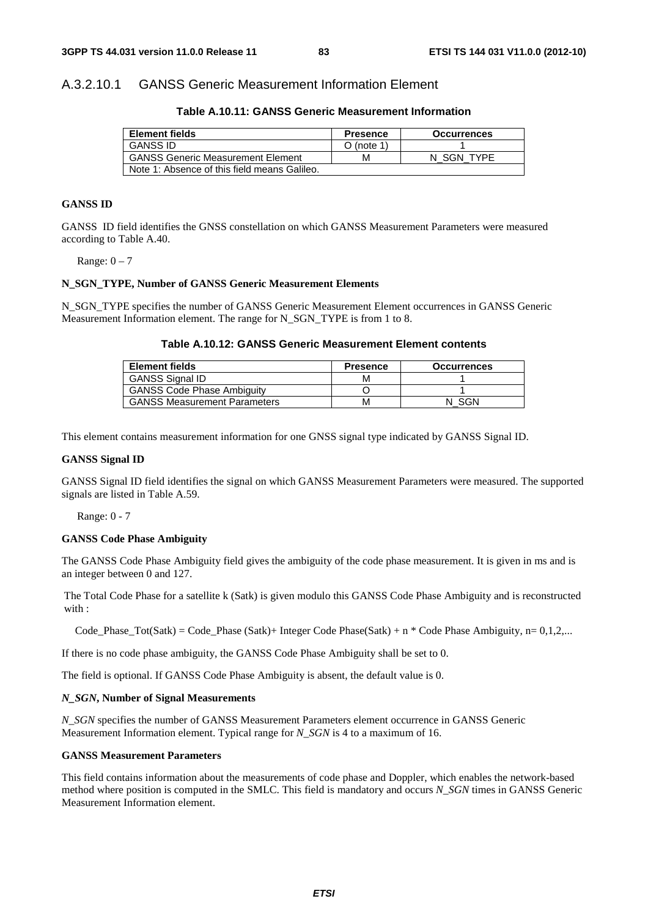### A.3.2.10.1 GANSS Generic Measurement Information Element

**Table A.10.11: GANSS Generic Measurement Information**

| Element fields | Presence | Occurrences |
|---|---|---|
| GANSS ID | O (note 1) | 1 |
| GANSS Generic Measurement Element | M | N_SGN_TYPE |
| Note 1: Absence of this field means Galileo. | | |

**GANSS ID**

GANSS ID field identifies the GNSS constellation on which GANSS Measurement Parameters were measured according to Table A.40.

Range: 0 – 7

**N_SGN_TYPE, Number of GANSS Generic Measurement Elements**

N_SGN_TYPE specifies the number of GANSS Generic Measurement Element occurrences in GANSS Generic Measurement Information element. The range for N_SGN_TYPE is from 1 to 8.

**Table A.10.12: GANSS Generic Measurement Element contents**

| Element fields | Presence | Occurrences |
|---|---|---|
| GANSS Signal ID | M | 1 |
| GANSS Code Phase Ambiguity | O | 1 |
| GANSS Measurement Parameters | M | N_SGN |

This element contains measurement information for one GNSS signal type indicated by GANSS Signal ID.

**GANSS Signal ID**

GANSS Signal ID field identifies the signal on which GANSS Measurement Parameters were measured. The supported signals are listed in Table A.59.

Range: 0 - 7

**GANSS Code Phase Ambiguity**

The GANSS Code Phase Ambiguity field gives the ambiguity of the code phase measurement. It is given in ms and is an integer between 0 and 127.

The Total Code Phase for a satellite k (Satk) is given modulo this GANSS Code Phase Ambiguity and is reconstructed with :

Code_Phase_Tot(Satk) = Code_Phase (Satk)+ Integer Code Phase(Satk) + n * Code Phase Ambiguity, n= 0,1,2,...

If there is no code phase ambiguity, the GANSS Code Phase Ambiguity shall be set to 0.

The field is optional. If GANSS Code Phase Ambiguity is absent, the default value is 0.

***N_SGN*, Number of Signal Measurements**

*N_SGN* specifies the number of GANSS Measurement Parameters element occurrence in GANSS Generic Measurement Information element. Typical range for *N_SGN* is 4 to a maximum of 16.

**GANSS Measurement Parameters**

This field contains information about the measurements of code phase and Doppler, which enables the network-based method where position is computed in the SMLC. This field is mandatory and occurs *N_SGN* times in GANSS Generic Measurement Information element.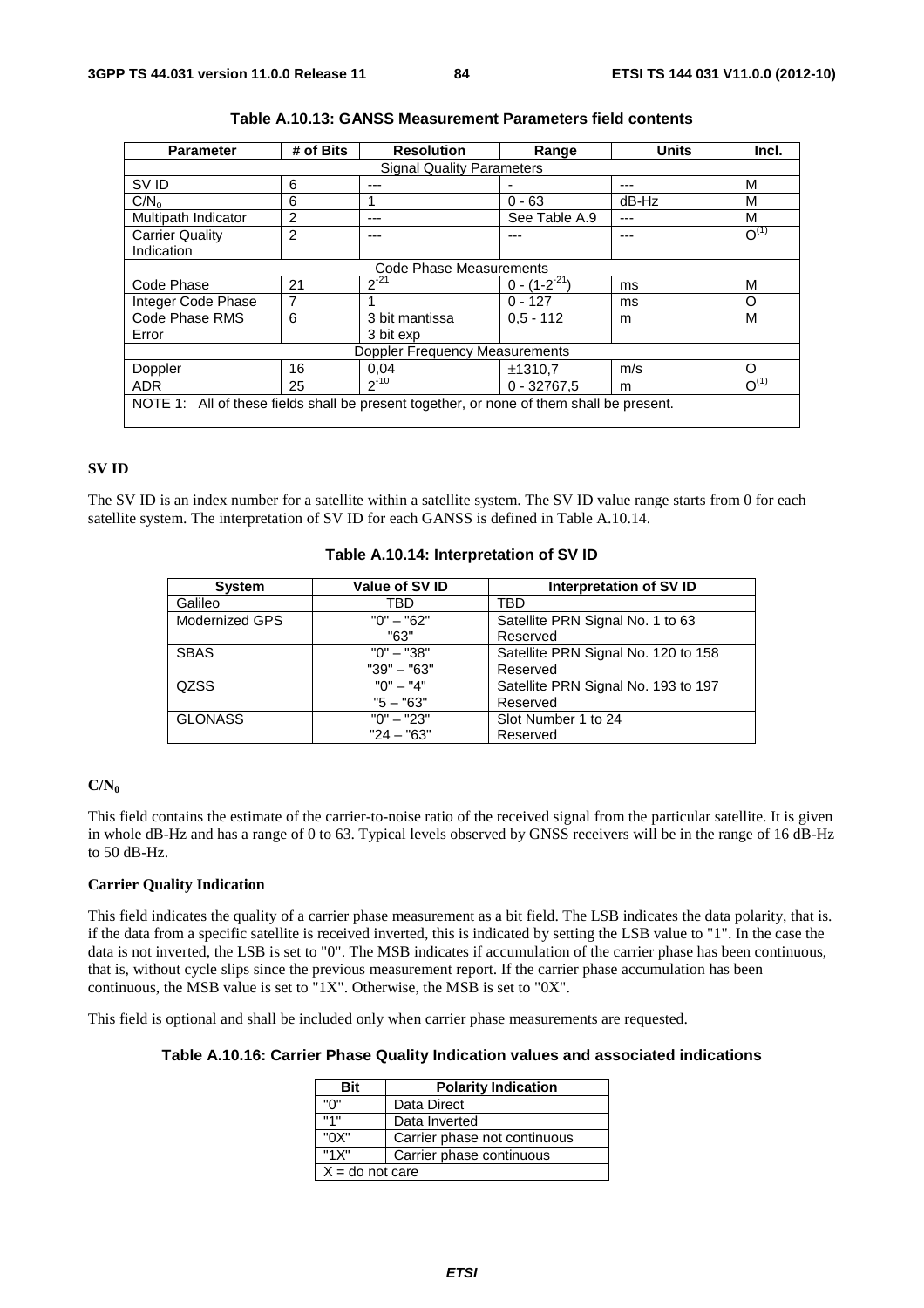**Table A.10.13: GANSS Measurement Parameters field contents**

| Parameter | # of Bits | Resolution | Range | Units | Incl. |
|---|---|---|---|---|---|
| Signal Quality Parameters | | | | | |
| SV ID | 6 | --- | - | --- | M |
| $C/N_o$ | 6 | 1 | 0 - 63 | dB-Hz | M |
| Multipath Indicator | 2 | --- | See Table A.9 | --- | M |
| Carrier Quality Indication | 2 | --- | --- | --- | $O^{(1)}$ |
| Code Phase Measurements | | | | | |
| Code Phase | 21 | $2^{-21}$ | $0 - (1-2^{-21})$ | ms | M |
| Integer Code Phase | 7 | 1 | 0 - 127 | ms | O |
| Code Phase RMS Error | 6 | 3 bit mantissa 3 bit exp | 0,5 - 112 | m | M |
| Doppler Frequency Measurements | | | | | |
| Doppler | 16 | 0,04 | ±1310,7 | m/s | O |
| ADR | 25 | $2^{-10}$ | 0 - 32767,5 | m | $O^{(1)}$ |
| NOTE 1: All of these fields shall be present together, or none of them shall be present. | | | | | |

**SV ID**

The SV ID is an index number for a satellite within a satellite system. The SV ID value range starts from 0 for each satellite system. The interpretation of SV ID for each GANSS is defined in Table A.10.14.

**Table A.10.14: Interpretation of SV ID**

| System | Value of SV ID | Interpretation of SV ID |
|---|---|---|
| Galileo | TBD | TBD |
| Modernized GPS | "0" – "62"<br>"63" | Satellite PRN Signal No. 1 to 63<br>Reserved |
| SBAS | "0" – "38"<br>"39" – "63" | Satellite PRN Signal No. 120 to 158<br>Reserved |
| QZSS | "0" – "4"<br>"5 – "63" | Satellite PRN Signal No. 193 to 197<br>Reserved |
| GLONASS | "0" – "23"<br>"24 – "63" | Slot Number 1 to 24<br>Reserved |

**$C/N_0$**

This field contains the estimate of the carrier-to-noise ratio of the received signal from the particular satellite. It is given in whole dB-Hz and has a range of 0 to 63. Typical levels observed by GNSS receivers will be in the range of 16 dB-Hz to 50 dB-Hz.

**Carrier Quality Indication**

This field indicates the quality of a carrier phase measurement as a bit field. The LSB indicates the data polarity, that is. if the data from a specific satellite is received inverted, this is indicated by setting the LSB value to "1". In the case the data is not inverted, the LSB is set to "0". The MSB indicates if accumulation of the carrier phase has been continuous, that is, without cycle slips since the previous measurement report. If the carrier phase accumulation has been continuous, the MSB value is set to "1X". Otherwise, the MSB is set to "0X".

This field is optional and shall be included only when carrier phase measurements are requested.

**Table A.10.16: Carrier Phase Quality Indication values and associated indications**

| Bit | Polarity Indication |
|---|---|
| "0" | Data Direct |
| "1" | Data Inverted |
| "0X" | Carrier phase not continuous |
| "1X" | Carrier phase continuous |
| X = do not care | |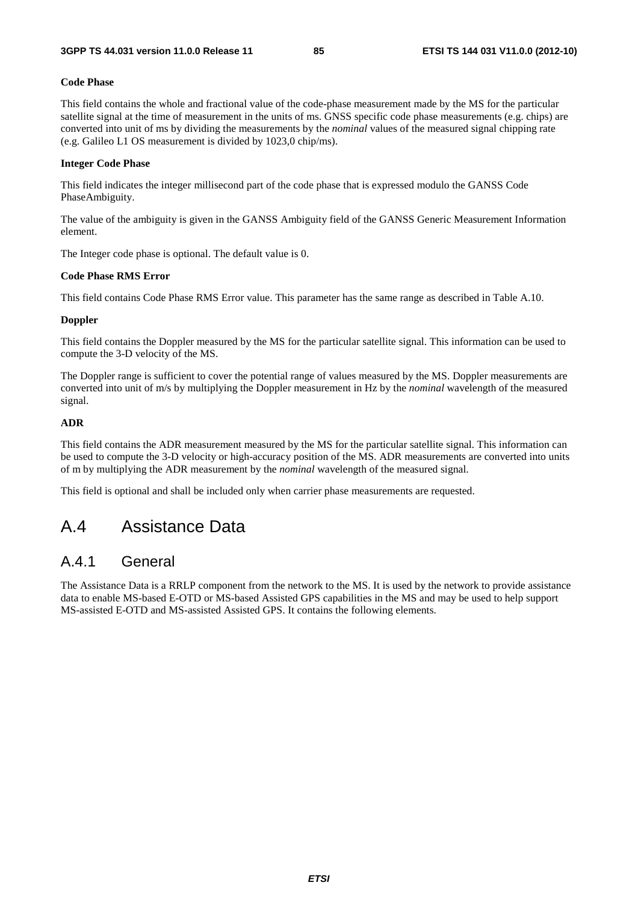**Code Phase**

This field contains the whole and fractional value of the code-phase measurement made by the MS for the particular satellite signal at the time of measurement in the units of ms. GNSS specific code phase measurements (e.g. chips) are converted into unit of ms by dividing the measurements by the *nominal* values of the measured signal chipping rate (e.g. Galileo L1 OS measurement is divided by 1023,0 chip/ms).

**Integer Code Phase**

This field indicates the integer millisecond part of the code phase that is expressed modulo the GANSS Code PhaseAmbiguity.

The value of the ambiguity is given in the GANSS Ambiguity field of the GANSS Generic Measurement Information element.

The Integer code phase is optional. The default value is 0.

**Code Phase RMS Error**

This field contains Code Phase RMS Error value. This parameter has the same range as described in Table A.10.

**Doppler**

This field contains the Doppler measured by the MS for the particular satellite signal. This information can be used to compute the 3-D velocity of the MS.

The Doppler range is sufficient to cover the potential range of values measured by the MS. Doppler measurements are converted into unit of m/s by multiplying the Doppler measurement in Hz by the *nominal* wavelength of the measured signal.

**ADR**

This field contains the ADR measurement measured by the MS for the particular satellite signal. This information can be used to compute the 3-D velocity or high-accuracy position of the MS. ADR measurements are converted into units of m by multiplying the ADR measurement by the *nominal* wavelength of the measured signal.

This field is optional and shall be included only when carrier phase measurements are requested.

# A.4 Assistance Data

## A.4.1 General

The Assistance Data is a RRLP component from the network to the MS. It is used by the network to provide assistance data to enable MS-based E-OTD or MS-based Assisted GPS capabilities in the MS and may be used to help support MS-assisted E-OTD and MS-assisted Assisted GPS. It contains the following elements.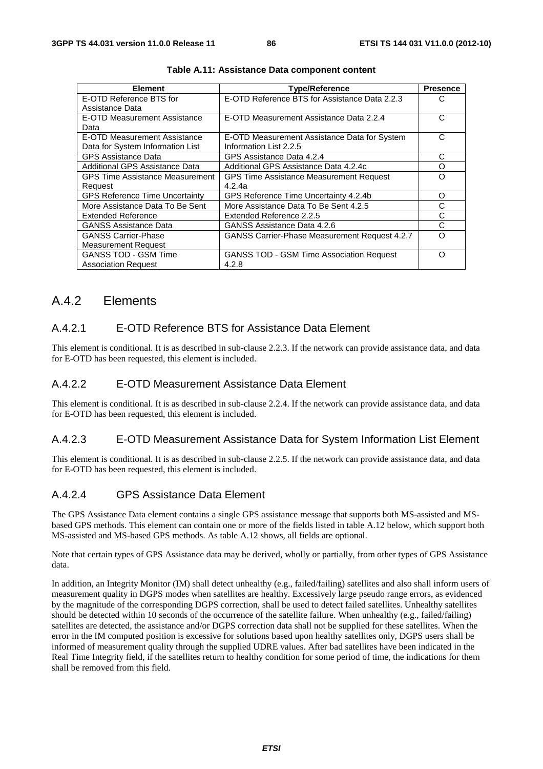**Table A.11: Assistance Data component content**

| Element | Type/Reference | Presence |
|---|---|---|
| E-OTD Reference BTS for Assistance Data | E-OTD Reference BTS for Assistance Data 2.2.3 | C |
| E-OTD Measurement Assistance Data | E-OTD Measurement Assistance Data 2.2.4 | C |
| E-OTD Measurement Assistance Data for System Information List | E-OTD Measurement Assistance Data for System Information List 2.2.5 | C |
| GPS Assistance Data | GPS Assistance Data 4.2.4 | C |
| Additional GPS Assistance Data | Additional GPS Assistance Data 4.2.4c | O |
| GPS Time Assistance Measurement Request | GPS Time Assistance Measurement Request 4.2.4a | O |
| GPS Reference Time Uncertainty | GPS Reference Time Uncertainty 4.2.4b | O |
| More Assistance Data To Be Sent | More Assistance Data To Be Sent 4.2.5 | C |
| Extended Reference | Extended Reference 2.2.5 | C |
| GANSS Assistance Data | GANSS Assistance Data 4.2.6 | C |
| GANSS Carrier-Phase Measurement Request | GANSS Carrier-Phase Measurement Request 4.2.7 | O |
| GANSS TOD - GSM Time Association Request | GANSS TOD - GSM Time Association Request 4.2.8 | O |

## A.4.2 Elements

### A.4.2.1 E-OTD Reference BTS for Assistance Data Element

This element is conditional. It is as described in sub-clause 2.2.3. If the network can provide assistance data, and data for E-OTD has been requested, this element is included.

### A.4.2.2 E-OTD Measurement Assistance Data Element

This element is conditional. It is as described in sub-clause 2.2.4. If the network can provide assistance data, and data for E-OTD has been requested, this element is included.

### A.4.2.3 E-OTD Measurement Assistance Data for System Information List Element

This element is conditional. It is as described in sub-clause 2.2.5. If the network can provide assistance data, and data for E-OTD has been requested, this element is included.

### A.4.2.4 GPS Assistance Data Element

The GPS Assistance Data element contains a single GPS assistance message that supports both MS-assisted and MS-based GPS methods. This element can contain one or more of the fields listed in table A.12 below, which support both MS-assisted and MS-based GPS methods. As table A.12 shows, all fields are optional.

Note that certain types of GPS Assistance data may be derived, wholly or partially, from other types of GPS Assistance data.

In addition, an Integrity Monitor (IM) shall detect unhealthy (e.g., failed/failing) satellites and also shall inform users of measurement quality in DGPS modes when satellites are healthy. Excessively large pseudo range errors, as evidenced by the magnitude of the corresponding DGPS correction, shall be used to detect failed satellites. Unhealthy satellites should be detected within 10 seconds of the occurrence of the satellite failure. When unhealthy (e.g., failed/failing) satellites are detected, the assistance and/or DGPS correction data shall not be supplied for these satellites. When the error in the IM computed position is excessive for solutions based upon healthy satellites only, DGPS users shall be informed of measurement quality through the supplied UDRE values. After bad satellites have been indicated in the Real Time Integrity field, if the satellites return to healthy condition for some period of time, the indications for them shall be removed from this field.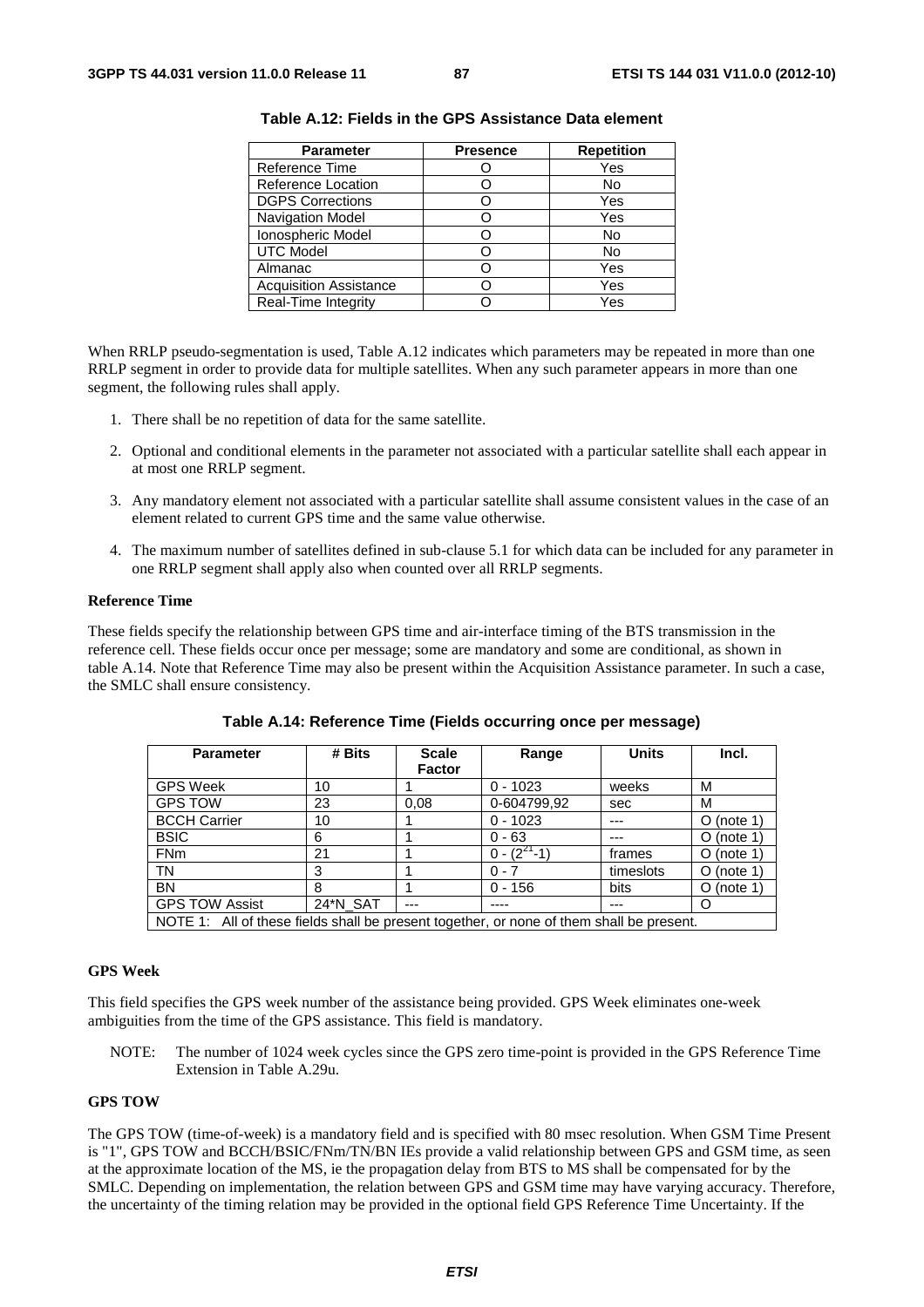**Table A.12: Fields in the GPS Assistance Data element**

| Parameter | Presence | Repetition |
|---|---|---|
| Reference Time | O | Yes |
| Reference Location | O | No |
| DGPS Corrections | O | Yes |
| Navigation Model | O | Yes |
| Ionospheric Model | O | No |
| UTC Model | O | No |
| Almanac | O | Yes |
| Acquisition Assistance | O | Yes |
| Real-Time Integrity | O | Yes |

When RRLP pseudo-segmentation is used, Table A.12 indicates which parameters may be repeated in more than one RRLP segment in order to provide data for multiple satellites. When any such parameter appears in more than one segment, the following rules shall apply.

1. There shall be no repetition of data for the same satellite.
2. Optional and conditional elements in the parameter not associated with a particular satellite shall each appear in at most one RRLP segment.
3. Any mandatory element not associated with a particular satellite shall assume consistent values in the case of an element related to current GPS time and the same value otherwise.
4. The maximum number of satellites defined in sub-clause 5.1 for which data can be included for any parameter in one RRLP segment shall apply also when counted over all RRLP segments.

**Reference Time**

These fields specify the relationship between GPS time and air-interface timing of the BTS transmission in the reference cell. These fields occur once per message; some are mandatory and some are conditional, as shown in table A.14. Note that Reference Time may also be present within the Acquisition Assistance parameter. In such a case, the SMLC shall ensure consistency.

**Table A.14: Reference Time (Fields occurring once per message)**

| Parameter | # Bits | Scale Factor | Range | Units | Incl. |
|---|---|---|---|---|---|
| GPS Week | 10 | 1 | 0 - 1023 | weeks | M |
| GPS TOW | 23 | 0,08 | 0-604799,92 | sec | M |
| BCCH Carrier | 10 | 1 | 0 - 1023 | --- | O (note 1) |
| BSIC | 6 | 1 | 0 - 63 | --- | O (note 1) |
| FNm | 21 | 1 | 0 - $(2^{21}-1)$ | frames | O (note 1) |
| TN | 3 | 1 | 0 - 7 | timeslots | O (note 1) |
| BN | 8 | 1 | 0 - 156 | bits | O (note 1) |
| GPS TOW Assist | 24*N_SAT | --- | ---- | --- | O |
| NOTE 1: All of these fields shall be present together, or none of them shall be present. | | | | | |

**GPS Week**

This field specifies the GPS week number of the assistance being provided. GPS Week eliminates one-week ambiguities from the time of the GPS assistance. This field is mandatory.

NOTE: The number of 1024 week cycles since the GPS zero time-point is provided in the GPS Reference Time Extension in Table A.29u.

**GPS TOW**

The GPS TOW (time-of-week) is a mandatory field and is specified with 80 msec resolution. When GSM Time Present is "1", GPS TOW and BCCH/BSIC/FNm/TN/BN IEs provide a valid relationship between GPS and GSM time, as seen at the approximate location of the MS, ie the propagation delay from BTS to MS shall be compensated for by the SMLC. Depending on implementation, the relation between GPS and GSM time may have varying accuracy. Therefore, the uncertainty of the timing relation may be provided in the optional field GPS Reference Time Uncertainty. If the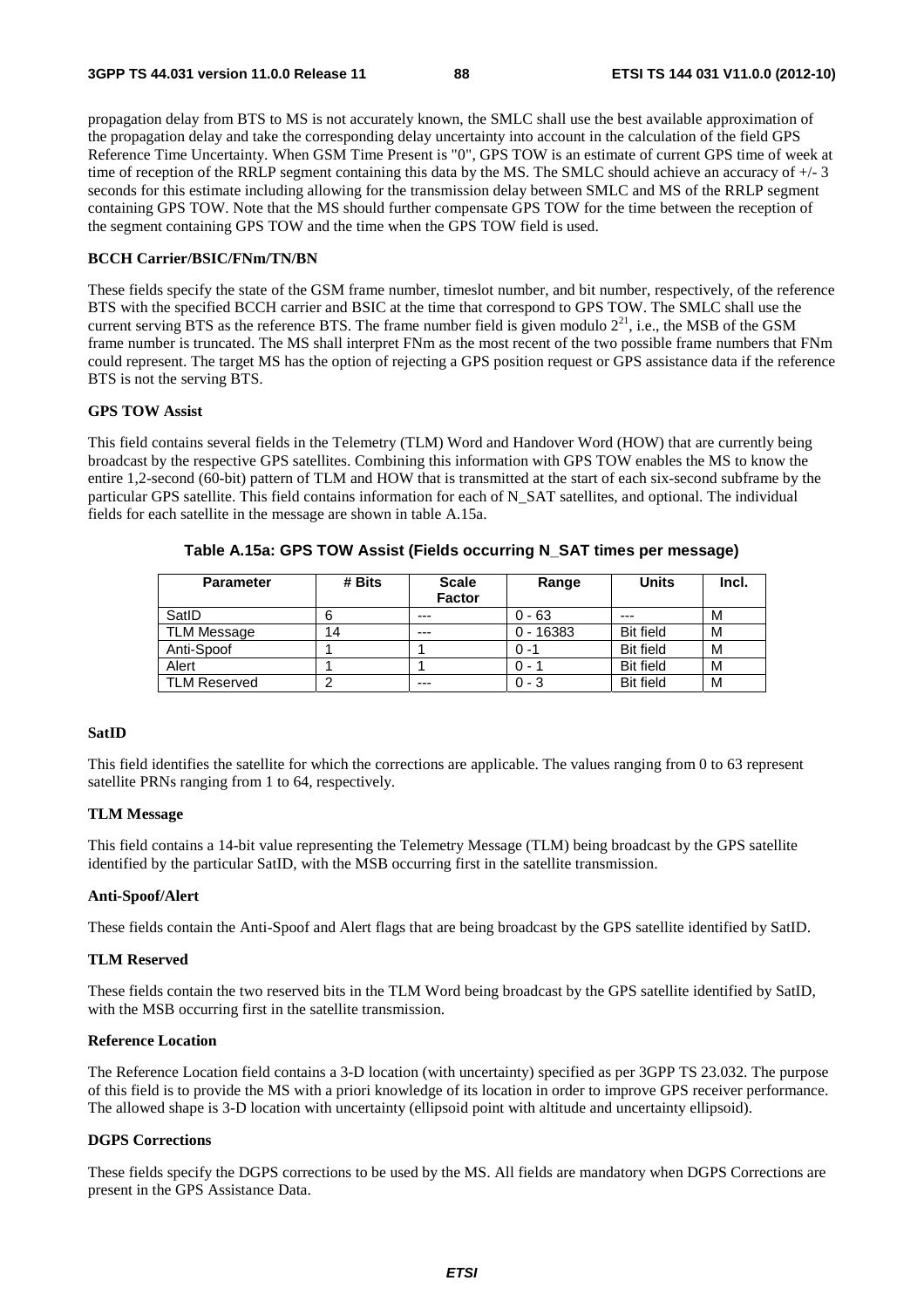propagation delay from BTS to MS is not accurately known, the SMLC shall use the best available approximation of the propagation delay and take the corresponding delay uncertainty into account in the calculation of the field GPS Reference Time Uncertainty. When GSM Time Present is "0", GPS TOW is an estimate of current GPS time of week at time of reception of the RRLP segment containing this data by the MS. The SMLC should achieve an accuracy of +/- 3 seconds for this estimate including allowing for the transmission delay between SMLC and MS of the RRLP segment containing GPS TOW. Note that the MS should further compensate GPS TOW for the time between the reception of the segment containing GPS TOW and the time when the GPS TOW field is used.

**BCCH Carrier/BSIC/FNm/TN/BN**

These fields specify the state of the GSM frame number, timeslot number, and bit number, respectively, of the reference BTS with the specified BCCH carrier and BSIC at the time that correspond to GPS TOW. The SMLC shall use the current serving BTS as the reference BTS. The frame number field is given modulo $2^{21}$, i.e., the MSB of the GSM frame number is truncated. The MS shall interpret FNm as the most recent of the two possible frame numbers that FNm could represent. The target MS has the option of rejecting a GPS position request or GPS assistance data if the reference BTS is not the serving BTS.

**GPS TOW Assist**

This field contains several fields in the Telemetry (TLM) Word and Handover Word (HOW) that are currently being broadcast by the respective GPS satellites. Combining this information with GPS TOW enables the MS to know the entire 1,2-second (60-bit) pattern of TLM and HOW that is transmitted at the start of each six-second subframe by the particular GPS satellite. This field contains information for each of N_SAT satellites, and optional. The individual fields for each satellite in the message are shown in table A.15a.

**Table A.15a: GPS TOW Assist (Fields occurring N_SAT times per message)**

| Parameter | # Bits | Scale Factor | Range | Units | Incl. |
|---|---|---|---|---|---|
| SatID | 6 | --- | 0 - 63 | --- | M |
| TLM Message | 14 | --- | 0 - 16383 | Bit field | M |
| Anti-Spoof | 1 | 1 | 0 -1 | Bit field | M |
| Alert | 1 | 1 | 0 - 1 | Bit field | M |
| TLM Reserved | 2 | --- | 0 - 3 | Bit field | M |

**SatID**

This field identifies the satellite for which the corrections are applicable. The values ranging from 0 to 63 represent satellite PRNs ranging from 1 to 64, respectively.

**TLM Message**

This field contains a 14-bit value representing the Telemetry Message (TLM) being broadcast by the GPS satellite identified by the particular SatID, with the MSB occurring first in the satellite transmission.

**Anti-Spoof/Alert**

These fields contain the Anti-Spoof and Alert flags that are being broadcast by the GPS satellite identified by SatID.

**TLM Reserved**

These fields contain the two reserved bits in the TLM Word being broadcast by the GPS satellite identified by SatID, with the MSB occurring first in the satellite transmission.

**Reference Location**

The Reference Location field contains a 3-D location (with uncertainty) specified as per 3GPP TS 23.032. The purpose of this field is to provide the MS with a priori knowledge of its location in order to improve GPS receiver performance. The allowed shape is 3-D location with uncertainty (ellipsoid point with altitude and uncertainty ellipsoid).

**DGPS Corrections**

These fields specify the DGPS corrections to be used by the MS. All fields are mandatory when DGPS Corrections are present in the GPS Assistance Data.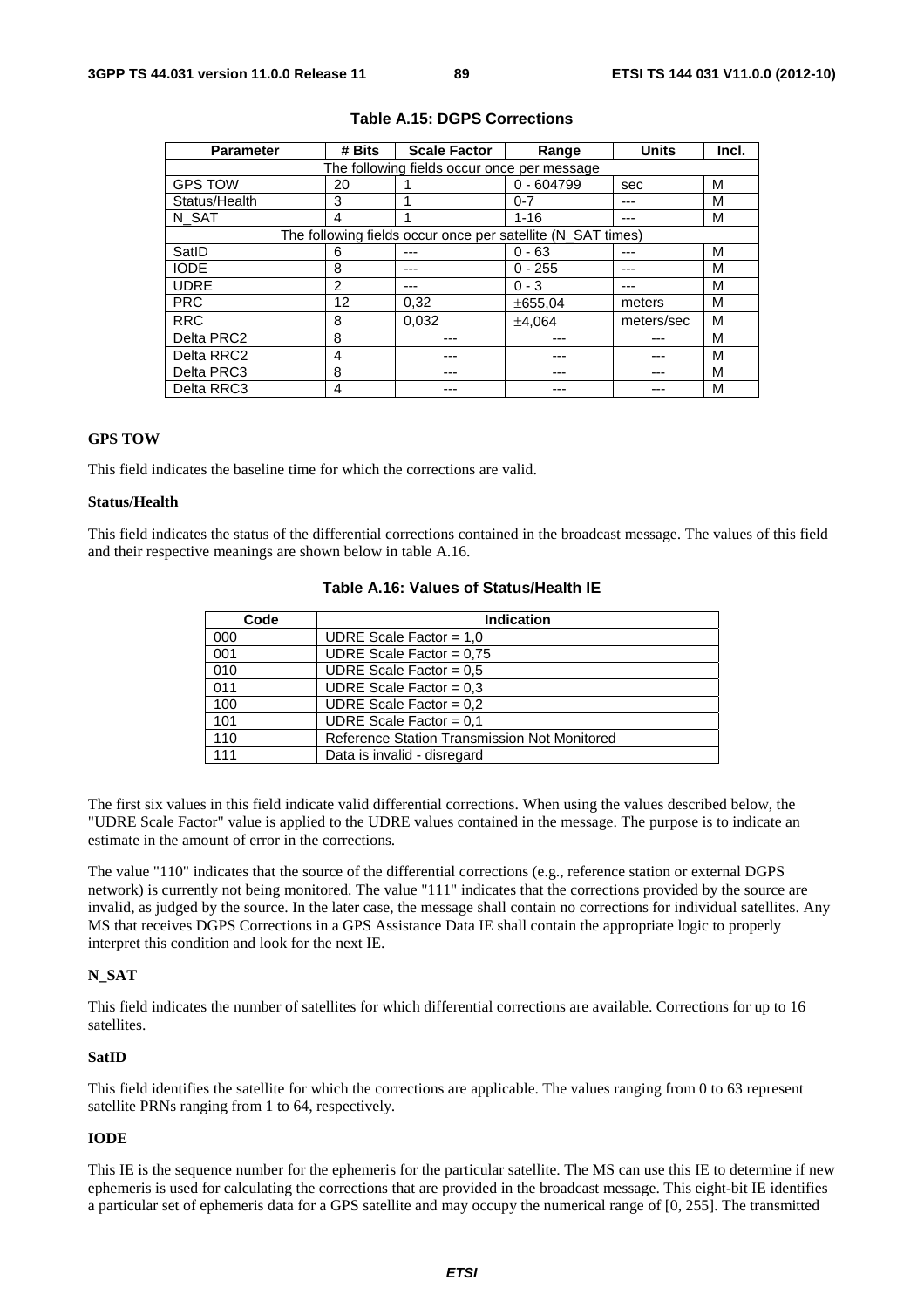**Table A.15: DGPS Corrections**

| Parameter | # Bits | Scale Factor | Range | Units | Incl. |
|---|---|---|---|---|---|
| The following fields occur once per message | | | | | |
| GPS TOW | 20 | 1 | 0 - 604799 | sec | M |
| Status/Health | 3 | 1 | 0-7 | --- | M |
| N_SAT | 4 | 1 | 1-16 | --- | M |
| The following fields occur once per satellite (N_SAT times) | | | | | |
| SatID | 6 | --- | 0 - 63 | --- | M |
| IODE | 8 | --- | 0 - 255 | --- | M |
| UDRE | 2 | --- | 0 - 3 | --- | M |
| PRC | 12 | 0,32 | ±655,04 | meters | M |
| RRC | 8 | 0,032 | ±4,064 | meters/sec | M |
| Delta PRC2 | 8 | --- | --- | --- | M |
| Delta RRC2 | 4 | --- | --- | --- | M |
| Delta PRC3 | 8 | --- | --- | --- | M |
| Delta RRC3 | 4 | --- | --- | --- | M |

**GPS TOW**

This field indicates the baseline time for which the corrections are valid.

**Status/Health**

This field indicates the status of the differential corrections contained in the broadcast message. The values of this field and their respective meanings are shown below in table A.16.

**Table A.16: Values of Status/Health IE**

| Code | Indication |
|---|---|
| 000 | UDRE Scale Factor = 1,0 |
| 001 | UDRE Scale Factor = 0,75 |
| 010 | UDRE Scale Factor = 0,5 |
| 011 | UDRE Scale Factor = 0,3 |
| 100 | UDRE Scale Factor = 0,2 |
| 101 | UDRE Scale Factor = 0,1 |
| 110 | Reference Station Transmission Not Monitored |
| 111 | Data is invalid - disregard |

The first six values in this field indicate valid differential corrections. When using the values described below, the "UDRE Scale Factor" value is applied to the UDRE values contained in the message. The purpose is to indicate an estimate in the amount of error in the corrections.

The value "110" indicates that the source of the differential corrections (e.g., reference station or external DGPS network) is currently not being monitored. The value "111" indicates that the corrections provided by the source are invalid, as judged by the source. In the later case, the message shall contain no corrections for individual satellites. Any MS that receives DGPS Corrections in a GPS Assistance Data IE shall contain the appropriate logic to properly interpret this condition and look for the next IE.

**N_SAT**

This field indicates the number of satellites for which differential corrections are available. Corrections for up to 16 satellites.

**SatID**

This field identifies the satellite for which the corrections are applicable. The values ranging from 0 to 63 represent satellite PRNs ranging from 1 to 64, respectively.

**IODE**

This IE is the sequence number for the ephemeris for the particular satellite. The MS can use this IE to determine if new ephemeris is used for calculating the corrections that are provided in the broadcast message. This eight-bit IE identifies a particular set of ephemeris data for a GPS satellite and may occupy the numerical range of [0, 255]. The transmitted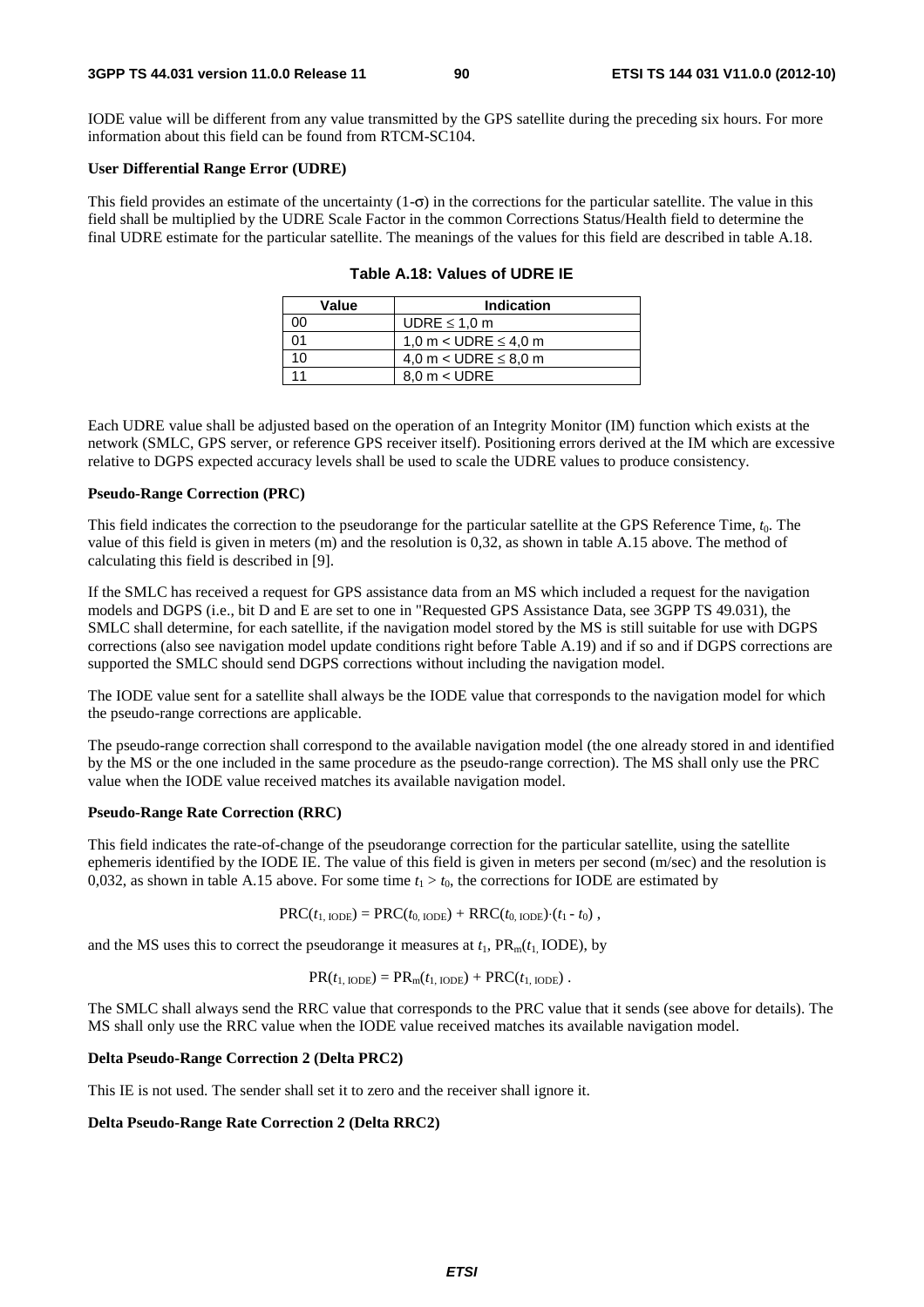IODE value will be different from any value transmitted by the GPS satellite during the preceding six hours. For more information about this field can be found from RTCM-SC104.

**User Differential Range Error (UDRE)**

This field provides an estimate of the uncertainty (1-σ) in the corrections for the particular satellite. The value in this field shall be multiplied by the UDRE Scale Factor in the common Corrections Status/Health field to determine the final UDRE estimate for the particular satellite. The meanings of the values for this field are described in table A.18.

**Table A.18: Values of UDRE IE**

| Value | Indication |
|---|---|
| 00 | UDRE ≤ 1,0 m |
| 01 | 1,0 m < UDRE ≤ 4,0 m |
| 10 | 4,0 m < UDRE ≤ 8,0 m |
| 11 | 8,0 m < UDRE |

Each UDRE value shall be adjusted based on the operation of an Integrity Monitor (IM) function which exists at the network (SMLC, GPS server, or reference GPS receiver itself). Positioning errors derived at the IM which are excessive relative to DGPS expected accuracy levels shall be used to scale the UDRE values to produce consistency.

**Pseudo-Range Correction (PRC)**

This field indicates the correction to the pseudorange for the particular satellite at the GPS Reference Time, $t_0$. The value of this field is given in meters (m) and the resolution is 0,32, as shown in table A.15 above. The method of calculating this field is described in [9].

If the SMLC has received a request for GPS assistance data from an MS which included a request for the navigation models and DGPS (i.e., bit D and E are set to one in "Requested GPS Assistance Data, see 3GPP TS 49.031), the SMLC shall determine, for each satellite, if the navigation model stored by the MS is still suitable for use with DGPS corrections (also see navigation model update conditions right before Table A.19) and if so and if DGPS corrections are supported the SMLC should send DGPS corrections without including the navigation model.

The IODE value sent for a satellite shall always be the IODE value that corresponds to the navigation model for which the pseudo-range corrections are applicable.

The pseudo-range correction shall correspond to the available navigation model (the one already stored in and identified by the MS or the one included in the same procedure as the pseudo-range correction). The MS shall only use the PRC value when the IODE value received matches its available navigation model.

**Pseudo-Range Rate Correction (RRC)**

This field indicates the rate-of-change of the pseudorange correction for the particular satellite, using the satellite ephemeris identified by the IODE IE. The value of this field is given in meters per second (m/sec) and the resolution is 0,032, as shown in table A.15 above. For some time $t_1 > t_0$, the corrections for IODE are estimated by

$$\mathrm{PRC}(t_{1,\,\mathrm{IODE}}) = \mathrm{PRC}(t_{0,\,\mathrm{IODE}}) + \mathrm{RRC}(t_{0,\,\mathrm{IODE}}) \cdot (t_1 - t_0)\ ,$$

and the MS uses this to correct the pseudorange it measures at $t_1$, $\mathrm{PR_m}(t_{1,}\ \mathrm{IODE})$, by

$$\mathrm{PR}(t_{1,\,\mathrm{IODE}}) = \mathrm{PR_m}(t_{1,\,\mathrm{IODE}}) + \mathrm{PRC}(t_{1,\,\mathrm{IODE}})\ .$$

The SMLC shall always send the RRC value that corresponds to the PRC value that it sends (see above for details). The MS shall only use the RRC value when the IODE value received matches its available navigation model.

**Delta Pseudo-Range Correction 2 (Delta PRC2)**

This IE is not used. The sender shall set it to zero and the receiver shall ignore it.

**Delta Pseudo-Range Rate Correction 2 (Delta RRC2)**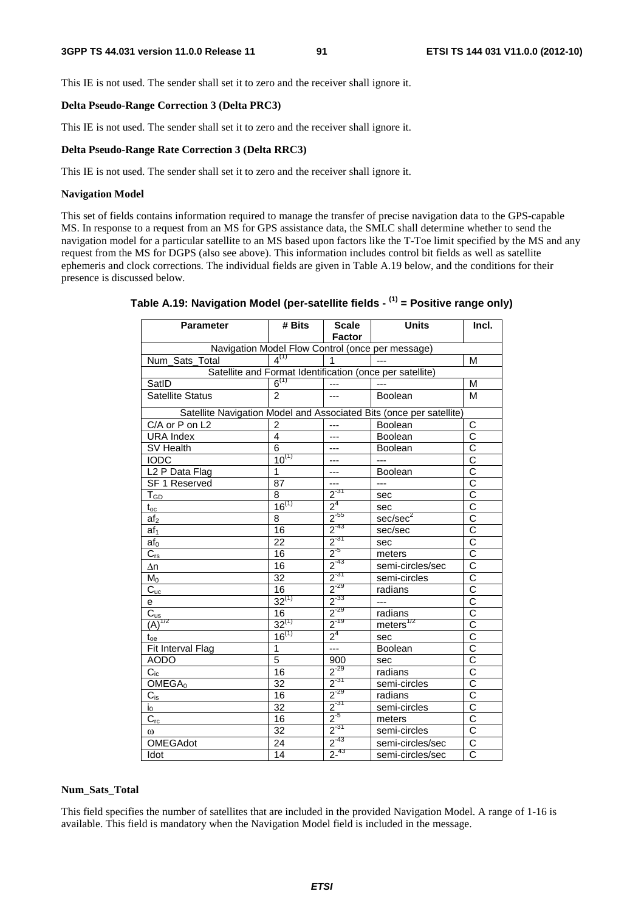This IE is not used. The sender shall set it to zero and the receiver shall ignore it.

**Delta Pseudo-Range Correction 3 (Delta PRC3)**

This IE is not used. The sender shall set it to zero and the receiver shall ignore it.

**Delta Pseudo-Range Rate Correction 3 (Delta RRC3)**

This IE is not used. The sender shall set it to zero and the receiver shall ignore it.

**Navigation Model**

This set of fields contains information required to manage the transfer of precise navigation data to the GPS-capable MS. In response to a request from an MS for GPS assistance data, the SMLC shall determine whether to send the navigation model for a particular satellite to an MS based upon factors like the T-Toe limit specified by the MS and any request from the MS for DGPS (also see above). This information includes control bit fields as well as satellite ephemeris and clock corrections. The individual fields are given in Table A.19 below, and the conditions for their presence is discussed below.

**Table A.19: Navigation Model (per-satellite fields - (1) = Positive range only)**

| Parameter | # Bits | Scale Factor | Units | Incl. |
|---|---|---|---|---|
| Navigation Model Flow Control (once per message) | | | | |
| Num_Sats_Total | 4(1) | 1 | --- | M |
| Satellite and Format Identification (once per satellite) | | | | |
| SatID | 6(1) | --- | --- | M |
| Satellite Status | 2 | --- | Boolean | M |
| Satellite Navigation Model and Associated Bits (once per satellite) | | | | |
| C/A or P on L2 | 2 | --- | Boolean | C |
| URA Index | 4 | --- | Boolean | C |
| SV Health | 6 | --- | Boolean | C |
| IODC | 10(1) | --- | --- | C |
| L2 P Data Flag | 1 | --- | Boolean | C |
| SF 1 Reserved | 87 | --- | --- | C |
| $T_{GD}$ | 8 | $2^{-31}$ | sec | C |
| $t_{oc}$ | 16(1) | $2^{4}$ | sec | C |
| $af_2$ | 8 | $2^{-55}$ | sec/sec$^2$ | C |
| $af_1$ | 16 | $2^{-43}$ | sec/sec | C |
| $af_0$ | 22 | $2^{-31}$ | sec | C |
| $C_{rs}$ | 16 | $2^{-5}$ | meters | C |
| $\Delta n$ | 16 | $2^{-43}$ | semi-circles/sec | C |
| $M_0$ | 32 | $2^{-31}$ | semi-circles | C |
| $C_{uc}$ | 16 | $2^{-29}$ | radians | C |
| e | 32(1) | $2^{-33}$ | --- | C |
| $C_{us}$ | 16 | $2^{-29}$ | radians | C |
| $(A)^{1/2}$ | 32(1) | $2^{-19}$ | meters$^{1/2}$ | C |
| $t_{oe}$ | 16(1) | $2^{4}$ | sec | C |
| Fit Interval Flag | 1 | --- | Boolean | C |
| AODO | 5 | 900 | sec | C |
| $C_{ic}$ | 16 | $2^{-29}$ | radians | C |
| $OMEGA_0$ | 32 | $2^{-31}$ | semi-circles | C |
| $C_{is}$ | 16 | $2^{-29}$ | radians | C |
| $i_0$ | 32 | $2^{-31}$ | semi-circles | C |
| $C_{rc}$ | 16 | $2^{-5}$ | meters | C |
| $\omega$ | 32 | $2^{-31}$ | semi-circles | C |
| OMEGAdot | 24 | $2^{-43}$ | semi-circles/sec | C |
| Idot | 14 | $2^{-43}$ | semi-circles/sec | C |

**Num_Sats_Total**

This field specifies the number of satellites that are included in the provided Navigation Model. A range of 1-16 is available. This field is mandatory when the Navigation Model field is included in the message.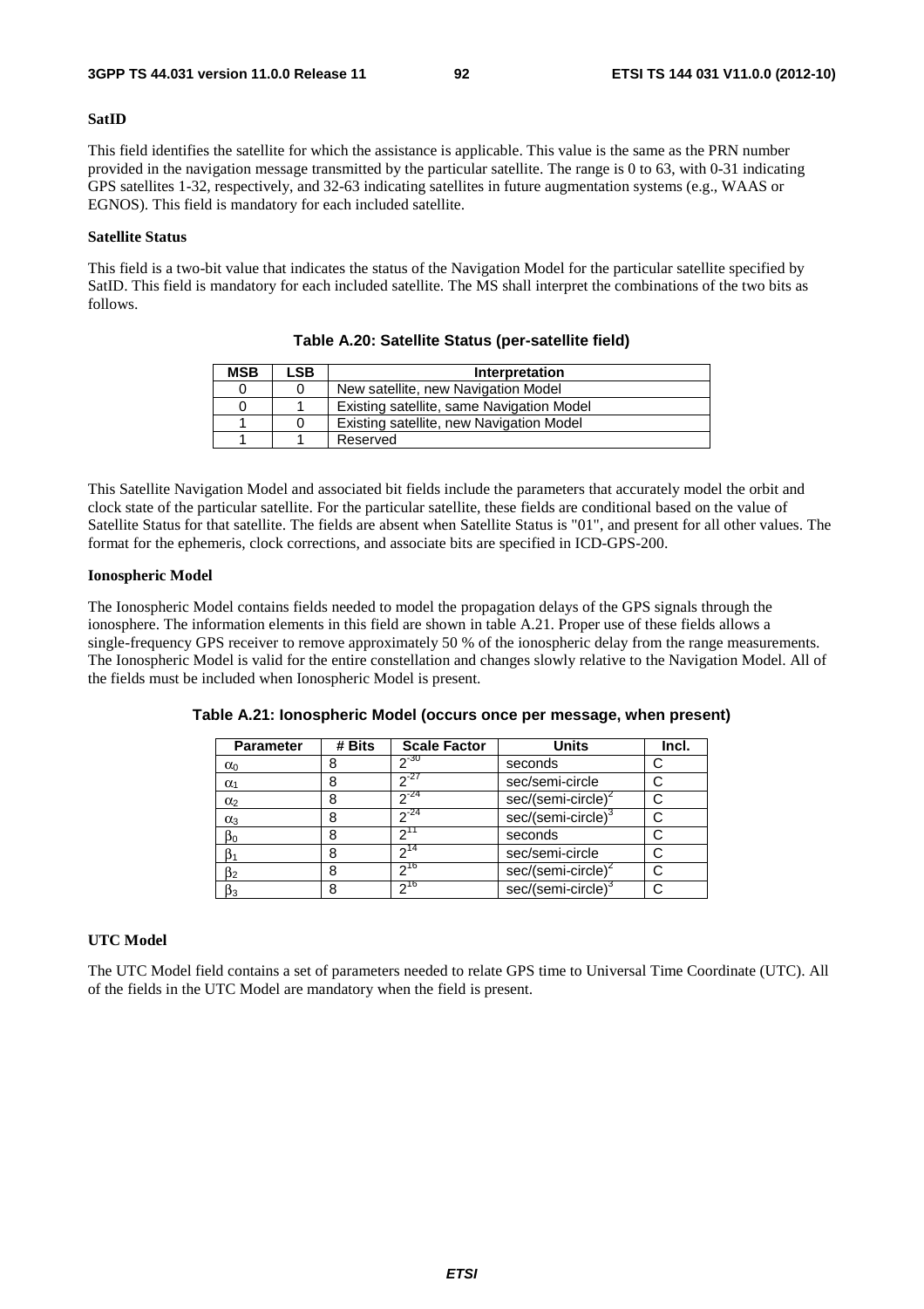**SatID**

This field identifies the satellite for which the assistance is applicable. This value is the same as the PRN number provided in the navigation message transmitted by the particular satellite. The range is 0 to 63, with 0-31 indicating GPS satellites 1-32, respectively, and 32-63 indicating satellites in future augmentation systems (e.g., WAAS or EGNOS). This field is mandatory for each included satellite.

**Satellite Status**

This field is a two-bit value that indicates the status of the Navigation Model for the particular satellite specified by SatID. This field is mandatory for each included satellite. The MS shall interpret the combinations of the two bits as follows.

**Table A.20: Satellite Status (per-satellite field)**

| MSB | LSB | Interpretation |
|---|---|---|
| 0 | 0 | New satellite, new Navigation Model |
| 0 | 1 | Existing satellite, same Navigation Model |
| 1 | 0 | Existing satellite, new Navigation Model |
| 1 | 1 | Reserved |

This Satellite Navigation Model and associated bit fields include the parameters that accurately model the orbit and clock state of the particular satellite. For the particular satellite, these fields are conditional based on the value of Satellite Status for that satellite. The fields are absent when Satellite Status is "01", and present for all other values. The format for the ephemeris, clock corrections, and associate bits are specified in ICD-GPS-200.

**Ionospheric Model**

The Ionospheric Model contains fields needed to model the propagation delays of the GPS signals through the ionosphere. The information elements in this field are shown in table A.21. Proper use of these fields allows a single-frequency GPS receiver to remove approximately 50 % of the ionospheric delay from the range measurements. The Ionospheric Model is valid for the entire constellation and changes slowly relative to the Navigation Model. All of the fields must be included when Ionospheric Model is present.

**Table A.21: Ionospheric Model (occurs once per message, when present)**

| Parameter | # Bits | Scale Factor | Units | Incl. |
|---|---|---|---|---|
| $\alpha_0$ | 8 | $2^{-30}$ | seconds | C |
| $\alpha_1$ | 8 | $2^{-27}$ | sec/semi-circle | C |
| $\alpha_2$ | 8 | $2^{-24}$ | sec/(semi-circle)$^2$ | C |
| $\alpha_3$ | 8 | $2^{-24}$ | sec/(semi-circle)$^3$ | C |
| $\beta_0$ | 8 | $2^{11}$ | seconds | C |
| $\beta_1$ | 8 | $2^{14}$ | sec/semi-circle | C |
| $\beta_2$ | 8 | $2^{16}$ | sec/(semi-circle)$^2$ | C |
| $\beta_3$ | 8 | $2^{16}$ | sec/(semi-circle)$^3$ | C |

**UTC Model**

The UTC Model field contains a set of parameters needed to relate GPS time to Universal Time Coordinate (UTC). All of the fields in the UTC Model are mandatory when the field is present.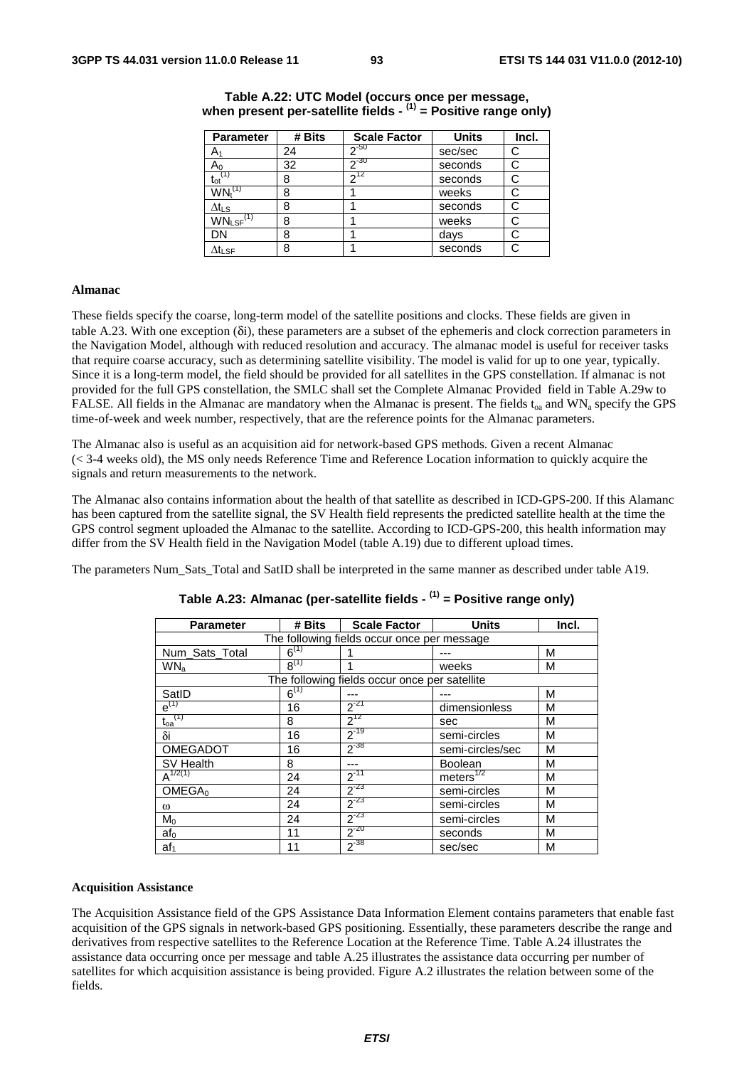**Table A.22: UTC Model (occurs once per message, when present per-satellite fields - (1) = Positive range only)**

| Parameter | # Bits | Scale Factor | Units | Incl. |
|---|---|---|---|---|
| $A_1$ | 24 | $2^{-50}$ | sec/sec | C |
| $A_0$ | 32 | $2^{-30}$ | seconds | C |
| $t_{ot}^{(1)}$ | 8 | $2^{12}$ | seconds | C |
| $WN_t^{(1)}$ | 8 | 1 | weeks | C |
| $\Delta t_{LS}$ | 8 | 1 | seconds | C |
| $WN_{LSF}^{(1)}$ | 8 | 1 | weeks | C |
| DN | 8 | 1 | days | C |
| $\Delta t_{LSF}$ | 8 | 1 | seconds | C |

**Almanac**

These fields specify the coarse, long-term model of the satellite positions and clocks. These fields are given in table A.23. With one exception (δi), these parameters are a subset of the ephemeris and clock correction parameters in the Navigation Model, although with reduced resolution and accuracy. The almanac model is useful for receiver tasks that require coarse accuracy, such as determining satellite visibility. The model is valid for up to one year, typically. Since it is a long-term model, the field should be provided for all satellites in the GPS constellation. If almanac is not provided for the full GPS constellation, the SMLC shall set the Complete Almanac Provided field in Table A.29w to FALSE. All fields in the Almanac are mandatory when the Almanac is present. The fields $t_{oa}$ and $WN_a$ specify the GPS time-of-week and week number, respectively, that are the reference points for the Almanac parameters.

The Almanac also is useful as an acquisition aid for network-based GPS methods. Given a recent Almanac (< 3-4 weeks old), the MS only needs Reference Time and Reference Location information to quickly acquire the signals and return measurements to the network.

The Almanac also contains information about the health of that satellite as described in ICD-GPS-200. If this Alamanc has been captured from the satellite signal, the SV Health field represents the predicted satellite health at the time the GPS control segment uploaded the Almanac to the satellite. According to ICD-GPS-200, this health information may differ from the SV Health field in the Navigation Model (table A.19) due to different upload times.

The parameters Num_Sats_Total and SatID shall be interpreted in the same manner as described under table A19.

**Table A.23: Almanac (per-satellite fields - (1) = Positive range only)**

| Parameter | # Bits | Scale Factor | Units | Incl. |
|---|---|---|---|---|
| The following fields occur once per message | | | | |
| Num_Sats_Total | $6^{(1)}$ | 1 | --- | M |
| $WN_a$ | $8^{(1)}$ | 1 | weeks | M |
| The following fields occur once per satellite | | | | |
| SatID | $6^{(1)}$ | --- | --- | M |
| $e^{(1)}$ | 16 | $2^{-21}$ | dimensionless | M |
| $t_{oa}^{(1)}$ | 8 | $2^{12}$ | sec | M |
| δi | 16 | $2^{-19}$ | semi-circles | M |
| OMEGADOT | 16 | $2^{-38}$ | semi-circles/sec | M |
| SV Health | 8 | --- | Boolean | M |
| $A^{1/2(1)}$ | 24 | $2^{-11}$ | $meters^{1/2}$ | M |
| $OMEGA_0$ | 24 | $2^{-23}$ | semi-circles | M |
| ω | 24 | $2^{-23}$ | semi-circles | M |
| $M_0$ | 24 | $2^{-23}$ | semi-circles | M |
| $af_0$ | 11 | $2^{-20}$ | seconds | M |
| $af_1$ | 11 | $2^{-38}$ | sec/sec | M |

**Acquisition Assistance**

The Acquisition Assistance field of the GPS Assistance Data Information Element contains parameters that enable fast acquisition of the GPS signals in network-based GPS positioning. Essentially, these parameters describe the range and derivatives from respective satellites to the Reference Location at the Reference Time. Table A.24 illustrates the assistance data occurring once per message and table A.25 illustrates the assistance data occurring per number of satellites for which acquisition assistance is being provided. Figure A.2 illustrates the relation between some of the fields.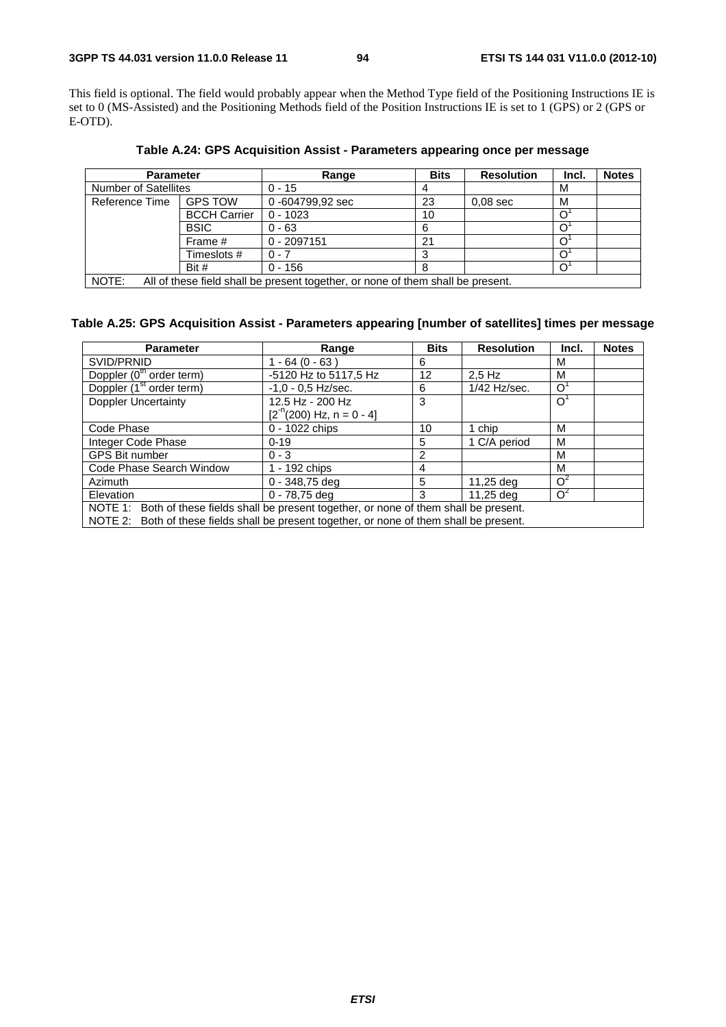This field is optional. The field would probably appear when the Method Type field of the Positioning Instructions IE is set to 0 (MS-Assisted) and the Positioning Methods field of the Position Instructions IE is set to 1 (GPS) or 2 (GPS or E-OTD).

**Table A.24: GPS Acquisition Assist - Parameters appearing once per message**

| Parameter | | Range | Bits | Resolution | Incl. | Notes |
|---|---|---|---|---|---|---|
| Number of Satellites | | 0 - 15 | 4 | | M | |
| Reference Time | GPS TOW | 0 -604799,92 sec | 23 | 0,08 sec | M | |
| | BCCH Carrier | 0 - 1023 | 10 | | O[1] | |
| | BSIC | 0 - 63 | 6 | | O[1] | |
| | Frame # | 0 - 2097151 | 21 | | O[1] | |
| | Timeslots # | 0 - 7 | 3 | | O[1] | |
| | Bit # | 0 - 156 | 8 | | O[1] | |
| NOTE: All of these field shall be present together, or none of them shall be present. | | | | | | |

**Table A.25: GPS Acquisition Assist - Parameters appearing [number of satellites] times per message**

| Parameter | Range | Bits | Resolution | Incl. | Notes |
|---|---|---|---|---|---|
| SVID/PRNID | 1 - 64 (0 - 63 ) | 6 | | M | |
| Doppler ($0^{th}$ order term) | -5120 Hz to 5117,5 Hz | 12 | 2,5 Hz | M | |
| Doppler ($1^{st}$ order term) | -1,0 - 0,5 Hz/sec. | 6 | 1/42 Hz/sec. | O[1] | |
| Doppler Uncertainty | 12.5 Hz - 200 Hz [$2^{-n}$(200) Hz, n = 0 - 4] | 3 | | O[1] | |
| Code Phase | 0 - 1022 chips | 10 | 1 chip | M | |
| Integer Code Phase | 0-19 | 5 | 1 C/A period | M | |
| GPS Bit number | 0 - 3 | 2 | | M | |
| Code Phase Search Window | 1 - 192 chips | 4 | | M | |
| Azimuth | 0 - 348,75 deg | 5 | 11,25 deg | O[2] | |
| Elevation | 0 - 78,75 deg | 3 | 11,25 deg | O[2] | |
| NOTE 1: Both of these fields shall be present together, or none of them shall be present.<br>NOTE 2: Both of these fields shall be present together, or none of them shall be present. | | | | | |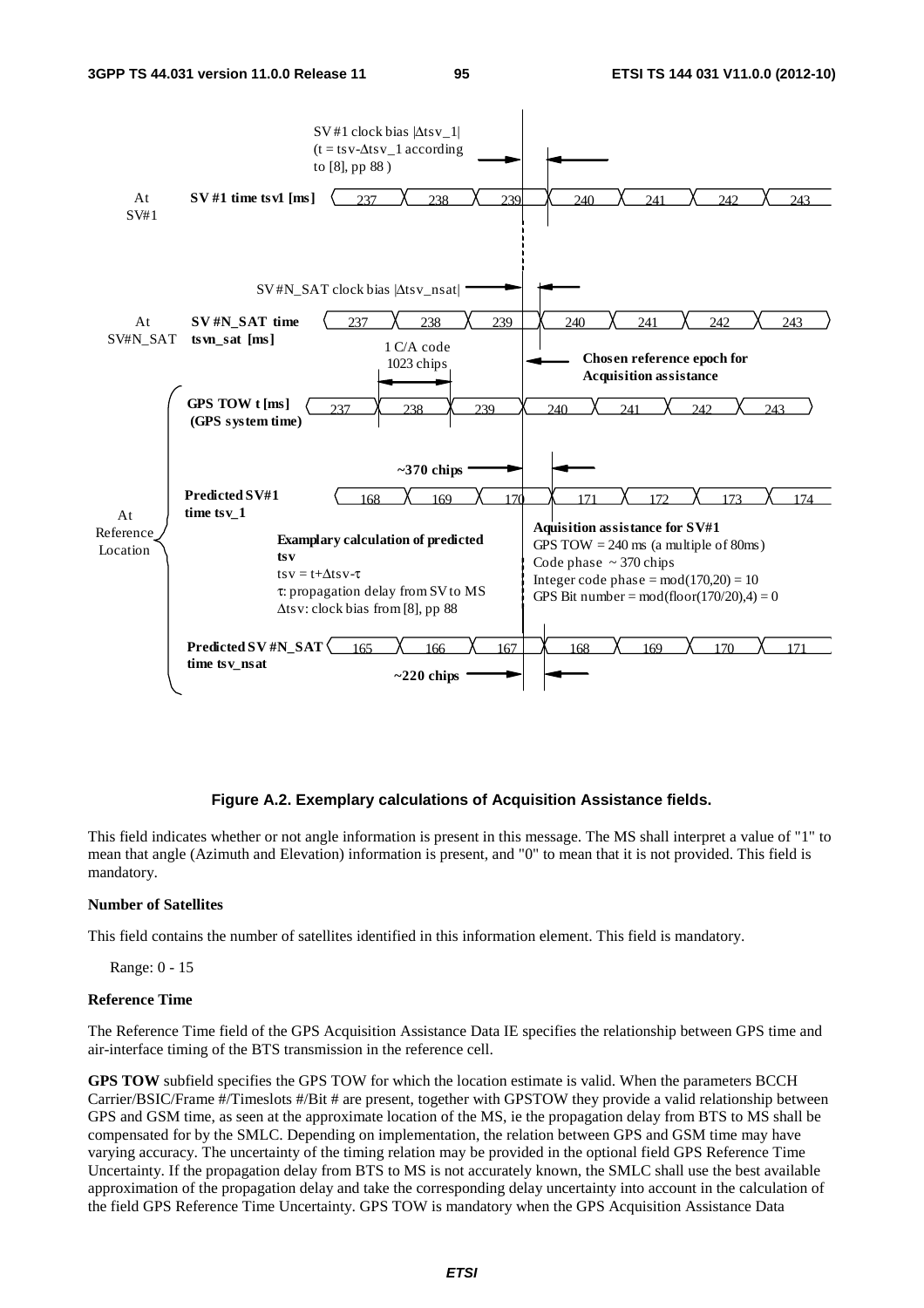**Figure A.2. Exemplary calculations of Acquisition Assistance fields.**

This field indicates whether or not angle information is present in this message. The MS shall interpret a value of "1" to mean that angle (Azimuth and Elevation) information is present, and "0" to mean that it is not provided. This field is mandatory.

**Number of Satellites**

This field contains the number of satellites identified in this information element. This field is mandatory.

Range: 0 - 15

**Reference Time**

The Reference Time field of the GPS Acquisition Assistance Data IE specifies the relationship between GPS time and air-interface timing of the BTS transmission in the reference cell.

**GPS TOW** subfield specifies the GPS TOW for which the location estimate is valid. When the parameters BCCH Carrier/BSIC/Frame #/Timeslots #/Bit # are present, together with GPSTOW they provide a valid relationship between GPS and GSM time, as seen at the approximate location of the MS, ie the propagation delay from BTS to MS shall be compensated for by the SMLC. Depending on implementation, the relation between GPS and GSM time may have varying accuracy. The uncertainty of the timing relation may be provided in the optional field GPS Reference Time Uncertainty. If the propagation delay from BTS to MS is not accurately known, the SMLC shall use the best available approximation of the propagation delay and take the corresponding delay uncertainty into account in the calculation of the field GPS Reference Time Uncertainty. GPS TOW is mandatory when the GPS Acquisition Assistance Data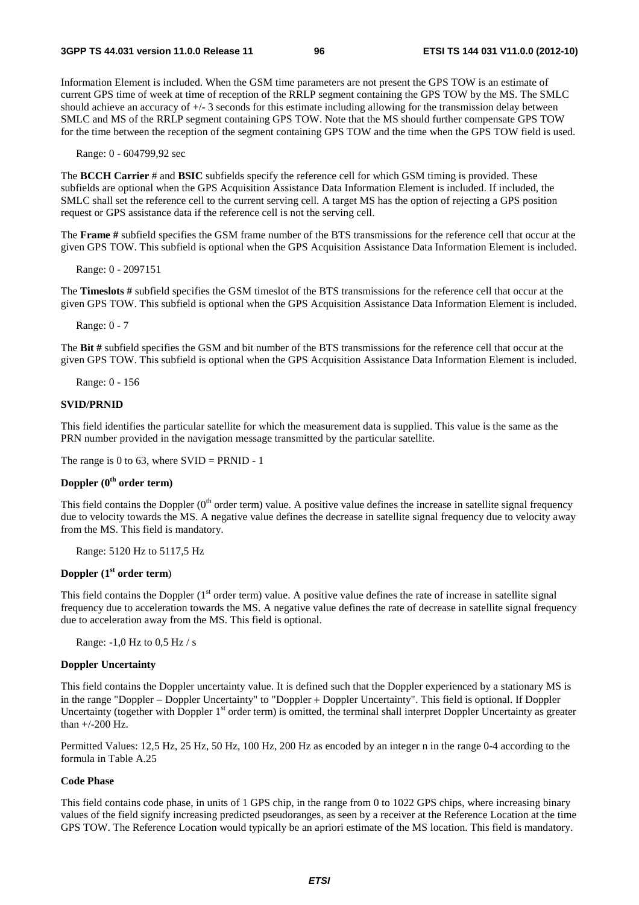Information Element is included. When the GSM time parameters are not present the GPS TOW is an estimate of current GPS time of week at time of reception of the RRLP segment containing the GPS TOW by the MS. The SMLC should achieve an accuracy of +/- 3 seconds for this estimate including allowing for the transmission delay between SMLC and MS of the RRLP segment containing GPS TOW. Note that the MS should further compensate GPS TOW for the time between the reception of the segment containing GPS TOW and the time when the GPS TOW field is used.

Range: 0 - 604799,92 sec

The **BCCH Carrier** # and **BSIC** subfields specify the reference cell for which GSM timing is provided. These subfields are optional when the GPS Acquisition Assistance Data Information Element is included. If included, the SMLC shall set the reference cell to the current serving cell. A target MS has the option of rejecting a GPS position request or GPS assistance data if the reference cell is not the serving cell.

The **Frame #** subfield specifies the GSM frame number of the BTS transmissions for the reference cell that occur at the given GPS TOW. This subfield is optional when the GPS Acquisition Assistance Data Information Element is included.

Range: 0 - 2097151

The **Timeslots #** subfield specifies the GSM timeslot of the BTS transmissions for the reference cell that occur at the given GPS TOW. This subfield is optional when the GPS Acquisition Assistance Data Information Element is included.

Range: 0 - 7

The **Bit #** subfield specifies the GSM and bit number of the BTS transmissions for the reference cell that occur at the given GPS TOW. This subfield is optional when the GPS Acquisition Assistance Data Information Element is included.

Range: 0 - 156

#### SVID/PRNID

This field identifies the particular satellite for which the measurement data is supplied. This value is the same as the PRN number provided in the navigation message transmitted by the particular satellite.

The range is 0 to 63, where SVID = PRNID - 1

#### Doppler (0$^{th}$ order term)

This field contains the Doppler (0$^{th}$ order term) value. A positive value defines the increase in satellite signal frequency due to velocity towards the MS. A negative value defines the decrease in satellite signal frequency due to velocity away from the MS. This field is mandatory.

Range: 5120 Hz to 5117,5 Hz

#### Doppler (1$^{st}$ order term)

This field contains the Doppler (1$^{st}$ order term) value. A positive value defines the rate of increase in satellite signal frequency due to acceleration towards the MS. A negative value defines the rate of decrease in satellite signal frequency due to acceleration away from the MS. This field is optional.

Range: -1,0 Hz to 0,5 Hz / s

#### Doppler Uncertainty

This field contains the Doppler uncertainty value. It is defined such that the Doppler experienced by a stationary MS is in the range "Doppler − Doppler Uncertainty" to "Doppler + Doppler Uncertainty". This field is optional. If Doppler Uncertainty (together with Doppler 1$^{st}$ order term) is omitted, the terminal shall interpret Doppler Uncertainty as greater than +/-200 Hz.

Permitted Values: 12,5 Hz, 25 Hz, 50 Hz, 100 Hz, 200 Hz as encoded by an integer n in the range 0-4 according to the formula in Table A.25

#### Code Phase

This field contains code phase, in units of 1 GPS chip, in the range from 0 to 1022 GPS chips, where increasing binary values of the field signify increasing predicted pseudoranges, as seen by a receiver at the Reference Location at the time GPS TOW. The Reference Location would typically be an apriori estimate of the MS location. This field is mandatory.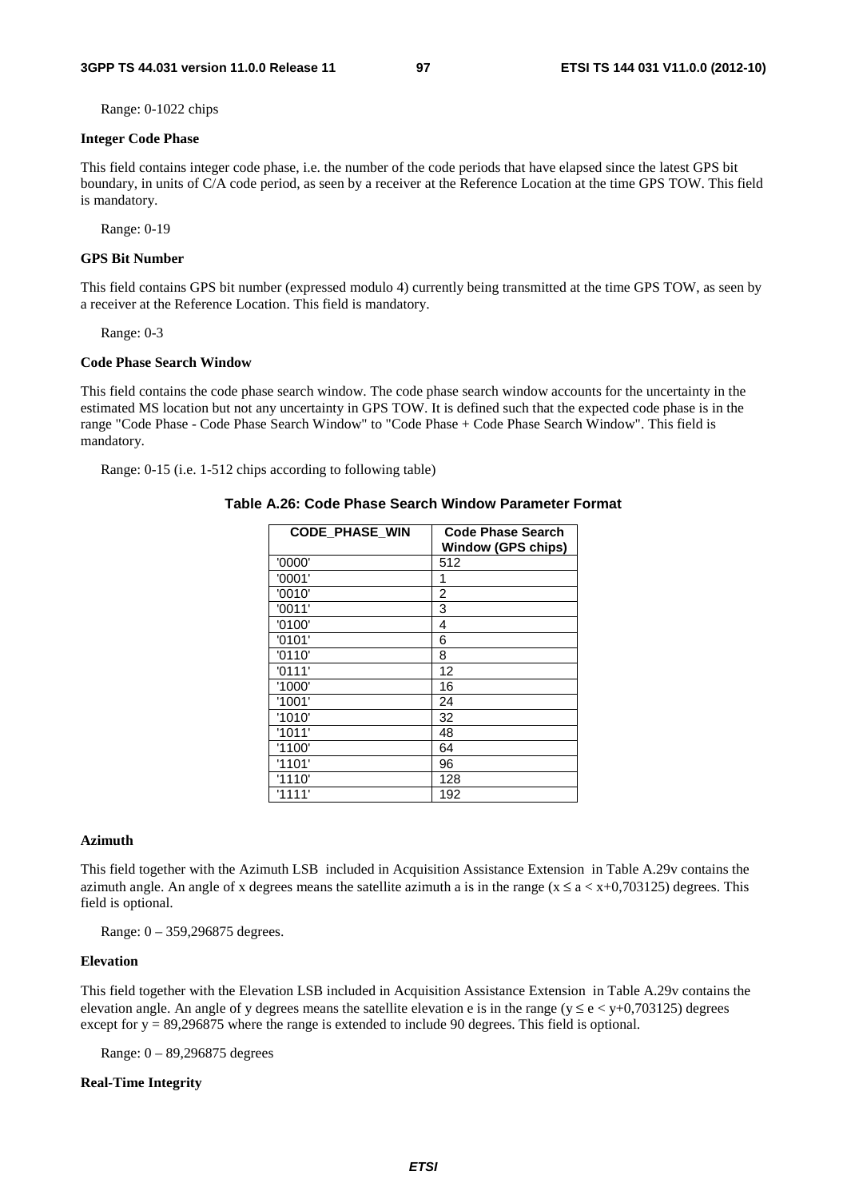Range: 0-1022 chips

**Integer Code Phase**

This field contains integer code phase, i.e. the number of the code periods that have elapsed since the latest GPS bit boundary, in units of C/A code period, as seen by a receiver at the Reference Location at the time GPS TOW. This field is mandatory.

Range: 0-19

**GPS Bit Number**

This field contains GPS bit number (expressed modulo 4) currently being transmitted at the time GPS TOW, as seen by a receiver at the Reference Location. This field is mandatory.

Range: 0-3

**Code Phase Search Window**

This field contains the code phase search window. The code phase search window accounts for the uncertainty in the estimated MS location but not any uncertainty in GPS TOW. It is defined such that the expected code phase is in the range "Code Phase - Code Phase Search Window" to "Code Phase + Code Phase Search Window". This field is mandatory.

Range: 0-15 (i.e. 1-512 chips according to following table)

**Table A.26: Code Phase Search Window Parameter Format**

| CODE_PHASE_WIN | Code Phase Search Window (GPS chips) |
|---|---|
| '0000' | 512 |
| '0001' | 1 |
| '0010' | 2 |
| '0011' | 3 |
| '0100' | 4 |
| '0101' | 6 |
| '0110' | 8 |
| '0111' | 12 |
| '1000' | 16 |
| '1001' | 24 |
| '1010' | 32 |
| '1011' | 48 |
| '1100' | 64 |
| '1101' | 96 |
| '1110' | 128 |
| '1111' | 192 |

**Azimuth**

This field together with the Azimuth LSB included in Acquisition Assistance Extension in Table A.29v contains the azimuth angle. An angle of x degrees means the satellite azimuth a is in the range ($x \leq a < x+0{,}703125$) degrees. This field is optional.

Range: 0 – 359,296875 degrees.

**Elevation**

This field together with the Elevation LSB included in Acquisition Assistance Extension in Table A.29v contains the elevation angle. An angle of y degrees means the satellite elevation e is in the range ($y \leq e < y+0{,}703125$) degrees except for $y = 89{,}296875$ where the range is extended to include 90 degrees. This field is optional.

Range: 0 – 89,296875 degrees

**Real-Time Integrity**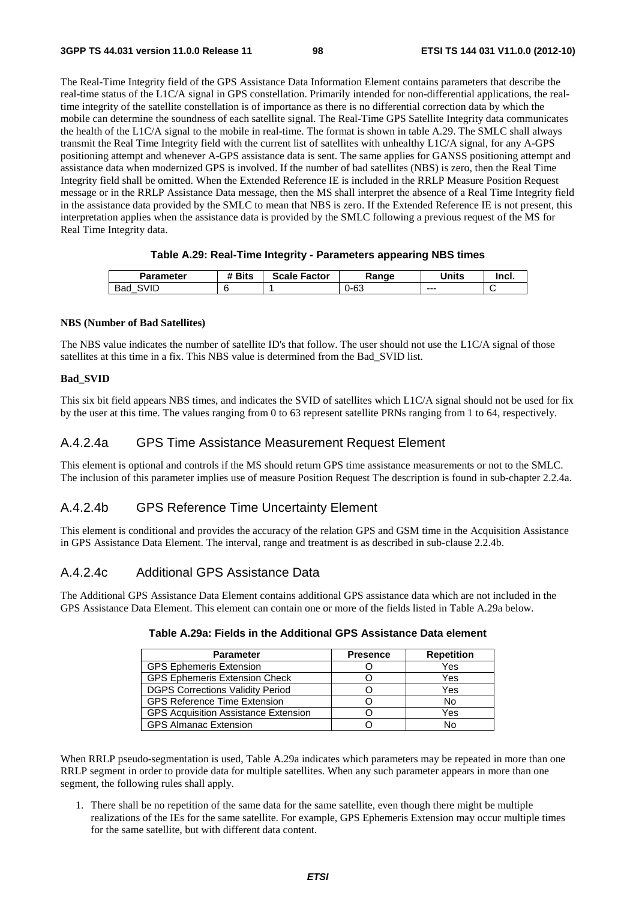The Real-Time Integrity field of the GPS Assistance Data Information Element contains parameters that describe the real-time status of the L1C/A signal in GPS constellation. Primarily intended for non-differential applications, the real-time integrity of the satellite constellation is of importance as there is no differential correction data by which the mobile can determine the soundness of each satellite signal. The Real-Time GPS Satellite Integrity data communicates the health of the L1C/A signal to the mobile in real-time. The format is shown in table A.29. The SMLC shall always transmit the Real Time Integrity field with the current list of satellites with unhealthy L1C/A signal, for any A-GPS positioning attempt and whenever A-GPS assistance data is sent. The same applies for GANSS positioning attempt and assistance data when modernized GPS is involved. If the number of bad satellites (NBS) is zero, then the Real Time Integrity field shall be omitted. When the Extended Reference IE is included in the RRLP Measure Position Request message or in the RRLP Assistance Data message, then the MS shall interpret the absence of a Real Time Integrity field in the assistance data provided by the SMLC to mean that NBS is zero. If the Extended Reference IE is not present, this interpretation applies when the assistance data is provided by the SMLC following a previous request of the MS for Real Time Integrity data.

**Table A.29: Real-Time Integrity - Parameters appearing NBS times**

| Parameter | # Bits | Scale Factor | Range | Units | Incl. |
|---|---|---|---|---|---|
| Bad_SVID | 6 | 1 | 0-63 | --- | C |

**NBS (Number of Bad Satellites)**

The NBS value indicates the number of satellite ID's that follow. The user should not use the L1C/A signal of those satellites at this time in a fix. This NBS value is determined from the Bad_SVID list.

**Bad_SVID**

This six bit field appears NBS times, and indicates the SVID of satellites which L1C/A signal should not be used for fix by the user at this time. The values ranging from 0 to 63 represent satellite PRNs ranging from 1 to 64, respectively.

## A.4.2.4a GPS Time Assistance Measurement Request Element

This element is optional and controls if the MS should return GPS time assistance measurements or not to the SMLC. The inclusion of this parameter implies use of measure Position Request The description is found in sub-chapter 2.2.4a.

## A.4.2.4b GPS Reference Time Uncertainty Element

This element is conditional and provides the accuracy of the relation GPS and GSM time in the Acquisition Assistance in GPS Assistance Data Element. The interval, range and treatment is as described in sub-clause 2.2.4b.

## A.4.2.4c Additional GPS Assistance Data

The Additional GPS Assistance Data Element contains additional GPS assistance data which are not included in the GPS Assistance Data Element. This element can contain one or more of the fields listed in Table A.29a below.

**Table A.29a: Fields in the Additional GPS Assistance Data element**

| Parameter | Presence | Repetition |
|---|---|---|
| GPS Ephemeris Extension | O | Yes |
| GPS Ephemeris Extension Check | O | Yes |
| DGPS Corrections Validity Period | O | Yes |
| GPS Reference Time Extension | O | No |
| GPS Acquisition Assistance Extension | O | Yes |
| GPS Almanac Extension | O | No |

When RRLP pseudo-segmentation is used, Table A.29a indicates which parameters may be repeated in more than one RRLP segment in order to provide data for multiple satellites. When any such parameter appears in more than one segment, the following rules shall apply.

1. There shall be no repetition of the same data for the same satellite, even though there might be multiple realizations of the IEs for the same satellite. For example, GPS Ephemeris Extension may occur multiple times for the same satellite, but with different data content.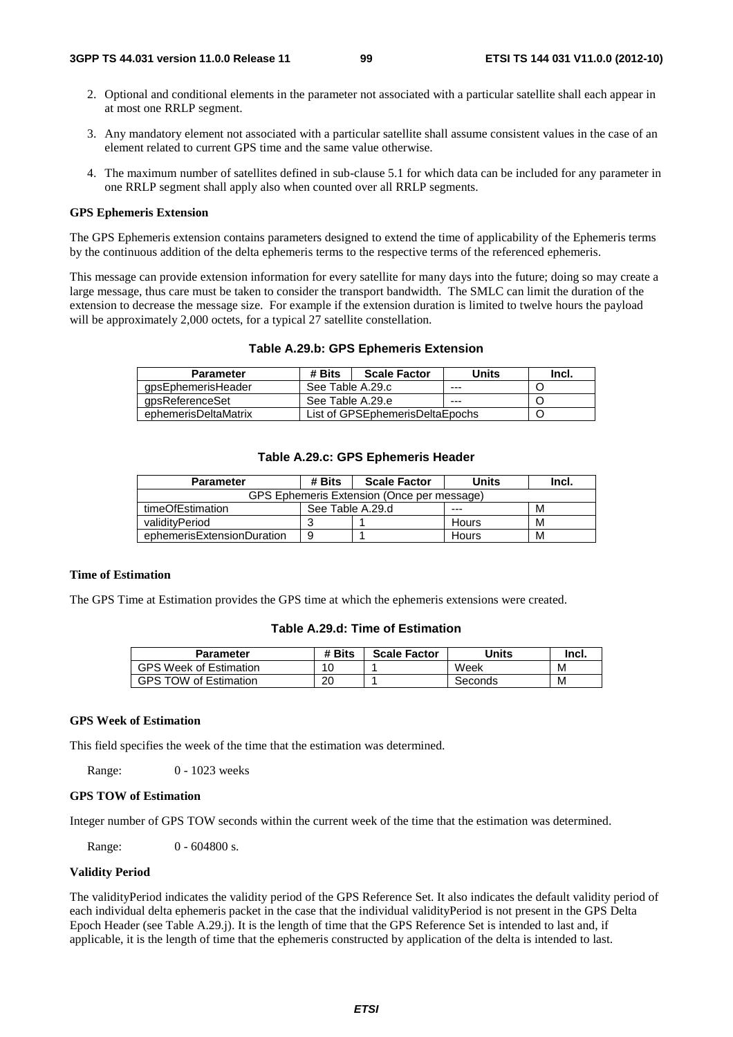2. Optional and conditional elements in the parameter not associated with a particular satellite shall each appear in at most one RRLP segment.

3. Any mandatory element not associated with a particular satellite shall assume consistent values in the case of an element related to current GPS time and the same value otherwise.

4. The maximum number of satellites defined in sub-clause 5.1 for which data can be included for any parameter in one RRLP segment shall apply also when counted over all RRLP segments.

**GPS Ephemeris Extension**

The GPS Ephemeris extension contains parameters designed to extend the time of applicability of the Ephemeris terms by the continuous addition of the delta ephemeris terms to the respective terms of the referenced ephemeris.

This message can provide extension information for every satellite for many days into the future; doing so may create a large message, thus care must be taken to consider the transport bandwidth. The SMLC can limit the duration of the extension to decrease the message size. For example if the extension duration is limited to twelve hours the payload will be approximately 2,000 octets, for a typical 27 satellite constellation.

**Table A.29.b: GPS Ephemeris Extension**

| Parameter | # Bits | Scale Factor | Units | Incl. |
|---|---|---|---|---|
| gpsEphemerisHeader | See Table A.29.c | | --- | O |
| gpsReferenceSet | See Table A.29.e | | --- | O |
| ephemerisDeltaMatrix | List of GPSEphemerisDeltaEpochs | | | O |

**Table A.29.c: GPS Ephemeris Header**

| Parameter | # Bits | Scale Factor | Units | Incl. |
|---|---|---|---|---|
| GPS Ephemeris Extension (Once per message) | | | | |
| timeOfEstimation | See Table A.29.d | | --- | M |
| validityPeriod | 3 | 1 | Hours | M |
| ephemerisExtensionDuration | 9 | 1 | Hours | M |

**Time of Estimation**

The GPS Time at Estimation provides the GPS time at which the ephemeris extensions were created.

**Table A.29.d: Time of Estimation**

| Parameter | # Bits | Scale Factor | Units | Incl. |
|---|---|---|---|---|
| GPS Week of Estimation | 10 | 1 | Week | M |
| GPS TOW of Estimation | 20 | 1 | Seconds | M |

**GPS Week of Estimation**

This field specifies the week of the time that the estimation was determined.

Range: 0 - 1023 weeks

**GPS TOW of Estimation**

Integer number of GPS TOW seconds within the current week of the time that the estimation was determined.

Range: 0 - 604800 s.

**Validity Period**

The validityPeriod indicates the validity period of the GPS Reference Set. It also indicates the default validity period of each individual delta ephemeris packet in the case that the individual validityPeriod is not present in the GPS Delta Epoch Header (see Table A.29.j). It is the length of time that the GPS Reference Set is intended to last and, if applicable, it is the length of time that the ephemeris constructed by application of the delta is intended to last.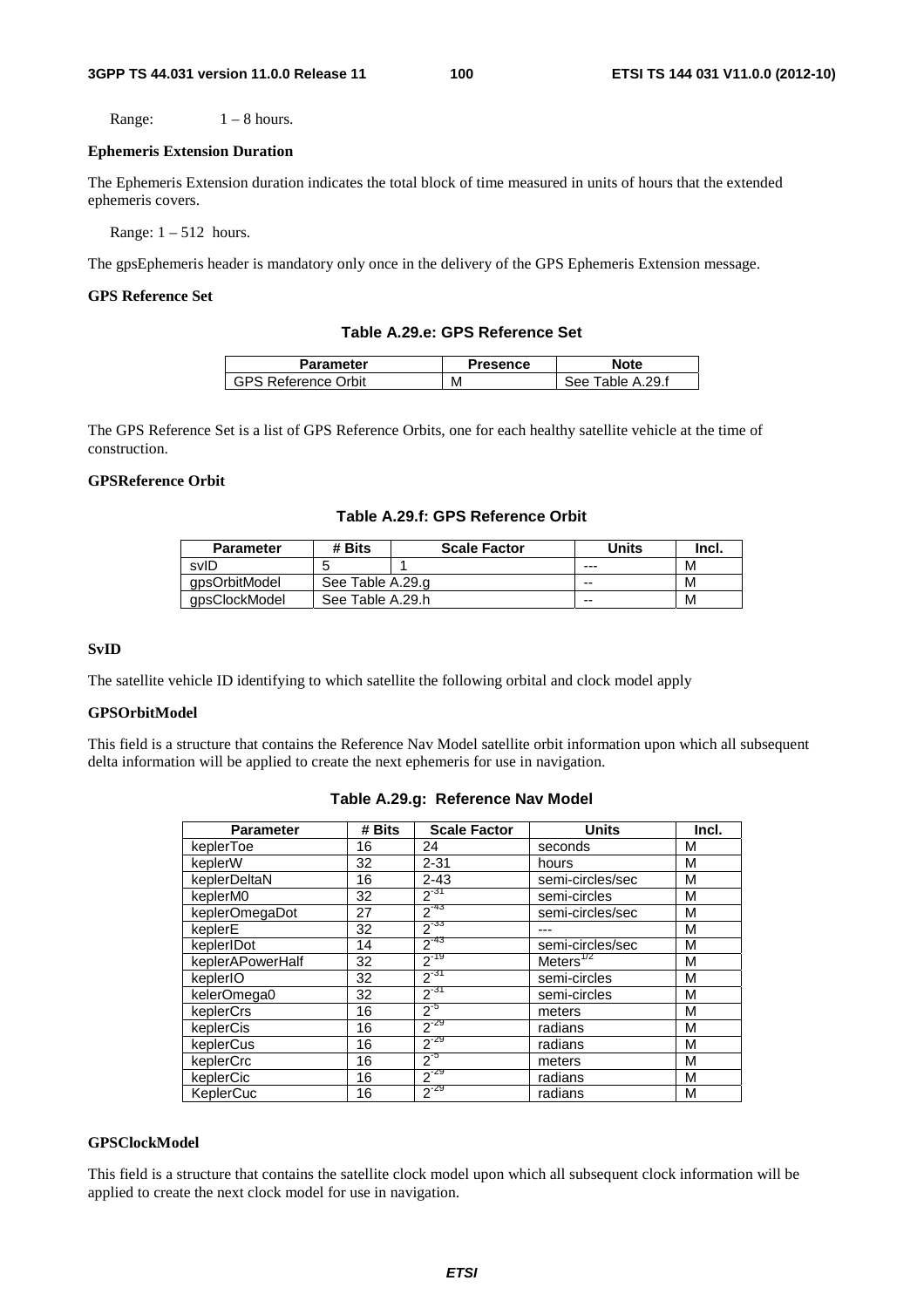Range: 1 – 8 hours.

**Ephemeris Extension Duration**

The Ephemeris Extension duration indicates the total block of time measured in units of hours that the extended ephemeris covers.

Range: 1 – 512 hours.

The gpsEphemeris header is mandatory only once in the delivery of the GPS Ephemeris Extension message.

**GPS Reference Set**

**Table A.29.e: GPS Reference Set**

| Parameter | Presence | Note |
|---|---|---|
| GPS Reference Orbit | M | See Table A.29.f |

The GPS Reference Set is a list of GPS Reference Orbits, one for each healthy satellite vehicle at the time of construction.

**GPSReference Orbit**

**Table A.29.f: GPS Reference Orbit**

| Parameter | # Bits | Scale Factor | Units | Incl. |
|---|---|---|---|---|
| svID | 5 | 1 | --- | M |
| gpsOrbitModel | See Table A.29.g | | -- | M |
| gpsClockModel | See Table A.29.h | | -- | M |

**SvID**

The satellite vehicle ID identifying to which satellite the following orbital and clock model apply

**GPSOrbitModel**

This field is a structure that contains the Reference Nav Model satellite orbit information upon which all subsequent delta information will be applied to create the next ephemeris for use in navigation.

**Table A.29.g: Reference Nav Model**

| Parameter | # Bits | Scale Factor | Units | Incl. |
|---|---|---|---|---|
| keplerToe | 16 | 24 | seconds | M |
| keplerW | 32 | 2-31 | hours | M |
| keplerDeltaN | 16 | 2-43 | semi-circles/sec | M |
| keplerM0 | 32 | $2^{-31}$ | semi-circles | M |
| keplerOmegaDot | 27 | $2^{-43}$ | semi-circles/sec | M |
| keplerE | 32 | $2^{-33}$ | --- | M |
| keplerIDot | 14 | $2^{-43}$ | semi-circles/sec | M |
| keplerAPowerHalf | 32 | $2^{-19}$ | $\text{Meters}^{1/2}$ | M |
| keplerIO | 32 | $2^{-31}$ | semi-circles | M |
| kelerOmega0 | 32 | $2^{-31}$ | semi-circles | M |
| keplerCrs | 16 | $2^{-5}$ | meters | M |
| keplerCis | 16 | $2^{-29}$ | radians | M |
| keplerCus | 16 | $2^{-29}$ | radians | M |
| keplerCrc | 16 | $2^{-5}$ | meters | M |
| keplerCic | 16 | $2^{-29}$ | radians | M |
| KeplerCuc | 16 | $2^{-29}$ | radians | M |

**GPSClockModel**

This field is a structure that contains the satellite clock model upon which all subsequent clock information will be applied to create the next clock model for use in navigation.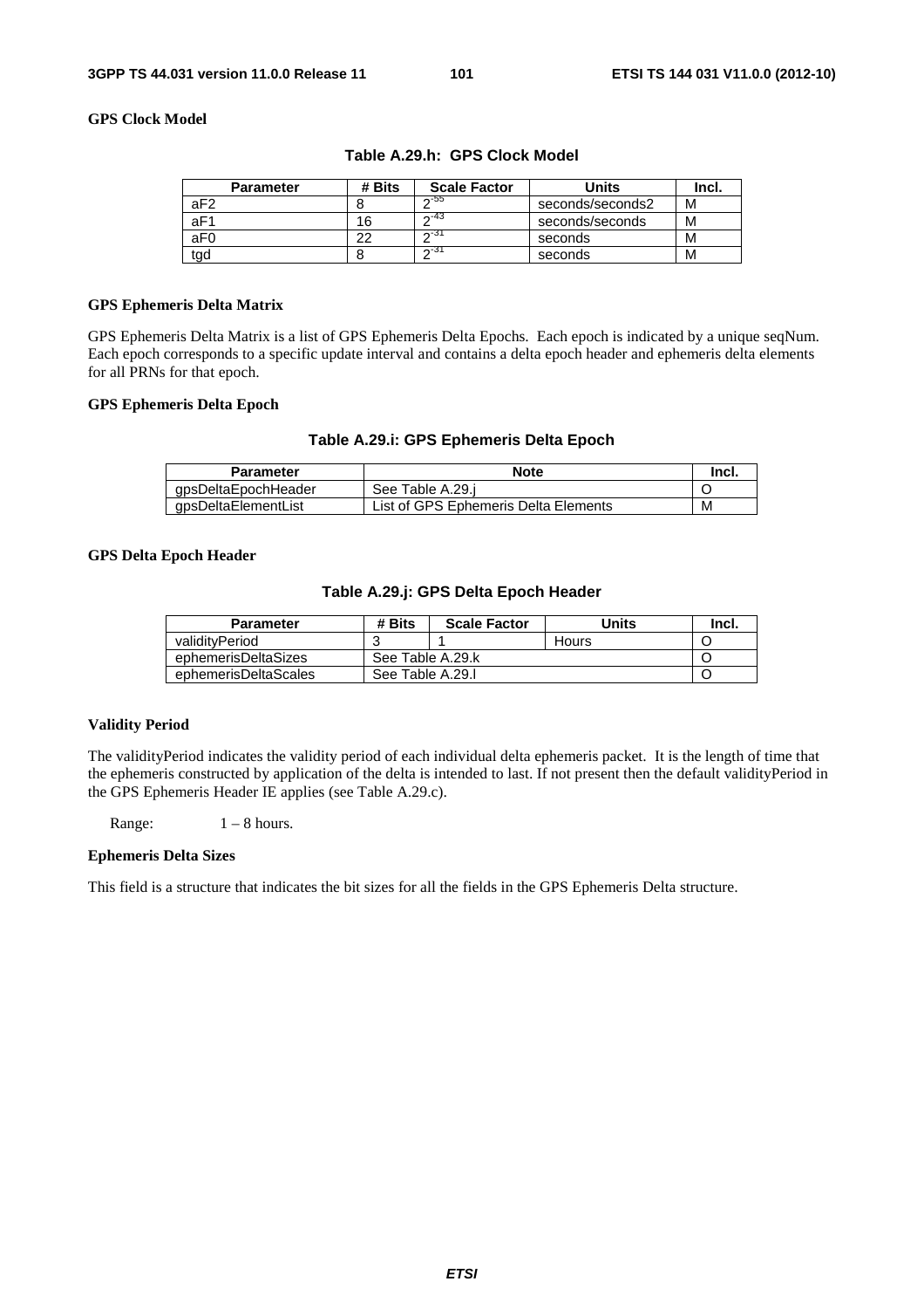**GPS Clock Model**

**Table A.29.h: GPS Clock Model**

| Parameter | # Bits | Scale Factor | Units | Incl. |
|---|---|---|---|---|
| aF2 | 8 | $2^{-55}$ | seconds/seconds2 | M |
| aF1 | 16 | $2^{-43}$ | seconds/seconds | M |
| aF0 | 22 | $2^{-31}$ | seconds | M |
| tgd | 8 | $2^{-31}$ | seconds | M |

**GPS Ephemeris Delta Matrix**

GPS Ephemeris Delta Matrix is a list of GPS Ephemeris Delta Epochs. Each epoch is indicated by a unique seqNum. Each epoch corresponds to a specific update interval and contains a delta epoch header and ephemeris delta elements for all PRNs for that epoch.

**GPS Ephemeris Delta Epoch**

**Table A.29.i: GPS Ephemeris Delta Epoch**

| Parameter | Note | Incl. |
|---|---|---|
| gpsDeltaEpochHeader | See Table A.29.j | O |
| gpsDeltaElementList | List of GPS Ephemeris Delta Elements | M |

**GPS Delta Epoch Header**

**Table A.29.j: GPS Delta Epoch Header**

| Parameter | # Bits | Scale Factor | Units | Incl. |
|---|---|---|---|---|
| validityPeriod | 3 | 1 | Hours | O |
| ephemerisDeltaSizes | See Table A.29.k | | | O |
| ephemerisDeltaScales | See Table A.29.l | | | O |

**Validity Period**

The validityPeriod indicates the validity period of each individual delta ephemeris packet. It is the length of time that the ephemeris constructed by application of the delta is intended to last. If not present then the default validityPeriod in the GPS Ephemeris Header IE applies (see Table A.29.c).

Range: 1 – 8 hours.

**Ephemeris Delta Sizes**

This field is a structure that indicates the bit sizes for all the fields in the GPS Ephemeris Delta structure.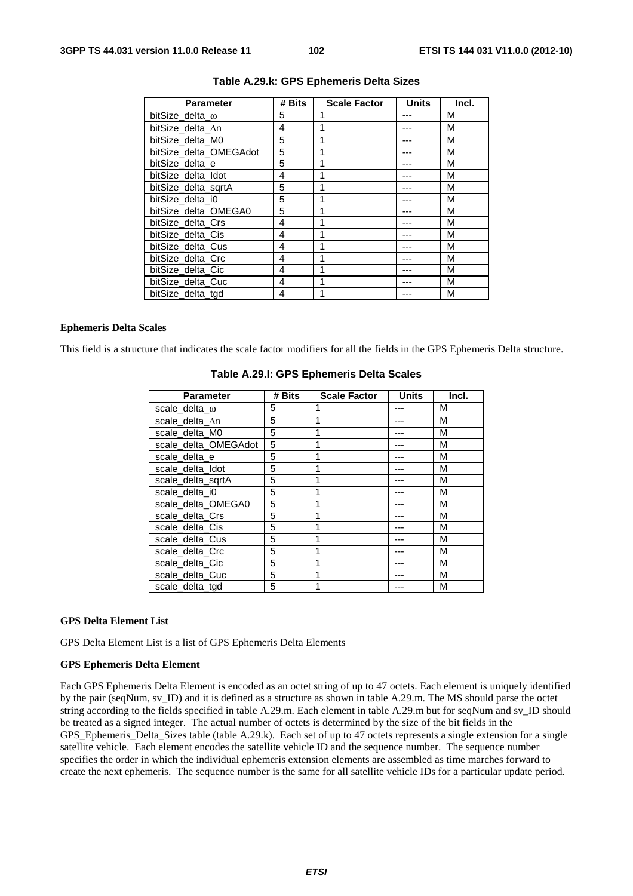**Table A.29.k: GPS Ephemeris Delta Sizes**

| Parameter | # Bits | Scale Factor | Units | Incl. |
|---|---|---|---|---|
| bitSize_delta_ω | 5 | 1 | --- | M |
| bitSize_delta_Δn | 4 | 1 | --- | M |
| bitSize_delta_M0 | 5 | 1 | --- | M |
| bitSize_delta_OMEGAdot | 5 | 1 | --- | M |
| bitSize_delta_e | 5 | 1 | --- | M |
| bitSize_delta_Idot | 4 | 1 | --- | M |
| bitSize_delta_sqrtA | 5 | 1 | --- | M |
| bitSize_delta_i0 | 5 | 1 | --- | M |
| bitSize_delta_OMEGA0 | 5 | 1 | --- | M |
| bitSize_delta_Crs | 4 | 1 | --- | M |
| bitSize_delta_Cis | 4 | 1 | --- | M |
| bitSize_delta_Cus | 4 | 1 | --- | M |
| bitSize_delta_Crc | 4 | 1 | --- | M |
| bitSize_delta_Cic | 4 | 1 | --- | M |
| bitSize_delta_Cuc | 4 | 1 | --- | M |
| bitSize_delta_tgd | 4 | 1 | --- | M |

**Ephemeris Delta Scales**

This field is a structure that indicates the scale factor modifiers for all the fields in the GPS Ephemeris Delta structure.

**Table A.29.l: GPS Ephemeris Delta Scales**

| Parameter | # Bits | Scale Factor | Units | Incl. |
|---|---|---|---|---|
| scale_delta_ω | 5 | 1 | --- | M |
| scale_delta_Δn | 5 | 1 | --- | M |
| scale_delta_M0 | 5 | 1 | --- | M |
| scale_delta_OMEGAdot | 5 | 1 | --- | M |
| scale_delta_e | 5 | 1 | --- | M |
| scale_delta_Idot | 5 | 1 | --- | M |
| scale_delta_sqrtA | 5 | 1 | --- | M |
| scale_delta_i0 | 5 | 1 | --- | M |
| scale_delta_OMEGA0 | 5 | 1 | --- | M |
| scale_delta_Crs | 5 | 1 | --- | M |
| scale_delta_Cis | 5 | 1 | --- | M |
| scale_delta_Cus | 5 | 1 | --- | M |
| scale_delta_Crc | 5 | 1 | --- | M |
| scale_delta_Cic | 5 | 1 | --- | M |
| scale_delta_Cuc | 5 | 1 | --- | M |
| scale_delta_tgd | 5 | 1 | --- | M |

**GPS Delta Element List**

GPS Delta Element List is a list of GPS Ephemeris Delta Elements

**GPS Ephemeris Delta Element**

Each GPS Ephemeris Delta Element is encoded as an octet string of up to 47 octets. Each element is uniquely identified by the pair (seqNum, sv_ID) and it is defined as a structure as shown in table A.29.m. The MS should parse the octet string according to the fields specified in table A.29.m. Each element in table A.29.m but for seqNum and sv_ID should be treated as a signed integer. The actual number of octets is determined by the size of the bit fields in the GPS_Ephemeris_Delta_Sizes table (table A.29.k). Each set of up to 47 octets represents a single extension for a single satellite vehicle. Each element encodes the satellite vehicle ID and the sequence number. The sequence number specifies the order in which the individual ephemeris extension elements are assembled as time marches forward to create the next ephemeris. The sequence number is the same for all satellite vehicle IDs for a particular update period.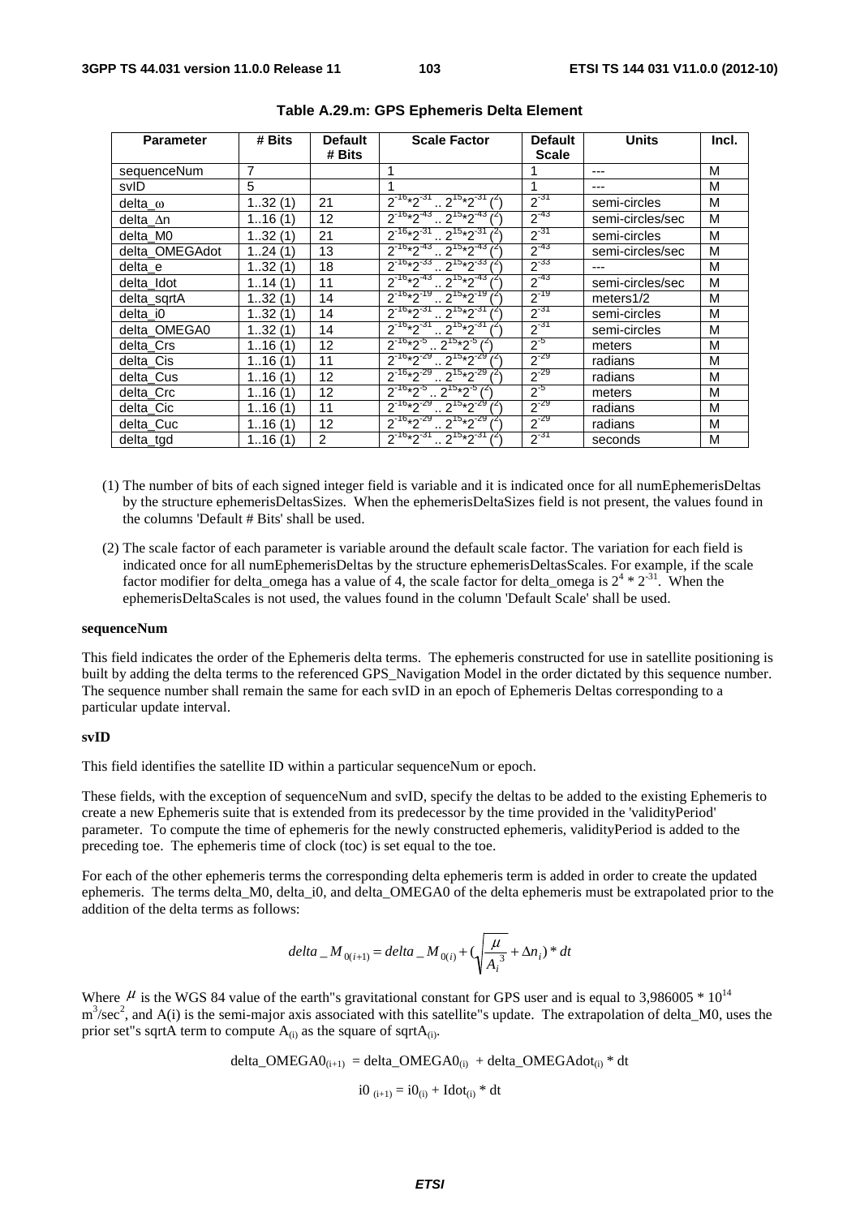**Table A.29.m: GPS Ephemeris Delta Element**

| Parameter | # Bits | Default # Bits | Scale Factor | Default Scale | Units | Incl. |
|---|---|---|---|---|---|---|
| sequenceNum | 7 | | 1 | 1 | --- | M |
| svID | 5 | | 1 | 1 | --- | M |
| delta_ω | 1..32 (1) | 21 | $2^{-16}*2^{-31}$ .. $2^{15}*2^{-31}$ (2) | $2^{-31}$ | semi-circles | M |
| delta_Δn | 1..16 (1) | 12 | $2^{-16}*2^{-43}$ .. $2^{15}*2^{-43}$ (2) | $2^{-43}$ | semi-circles/sec | M |
| delta_M0 | 1..32 (1) | 21 | $2^{-16}*2^{-31}$ .. $2^{15}*2^{-31}$ (2) | $2^{-31}$ | semi-circles | M |
| delta_OMEGAdot | 1..24 (1) | 13 | $2^{-16}*2^{-43}$ .. $2^{15}*2^{-43}$ (2) | $2^{-43}$ | semi-circles/sec | M |
| delta_e | 1..32 (1) | 18 | $2^{-16}*2^{-33}$ .. $2^{15}*2^{-33}$ (2) | $2^{-33}$ | --- | M |
| delta_Idot | 1..14 (1) | 11 | $2^{-16}*2^{-43}$ .. $2^{15}*2^{-43}$ (2) | $2^{-43}$ | semi-circles/sec | M |
| delta_sqrtA | 1..32 (1) | 14 | $2^{-16}*2^{-19}$ .. $2^{15}*2^{-19}$ (2) | $2^{-19}$ | meters1/2 | M |
| delta_i0 | 1..32 (1) | 14 | $2^{-16}*2^{-31}$ .. $2^{15}*2^{-31}$ (2) | $2^{-31}$ | semi-circles | M |
| delta_OMEGA0 | 1..32 (1) | 14 | $2^{-16}*2^{-31}$ .. $2^{15}*2^{-31}$ (2) | $2^{-31}$ | semi-circles | M |
| delta_Crs | 1..16 (1) | 12 | $2^{-16}*2^{-5}$ .. $2^{15}*2^{-5}$ (2) | $2^{-5}$ | meters | M |
| delta_Cis | 1..16 (1) | 11 | $2^{-16}*2^{-29}$ .. $2^{15}*2^{-29}$ (2) | $2^{-29}$ | radians | M |
| delta_Cus | 1..16 (1) | 12 | $2^{-16}*2^{-29}$ .. $2^{15}*2^{-29}$ (2) | $2^{-29}$ | radians | M |
| delta_Crc | 1..16 (1) | 12 | $2^{-16}*2^{-5}$ .. $2^{15}*2^{-5}$ (2) | $2^{-5}$ | meters | M |
| delta_Cic | 1..16 (1) | 11 | $2^{-16}*2^{-29}$ .. $2^{15}*2^{-29}$ (2) | $2^{-29}$ | radians | M |
| delta_Cuc | 1..16 (1) | 12 | $2^{-16}*2^{-29}$ .. $2^{15}*2^{-29}$ (2) | $2^{-29}$ | radians | M |
| delta_tgd | 1..16 (1) | 2 | $2^{-16}*2^{-31}$ .. $2^{15}*2^{-31}$ (2) | $2^{-31}$ | seconds | M |

(1) The number of bits of each signed integer field is variable and it is indicated once for all numEphemerisDeltas by the structure ephemerisDeltasSizes. When the ephemerisDeltaSizes field is not present, the values found in the columns 'Default # Bits' shall be used.

(2) The scale factor of each parameter is variable around the default scale factor. The variation for each field is indicated once for all numEphemerisDeltas by the structure ephemerisDeltasScales. For example, if the scale factor modifier for delta_omega has a value of 4, the scale factor for delta_omega is $2^4 * 2^{-31}$. When the ephemerisDeltaScales is not used, the values found in the column 'Default Scale' shall be used.

**sequenceNum**

This field indicates the order of the Ephemeris delta terms. The ephemeris constructed for use in satellite positioning is built by adding the delta terms to the referenced GPS_Navigation Model in the order dictated by this sequence number. The sequence number shall remain the same for each svID in an epoch of Ephemeris Deltas corresponding to a particular update interval.

**svID**

This field identifies the satellite ID within a particular sequenceNum or epoch.

These fields, with the exception of sequenceNum and svID, specify the deltas to be added to the existing Ephemeris to create a new Ephemeris suite that is extended from its predecessor by the time provided in the 'validityPeriod' parameter. To compute the time of ephemeris for the newly constructed ephemeris, validityPeriod is added to the preceding toe. The ephemeris time of clock (toc) is set equal to the toe.

For each of the other ephemeris terms the corresponding delta ephemeris term is added in order to create the updated ephemeris. The terms delta_M0, delta_i0, and delta_OMEGA0 of the delta ephemeris must be extrapolated prior to the addition of the delta terms as follows:

$$delta\_M_{0(i+1)} = delta\_M_{0(i)} + \left(\sqrt{\frac{\mu}{A_i^3}} + \Delta n_i\right) * dt$$

Where $\mu$ is the WGS 84 value of the earth"s gravitational constant for GPS user and is equal to 3,986005 * $10^{14}$ $m^3/sec^2$, and A(i) is the semi-major axis associated with this satellite"s update. The extrapolation of delta_M0, uses the prior set"s sqrtA term to compute $A_{(i)}$ as the square of $sqrtA_{(i)}$.

$$delta\_OMEGA0_{(i+1)} = delta\_OMEGA0_{(i)} + delta\_OMEGAdot_{(i)} * dt$$

$$i0_{(i+1)} = i0_{(i)} + Idot_{(i)} * dt$$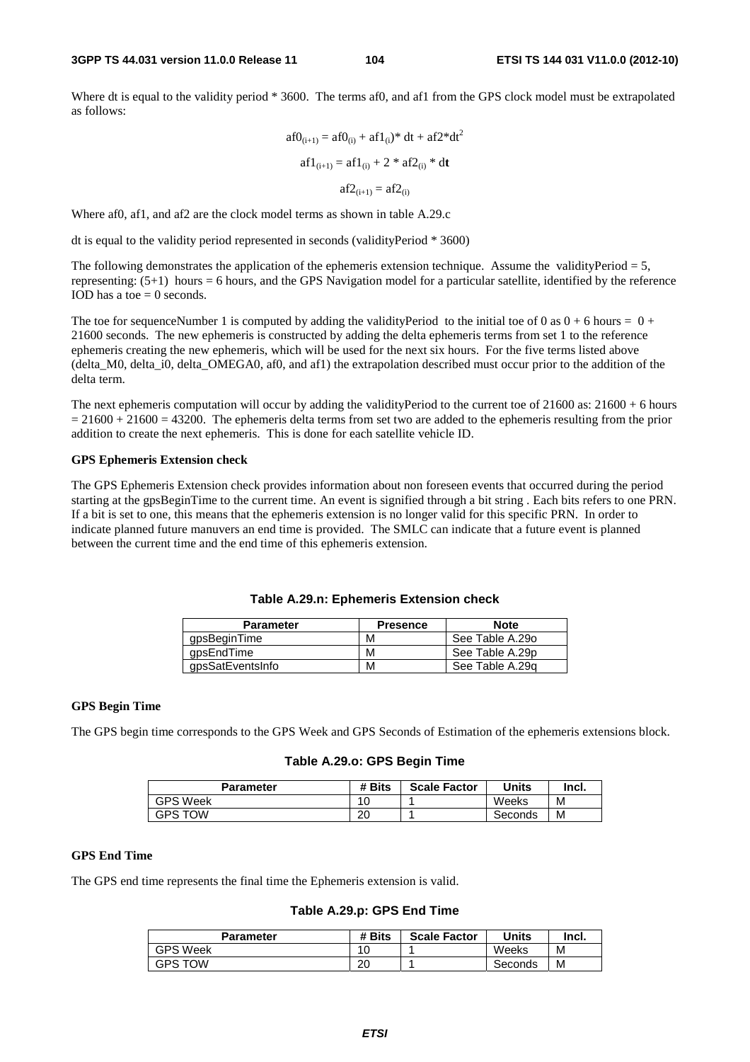Where dt is equal to the validity period * 3600. The terms af0, and af1 from the GPS clock model must be extrapolated as follows:

$$af0_{(i+1)} = af0_{(i)} + af1_{(i)} * dt + af2 * dt^2$$

$$af1_{(i+1)} = af1_{(i)} + 2 * af2_{(i)} * dt$$

$$af2_{(i+1)} = af2_{(i)}$$

Where af0, af1, and af2 are the clock model terms as shown in table A.29.c

dt is equal to the validity period represented in seconds (validityPeriod * 3600)

The following demonstrates the application of the ephemeris extension technique. Assume the validityPeriod = 5, representing: (5+1) hours = 6 hours, and the GPS Navigation model for a particular satellite, identified by the reference IOD has a toe = 0 seconds.

The toe for sequenceNumber 1 is computed by adding the validityPeriod to the initial toe of 0 as 0 + 6 hours = 0 + 21600 seconds. The new ephemeris is constructed by adding the delta ephemeris terms from set 1 to the reference ephemeris creating the new ephemeris, which will be used for the next six hours. For the five terms listed above (delta_M0, delta_i0, delta_OMEGA0, af0, and af1) the extrapolation described must occur prior to the addition of the delta term.

The next ephemeris computation will occur by adding the validityPeriod to the current toe of 21600 as: 21600 + 6 hours = 21600 + 21600 = 43200. The ephemeris delta terms from set two are added to the ephemeris resulting from the prior addition to create the next ephemeris. This is done for each satellite vehicle ID.

**GPS Ephemeris Extension check**

The GPS Ephemeris Extension check provides information about non foreseen events that occurred during the period starting at the gpsBeginTime to the current time. An event is signified through a bit string . Each bits refers to one PRN. If a bit is set to one, this means that the ephemeris extension is no longer valid for this specific PRN. In order to indicate planned future manuvers an end time is provided. The SMLC can indicate that a future event is planned between the current time and the end time of this ephemeris extension.

**Table A.29.n: Ephemeris Extension check**

| Parameter | Presence | Note |
| --- | --- | --- |
| gpsBeginTime | M | See Table A.29o |
| gpsEndTime | M | See Table A.29p |
| gpsSatEventsInfo | M | See Table A.29q |

**GPS Begin Time**

The GPS begin time corresponds to the GPS Week and GPS Seconds of Estimation of the ephemeris extensions block.

**Table A.29.o: GPS Begin Time**

| Parameter | # Bits | Scale Factor | Units | Incl. |
| --- | --- | --- | --- | --- |
| GPS Week | 10 | 1 | Weeks | M |
| GPS TOW | 20 | 1 | Seconds | M |

**GPS End Time**

The GPS end time represents the final time the Ephemeris extension is valid.

**Table A.29.p: GPS End Time**

| Parameter | # Bits | Scale Factor | Units | Incl. |
| --- | --- | --- | --- | --- |
| GPS Week | 10 | 1 | Weeks | M |
| GPS TOW | 20 | 1 | Seconds | M |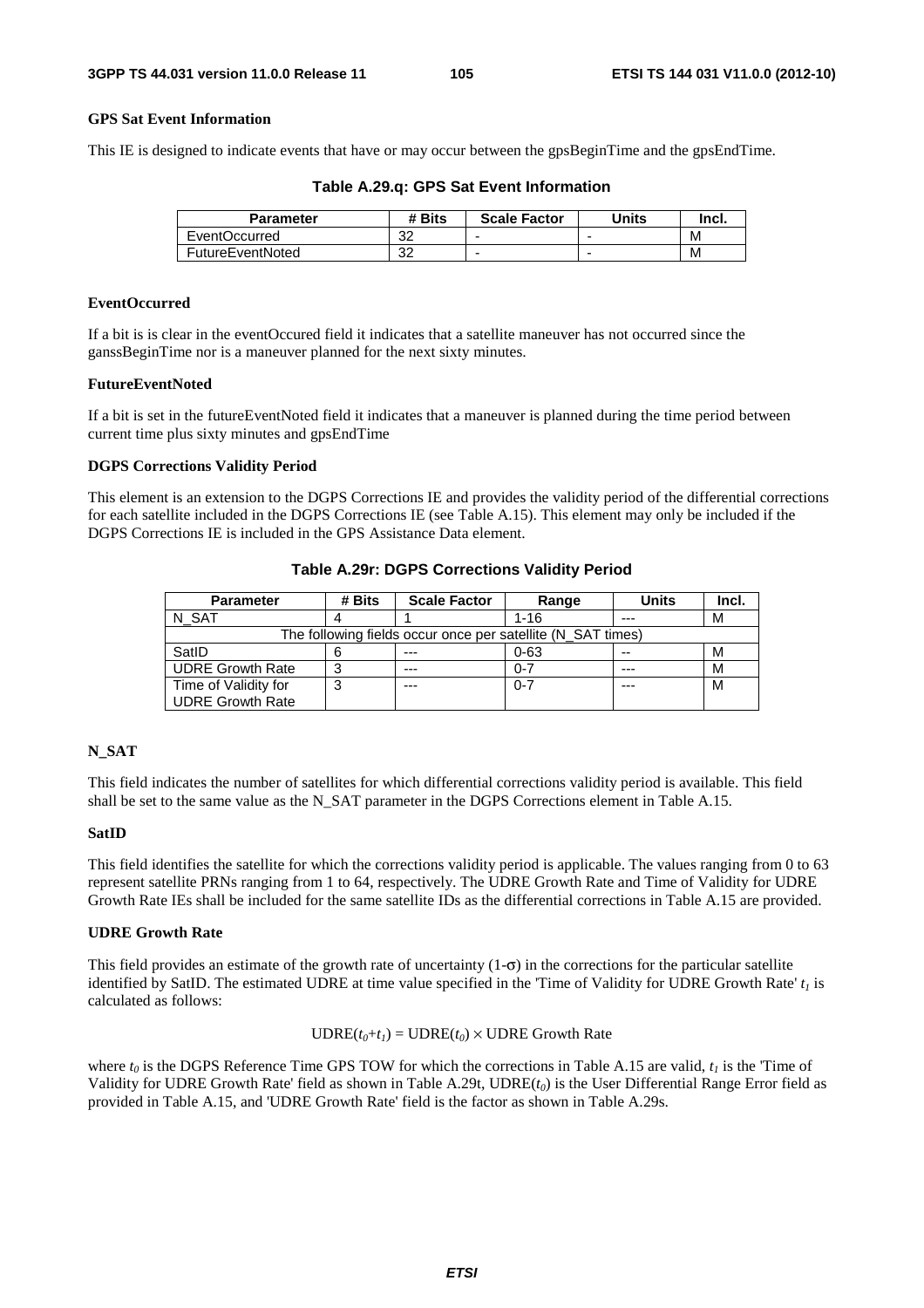**GPS Sat Event Information**

This IE is designed to indicate events that have or may occur between the gpsBeginTime and the gpsEndTime.

**Table A.29.q: GPS Sat Event Information**

| Parameter | # Bits | Scale Factor | Units | Incl. |
|---|---|---|---|---|
| EventOccurred | 32 | - | - | M |
| FutureEventNoted | 32 | - | - | M |

**EventOccurred**

If a bit is is clear in the eventOccured field it indicates that a satellite maneuver has not occurred since the ganssBeginTime nor is a maneuver planned for the next sixty minutes.

**FutureEventNoted**

If a bit is set in the futureEventNoted field it indicates that a maneuver is planned during the time period between current time plus sixty minutes and gpsEndTime

**DGPS Corrections Validity Period**

This element is an extension to the DGPS Corrections IE and provides the validity period of the differential corrections for each satellite included in the DGPS Corrections IE (see Table A.15). This element may only be included if the DGPS Corrections IE is included in the GPS Assistance Data element.

**Table A.29r: DGPS Corrections Validity Period**

| Parameter | # Bits | Scale Factor | Range | Units | Incl. |
|---|---|---|---|---|---|
| N_SAT | 4 | 1 | 1-16 | --- | M |
| The following fields occur once per satellite (N_SAT times) | | | | | |
| SatID | 6 | --- | 0-63 | -- | M |
| UDRE Growth Rate | 3 | --- | 0-7 | --- | M |
| Time of Validity for UDRE Growth Rate | 3 | --- | 0-7 | --- | M |

**N_SAT**

This field indicates the number of satellites for which differential corrections validity period is available. This field shall be set to the same value as the N_SAT parameter in the DGPS Corrections element in Table A.15.

**SatID**

This field identifies the satellite for which the corrections validity period is applicable. The values ranging from 0 to 63 represent satellite PRNs ranging from 1 to 64, respectively. The UDRE Growth Rate and Time of Validity for UDRE Growth Rate IEs shall be included for the same satellite IDs as the differential corrections in Table A.15 are provided.

**UDRE Growth Rate**

This field provides an estimate of the growth rate of uncertainty (1-$\sigma$) in the corrections for the particular satellite identified by SatID. The estimated UDRE at time value specified in the 'Time of Validity for UDRE Growth Rate' $t_1$ is calculated as follows:

$$\text{UDRE}(t_0+t_1) = \text{UDRE}(t_0) \times \text{UDRE Growth Rate}$$

where $t_0$ is the DGPS Reference Time GPS TOW for which the corrections in Table A.15 are valid, $t_1$ is the 'Time of Validity for UDRE Growth Rate' field as shown in Table A.29t, UDRE($t_0$) is the User Differential Range Error field as provided in Table A.15, and 'UDRE Growth Rate' field is the factor as shown in Table A.29s.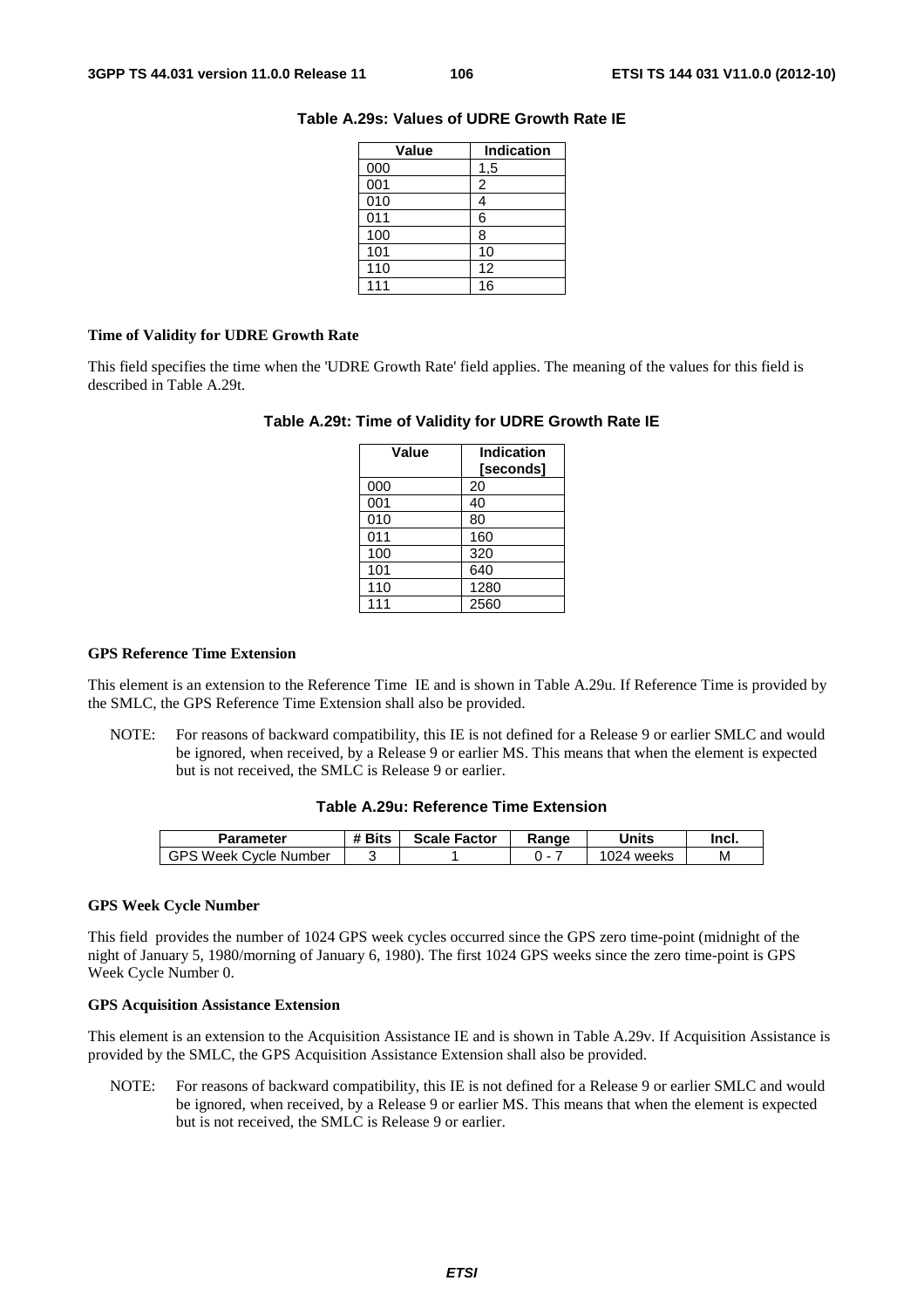**Table A.29s: Values of UDRE Growth Rate IE**

| Value | Indication |
|---|---|
| 000 | 1,5 |
| 001 | 2 |
| 010 | 4 |
| 011 | 6 |
| 100 | 8 |
| 101 | 10 |
| 110 | 12 |
| 111 | 16 |

**Time of Validity for UDRE Growth Rate**

This field specifies the time when the 'UDRE Growth Rate' field applies. The meaning of the values for this field is described in Table A.29t.

**Table A.29t: Time of Validity for UDRE Growth Rate IE**

| Value | Indication [seconds] |
|---|---|
| 000 | 20 |
| 001 | 40 |
| 010 | 80 |
| 011 | 160 |
| 100 | 320 |
| 101 | 640 |
| 110 | 1280 |
| 111 | 2560 |

**GPS Reference Time Extension**

This element is an extension to the Reference Time IE and is shown in Table A.29u. If Reference Time is provided by the SMLC, the GPS Reference Time Extension shall also be provided.

NOTE: For reasons of backward compatibility, this IE is not defined for a Release 9 or earlier SMLC and would be ignored, when received, by a Release 9 or earlier MS. This means that when the element is expected but is not received, the SMLC is Release 9 or earlier.

**Table A.29u: Reference Time Extension**

| Parameter | # Bits | Scale Factor | Range | Units | Incl. |
|---|---|---|---|---|---|
| GPS Week Cycle Number | 3 | 1 | 0 - 7 | 1024 weeks | M |

**GPS Week Cycle Number**

This field provides the number of 1024 GPS week cycles occurred since the GPS zero time-point (midnight of the night of January 5, 1980/morning of January 6, 1980). The first 1024 GPS weeks since the zero time-point is GPS Week Cycle Number 0.

**GPS Acquisition Assistance Extension**

This element is an extension to the Acquisition Assistance IE and is shown in Table A.29v. If Acquisition Assistance is provided by the SMLC, the GPS Acquisition Assistance Extension shall also be provided.

NOTE: For reasons of backward compatibility, this IE is not defined for a Release 9 or earlier SMLC and would be ignored, when received, by a Release 9 or earlier MS. This means that when the element is expected but is not received, the SMLC is Release 9 or earlier.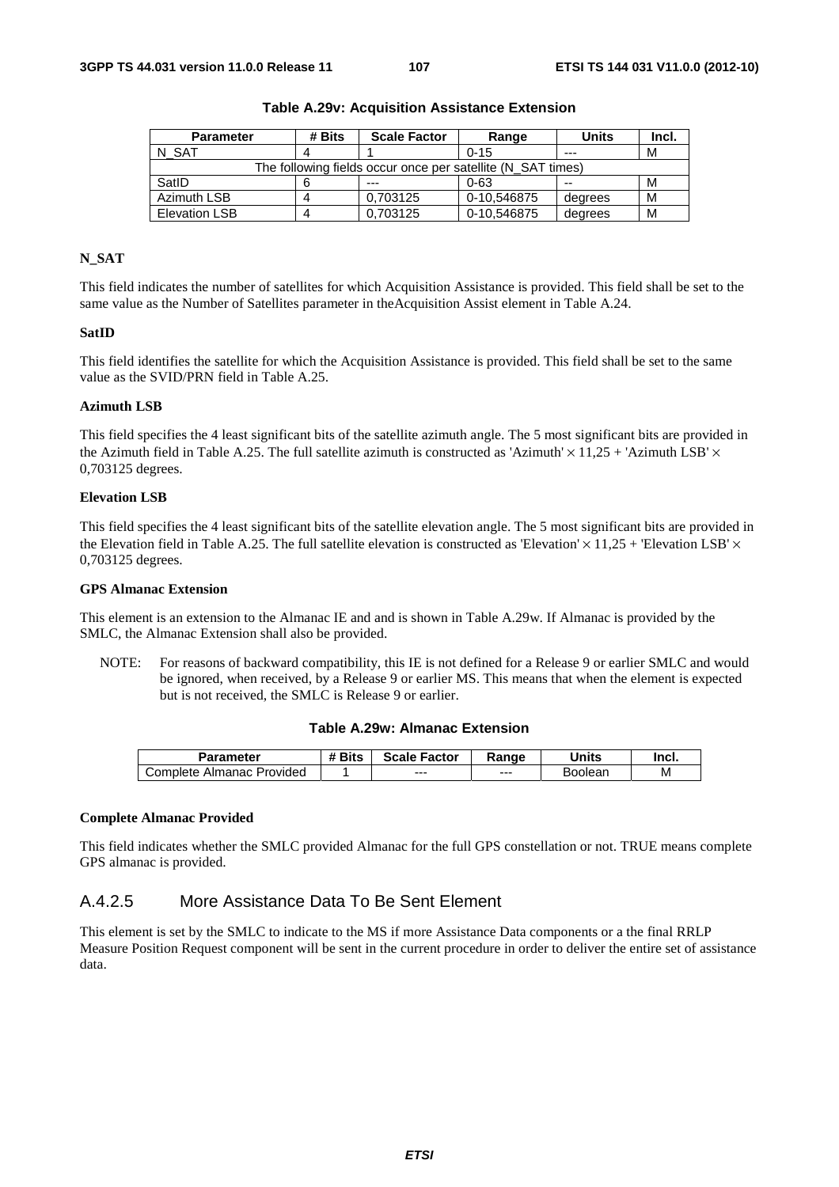**Table A.29v: Acquisition Assistance Extension**

| Parameter | # Bits | Scale Factor | Range | Units | Incl. |
|---|---|---|---|---|---|
| N_SAT | 4 | 1 | 0-15 | --- | M |
| The following fields occur once per satellite (N_SAT times) | | | | | |
| SatID | 6 | --- | 0-63 | -- | M |
| Azimuth LSB | 4 | 0,703125 | 0-10,546875 | degrees | M |
| Elevation LSB | 4 | 0,703125 | 0-10,546875 | degrees | M |

**N_SAT**

This field indicates the number of satellites for which Acquisition Assistance is provided. This field shall be set to the same value as the Number of Satellites parameter in theAcquisition Assist element in Table A.24.

**SatID**

This field identifies the satellite for which the Acquisition Assistance is provided. This field shall be set to the same value as the SVID/PRN field in Table A.25.

**Azimuth LSB**

This field specifies the 4 least significant bits of the satellite azimuth angle. The 5 most significant bits are provided in the Azimuth field in Table A.25. The full satellite azimuth is constructed as 'Azimuth' × 11,25 + 'Azimuth LSB' × 0,703125 degrees.

**Elevation LSB**

This field specifies the 4 least significant bits of the satellite elevation angle. The 5 most significant bits are provided in the Elevation field in Table A.25. The full satellite elevation is constructed as 'Elevation' × 11,25 + 'Elevation LSB' × 0,703125 degrees.

**GPS Almanac Extension**

This element is an extension to the Almanac IE and and is shown in Table A.29w. If Almanac is provided by the SMLC, the Almanac Extension shall also be provided.

NOTE: For reasons of backward compatibility, this IE is not defined for a Release 9 or earlier SMLC and would be ignored, when received, by a Release 9 or earlier MS. This means that when the element is expected but is not received, the SMLC is Release 9 or earlier.

**Table A.29w: Almanac Extension**

| Parameter | # Bits | Scale Factor | Range | Units | Incl. |
|---|---|---|---|---|---|
| Complete Almanac Provided | 1 | --- | --- | Boolean | M |

**Complete Almanac Provided**

This field indicates whether the SMLC provided Almanac for the full GPS constellation or not. TRUE means complete GPS almanac is provided.

### A.4.2.5 More Assistance Data To Be Sent Element

This element is set by the SMLC to indicate to the MS if more Assistance Data components or a the final RRLP Measure Position Request component will be sent in the current procedure in order to deliver the entire set of assistance data.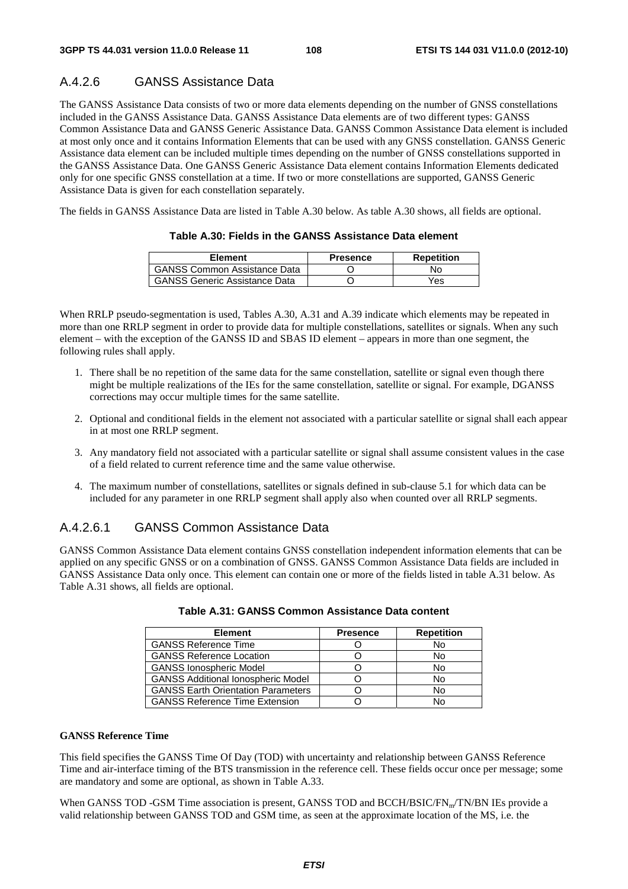### A.4.2.6 GANSS Assistance Data

The GANSS Assistance Data consists of two or more data elements depending on the number of GNSS constellations included in the GANSS Assistance Data. GANSS Assistance Data elements are of two different types: GANSS Common Assistance Data and GANSS Generic Assistance Data. GANSS Common Assistance Data element is included at most only once and it contains Information Elements that can be used with any GNSS constellation. GANSS Generic Assistance data element can be included multiple times depending on the number of GNSS constellations supported in the GANSS Assistance Data. One GANSS Generic Assistance Data element contains Information Elements dedicated only for one specific GNSS constellation at a time. If two or more constellations are supported, GANSS Generic Assistance Data is given for each constellation separately.

The fields in GANSS Assistance Data are listed in Table A.30 below. As table A.30 shows, all fields are optional.

**Table A.30: Fields in the GANSS Assistance Data element**

| Element | Presence | Repetition |
|---|---|---|
| GANSS Common Assistance Data | O | No |
| GANSS Generic Assistance Data | O | Yes |

When RRLP pseudo-segmentation is used, Tables A.30, A.31 and A.39 indicate which elements may be repeated in more than one RRLP segment in order to provide data for multiple constellations, satellites or signals. When any such element – with the exception of the GANSS ID and SBAS ID element – appears in more than one segment, the following rules shall apply.

1. There shall be no repetition of the same data for the same constellation, satellite or signal even though there might be multiple realizations of the IEs for the same constellation, satellite or signal. For example, DGANSS corrections may occur multiple times for the same satellite.
2. Optional and conditional fields in the element not associated with a particular satellite or signal shall each appear in at most one RRLP segment.
3. Any mandatory field not associated with a particular satellite or signal shall assume consistent values in the case of a field related to current reference time and the same value otherwise.
4. The maximum number of constellations, satellites or signals defined in sub-clause 5.1 for which data can be included for any parameter in one RRLP segment shall apply also when counted over all RRLP segments.

#### A.4.2.6.1 GANSS Common Assistance Data

GANSS Common Assistance Data element contains GNSS constellation independent information elements that can be applied on any specific GNSS or on a combination of GNSS. GANSS Common Assistance Data fields are included in GANSS Assistance Data only once. This element can contain one or more of the fields listed in table A.31 below. As Table A.31 shows, all fields are optional.

**Table A.31: GANSS Common Assistance Data content**

| Element | Presence | Repetition |
|---|---|---|
| GANSS Reference Time | O | No |
| GANSS Reference Location | O | No |
| GANSS Ionospheric Model | O | No |
| GANSS Additional Ionospheric Model | O | No |
| GANSS Earth Orientation Parameters | O | No |
| GANSS Reference Time Extension | O | No |

**GANSS Reference Time**

This field specifies the GANSS Time Of Day (TOD) with uncertainty and relationship between GANSS Reference Time and air-interface timing of the BTS transmission in the reference cell. These fields occur once per message; some are mandatory and some are optional, as shown in Table A.33.

When GANSS TOD -GSM Time association is present, GANSS TOD and BCCH/BSIC/$FN_m$/TN/BN IEs provide a valid relationship between GANSS TOD and GSM time, as seen at the approximate location of the MS, i.e. the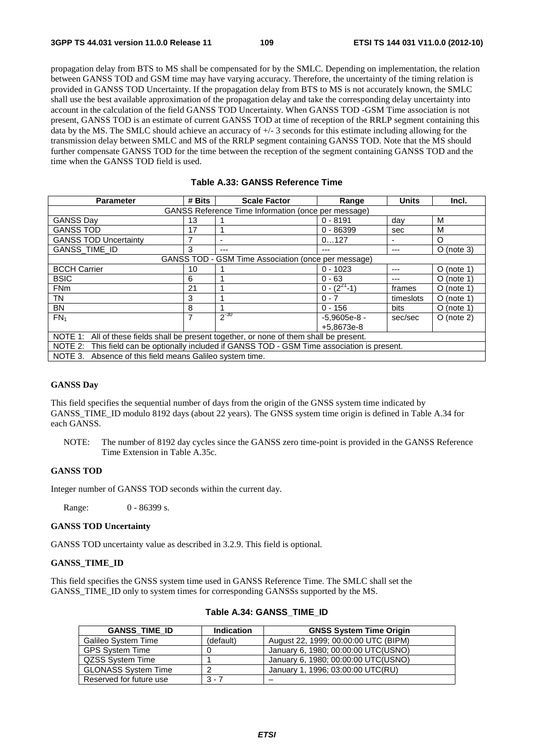propagation delay from BTS to MS shall be compensated for by the SMLC. Depending on implementation, the relation between GANSS TOD and GSM time may have varying accuracy. Therefore, the uncertainty of the timing relation is provided in GANSS TOD Uncertainty. If the propagation delay from BTS to MS is not accurately known, the SMLC shall use the best available approximation of the propagation delay and take the corresponding delay uncertainty into account in the calculation of the field GANSS TOD Uncertainty. When GANSS TOD -GSM Time association is not present, GANSS TOD is an estimate of current GANSS TOD at time of reception of the RRLP segment containing this data by the MS. The SMLC should achieve an accuracy of +/- 3 seconds for this estimate including allowing for the transmission delay between SMLC and MS of the RRLP segment containing GANSS TOD. Note that the MS should further compensate GANSS TOD for the time between the reception of the segment containing GANSS TOD and the time when the GANSS TOD field is used.

**Table A.33: GANSS Reference Time**

| Parameter | # Bits | Scale Factor | Range | Units | Incl. |
|---|---|---|---|---|---|
| GANSS Reference Time Information (once per message) | | | | | |
| GANSS Day | 13 | 1 | 0 - 8191 | day | M |
| GANSS TOD | 17 | 1 | 0 - 86399 | sec | M |
| GANSS TOD Uncertainty | 7 | - | 0…127 | - | O |
| GANSS_TIME_ID | 3 | --- | --- | --- | O (note 3) |
| GANSS TOD - GSM Time Association (once per message) | | | | | |
| BCCH Carrier | 10 | 1 | 0 - 1023 | --- | O (note 1) |
| BSIC | 6 | 1 | 0 - 63 | --- | O (note 1) |
| FNm | 21 | 1 | 0 - $(2^{21}$-1) | frames | O (note 1) |
| TN | 3 | 1 | 0 - 7 | timeslots | O (note 1) |
| BN | 8 | 1 | 0 - 156 | bits | O (note 1) |
| $FN_1$ | 7 | $2^{-30}$ | -5,9605e-8 - +5,8673e-8 | sec/sec | O (note 2) |
| NOTE 1: All of these fields shall be present together, or none of them shall be present. | | | | | |
| NOTE 2: This field can be optionally included if GANSS TOD - GSM Time association is present. | | | | | |
| NOTE 3. Absence of this field means Galileo system time. | | | | | |

#### GANSS Day

This field specifies the sequential number of days from the origin of the GNSS system time indicated by GANSS_TIME_ID modulo 8192 days (about 22 years). The GNSS system time origin is defined in Table A.34 for each GANSS.

NOTE: The number of 8192 day cycles since the GANSS zero time-point is provided in the GANSS Reference Time Extension in Table A.35c.

#### GANSS TOD

Integer number of GANSS TOD seconds within the current day.

Range: 0 - 86399 s.

#### GANSS TOD Uncertainty

GANSS TOD uncertainty value as described in 3.2.9. This field is optional.

#### GANSS_TIME_ID

This field specifies the GNSS system time used in GANSS Reference Time. The SMLC shall set the GANSS_TIME_ID only to system times for corresponding GANSSs supported by the MS.

**Table A.34: GANSS_TIME_ID**

| GANSS_TIME_ID | Indication | GNSS System Time Origin |
|---|---|---|
| Galileo System Time | (default) | August 22, 1999; 00:00:00 UTC (BIPM) |
| GPS System Time | 0 | January 6, 1980; 00:00:00 UTC(USNO) |
| QZSS System Time | 1 | January 6, 1980; 00:00:00 UTC(USNO) |
| GLONASS System Time | 2 | January 1, 1996; 03:00:00 UTC(RU) |
| Reserved for future use | 3 - 7 | – |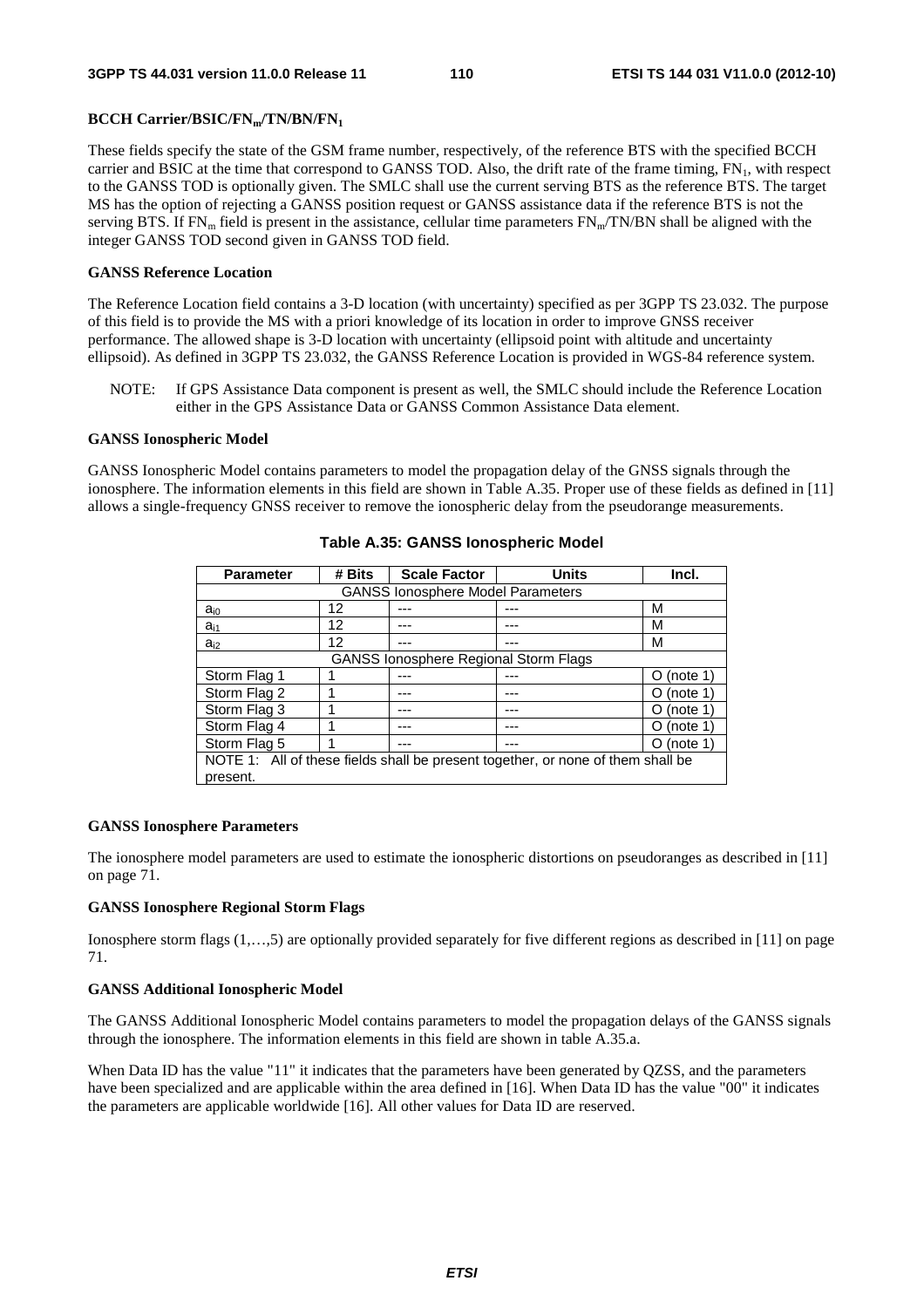**BCCH Carrier/BSIC/$FN_m$/TN/BN/$FN_1$**

These fields specify the state of the GSM frame number, respectively, of the reference BTS with the specified BCCH carrier and BSIC at the time that correspond to GANSS TOD. Also, the drift rate of the frame timing, $FN_1$, with respect to the GANSS TOD is optionally given. The SMLC shall use the current serving BTS as the reference BTS. The target MS has the option of rejecting a GANSS position request or GANSS assistance data if the reference BTS is not the serving BTS. If $FN_m$ field is present in the assistance, cellular time parameters $FN_m$/TN/BN shall be aligned with the integer GANSS TOD second given in GANSS TOD field.

**GANSS Reference Location**

The Reference Location field contains a 3-D location (with uncertainty) specified as per 3GPP TS 23.032. The purpose of this field is to provide the MS with a priori knowledge of its location in order to improve GNSS receiver performance. The allowed shape is 3-D location with uncertainty (ellipsoid point with altitude and uncertainty ellipsoid). As defined in 3GPP TS 23.032, the GANSS Reference Location is provided in WGS-84 reference system.

NOTE: If GPS Assistance Data component is present as well, the SMLC should include the Reference Location either in the GPS Assistance Data or GANSS Common Assistance Data element.

**GANSS Ionospheric Model**

GANSS Ionospheric Model contains parameters to model the propagation delay of the GNSS signals through the ionosphere. The information elements in this field are shown in Table A.35. Proper use of these fields as defined in [11] allows a single-frequency GNSS receiver to remove the ionospheric delay from the pseudorange measurements.

**Table A.35: GANSS Ionospheric Model**

| Parameter | # Bits | Scale Factor | Units | Incl. |
|---|---|---|---|---|
| GANSS Ionosphere Model Parameters | | | | |
| $a_{i0}$ | 12 | --- | --- | M |
| $a_{i1}$ | 12 | --- | --- | M |
| $a_{i2}$ | 12 | --- | --- | M |
| GANSS Ionosphere Regional Storm Flags | | | | |
| Storm Flag 1 | 1 | --- | --- | O (note 1) |
| Storm Flag 2 | 1 | --- | --- | O (note 1) |
| Storm Flag 3 | 1 | --- | --- | O (note 1) |
| Storm Flag 4 | 1 | --- | --- | O (note 1) |
| Storm Flag 5 | 1 | --- | --- | O (note 1) |
| NOTE 1: All of these fields shall be present together, or none of them shall be present. | | | | |

**GANSS Ionosphere Parameters**

The ionosphere model parameters are used to estimate the ionospheric distortions on pseudoranges as described in [11] on page 71.

**GANSS Ionosphere Regional Storm Flags**

Ionosphere storm flags (1,…,5) are optionally provided separately for five different regions as described in [11] on page 71.

**GANSS Additional Ionospheric Model**

The GANSS Additional Ionospheric Model contains parameters to model the propagation delays of the GANSS signals through the ionosphere. The information elements in this field are shown in table A.35.a.

When Data ID has the value "11" it indicates that the parameters have been generated by QZSS, and the parameters have been specialized and are applicable within the area defined in [16]. When Data ID has the value "00" it indicates the parameters are applicable worldwide [16]. All other values for Data ID are reserved.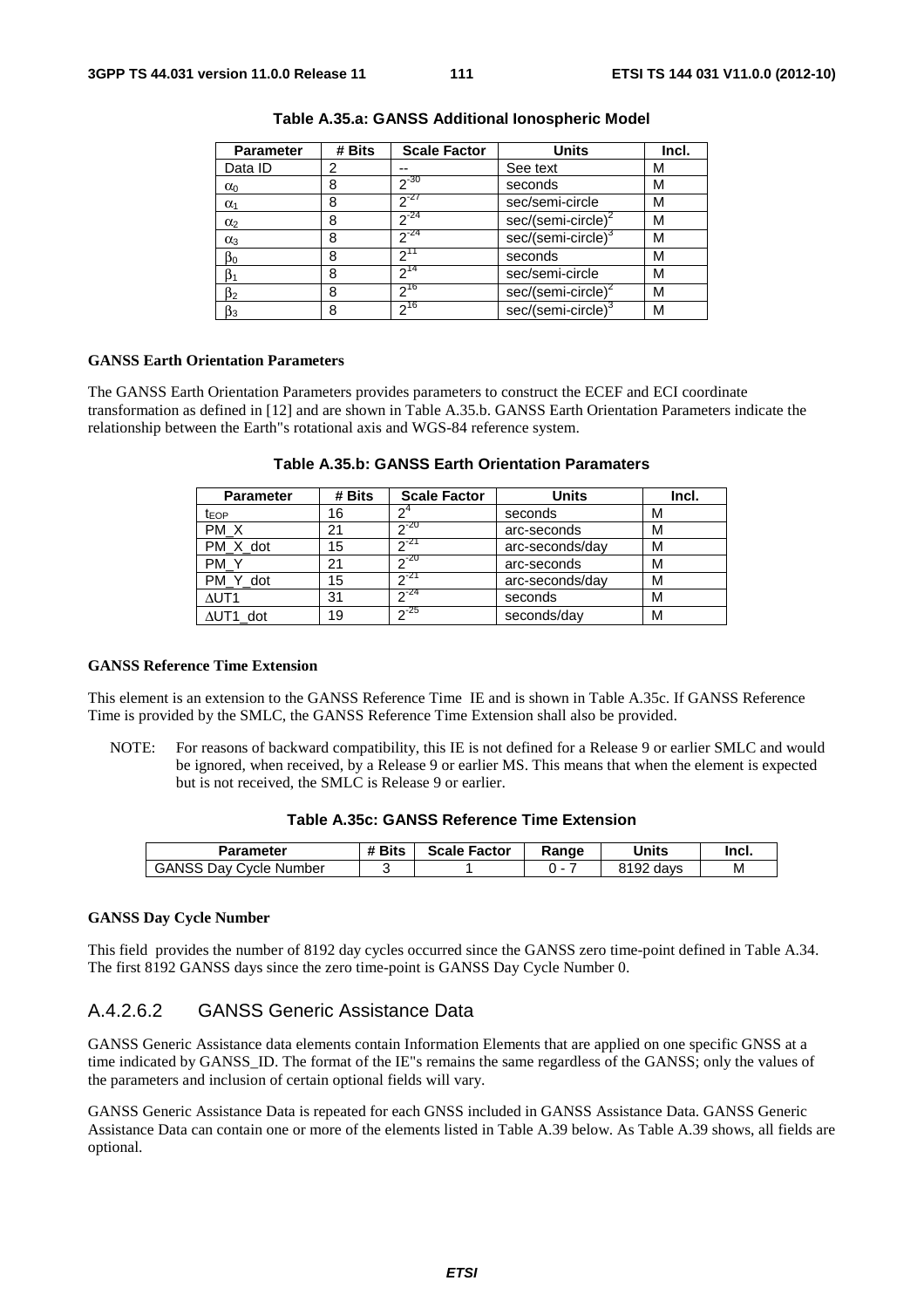**Table A.35.a: GANSS Additional Ionospheric Model**

| Parameter | # Bits | Scale Factor | Units | Incl. |
|---|---|---|---|---|
| Data ID | 2 | -- | See text | M |
| $\alpha_0$ | 8 | $2^{-30}$ | seconds | M |
| $\alpha_1$ | 8 | $2^{-27}$ | sec/semi-circle | M |
| $\alpha_2$ | 8 | $2^{-24}$ | sec/(semi-circle)$^2$ | M |
| $\alpha_3$ | 8 | $2^{-24}$ | sec/(semi-circle)$^3$ | M |
| $\beta_0$ | 8 | $2^{11}$ | seconds | M |
| $\beta_1$ | 8 | $2^{14}$ | sec/semi-circle | M |
| $\beta_2$ | 8 | $2^{16}$ | sec/(semi-circle)$^2$ | M |
| $\beta_3$ | 8 | $2^{16}$ | sec/(semi-circle)$^3$ | M |

**GANSS Earth Orientation Parameters**

The GANSS Earth Orientation Parameters provides parameters to construct the ECEF and ECI coordinate transformation as defined in [12] and are shown in Table A.35.b. GANSS Earth Orientation Parameters indicate the relationship between the Earth"s rotational axis and WGS-84 reference system.

**Table A.35.b: GANSS Earth Orientation Paramaters**

| Parameter | # Bits | Scale Factor | Units | Incl. |
|---|---|---|---|---|
| $t_{EOP}$ | 16 | $2^4$ | seconds | M |
| PM_X | 21 | $2^{-20}$ | arc-seconds | M |
| PM_X_dot | 15 | $2^{-21}$ | arc-seconds/day | M |
| PM_Y | 21 | $2^{-20}$ | arc-seconds | M |
| PM_Y_dot | 15 | $2^{-21}$ | arc-seconds/day | M |
| $\Delta$UT1 | 31 | $2^{-24}$ | seconds | M |
| $\Delta$UT1_dot | 19 | $2^{-25}$ | seconds/day | M |

**GANSS Reference Time Extension**

This element is an extension to the GANSS Reference Time IE and is shown in Table A.35c. If GANSS Reference Time is provided by the SMLC, the GANSS Reference Time Extension shall also be provided.

NOTE: For reasons of backward compatibility, this IE is not defined for a Release 9 or earlier SMLC and would be ignored, when received, by a Release 9 or earlier MS. This means that when the element is expected but is not received, the SMLC is Release 9 or earlier.

**Table A.35c: GANSS Reference Time Extension**

| Parameter | # Bits | Scale Factor | Range | Units | Incl. |
|---|---|---|---|---|---|
| GANSS Day Cycle Number | 3 | 1 | 0 - 7 | 8192 days | M |

**GANSS Day Cycle Number**

This field provides the number of 8192 day cycles occurred since the GANSS zero time-point defined in Table A.34. The first 8192 GANSS days since the zero time-point is GANSS Day Cycle Number 0.

### A.4.2.6.2 GANSS Generic Assistance Data

GANSS Generic Assistance data elements contain Information Elements that are applied on one specific GNSS at a time indicated by GANSS_ID. The format of the IE"s remains the same regardless of the GANSS; only the values of the parameters and inclusion of certain optional fields will vary.

GANSS Generic Assistance Data is repeated for each GNSS included in GANSS Assistance Data. GANSS Generic Assistance Data can contain one or more of the elements listed in Table A.39 below. As Table A.39 shows, all fields are optional.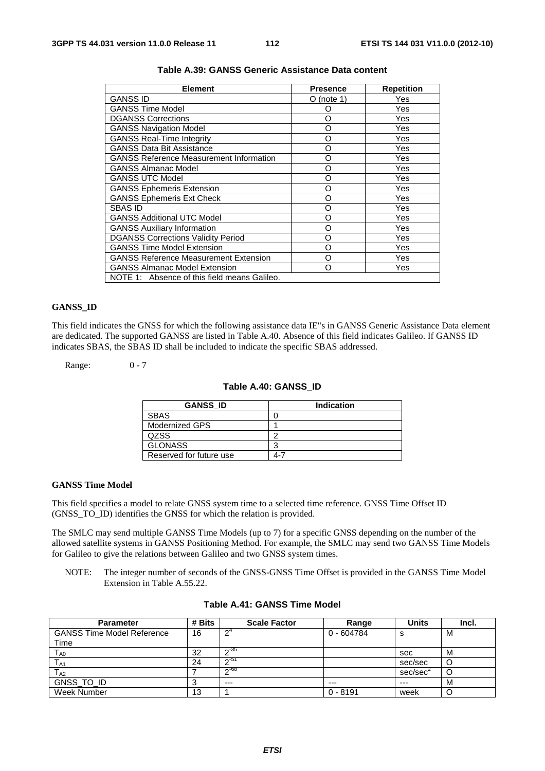**Table A.39: GANSS Generic Assistance Data content**

| Element | Presence | Repetition |
|---|---|---|
| GANSS ID | O (note 1) | Yes |
| GANSS Time Model | O | Yes |
| DGANSS Corrections | O | Yes |
| GANSS Navigation Model | O | Yes |
| GANSS Real-Time Integrity | O | Yes |
| GANSS Data Bit Assistance | O | Yes |
| GANSS Reference Measurement Information | O | Yes |
| GANSS Almanac Model | O | Yes |
| GANSS UTC Model | O | Yes |
| GANSS Ephemeris Extension | O | Yes |
| GANSS Ephemeris Ext Check | O | Yes |
| SBAS ID | O | Yes |
| GANSS Additional UTC Model | O | Yes |
| GANSS Auxiliary Information | O | Yes |
| DGANSS Corrections Validity Period | O | Yes |
| GANSS Time Model Extension | O | Yes |
| GANSS Reference Measurement Extension | O | Yes |
| GANSS Almanac Model Extension | O | Yes |
| NOTE 1: Absence of this field means Galileo. | | |

**GANSS_ID**

This field indicates the GNSS for which the following assistance data IE"s in GANSS Generic Assistance Data element are dedicated. The supported GANSS are listed in Table A.40. Absence of this field indicates Galileo. If GANSS ID indicates SBAS, the SBAS ID shall be included to indicate the specific SBAS addressed.

Range: 0 - 7

**Table A.40: GANSS_ID**

| GANSS_ID | Indication |
|---|---|
| SBAS | 0 |
| Modernized GPS | 1 |
| QZSS | 2 |
| GLONASS | 3 |
| Reserved for future use | 4-7 |

**GANSS Time Model**

This field specifies a model to relate GNSS system time to a selected time reference. GNSS Time Offset ID (GNSS_TO_ID) identifies the GNSS for which the relation is provided.

The SMLC may send multiple GANSS Time Models (up to 7) for a specific GNSS depending on the number of the allowed satellite systems in GANSS Positioning Method. For example, the SMLC may send two GANSS Time Models for Galileo to give the relations between Galileo and two GNSS system times.

NOTE: The integer number of seconds of the GNSS-GNSS Time Offset is provided in the GANSS Time Model Extension in Table A.55.22.

**Table A.41: GANSS Time Model**

| Parameter | # Bits | Scale Factor | Range | Units | Incl. |
|---|---|---|---|---|---|
| GANSS Time Model Reference Time | 16 | $2^4$ | 0 - 604784 | s | M |
| $T_{A0}$ | 32 | $2^{-35}$ | | sec | M |
| $T_{A1}$ | 24 | $2^{-51}$ | | sec/sec | O |
| $T_{A2}$ | 7 | $2^{-68}$ | | sec/sec$^2$ | O |
| GNSS_TO_ID | 3 | --- | --- | --- | M |
| Week Number | 13 | 1 | 0 - 8191 | week | O |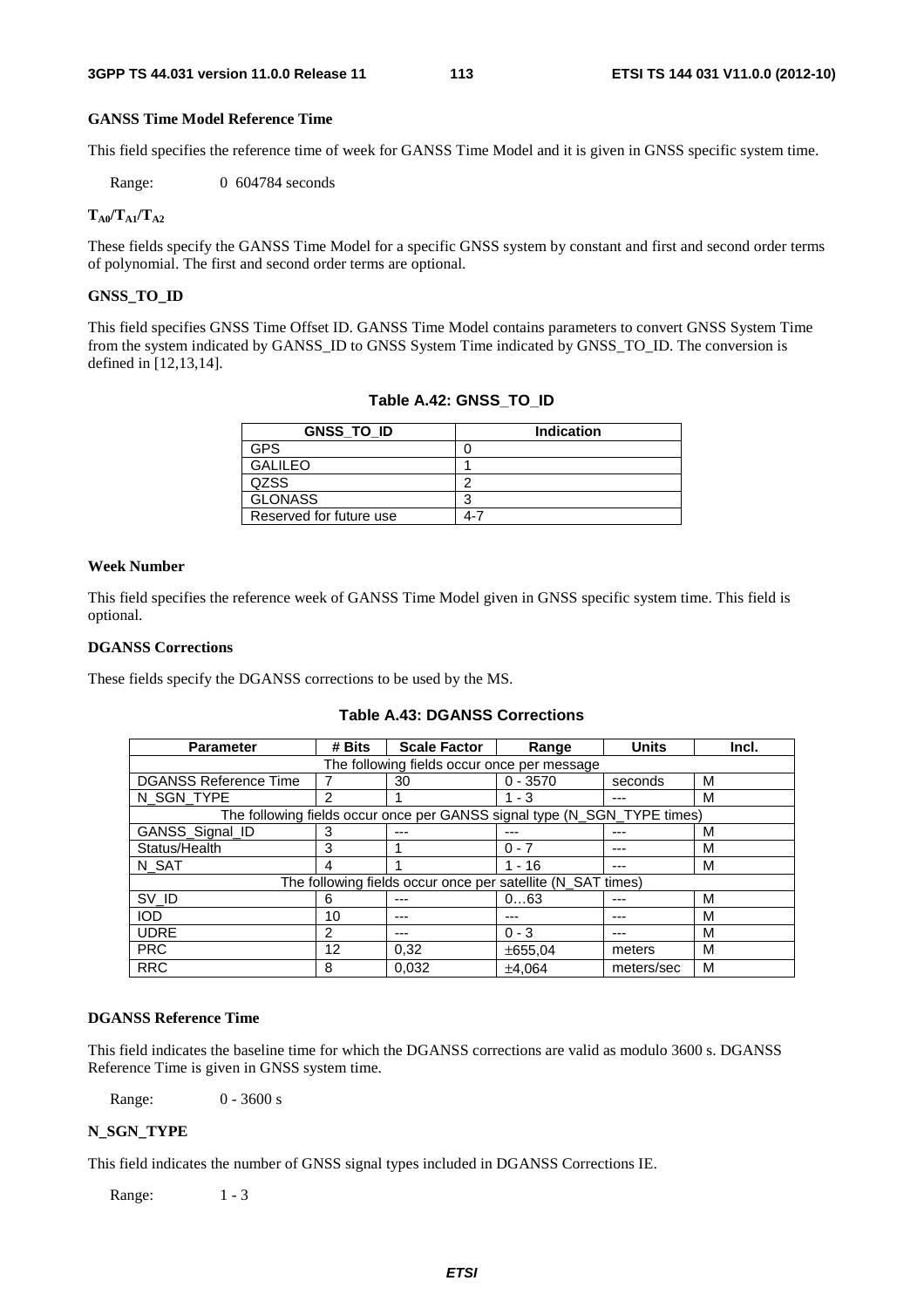#### GANSS Time Model Reference Time

This field specifies the reference time of week for GANSS Time Model and it is given in GNSS specific system time.

Range: 0 604784 seconds

#### $T_{A0}/T_{A1}/T_{A2}$

These fields specify the GANSS Time Model for a specific GNSS system by constant and first and second order terms of polynomial. The first and second order terms are optional.

#### GNSS_TO_ID

This field specifies GNSS Time Offset ID. GANSS Time Model contains parameters to convert GNSS System Time from the system indicated by GANSS_ID to GNSS System Time indicated by GNSS_TO_ID. The conversion is defined in [12,13,14].

**Table A.42: GNSS_TO_ID**

| GNSS_TO_ID | Indication |
|---|---|
| GPS | 0 |
| GALILEO | 1 |
| QZSS | 2 |
| GLONASS | 3 |
| Reserved for future use | 4-7 |

#### Week Number

This field specifies the reference week of GANSS Time Model given in GNSS specific system time. This field is optional.

#### DGANSS Corrections

These fields specify the DGANSS corrections to be used by the MS.

**Table A.43: DGANSS Corrections**

| Parameter | # Bits | Scale Factor | Range | Units | Incl. |
|---|---|---|---|---|---|
| The following fields occur once per message | | | | | |
| DGANSS Reference Time | 7 | 30 | 0 - 3570 | seconds | M |
| N_SGN_TYPE | 2 | 1 | 1 - 3 | --- | M |
| The following fields occur once per GANSS signal type (N_SGN_TYPE times) | | | | | |
| GANSS_Signal_ID | 3 | --- | --- | --- | M |
| Status/Health | 3 | 1 | 0 - 7 | --- | M |
| N_SAT | 4 | 1 | 1 - 16 | --- | M |
| The following fields occur once per satellite (N_SAT times) | | | | | |
| SV_ID | 6 | --- | 0…63 | --- | M |
| IOD | 10 | --- | --- | --- | M |
| UDRE | 2 | --- | 0 - 3 | --- | M |
| PRC | 12 | 0,32 | ±655,04 | meters | M |
| RRC | 8 | 0,032 | ±4,064 | meters/sec | M |

#### DGANSS Reference Time

This field indicates the baseline time for which the DGANSS corrections are valid as modulo 3600 s. DGANSS Reference Time is given in GNSS system time.

Range: 0 - 3600 s

#### N_SGN_TYPE

This field indicates the number of GNSS signal types included in DGANSS Corrections IE.

Range: 1 - 3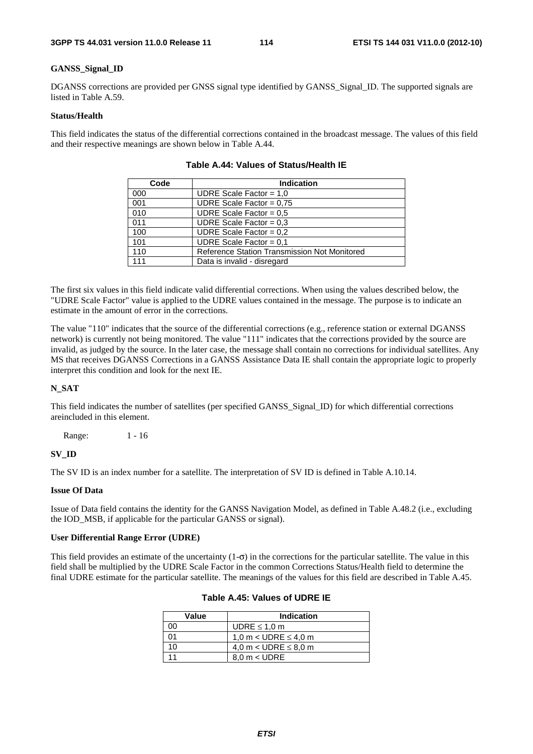**GANSS_Signal_ID**

DGANSS corrections are provided per GNSS signal type identified by GANSS_Signal_ID. The supported signals are listed in Table A.59.

**Status/Health**

This field indicates the status of the differential corrections contained in the broadcast message. The values of this field and their respective meanings are shown below in Table A.44.

**Table A.44: Values of Status/Health IE**

| Code | Indication |
|---|---|
| 000 | UDRE Scale Factor = 1,0 |
| 001 | UDRE Scale Factor = 0,75 |
| 010 | UDRE Scale Factor = 0,5 |
| 011 | UDRE Scale Factor = 0,3 |
| 100 | UDRE Scale Factor = 0,2 |
| 101 | UDRE Scale Factor = 0,1 |
| 110 | Reference Station Transmission Not Monitored |
| 111 | Data is invalid - disregard |

The first six values in this field indicate valid differential corrections. When using the values described below, the "UDRE Scale Factor" value is applied to the UDRE values contained in the message. The purpose is to indicate an estimate in the amount of error in the corrections.

The value "110" indicates that the source of the differential corrections (e.g., reference station or external DGANSS network) is currently not being monitored. The value "111" indicates that the corrections provided by the source are invalid, as judged by the source. In the later case, the message shall contain no corrections for individual satellites. Any MS that receives DGANSS Corrections in a GANSS Assistance Data IE shall contain the appropriate logic to properly interpret this condition and look for the next IE.

**N_SAT**

This field indicates the number of satellites (per specified GANSS_Signal_ID) for which differential corrections areincluded in this element.

Range: 1 - 16

**SV_ID**

The SV ID is an index number for a satellite. The interpretation of SV ID is defined in Table A.10.14.

**Issue Of Data**

Issue of Data field contains the identity for the GANSS Navigation Model, as defined in Table A.48.2 (i.e., excluding the IOD_MSB, if applicable for the particular GANSS or signal).

**User Differential Range Error (UDRE)**

This field provides an estimate of the uncertainty (1-$\sigma$) in the corrections for the particular satellite. The value in this field shall be multiplied by the UDRE Scale Factor in the common Corrections Status/Health field to determine the final UDRE estimate for the particular satellite. The meanings of the values for this field are described in Table A.45.

**Table A.45: Values of UDRE IE**

| Value | Indication |
|---|---|
| 00 | UDRE ≤ 1,0 m |
| 01 | 1,0 m < UDRE ≤ 4,0 m |
| 10 | 4,0 m < UDRE ≤ 8,0 m |
| 11 | 8,0 m < UDRE |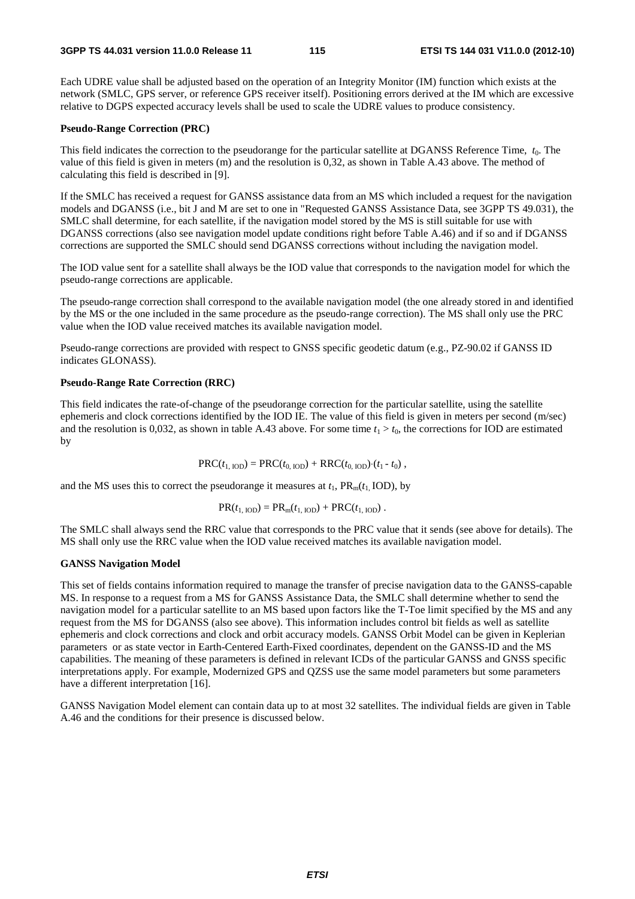Each UDRE value shall be adjusted based on the operation of an Integrity Monitor (IM) function which exists at the network (SMLC, GPS server, or reference GPS receiver itself). Positioning errors derived at the IM which are excessive relative to DGPS expected accuracy levels shall be used to scale the UDRE values to produce consistency.

**Pseudo-Range Correction (PRC)**

This field indicates the correction to the pseudorange for the particular satellite at DGANSS Reference Time, $t_0$. The value of this field is given in meters (m) and the resolution is 0,32, as shown in Table A.43 above. The method of calculating this field is described in [9].

If the SMLC has received a request for GANSS assistance data from an MS which included a request for the navigation models and DGANSS (i.e., bit J and M are set to one in "Requested GANSS Assistance Data, see 3GPP TS 49.031), the SMLC shall determine, for each satellite, if the navigation model stored by the MS is still suitable for use with DGANSS corrections (also see navigation model update conditions right before Table A.46) and if so and if DGANSS corrections are supported the SMLC should send DGANSS corrections without including the navigation model.

The IOD value sent for a satellite shall always be the IOD value that corresponds to the navigation model for which the pseudo-range corrections are applicable.

The pseudo-range correction shall correspond to the available navigation model (the one already stored in and identified by the MS or the one included in the same procedure as the pseudo-range correction). The MS shall only use the PRC value when the IOD value received matches its available navigation model.

Pseudo-range corrections are provided with respect to GNSS specific geodetic datum (e.g., PZ-90.02 if GANSS ID indicates GLONASS).

**Pseudo-Range Rate Correction (RRC)**

This field indicates the rate-of-change of the pseudorange correction for the particular satellite, using the satellite ephemeris and clock corrections identified by the IOD IE. The value of this field is given in meters per second (m/sec) and the resolution is 0,032, as shown in table A.43 above. For some time $t_1 > t_0$, the corrections for IOD are estimated by

$$\text{PRC}(t_{1,\text{ IOD}}) = \text{PRC}(t_{0,\text{ IOD}}) + \text{RRC}(t_{0,\text{ IOD}})\cdot(t_1 - t_0)\ ,$$

and the MS uses this to correct the pseudorange it measures at $t_1$, $\text{PR}_m(t_{1,}\text{ IOD})$, by

$$\text{PR}(t_{1,\text{ IOD}}) = \text{PR}_m(t_{1,\text{ IOD}}) + \text{PRC}(t_{1,\text{ IOD}})\ .$$

The SMLC shall always send the RRC value that corresponds to the PRC value that it sends (see above for details). The MS shall only use the RRC value when the IOD value received matches its available navigation model.

**GANSS Navigation Model**

This set of fields contains information required to manage the transfer of precise navigation data to the GANSS-capable MS. In response to a request from a MS for GANSS Assistance Data, the SMLC shall determine whether to send the navigation model for a particular satellite to an MS based upon factors like the T-Toe limit specified by the MS and any request from the MS for DGANSS (also see above). This information includes control bit fields as well as satellite ephemeris and clock corrections and clock and orbit accuracy models. GANSS Orbit Model can be given in Keplerian parameters or as state vector in Earth-Centered Earth-Fixed coordinates, dependent on the GANSS-ID and the MS capabilities. The meaning of these parameters is defined in relevant ICDs of the particular GANSS and GNSS specific interpretations apply. For example, Modernized GPS and QZSS use the same model parameters but some parameters have a different interpretation [16].

GANSS Navigation Model element can contain data up to at most 32 satellites. The individual fields are given in Table A.46 and the conditions for their presence is discussed below.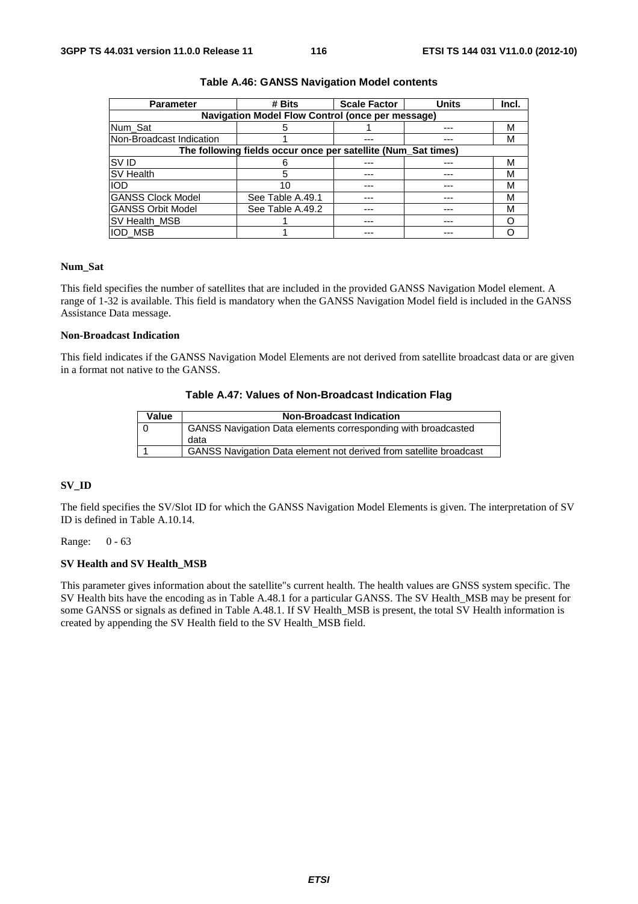**Table A.46: GANSS Navigation Model contents**

| Parameter | # Bits | Scale Factor | Units | Incl. |
|---|---|---|---|---|
| **Navigation Model Flow Control (once per message)** | | | | |
| Num_Sat | 5 | 1 | --- | M |
| Non-Broadcast Indication | 1 | --- | --- | M |
| **The following fields occur once per satellite (Num_Sat times)** | | | | |
| SV ID | 6 | --- | --- | M |
| SV Health | 5 | --- | --- | M |
| IOD | 10 | --- | --- | M |
| GANSS Clock Model | See Table A.49.1 | --- | --- | M |
| GANSS Orbit Model | See Table A.49.2 | --- | --- | M |
| SV Health_MSB | 1 | --- | --- | O |
| IOD_MSB | 1 | --- | --- | O |

**Num_Sat**

This field specifies the number of satellites that are included in the provided GANSS Navigation Model element. A range of 1-32 is available. This field is mandatory when the GANSS Navigation Model field is included in the GANSS Assistance Data message.

**Non-Broadcast Indication**

This field indicates if the GANSS Navigation Model Elements are not derived from satellite broadcast data or are given in a format not native to the GANSS.

**Table A.47: Values of Non-Broadcast Indication Flag**

| Value | Non-Broadcast Indication |
|---|---|
| 0 | GANSS Navigation Data elements corresponding with broadcasted data |
| 1 | GANSS Navigation Data element not derived from satellite broadcast |

**SV_ID**

The field specifies the SV/Slot ID for which the GANSS Navigation Model Elements is given. The interpretation of SV ID is defined in Table A.10.14.

Range: 0 - 63

**SV Health and SV Health_MSB**

This parameter gives information about the satellite"s current health. The health values are GNSS system specific. The SV Health bits have the encoding as in Table A.48.1 for a particular GANSS. The SV Health_MSB may be present for some GANSS or signals as defined in Table A.48.1. If SV Health_MSB is present, the total SV Health information is created by appending the SV Health field to the SV Health_MSB field.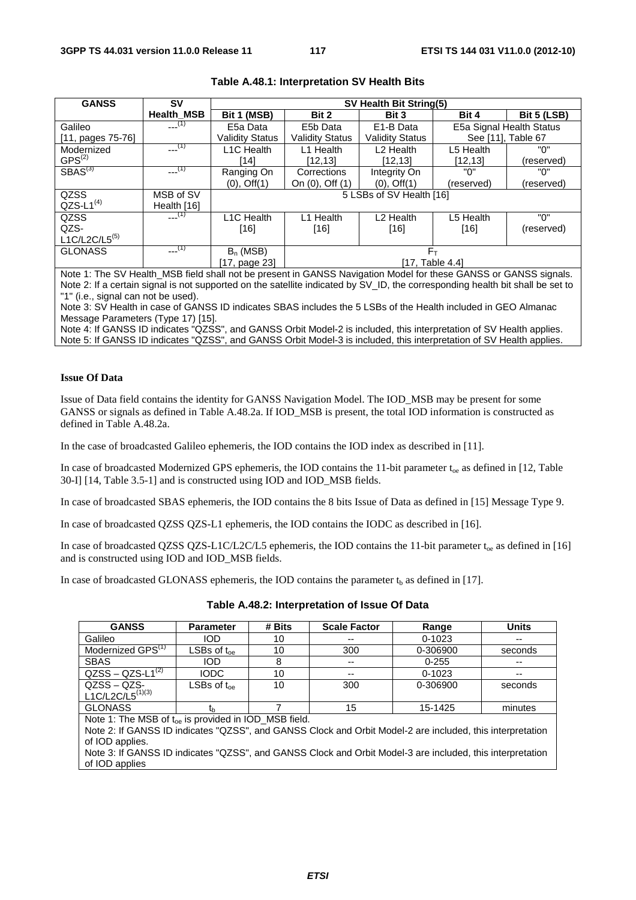**Table A.48.1: Interpretation SV Health Bits**

| GANSS | SV Health_MSB | SV Health Bit String(5) | | | | |
|---|---|---|---|---|---|---|
| | | Bit 1 (MSB) | Bit 2 | Bit 3 | Bit 4 | Bit 5 (LSB) |
| Galileo [11, pages 75-76] | ---(1) | E5a Data Validity Status | E5b Data Validity Status | E1-B Data Validity Status | E5a Signal Health Status See [11], Table 67 | |
| Modernized GPS(2) | ---(1) | L1C Health [14] | L1 Health [12,13] | L2 Health [12,13] | L5 Health [12,13] | "0" (reserved) |
| SBAS(3) | ---(1) | Ranging On (0), Off(1) | Corrections On (0), Off (1) | Integrity On (0), Off(1) | "0" (reserved) | "0" (reserved) |
| QZSS QZS-L1(4) | MSB of SV Health [16] | 5 LSBs of SV Health [16] | | | | |
| QZSS QZS-L1C/L2C/L5(5) | ---(1) | L1C Health [16] | L1 Health [16] | L2 Health [16] | L5 Health [16] | "0" (reserved) |
| GLONASS | ---(1) | $B_n$ (MSB) [17, page 23] | $F_T$ [17, Table 4.4] | | | |

Note 1: The SV Health_MSB field shall not be present in GANSS Navigation Model for these GANSS or GANSS signals.
Note 2: If a certain signal is not supported on the satellite indicated by SV_ID, the corresponding health bit shall be set to "1" (i.e., signal can not be used).
Note 3: SV Health in case of GANSS ID indicates SBAS includes the 5 LSBs of the Health included in GEO Almanac Message Parameters (Type 17) [15].
Note 4: If GANSS ID indicates "QZSS", and GANSS Orbit Model-2 is included, this interpretation of SV Health applies.
Note 5: If GANSS ID indicates "QZSS", and GANSS Orbit Model-3 is included, this interpretation of SV Health applies.

**Issue Of Data**

Issue of Data field contains the identity for GANSS Navigation Model. The IOD_MSB may be present for some GANSS or signals as defined in Table A.48.2a. If IOD_MSB is present, the total IOD information is constructed as defined in Table A.48.2a.

In the case of broadcasted Galileo ephemeris, the IOD contains the IOD index as described in [11].

In case of broadcasted Modernized GPS ephemeris, the IOD contains the 11-bit parameter $t_{oe}$ as defined in [12, Table 30-I] [14, Table 3.5-1] and is constructed using IOD and IOD_MSB fields.

In case of broadcasted SBAS ephemeris, the IOD contains the 8 bits Issue of Data as defined in [15] Message Type 9.

In case of broadcasted QZSS QZS-L1 ephemeris, the IOD contains the IODC as described in [16].

In case of broadcasted QZSS QZS-L1C/L2C/L5 ephemeris, the IOD contains the 11-bit parameter $t_{oe}$ as defined in [16] and is constructed using IOD and IOD_MSB fields.

In case of broadcasted GLONASS ephemeris, the IOD contains the parameter $t_b$ as defined in [17].

**Table A.48.2: Interpretation of Issue Of Data**

| GANSS | Parameter | # Bits | Scale Factor | Range | Units |
|---|---|---|---|---|---|
| Galileo | IOD | 10 | -- | 0-1023 | -- |
| Modernized GPS(1) | LSBs of $t_{oe}$ | 10 | 300 | 0-306900 | seconds |
| SBAS | IOD | 8 | -- | 0-255 | -- |
| QZSS – QZS-L1(2) | IODC | 10 | -- | 0-1023 | -- |
| QZSS – QZS-L1C/L2C/L5(1)(3) | LSBs of $t_{oe}$ | 10 | 300 | 0-306900 | seconds |
| GLONASS | $t_b$ | 7 | 15 | 15-1425 | minutes |

Note 1: The MSB of $t_{oe}$ is provided in IOD_MSB field.
Note 2: If GANSS ID indicates "QZSS", and GANSS Clock and Orbit Model-2 are included, this interpretation of IOD applies.
Note 3: If GANSS ID indicates "QZSS", and GANSS Clock and Orbit Model-3 are included, this interpretation of IOD applies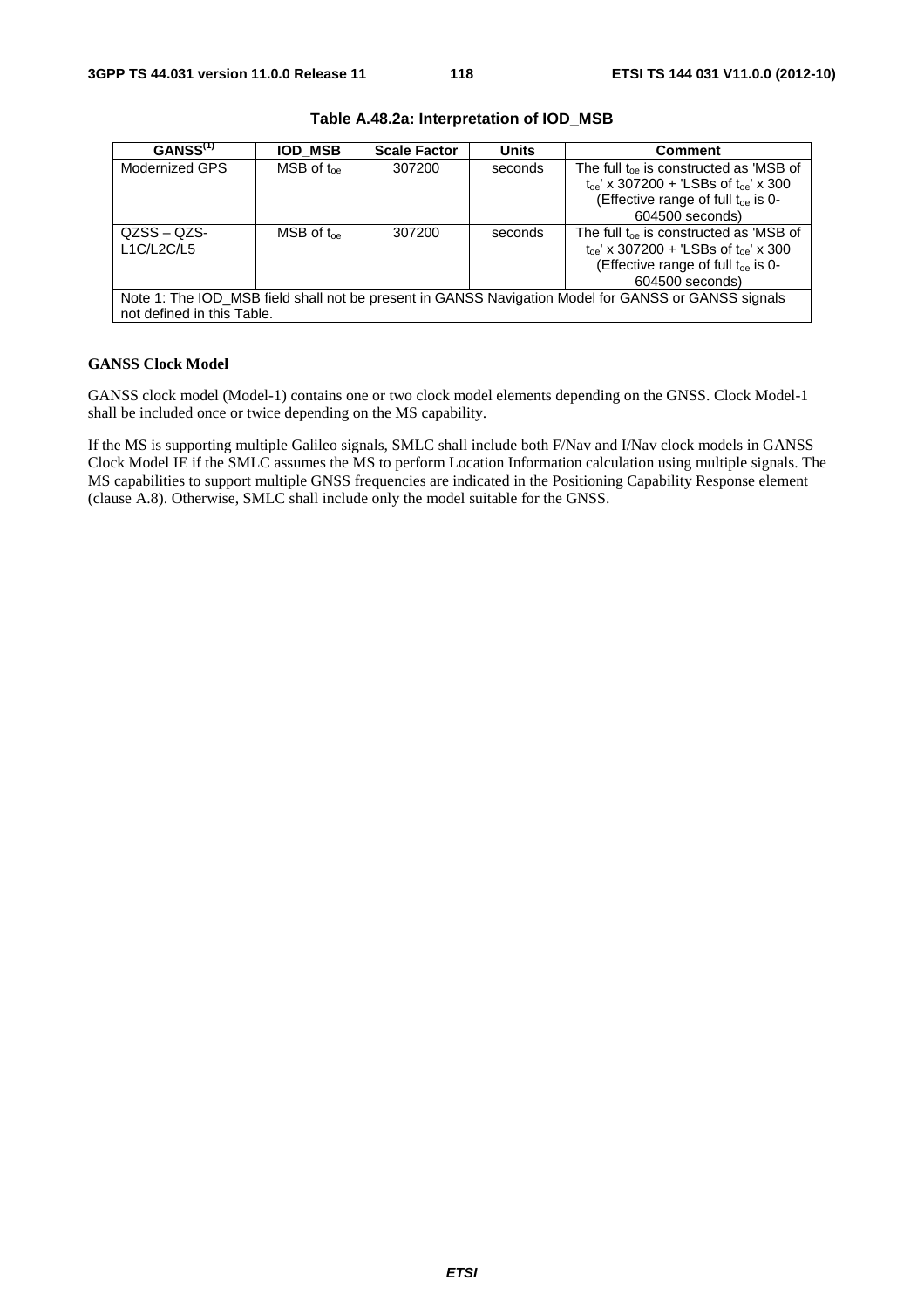**Table A.48.2a: Interpretation of IOD_MSB**

| GANSS[(1)] | IOD_MSB | Scale Factor | Units | Comment |
|---|---|---|---|---|
| Modernized GPS | MSB of $t_{oe}$ | 307200 | seconds | The full $t_{oe}$ is constructed as 'MSB of $t_{oe}$' x 307200 + 'LSBs of $t_{oe}$' x 300 (Effective range of full $t_{oe}$ is 0-604500 seconds) |
| QZSS – QZS-L1C/L2C/L5 | MSB of $t_{oe}$ | 307200 | seconds | The full $t_{oe}$ is constructed as 'MSB of $t_{oe}$' x 307200 + 'LSBs of $t_{oe}$' x 300 (Effective range of full $t_{oe}$ is 0-604500 seconds) |
| Note 1: The IOD_MSB field shall not be present in GANSS Navigation Model for GANSS or GANSS signals not defined in this Table. | | | | |

**GANSS Clock Model**

GANSS clock model (Model-1) contains one or two clock model elements depending on the GNSS. Clock Model-1 shall be included once or twice depending on the MS capability.

If the MS is supporting multiple Galileo signals, SMLC shall include both F/Nav and I/Nav clock models in GANSS Clock Model IE if the SMLC assumes the MS to perform Location Information calculation using multiple signals. The MS capabilities to support multiple GNSS frequencies are indicated in the Positioning Capability Response element (clause A.8). Otherwise, SMLC shall include only the model suitable for the GNSS.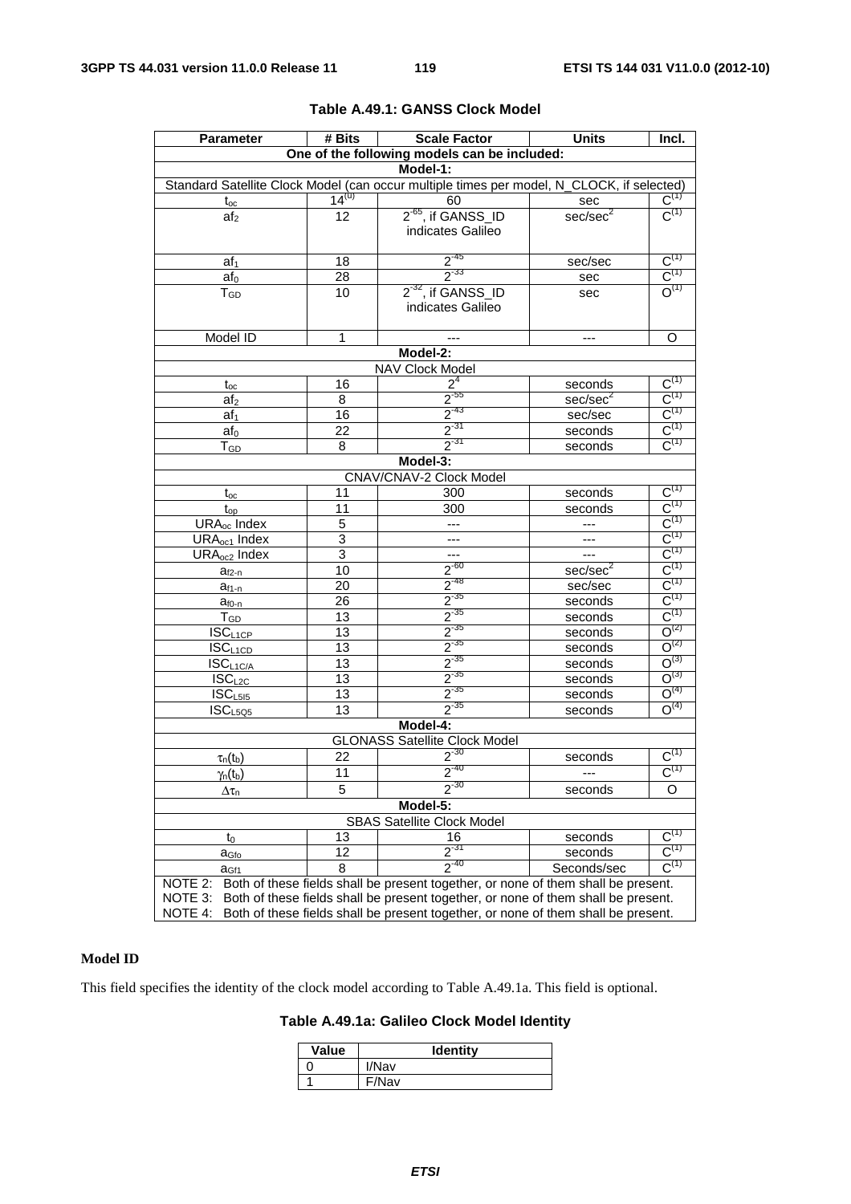**Table A.49.1: GANSS Clock Model**

| Parameter | # Bits | Scale Factor | Units | Incl. |
|---|---|---|---|---|
| One of the following models can be included: | | | | |
| Model-1: | | | | |
| Standard Satellite Clock Model (can occur multiple times per model, N_CLOCK, if selected) | | | | |
| $t_{oc}$ | $14^{(1)}$ | 60 | sec | $C^{(1)}$ |
| $af_2$ | 12 | $2^{-65}$, if GANSS_ID indicates Galileo | sec/sec$^2$ | $C^{(1)}$ |
| $af_1$ | 18 | $2^{-45}$ | sec/sec | $C^{(1)}$ |
| $af_0$ | 28 | $2^{-33}$ | sec | $C^{(1)}$ |
| $T_{GD}$ | 10 | $2^{-32}$, if GANSS_ID indicates Galileo | sec | $O^{(1)}$ |
| Model ID | 1 | --- | --- | O |
| Model-2: | | | | |
| NAV Clock Model | | | | |
| $t_{oc}$ | 16 | $2^4$ | seconds | $C^{(1)}$ |
| $af_2$ | 8 | $2^{-55}$ | sec/sec$^2$ | $C^{(1)}$ |
| $af_1$ | 16 | $2^{-43}$ | sec/sec | $C^{(1)}$ |
| $af_0$ | 22 | $2^{-31}$ | seconds | $C^{(1)}$ |
| $T_{GD}$ | 8 | $2^{-31}$ | seconds | $C^{(1)}$ |
| Model-3: | | | | |
| CNAV/CNAV-2 Clock Model | | | | |
| $t_{oc}$ | 11 | 300 | seconds | $C^{(1)}$ |
| $t_{op}$ | 11 | 300 | seconds | $C^{(1)}$ |
| $URA_{oc}$ Index | 5 | --- | --- | $C^{(1)}$ |
| $URA_{oc1}$ Index | 3 | --- | --- | $C^{(1)}$ |
| $URA_{oc2}$ Index | 3 | --- | --- | $C^{(1)}$ |
| $a_{f2-n}$ | 10 | $2^{-60}$ | sec/sec$^2$ | $C^{(1)}$ |
| $a_{f1-n}$ | 20 | $2^{-48}$ | sec/sec | $C^{(1)}$ |
| $a_{f0-n}$ | 26 | $2^{-35}$ | seconds | $C^{(1)}$ |
| $T_{GD}$ | 13 | $2^{-35}$ | seconds | $C^{(1)}$ |
| $ISC_{L1CP}$ | 13 | $2^{-35}$ | seconds | $O^{(2)}$ |
| $ISC_{L1CD}$ | 13 | $2^{-35}$ | seconds | $O^{(2)}$ |
| $ISC_{L1C/A}$ | 13 | $2^{-35}$ | seconds | $O^{(3)}$ |
| $ISC_{L2C}$ | 13 | $2^{-35}$ | seconds | $O^{(3)}$ |
| $ISC_{L5I5}$ | 13 | $2^{-35}$ | seconds | $O^{(4)}$ |
| $ISC_{L5Q5}$ | 13 | $2^{-35}$ | seconds | $O^{(4)}$ |
| Model-4: | | | | |
| GLONASS Satellite Clock Model | | | | |
| $\tau_n(t_b)$ | 22 | $2^{-30}$ | seconds | $C^{(1)}$ |
| $\gamma_n(t_b)$ | 11 | $2^{-40}$ | --- | $C^{(1)}$ |
| $\Delta\tau_n$ | 5 | $2^{-30}$ | seconds | O |
| Model-5: | | | | |
| SBAS Satellite Clock Model | | | | |
| $t_0$ | 13 | 16 | seconds | $C^{(1)}$ |
| $a_{Gfo}$ | 12 | $2^{-31}$ | seconds | $C^{(1)}$ |
| $a_{Gf1}$ | 8 | $2^{-40}$ | Seconds/sec | $C^{(1)}$ |
| NOTE 2: Both of these fields shall be present together, or none of them shall be present. | | | | |
| NOTE 3: Both of these fields shall be present together, or none of them shall be present. | | | | |
| NOTE 4: Both of these fields shall be present together, or none of them shall be present. | | | | |

**Model ID**

This field specifies the identity of the clock model according to Table A.49.1a. This field is optional.

**Table A.49.1a: Galileo Clock Model Identity**

| Value | Identity |
|---|---|
| 0 | I/Nav |
| 1 | F/Nav |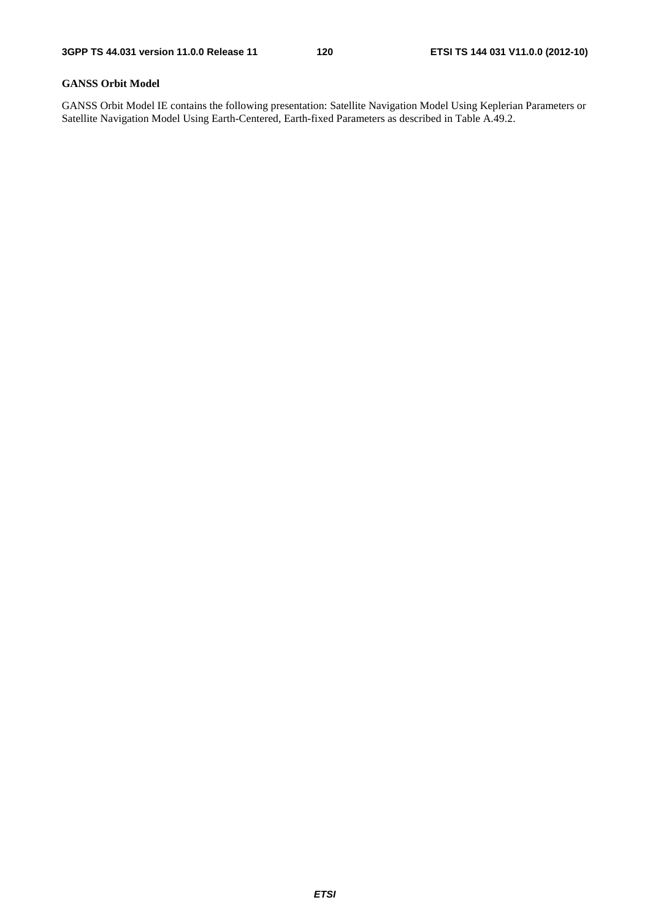**GANSS Orbit Model**

GANSS Orbit Model IE contains the following presentation: Satellite Navigation Model Using Keplerian Parameters or Satellite Navigation Model Using Earth-Centered, Earth-fixed Parameters as described in Table A.49.2.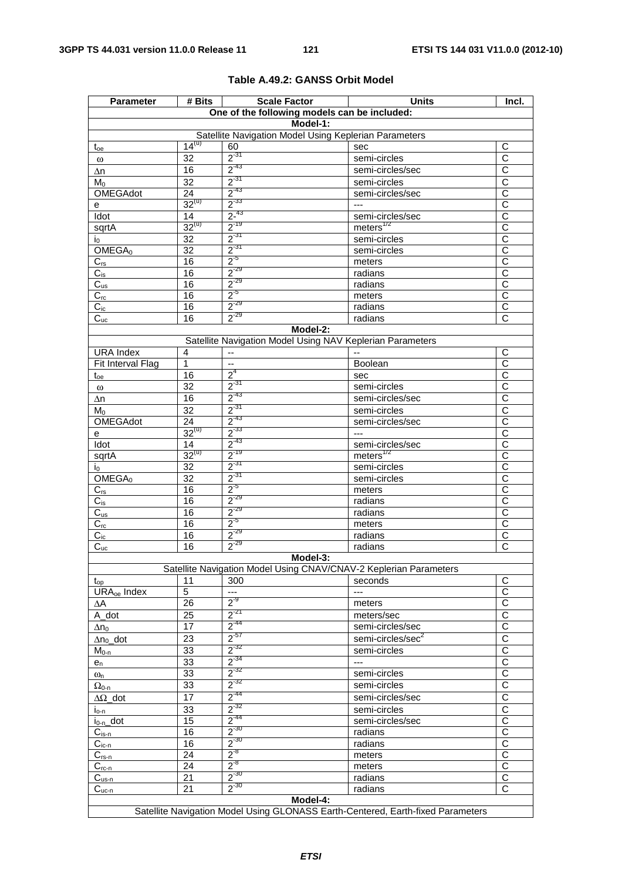**Table A.49.2: GANSS Orbit Model**

| Parameter | # Bits | Scale Factor | Units | Incl. |
|---|---|---|---|---|
| One of the following models can be included: | | | | |
| **Model-1:** | | | | |
| Satellite Navigation Model Using Keplerian Parameters | | | | |
| $t_{oe}$ | $14^{(u)}$ | 60 | sec | C |
| $\omega$ | 32 | $2^{-31}$ | semi-circles | C |
| $\Delta n$ | 16 | $2^{-43}$ | semi-circles/sec | C |
| $M_0$ | 32 | $2^{-31}$ | semi-circles | C |
| OMEGAdot | 24 | $2^{-43}$ | semi-circles/sec | C |
| e | $32^{(u)}$ | $2^{-33}$ | --- | C |
| Idot | 14 | $2^{-43}$ | semi-circles/sec | C |
| sqrtA | $32^{(u)}$ | $2^{-19}$ | $\text{meters}^{1/2}$ | C |
| $i_0$ | 32 | $2^{-31}$ | semi-circles | C |
| $\text{OMEGA}_0$ | 32 | $2^{-31}$ | semi-circles | C |
| $C_{rs}$ | 16 | $2^{-5}$ | meters | C |
| $C_{is}$ | 16 | $2^{-29}$ | radians | C |
| $C_{us}$ | 16 | $2^{-29}$ | radians | C |
| $C_{rc}$ | 16 | $2^{-5}$ | meters | C |
| $C_{ic}$ | 16 | $2^{-29}$ | radians | C |
| $C_{uc}$ | 16 | $2^{-29}$ | radians | C |
| **Model-2:** | | | | |
| Satellite Navigation Model Using NAV Keplerian Parameters | | | | |
| URA Index | 4 | -- | -- | C |
| Fit Interval Flag | 1 | -- | Boolean | C |
| $t_{oe}$ | 16 | $2^{4}$ | sec | C |
| $\omega$ | 32 | $2^{-31}$ | semi-circles | C |
| $\Delta n$ | 16 | $2^{-43}$ | semi-circles/sec | C |
| $M_0$ | 32 | $2^{-31}$ | semi-circles | C |
| OMEGAdot | 24 | $2^{-43}$ | semi-circles/sec | C |
| e | $32^{(u)}$ | $2^{-33}$ | --- | C |
| Idot | 14 | $2^{-43}$ | semi-circles/sec | C |
| sqrtA | $32^{(u)}$ | $2^{-19}$ | $\text{meters}^{1/2}$ | C |
| $i_0$ | 32 | $2^{-31}$ | semi-circles | C |
| $\text{OMEGA}_0$ | 32 | $2^{-31}$ | semi-circles | C |
| $C_{rs}$ | 16 | $2^{-5}$ | meters | C |
| $C_{is}$ | 16 | $2^{-29}$ | radians | C |
| $C_{us}$ | 16 | $2^{-29}$ | radians | C |
| $C_{rc}$ | 16 | $2^{-5}$ | meters | C |
| $C_{ic}$ | 16 | $2^{-29}$ | radians | C |
| $C_{uc}$ | 16 | $2^{-29}$ | radians | C |
| **Model-3:** | | | | |
| Satellite Navigation Model Using CNAV/CNAV-2 Keplerian Parameters | | | | |
| $t_{op}$ | 11 | 300 | seconds | C |
| $\text{URA}_{oe}$ Index | 5 | --- | --- | C |
| $\Delta A$ | 26 | $2^{-9}$ | meters | C |
| A_dot | 25 | $2^{-21}$ | meters/sec | C |
| $\Delta n_0$ | 17 | $2^{-44}$ | semi-circles/sec | C |
| $\Delta n_0$_dot | 23 | $2^{-57}$ | $\text{semi-circles/sec}^2$ | C |
| $M_{0-n}$ | 33 | $2^{-32}$ | semi-circles | C |
| $e_n$ | 33 | $2^{-34}$ | --- | C |
| $\omega_n$ | 33 | $2^{-32}$ | semi-circles | C |
| $\Omega_{0-n}$ | 33 | $2^{-32}$ | semi-circles | C |
| $\Delta\Omega$_dot | 17 | $2^{-44}$ | semi-circles/sec | C |
| $i_{o-n}$ | 33 | $2^{-32}$ | semi-circles | C |
| $i_{0-n}$_dot | 15 | $2^{-44}$ | semi-circles/sec | C |
| $C_{is-n}$ | 16 | $2^{-30}$ | radians | C |
| $C_{ic-n}$ | 16 | $2^{-30}$ | radians | C |
| $C_{rs-n}$ | 24 | $2^{-8}$ | meters | C |
| $C_{rc-n}$ | 24 | $2^{-8}$ | meters | C |
| $C_{us-n}$ | 21 | $2^{-30}$ | radians | C |
| $C_{uc-n}$ | 21 | $2^{-30}$ | radians | C |
| **Model-4:** | | | | |
| Satellite Navigation Model Using GLONASS Earth-Centered, Earth-fixed Parameters | | | | |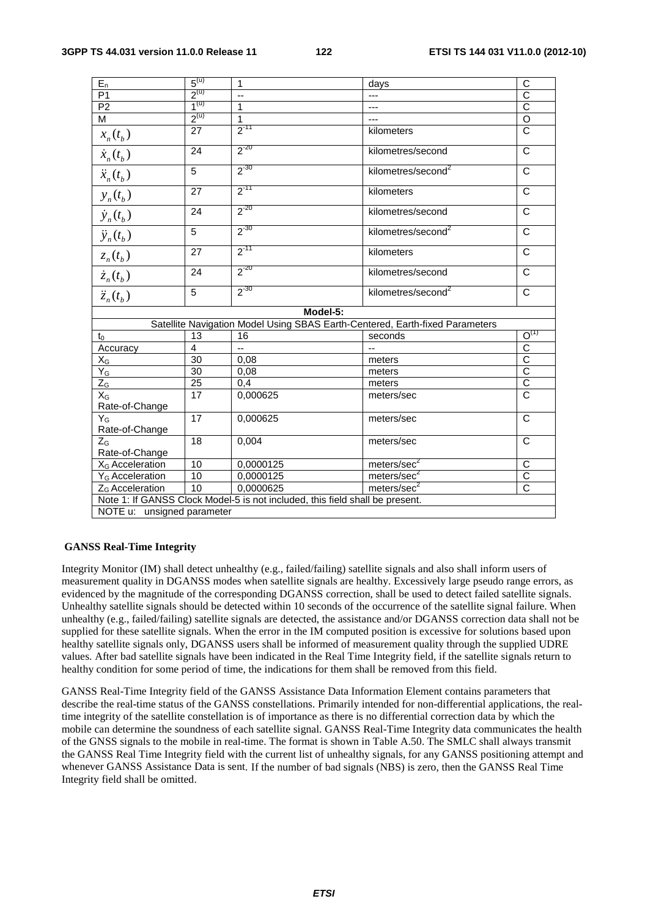| | | | | |
|---|---|---|---|---|
| $E_n$ | $5^{(u)}$ | 1 | days | C |
| P1 | $2^{(u)}$ | -- | --- | C |
| P2 | $1^{(u)}$ | 1 | --- | C |
| M | $2^{(u)}$ | 1 | --- | O |
| $x_n(t_b)$ | 27 | $2^{-11}$ | kilometers | C |
| $\dot{x}_n(t_b)$ | 24 | $2^{-20}$ | kilometres/second | C |
| $\ddot{x}_n(t_b)$ | 5 | $2^{-30}$ | kilometres/second$^2$ | C |
| $y_n(t_b)$ | 27 | $2^{-11}$ | kilometers | C |
| $\dot{y}_n(t_b)$ | 24 | $2^{-20}$ | kilometres/second | C |
| $\ddot{y}_n(t_b)$ | 5 | $2^{-30}$ | kilometres/second$^2$ | C |
| $z_n(t_b)$ | 27 | $2^{-11}$ | kilometers | C |
| $\dot{z}_n(t_b)$ | 24 | $2^{-20}$ | kilometres/second | C |
| $\ddot{z}_n(t_b)$ | 5 | $2^{-30}$ | kilometres/second$^2$ | C |
| **Model-5:** | | | | |
| Satellite Navigation Model Using SBAS Earth-Centered, Earth-fixed Parameters | | | | |
| $t_0$ | 13 | 16 | seconds | $O^{(1)}$ |
| Accuracy | 4 | -- | -- | C |
| $X_G$ | 30 | 0,08 | meters | C |
| $Y_G$ | 30 | 0,08 | meters | C |
| $Z_G$ | 25 | 0,4 | meters | C |
| $X_G$ Rate-of-Change | 17 | 0,000625 | meters/sec | C |
| $Y_G$ Rate-of-Change | 17 | 0,000625 | meters/sec | C |
| $Z_G$ Rate-of-Change | 18 | 0,004 | meters/sec | C |
| $X_G$ Acceleration | 10 | 0,0000125 | meters/sec$^2$ | C |
| $Y_G$ Acceleration | 10 | 0,0000125 | meters/sec$^2$ | C |
| $Z_G$ Acceleration | 10 | 0,0000625 | meters/sec$^2$ | C |
| Note 1: If GANSS Clock Model-5 is not included, this field shall be present. | | | | |
| NOTE u: unsigned parameter | | | | |

**GANSS Real-Time Integrity**

Integrity Monitor (IM) shall detect unhealthy (e.g., failed/failing) satellite signals and also shall inform users of measurement quality in DGANSS modes when satellite signals are healthy. Excessively large pseudo range errors, as evidenced by the magnitude of the corresponding DGANSS correction, shall be used to detect failed satellite signals. Unhealthy satellite signals should be detected within 10 seconds of the occurrence of the satellite signal failure. When unhealthy (e.g., failed/failing) satellite signals are detected, the assistance and/or DGANSS correction data shall not be supplied for these satellite signals. When the error in the IM computed position is excessive for solutions based upon healthy satellite signals only, DGANSS users shall be informed of measurement quality through the supplied UDRE values. After bad satellite signals have been indicated in the Real Time Integrity field, if the satellite signals return to healthy condition for some period of time, the indications for them shall be removed from this field.

GANSS Real-Time Integrity field of the GANSS Assistance Data Information Element contains parameters that describe the real-time status of the GANSS constellations. Primarily intended for non-differential applications, the real-time integrity of the satellite constellation is of importance as there is no differential correction data by which the mobile can determine the soundness of each satellite signal. GANSS Real-Time Integrity data communicates the health of the GNSS signals to the mobile in real-time. The format is shown in Table A.50. The SMLC shall always transmit the GANSS Real Time Integrity field with the current list of unhealthy signals, for any GANSS positioning attempt and whenever GANSS Assistance Data is sent. If the number of bad signals (NBS) is zero, then the GANSS Real Time Integrity field shall be omitted.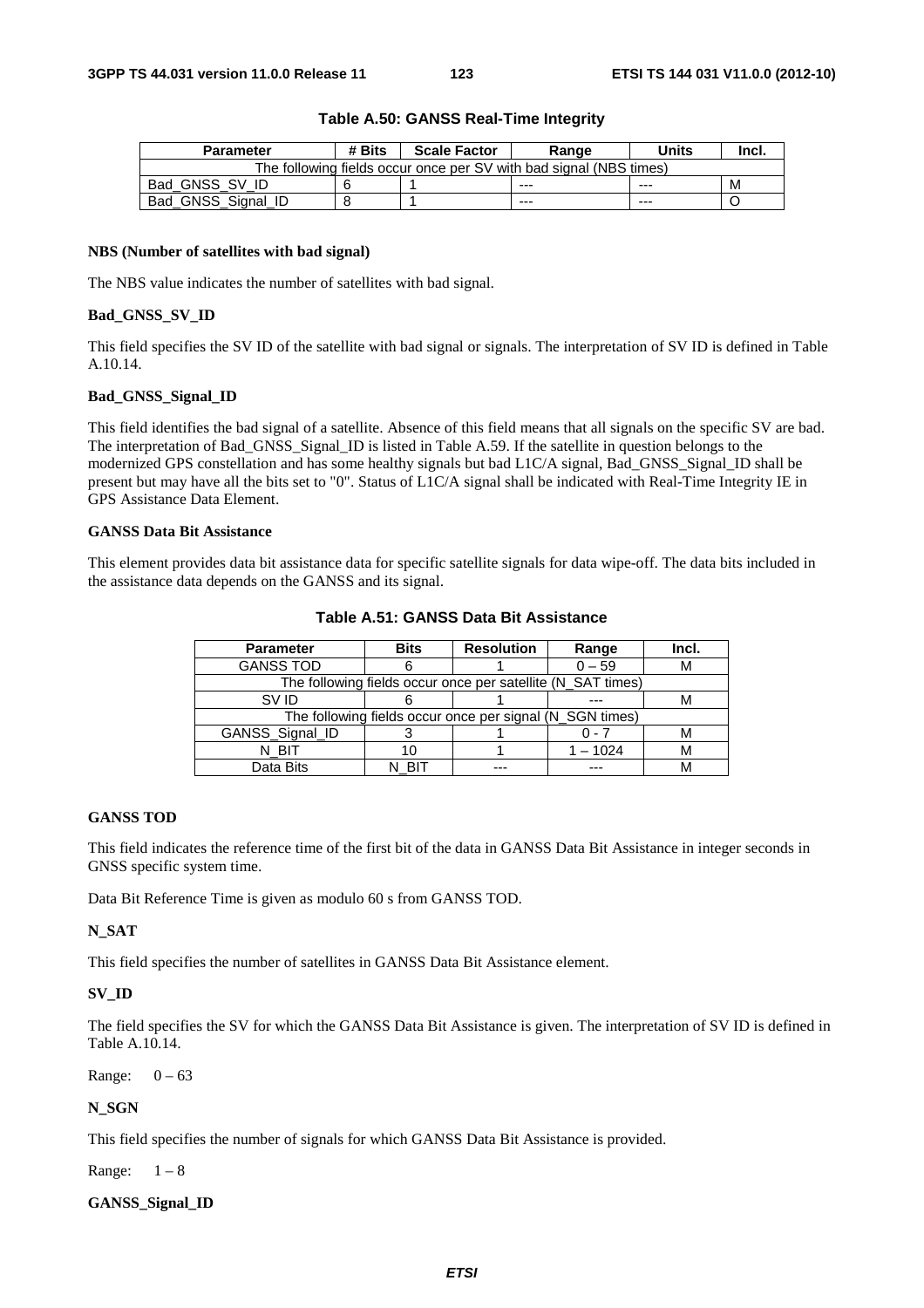**Table A.50: GANSS Real-Time Integrity**

| Parameter | # Bits | Scale Factor | Range | Units | Incl. |
|---|---|---|---|---|---|
| The following fields occur once per SV with bad signal (NBS times) | | | | | |
| Bad_GNSS_SV_ID | 6 | 1 | --- | --- | M |
| Bad_GNSS_Signal_ID | 8 | 1 | --- | --- | O |

**NBS (Number of satellites with bad signal)**

The NBS value indicates the number of satellites with bad signal.

**Bad_GNSS_SV_ID**

This field specifies the SV ID of the satellite with bad signal or signals. The interpretation of SV ID is defined in Table A.10.14.

**Bad_GNSS_Signal_ID**

This field identifies the bad signal of a satellite. Absence of this field means that all signals on the specific SV are bad. The interpretation of Bad_GNSS_Signal_ID is listed in Table A.59. If the satellite in question belongs to the modernized GPS constellation and has some healthy signals but bad L1C/A signal, Bad_GNSS_Signal_ID shall be present but may have all the bits set to "0". Status of L1C/A signal shall be indicated with Real-Time Integrity IE in GPS Assistance Data Element.

**GANSS Data Bit Assistance**

This element provides data bit assistance data for specific satellite signals for data wipe-off. The data bits included in the assistance data depends on the GANSS and its signal.

**Table A.51: GANSS Data Bit Assistance**

| Parameter | Bits | Resolution | Range | Incl. |
|---|---|---|---|---|
| GANSS TOD | 6 | 1 | 0 – 59 | M |
| The following fields occur once per satellite (N_SAT times) | | | | |
| SV ID | 6 | 1 | --- | M |
| The following fields occur once per signal (N_SGN times) | | | | |
| GANSS_Signal_ID | 3 | 1 | 0 - 7 | M |
| N_BIT | 10 | 1 | 1 – 1024 | M |
| Data Bits | N_BIT | --- | --- | M |

**GANSS TOD**

This field indicates the reference time of the first bit of the data in GANSS Data Bit Assistance in integer seconds in GNSS specific system time.

Data Bit Reference Time is given as modulo 60 s from GANSS TOD.

**N_SAT**

This field specifies the number of satellites in GANSS Data Bit Assistance element.

**SV_ID**

The field specifies the SV for which the GANSS Data Bit Assistance is given. The interpretation of SV ID is defined in Table A.10.14.

Range: 0 – 63

**N_SGN**

This field specifies the number of signals for which GANSS Data Bit Assistance is provided.

Range: 1 – 8

**GANSS_Signal_ID**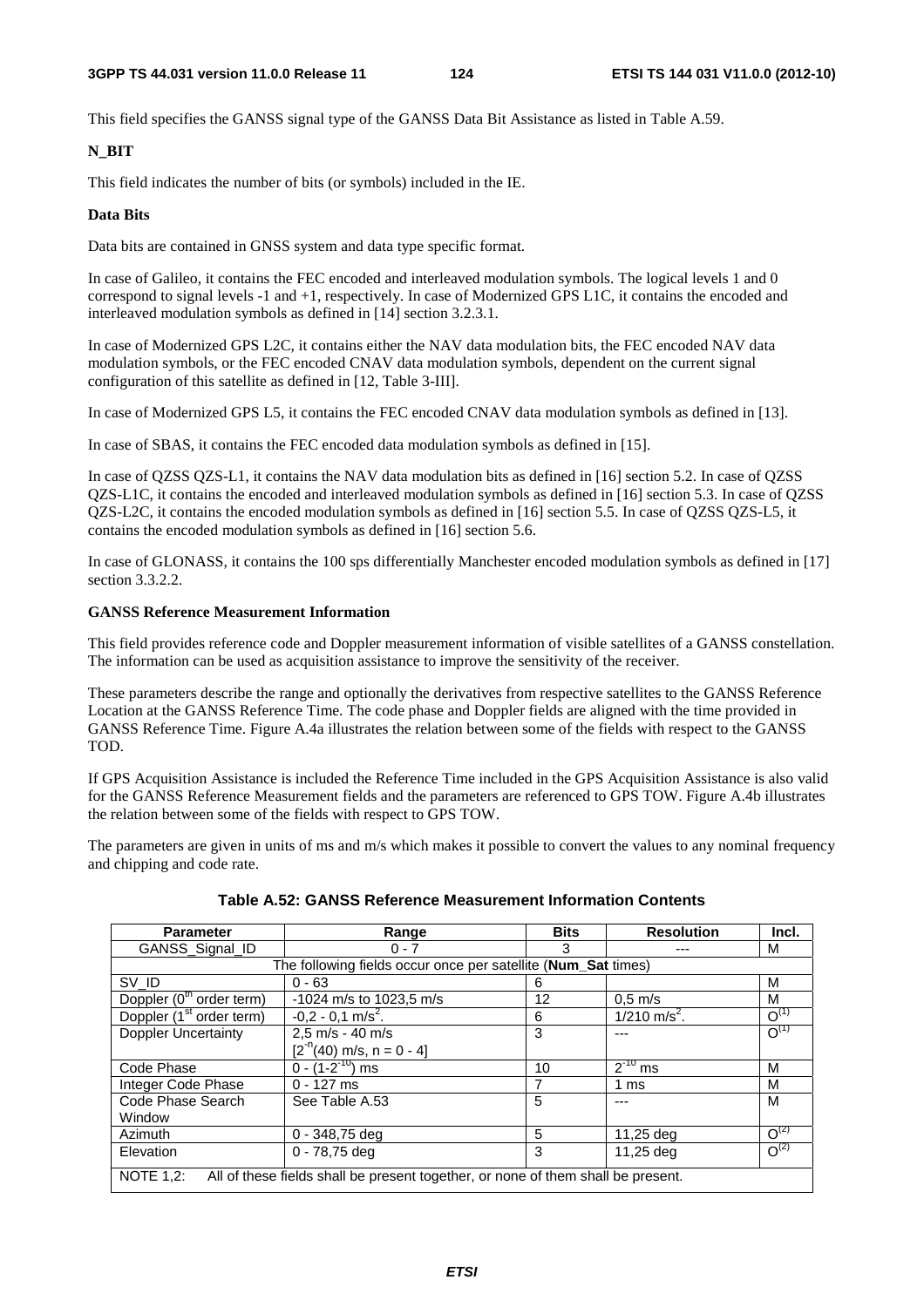This field specifies the GANSS signal type of the GANSS Data Bit Assistance as listed in Table A.59.

**N_BIT**

This field indicates the number of bits (or symbols) included in the IE.

**Data Bits**

Data bits are contained in GNSS system and data type specific format.

In case of Galileo, it contains the FEC encoded and interleaved modulation symbols. The logical levels 1 and 0 correspond to signal levels -1 and +1, respectively. In case of Modernized GPS L1C, it contains the encoded and interleaved modulation symbols as defined in [14] section 3.2.3.1.

In case of Modernized GPS L2C, it contains either the NAV data modulation bits, the FEC encoded NAV data modulation symbols, or the FEC encoded CNAV data modulation symbols, dependent on the current signal configuration of this satellite as defined in [12, Table 3-III].

In case of Modernized GPS L5, it contains the FEC encoded CNAV data modulation symbols as defined in [13].

In case of SBAS, it contains the FEC encoded data modulation symbols as defined in [15].

In case of QZSS QZS-L1, it contains the NAV data modulation bits as defined in [16] section 5.2. In case of QZSS QZS-L1C, it contains the encoded and interleaved modulation symbols as defined in [16] section 5.3. In case of QZSS QZS-L2C, it contains the encoded modulation symbols as defined in [16] section 5.5. In case of QZSS QZS-L5, it contains the encoded modulation symbols as defined in [16] section 5.6.

In case of GLONASS, it contains the 100 sps differentially Manchester encoded modulation symbols as defined in [17] section 3.3.2.2.

**GANSS Reference Measurement Information**

This field provides reference code and Doppler measurement information of visible satellites of a GANSS constellation. The information can be used as acquisition assistance to improve the sensitivity of the receiver.

These parameters describe the range and optionally the derivatives from respective satellites to the GANSS Reference Location at the GANSS Reference Time. The code phase and Doppler fields are aligned with the time provided in GANSS Reference Time. Figure A.4a illustrates the relation between some of the fields with respect to the GANSS TOD.

If GPS Acquisition Assistance is included the Reference Time included in the GPS Acquisition Assistance is also valid for the GANSS Reference Measurement fields and the parameters are referenced to GPS TOW. Figure A.4b illustrates the relation between some of the fields with respect to GPS TOW.

The parameters are given in units of ms and m/s which makes it possible to convert the values to any nominal frequency and chipping and code rate.

**Table A.52: GANSS Reference Measurement Information Contents**

| Parameter | Range | Bits | Resolution | Incl. |
|---|---|---|---|---|
| GANSS_Signal_ID | 0 - 7 | 3 | --- | M |
| The following fields occur once per satellite (**Num_Sat** times) | | | | |
| SV_ID | 0 - 63 | 6 | | M |
| Doppler ($0^{th}$ order term) | -1024 m/s to 1023,5 m/s | 12 | 0,5 m/s | M |
| Doppler ($1^{st}$ order term) | -0,2 - 0,1 $m/s^2$. | 6 | 1/210 $m/s^2$. | $O^{(1)}$ |
| Doppler Uncertainty | 2,5 m/s - 40 m/s<br>[$2^{-n}$(40) m/s, n = 0 - 4] | 3 | --- | $O^{(1)}$ |
| Code Phase | 0 - ($1-2^{-10}$) ms | 10 | $2^{-10}$ ms | M |
| Integer Code Phase | 0 - 127 ms | 7 | 1 ms | M |
| Code Phase Search Window | See Table A.53 | 5 | --- | M |
| Azimuth | 0 - 348,75 deg | 5 | 11,25 deg | $O^{(2)}$ |
| Elevation | 0 - 78,75 deg | 3 | 11,25 deg | $O^{(2)}$ |
| NOTE 1,2: All of these fields shall be present together, or none of them shall be present. | | | | |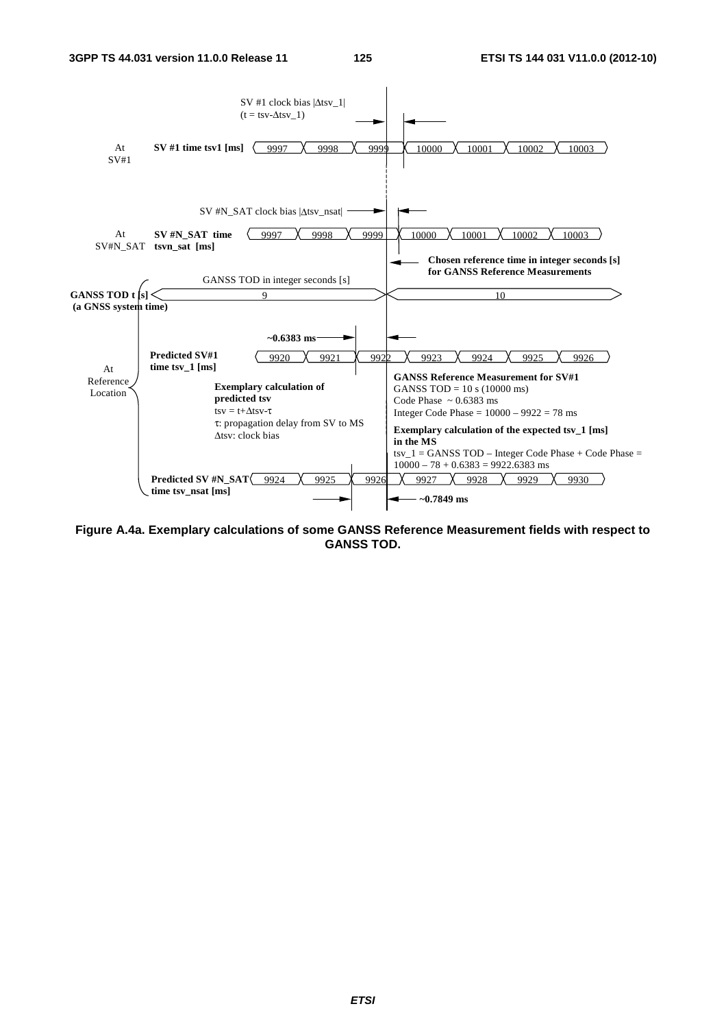SV #1 clock bias |Δtsv_1|
(t = tsv-Δtsv_1)

At SV#1 — **SV #1 time tsv1 [ms]**: 9997, 9998, 9999, 10000, 10001, 10002, 10003

SV #N_SAT clock bias |Δtsv_nsat|

At SV#N_SAT — **SV #N_SAT time tsvn_sat [ms]**: 9997, 9998, 9999, 10000, 10001, 10002, 10003

**Chosen reference time in integer seconds [s] for GANSS Reference Measurements**

GANSS TOD in integer seconds [s]

**GANSS TOD t [s] (a GNSS system time)**: 9, 10

**~0.6383 ms**

At Reference Location

**Predicted SV#1 time tsv_1 [ms]**: 9920, 9921, 9922, 9923, 9924, 9925, 9926

**Exemplary calculation of predicted tsv**
tsv = t+Δtsv-τ
τ: propagation delay from SV to MS
Δtsv: clock bias

**GANSS Reference Measurement for SV#1**
GANSS TOD = 10 s (10000 ms)
Code Phase ~ 0.6383 ms
Integer Code Phase = 10000 – 9922 = 78 ms

**Exemplary calculation of the expected tsv_1 [ms] in the MS**
tsv_1 = GANSS TOD – Integer Code Phase + Code Phase = 10000 – 78 + 0.6383 = 9922.6383 ms

**Predicted SV #N_SAT time tsv_nsat [ms]**: 9924, 9925, 9926, 9927, 9928, 9929, 9930

**~0.7849 ms**

**Figure A.4a. Exemplary calculations of some GANSS Reference Measurement fields with respect to GANSS TOD.**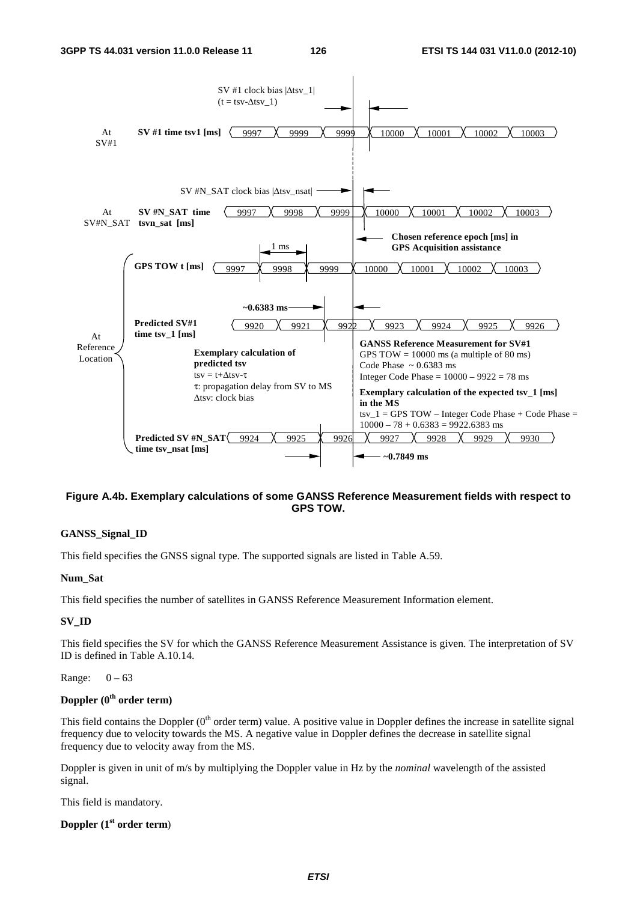SV #1 clock bias |Δtsv_1|
(t = tsv-Δtsv_1)

| At SV#1 | SV #1 time tsv1 [ms] | 9997 | 9999 | 9999 | 10000 | 10001 | 10002 | 10003 |
|---|---|---|---|---|---|---|---|---|

SV #N_SAT clock bias |Δtsv_nsat|

| At SV#N_SAT | SV #N_SAT time tsvn_sat [ms] | 9997 | 9998 | 9999 | 10000 | 10001 | 10002 | 10003 |
|---|---|---|---|---|---|---|---|---|

**Chosen reference epoch [ms] in GPS Acquisition assistance**

1 ms

At Reference Location:

| | GPS TOW t [ms] | 9997 | 9998 | 9999 | 10000 | 10001 | 10002 | 10003 |
|---|---|---|---|---|---|---|---|---|

**~0.6383 ms**

| | Predicted SV#1 time tsv_1 [ms] | 9920 | 9921 | 9922 | 9923 | 9924 | 9925 | 9926 |
|---|---|---|---|---|---|---|---|---|

**Exemplary calculation of predicted tsv**
$tsv = t+\Delta tsv-\tau$
$\tau$: propagation delay from SV to MS
$\Delta tsv$: clock bias

**GANSS Reference Measurement for SV#1**
GPS TOW = 10000 ms (a multiple of 80 ms)
Code Phase ~ 0.6383 ms
Integer Code Phase = 10000 – 9922 = 78 ms

**Exemplary calculation of the expected tsv_1 [ms] in the MS**
tsv_1 = GPS TOW – Integer Code Phase + Code Phase = 10000 – 78 + 0.6383 = 9922.6383 ms

| | Predicted SV #N_SAT time tsv_nsat [ms] | 9924 | 9925 | 9926 | 9927 | 9928 | 9929 | 9930 |
|---|---|---|---|---|---|---|---|---|

**~0.7849 ms**

**Figure A.4b. Exemplary calculations of some GANSS Reference Measurement fields with respect to GPS TOW.**

**GANSS_Signal_ID**

This field specifies the GNSS signal type. The supported signals are listed in Table A.59.

**Num_Sat**

This field specifies the number of satellites in GANSS Reference Measurement Information element.

**SV_ID**

This field specifies the SV for which the GANSS Reference Measurement Assistance is given. The interpretation of SV ID is defined in Table A.10.14.

Range: 0 – 63

**Doppler (0th order term)**

This field contains the Doppler (0th order term) value. A positive value in Doppler defines the increase in satellite signal frequency due to velocity towards the MS. A negative value in Doppler defines the decrease in satellite signal frequency due to velocity away from the MS.

Doppler is given in unit of m/s by multiplying the Doppler value in Hz by the *nominal* wavelength of the assisted signal.

This field is mandatory.

**Doppler (1st order term)**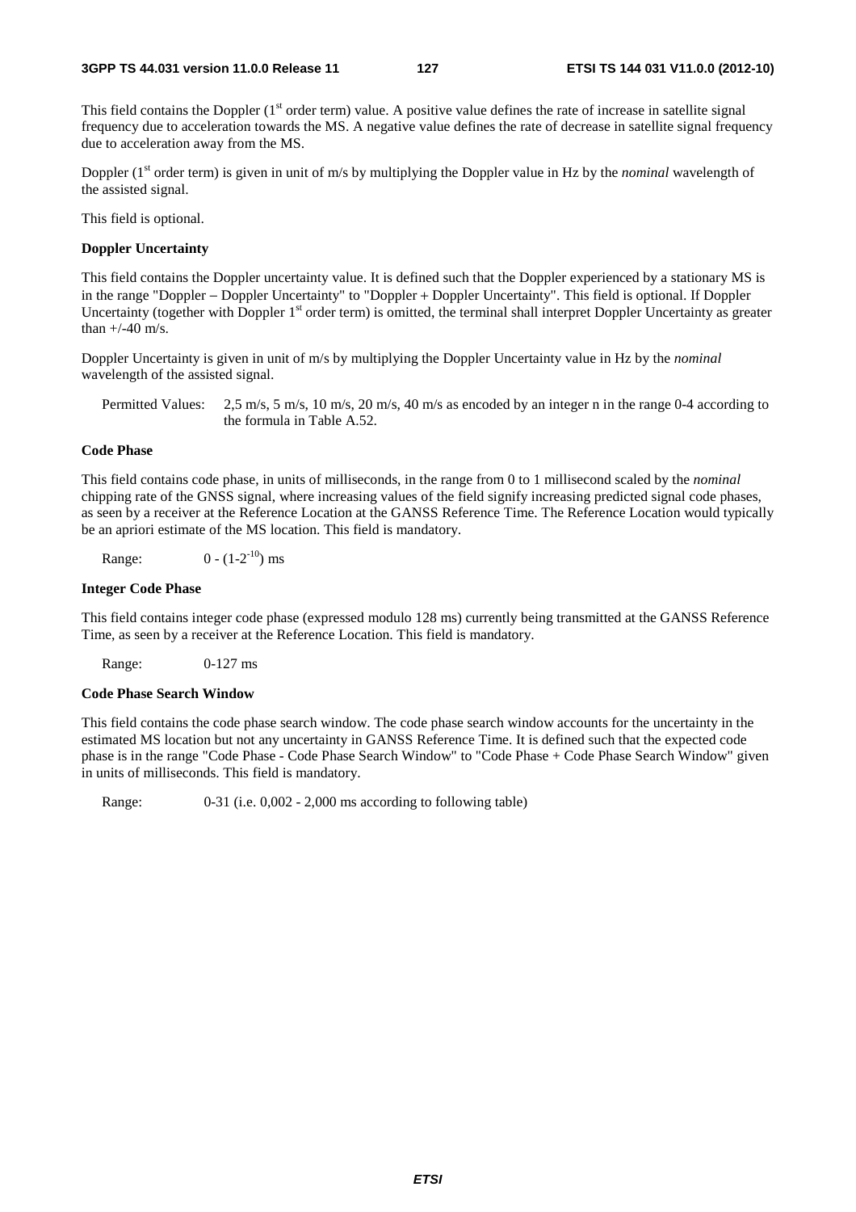This field contains the Doppler (1st order term) value. A positive value defines the rate of increase in satellite signal frequency due to acceleration towards the MS. A negative value defines the rate of decrease in satellite signal frequency due to acceleration away from the MS.

Doppler (1st order term) is given in unit of m/s by multiplying the Doppler value in Hz by the *nominal* wavelength of the assisted signal.

This field is optional.

**Doppler Uncertainty**

This field contains the Doppler uncertainty value. It is defined such that the Doppler experienced by a stationary MS is in the range "Doppler − Doppler Uncertainty" to "Doppler + Doppler Uncertainty". This field is optional. If Doppler Uncertainty (together with Doppler 1st order term) is omitted, the terminal shall interpret Doppler Uncertainty as greater than +/-40 m/s.

Doppler Uncertainty is given in unit of m/s by multiplying the Doppler Uncertainty value in Hz by the *nominal* wavelength of the assisted signal.

Permitted Values: 2,5 m/s, 5 m/s, 10 m/s, 20 m/s, 40 m/s as encoded by an integer n in the range 0-4 according to the formula in Table A.52.

**Code Phase**

This field contains code phase, in units of milliseconds, in the range from 0 to 1 millisecond scaled by the *nominal* chipping rate of the GNSS signal, where increasing values of the field signify increasing predicted signal code phases, as seen by a receiver at the Reference Location at the GANSS Reference Time. The Reference Location would typically be an apriori estimate of the MS location. This field is mandatory.

Range: $0 - (1-2^{-10})$ ms

**Integer Code Phase**

This field contains integer code phase (expressed modulo 128 ms) currently being transmitted at the GANSS Reference Time, as seen by a receiver at the Reference Location. This field is mandatory.

Range: 0-127 ms

**Code Phase Search Window**

This field contains the code phase search window. The code phase search window accounts for the uncertainty in the estimated MS location but not any uncertainty in GANSS Reference Time. It is defined such that the expected code phase is in the range "Code Phase - Code Phase Search Window" to "Code Phase + Code Phase Search Window" given in units of milliseconds. This field is mandatory.

Range: 0-31 (i.e. 0,002 - 2,000 ms according to following table)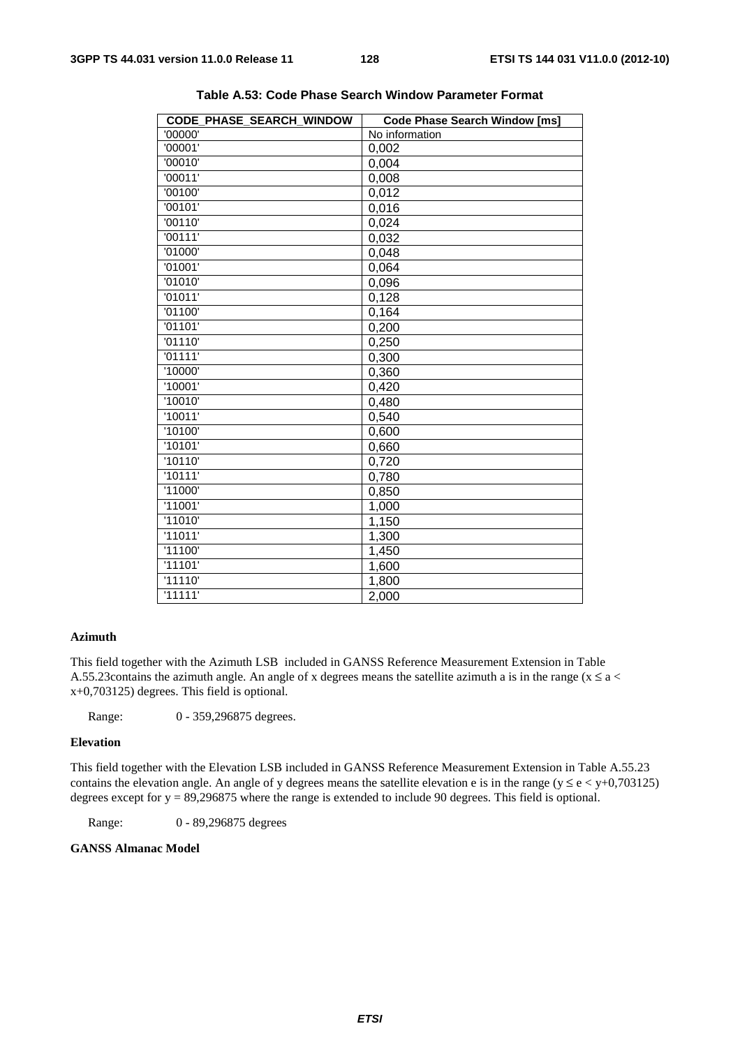**Table A.53: Code Phase Search Window Parameter Format**

| CODE_PHASE_SEARCH_WINDOW | Code Phase Search Window [ms] |
|---|---|
| '00000' | No information |
| '00001' | 0,002 |
| '00010' | 0,004 |
| '00011' | 0,008 |
| '00100' | 0,012 |
| '00101' | 0,016 |
| '00110' | 0,024 |
| '00111' | 0,032 |
| '01000' | 0,048 |
| '01001' | 0,064 |
| '01010' | 0,096 |
| '01011' | 0,128 |
| '01100' | 0,164 |
| '01101' | 0,200 |
| '01110' | 0,250 |
| '01111' | 0,300 |
| '10000' | 0,360 |
| '10001' | 0,420 |
| '10010' | 0,480 |
| '10011' | 0,540 |
| '10100' | 0,600 |
| '10101' | 0,660 |
| '10110' | 0,720 |
| '10111' | 0,780 |
| '11000' | 0,850 |
| '11001' | 1,000 |
| '11010' | 1,150 |
| '11011' | 1,300 |
| '11100' | 1,450 |
| '11101' | 1,600 |
| '11110' | 1,800 |
| '11111' | 2,000 |

**Azimuth**

This field together with the Azimuth LSB included in GANSS Reference Measurement Extension in Table A.55.23contains the azimuth angle. An angle of x degrees means the satellite azimuth a is in the range ($x \le a < x+0{,}703125$) degrees. This field is optional.

Range: 0 - 359,296875 degrees.

**Elevation**

This field together with the Elevation LSB included in GANSS Reference Measurement Extension in Table A.55.23 contains the elevation angle. An angle of y degrees means the satellite elevation e is in the range ($y \le e < y+0{,}703125$) degrees except for $y = 89{,}296875$ where the range is extended to include 90 degrees. This field is optional.

Range: 0 - 89,296875 degrees

**GANSS Almanac Model**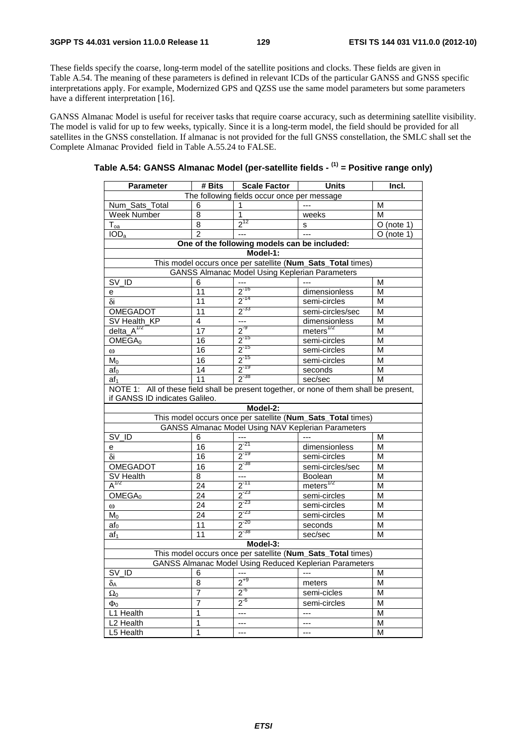These fields specify the coarse, long-term model of the satellite positions and clocks. These fields are given in Table A.54. The meaning of these parameters is defined in relevant ICDs of the particular GANSS and GNSS specific interpretations apply. For example, Modernized GPS and QZSS use the same model parameters but some parameters have a different interpretation [16].

GANSS Almanac Model is useful for receiver tasks that require coarse accuracy, such as determining satellite visibility. The model is valid for up to few weeks, typically. Since it is a long-term model, the field should be provided for all satellites in the GNSS constellation. If almanac is not provided for the full GNSS constellation, the SMLC shall set the Complete Almanac Provided field in Table A.55.24 to FALSE.

**Table A.54: GANSS Almanac Model (per-satellite fields - (1) = Positive range only)**

| Parameter | # Bits | Scale Factor | Units | Incl. |
|---|---|---|---|---|
| The following fields occur once per message | | | | |
| Num_Sats_Total | 6 | 1 | --- | M |
| Week Number | 8 | 1 | weeks | M |
| $T_{oa}$ | 8 | $2^{12}$ | s | O (note 1) |
| $IOD_a$ | 2 | --- | --- | O (note 1) |
| **One of the following models can be included:** | | | | |
| **Model-1:** | | | | |
| This model occurs once per satellite (**Num_Sats_Total** times) | | | | |
| GANSS Almanac Model Using Keplerian Parameters | | | | |
| SV_ID | 6 | --- | --- | M |
| e | 11 | $2^{-16}$ | dimensionless | M |
| $\delta i$ | 11 | $2^{-14}$ | semi-circles | M |
| OMEGADOT | 11 | $2^{-33}$ | semi-circles/sec | M |
| SV Health_KP | 4 | --- | dimensionless | M |
| delta_$A^{1/2}$ | 17 | $2^{-9}$ | meters$^{1/2}$ | M |
| $OMEGA_0$ | 16 | $2^{-15}$ | semi-circles | M |
| $\omega$ | 16 | $2^{-15}$ | semi-circles | M |
| $M_0$ | 16 | $2^{-15}$ | semi-circles | M |
| $af_0$ | 14 | $2^{-19}$ | seconds | M |
| $af_1$ | 11 | $2^{-38}$ | sec/sec | M |
| NOTE 1: All of these field shall be present together, or none of them shall be present, if GANSS ID indicates Galileo. | | | | |
| **Model-2:** | | | | |
| This model occurs once per satellite (**Num_Sats_Total** times) | | | | |
| GANSS Almanac Model Using NAV Keplerian Parameters | | | | |
| SV_ID | 6 | --- | --- | M |
| e | 16 | $2^{-21}$ | dimensionless | M |
| $\delta i$ | 16 | $2^{-19}$ | semi-circles | M |
| OMEGADOT | 16 | $2^{-38}$ | semi-circles/sec | M |
| SV Health | 8 | --- | Boolean | M |
| $A^{1/2}$ | 24 | $2^{-11}$ | meters$^{1/2}$ | M |
| $OMEGA_0$ | 24 | $2^{-23}$ | semi-circles | M |
| $\omega$ | 24 | $2^{-23}$ | semi-circles | M |
| $M_0$ | 24 | $2^{-23}$ | semi-circles | M |
| $af_0$ | 11 | $2^{-20}$ | seconds | M |
| $af_1$ | 11 | $2^{-38}$ | sec/sec | M |
| **Model-3:** | | | | |
| This model occurs once per satellite (**Num_Sats_Total** times) | | | | |
| GANSS Almanac Model Using Reduced Keplerian Parameters | | | | |
| SV_ID | 6 | --- | --- | M |
| $\delta_A$ | 8 | $2^{+9}$ | meters | M |
| $\Omega_0$ | 7 | $2^{-6}$ | semi-cicles | M |
| $\Phi_0$ | 7 | $2^{-6}$ | semi-circles | M |
| L1 Health | 1 | --- | --- | M |
| L2 Health | 1 | --- | --- | M |
| L5 Health | 1 | --- | --- | M |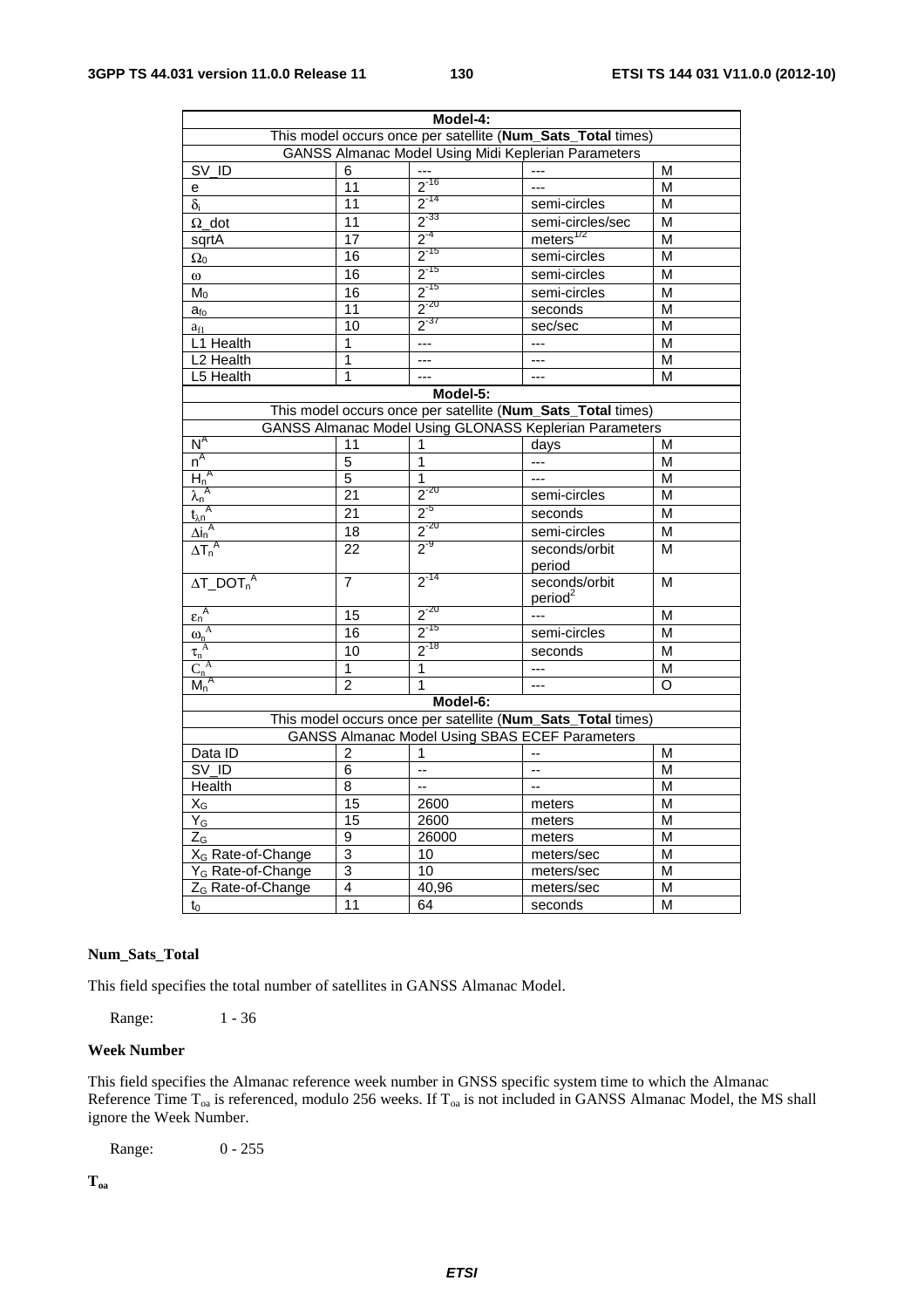| Model-4: | | | | |
|---|---|---|---|---|
| This model occurs once per satellite (**Num_Sats_Total** times) | | | | |
| GANSS Almanac Model Using Midi Keplerian Parameters | | | | |
| SV_ID | 6 | --- | --- | M |
| e | 11 | $2^{-16}$ | --- | M |
| $\delta_i$ | 11 | $2^{-14}$ | semi-circles | M |
| $\Omega$_dot | 11 | $2^{-33}$ | semi-circles/sec | M |
| sqrtA | 17 | $2^{-4}$ | meters$^{1/2}$ | M |
| $\Omega_0$ | 16 | $2^{-15}$ | semi-circles | M |
| $\omega$ | 16 | $2^{-15}$ | semi-circles | M |
| $M_0$ | 16 | $2^{-15}$ | semi-circles | M |
| $a_{f0}$ | 11 | $2^{-20}$ | seconds | M |
| $a_{f1}$ | 10 | $2^{-37}$ | sec/sec | M |
| L1 Health | 1 | --- | --- | M |
| L2 Health | 1 | --- | --- | M |
| L5 Health | 1 | --- | --- | M |
| **Model-5:** | | | | |
| This model occurs once per satellite (**Num_Sats_Total** times) | | | | |
| GANSS Almanac Model Using GLONASS Keplerian Parameters | | | | |
| $N^A$ | 11 | 1 | days | M |
| $n^A$ | 5 | 1 | --- | M |
| $H_n^A$ | 5 | 1 | --- | M |
| $\lambda_n^A$ | 21 | $2^{-20}$ | semi-circles | M |
| $t_{\lambda n}^A$ | 21 | $2^{-5}$ | seconds | M |
| $\Delta i_n^A$ | 18 | $2^{-20}$ | semi-circles | M |
| $\Delta T_n^A$ | 22 | $2^{-9}$ | seconds/orbit period | M |
| $\Delta T\_DOT_n^A$ | 7 | $2^{-14}$ | seconds/orbit period$^2$ | M |
| $\varepsilon_n^A$ | 15 | $2^{-20}$ | --- | M |
| $\omega_n^A$ | 16 | $2^{-15}$ | semi-circles | M |
| $\tau_n^A$ | 10 | $2^{-18}$ | seconds | M |
| $C_n^A$ | 1 | 1 | --- | M |
| $M_n^A$ | 2 | 1 | --- | O |
| **Model-6:** | | | | |
| This model occurs once per satellite (**Num_Sats_Total** times) | | | | |
| GANSS Almanac Model Using SBAS ECEF Parameters | | | | |
| Data ID | 2 | 1 | -- | M |
| SV_ID | 6 | -- | -- | M |
| Health | 8 | -- | -- | M |
| $X_G$ | 15 | 2600 | meters | M |
| $Y_G$ | 15 | 2600 | meters | M |
| $Z_G$ | 9 | 26000 | meters | M |
| $X_G$ Rate-of-Change | 3 | 10 | meters/sec | M |
| $Y_G$ Rate-of-Change | 3 | 10 | meters/sec | M |
| $Z_G$ Rate-of-Change | 4 | 40,96 | meters/sec | M |
| $t_0$ | 11 | 64 | seconds | M |

**Num_Sats_Total**

This field specifies the total number of satellites in GANSS Almanac Model.

Range: 1 - 36

**Week Number**

This field specifies the Almanac reference week number in GNSS specific system time to which the Almanac Reference Time $T_{oa}$ is referenced, modulo 256 weeks. If $T_{oa}$ is not included in GANSS Almanac Model, the MS shall ignore the Week Number.

Range: 0 - 255

**$T_{oa}$**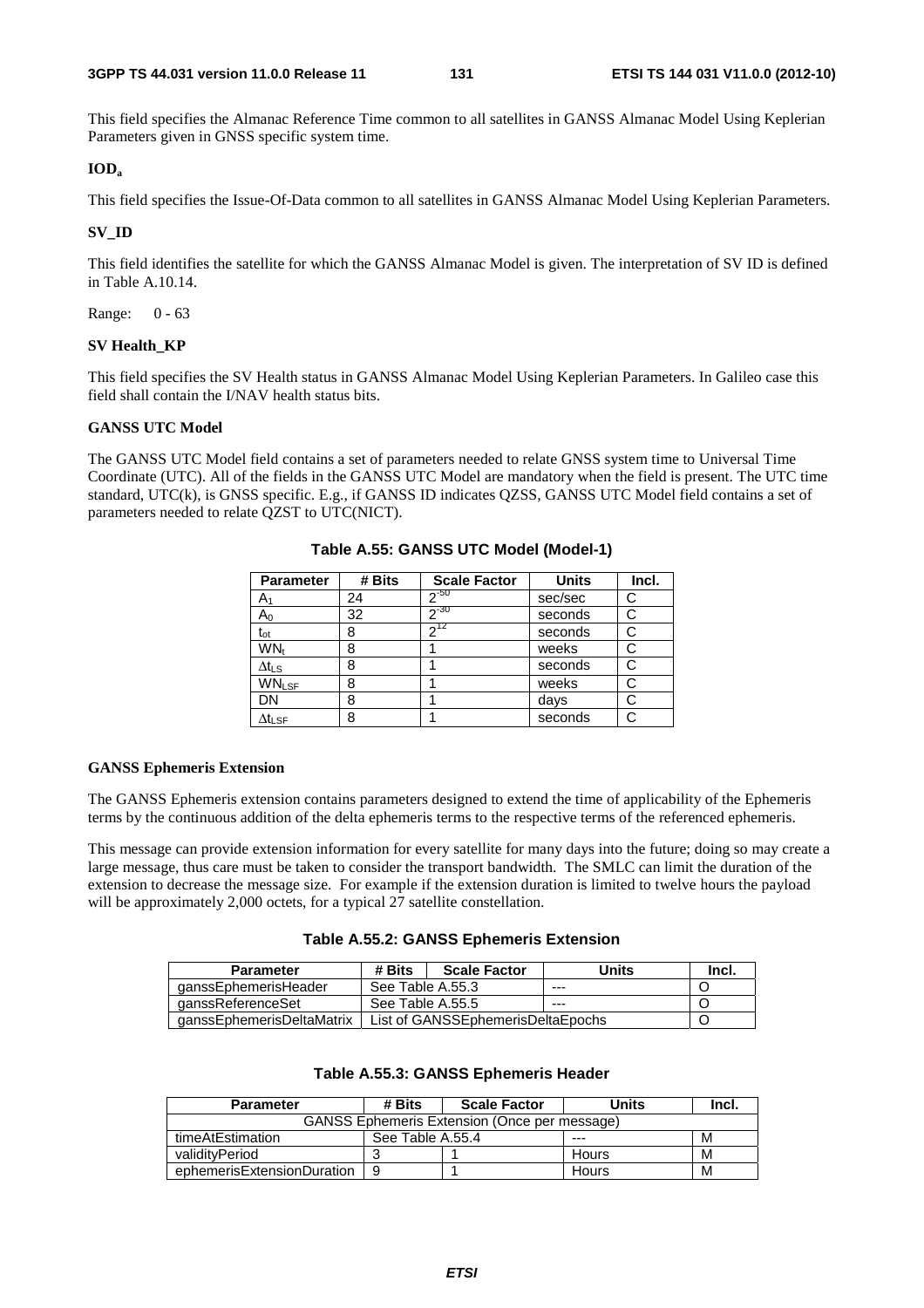This field specifies the Almanac Reference Time common to all satellites in GANSS Almanac Model Using Keplerian Parameters given in GNSS specific system time.

**$IOD_a$**

This field specifies the Issue-Of-Data common to all satellites in GANSS Almanac Model Using Keplerian Parameters.

**SV_ID**

This field identifies the satellite for which the GANSS Almanac Model is given. The interpretation of SV ID is defined in Table A.10.14.

Range: 0 - 63

**SV Health_KP**

This field specifies the SV Health status in GANSS Almanac Model Using Keplerian Parameters. In Galileo case this field shall contain the I/NAV health status bits.

**GANSS UTC Model**

The GANSS UTC Model field contains a set of parameters needed to relate GNSS system time to Universal Time Coordinate (UTC). All of the fields in the GANSS UTC Model are mandatory when the field is present. The UTC time standard, UTC(k), is GNSS specific. E.g., if GANSS ID indicates QZSS, GANSS UTC Model field contains a set of parameters needed to relate QZST to UTC(NICT).

**Table A.55: GANSS UTC Model (Model-1)**

| Parameter | # Bits | Scale Factor | Units | Incl. |
|---|---|---|---|---|
| $A_1$ | 24 | $2^{-50}$ | sec/sec | C |
| $A_0$ | 32 | $2^{-30}$ | seconds | C |
| $t_{ot}$ | 8 | $2^{12}$ | seconds | C |
| $WN_t$ | 8 | 1 | weeks | C |
| $\Delta t_{LS}$ | 8 | 1 | seconds | C |
| $WN_{LSF}$ | 8 | 1 | weeks | C |
| DN | 8 | 1 | days | C |
| $\Delta t_{LSF}$ | 8 | 1 | seconds | C |

**GANSS Ephemeris Extension**

The GANSS Ephemeris extension contains parameters designed to extend the time of applicability of the Ephemeris terms by the continuous addition of the delta ephemeris terms to the respective terms of the referenced ephemeris.

This message can provide extension information for every satellite for many days into the future; doing so may create a large message, thus care must be taken to consider the transport bandwidth. The SMLC can limit the duration of the extension to decrease the message size. For example if the extension duration is limited to twelve hours the payload will be approximately 2,000 octets, for a typical 27 satellite constellation.

**Table A.55.2: GANSS Ephemeris Extension**

| Parameter | # Bits | Scale Factor | Units | Incl. |
|---|---|---|---|---|
| ganssEphemerisHeader | See Table A.55.3 | | --- | O |
| ganssReferenceSet | See Table A.55.5 | | --- | O |
| ganssEphemerisDeltaMatrix | List of GANSSEphemerisDeltaEpochs | | | O |

**Table A.55.3: GANSS Ephemeris Header**

| Parameter | # Bits | Scale Factor | Units | Incl. |
|---|---|---|---|---|
| GANSS Ephemeris Extension (Once per message) | | | | |
| timeAtEstimation | See Table A.55.4 | | --- | M |
| validityPeriod | 3 | 1 | Hours | M |
| ephemerisExtensionDuration | 9 | 1 | Hours | M |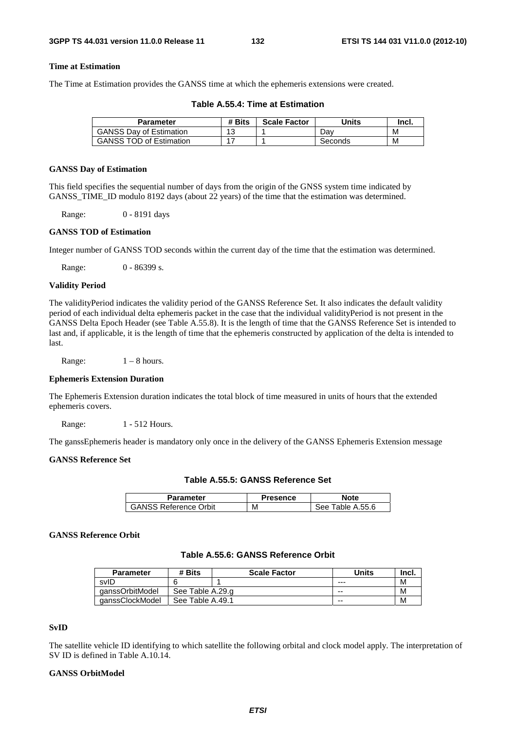#### Time at Estimation

The Time at Estimation provides the GANSS time at which the ephemeris extensions were created.

**Table A.55.4: Time at Estimation**

| Parameter | # Bits | Scale Factor | Units | Incl. |
|---|---|---|---|---|
| GANSS Day of Estimation | 13 | 1 | Day | M |
| GANSS TOD of Estimation | 17 | 1 | Seconds | M |

#### GANSS Day of Estimation

This field specifies the sequential number of days from the origin of the GNSS system time indicated by GANSS_TIME_ID modulo 8192 days (about 22 years) of the time that the estimation was determined.

Range: 0 - 8191 days

#### GANSS TOD of Estimation

Integer number of GANSS TOD seconds within the current day of the time that the estimation was determined.

Range: 0 - 86399 s.

#### Validity Period

The validityPeriod indicates the validity period of the GANSS Reference Set. It also indicates the default validity period of each individual delta ephemeris packet in the case that the individual validityPeriod is not present in the GANSS Delta Epoch Header (see Table A.55.8). It is the length of time that the GANSS Reference Set is intended to last and, if applicable, it is the length of time that the ephemeris constructed by application of the delta is intended to last.

Range: 1 – 8 hours.

#### Ephemeris Extension Duration

The Ephemeris Extension duration indicates the total block of time measured in units of hours that the extended ephemeris covers.

Range: 1 - 512 Hours.

The ganssEphemeris header is mandatory only once in the delivery of the GANSS Ephemeris Extension message

#### GANSS Reference Set

**Table A.55.5: GANSS Reference Set**

| Parameter | Presence | Note |
|---|---|---|
| GANSS Reference Orbit | M | See Table A.55.6 |

#### GANSS Reference Orbit

**Table A.55.6: GANSS Reference Orbit**

| Parameter | # Bits | Scale Factor | Units | Incl. |
|---|---|---|---|---|
| svID | 6 | 1 | --- | M |
| ganssOrbitModel | See Table A.29.g | | -- | M |
| ganssClockModel | See Table A.49.1 | | -- | M |

#### SvID

The satellite vehicle ID identifying to which satellite the following orbital and clock model apply. The interpretation of SV ID is defined in Table A.10.14.

#### GANSS OrbitModel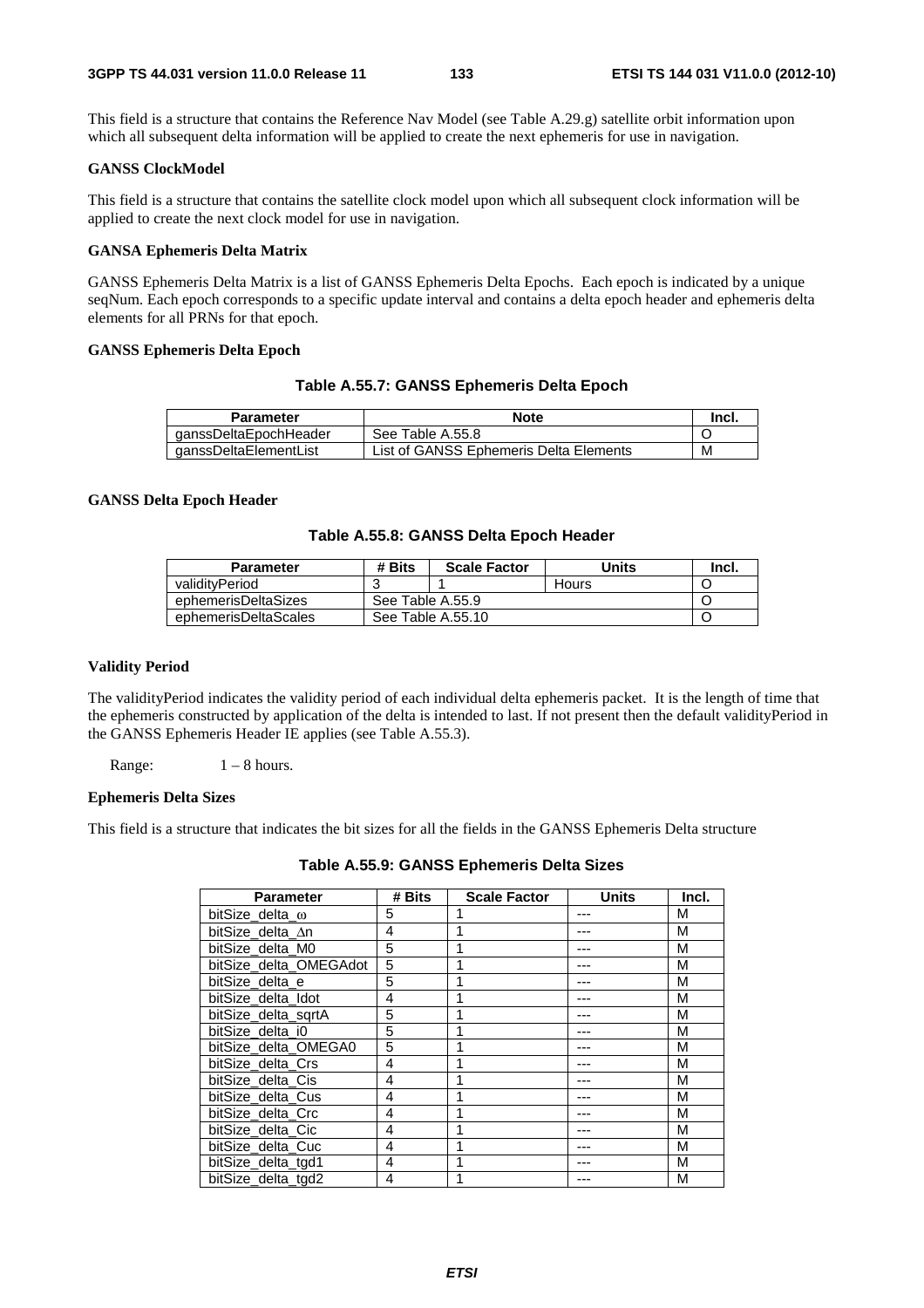This field is a structure that contains the Reference Nav Model (see Table A.29.g) satellite orbit information upon which all subsequent delta information will be applied to create the next ephemeris for use in navigation.

**GANSS ClockModel**

This field is a structure that contains the satellite clock model upon which all subsequent clock information will be applied to create the next clock model for use in navigation.

**GANSA Ephemeris Delta Matrix**

GANSS Ephemeris Delta Matrix is a list of GANSS Ephemeris Delta Epochs. Each epoch is indicated by a unique seqNum. Each epoch corresponds to a specific update interval and contains a delta epoch header and ephemeris delta elements for all PRNs for that epoch.

**GANSS Ephemeris Delta Epoch**

**Table A.55.7: GANSS Ephemeris Delta Epoch**

| Parameter | Note | Incl. |
|---|---|---|
| ganssDeltaEpochHeader | See Table A.55.8 | O |
| ganssDeltaElementList | List of GANSS Ephemeris Delta Elements | M |

**GANSS Delta Epoch Header**

**Table A.55.8: GANSS Delta Epoch Header**

| Parameter | # Bits | Scale Factor | Units | Incl. |
|---|---|---|---|---|
| validityPeriod | 3 | 1 | Hours | O |
| ephemerisDeltaSizes | See Table A.55.9 | | | O |
| ephemerisDeltaScales | See Table A.55.10 | | | O |

**Validity Period**

The validityPeriod indicates the validity period of each individual delta ephemeris packet. It is the length of time that the ephemeris constructed by application of the delta is intended to last. If not present then the default validityPeriod in the GANSS Ephemeris Header IE applies (see Table A.55.3).

Range: 1 – 8 hours.

**Ephemeris Delta Sizes**

This field is a structure that indicates the bit sizes for all the fields in the GANSS Ephemeris Delta structure

**Table A.55.9: GANSS Ephemeris Delta Sizes**

| Parameter | # Bits | Scale Factor | Units | Incl. |
|---|---|---|---|---|
| bitSize_delta_ω | 5 | 1 | --- | M |
| bitSize_delta_Δn | 4 | 1 | --- | M |
| bitSize_delta_M0 | 5 | 1 | --- | M |
| bitSize_delta_OMEGAdot | 5 | 1 | --- | M |
| bitSize_delta_e | 5 | 1 | --- | M |
| bitSize_delta_Idot | 4 | 1 | --- | M |
| bitSize_delta_sqrtA | 5 | 1 | --- | M |
| bitSize_delta_i0 | 5 | 1 | --- | M |
| bitSize_delta_OMEGA0 | 5 | 1 | --- | M |
| bitSize_delta_Crs | 4 | 1 | --- | M |
| bitSize_delta_Cis | 4 | 1 | --- | M |
| bitSize_delta_Cus | 4 | 1 | --- | M |
| bitSize_delta_Crc | 4 | 1 | --- | M |
| bitSize_delta_Cic | 4 | 1 | --- | M |
| bitSize_delta_Cuc | 4 | 1 | --- | M |
| bitSize_delta_tgd1 | 4 | 1 | --- | M |
| bitSize_delta_tgd2 | 4 | 1 | --- | M |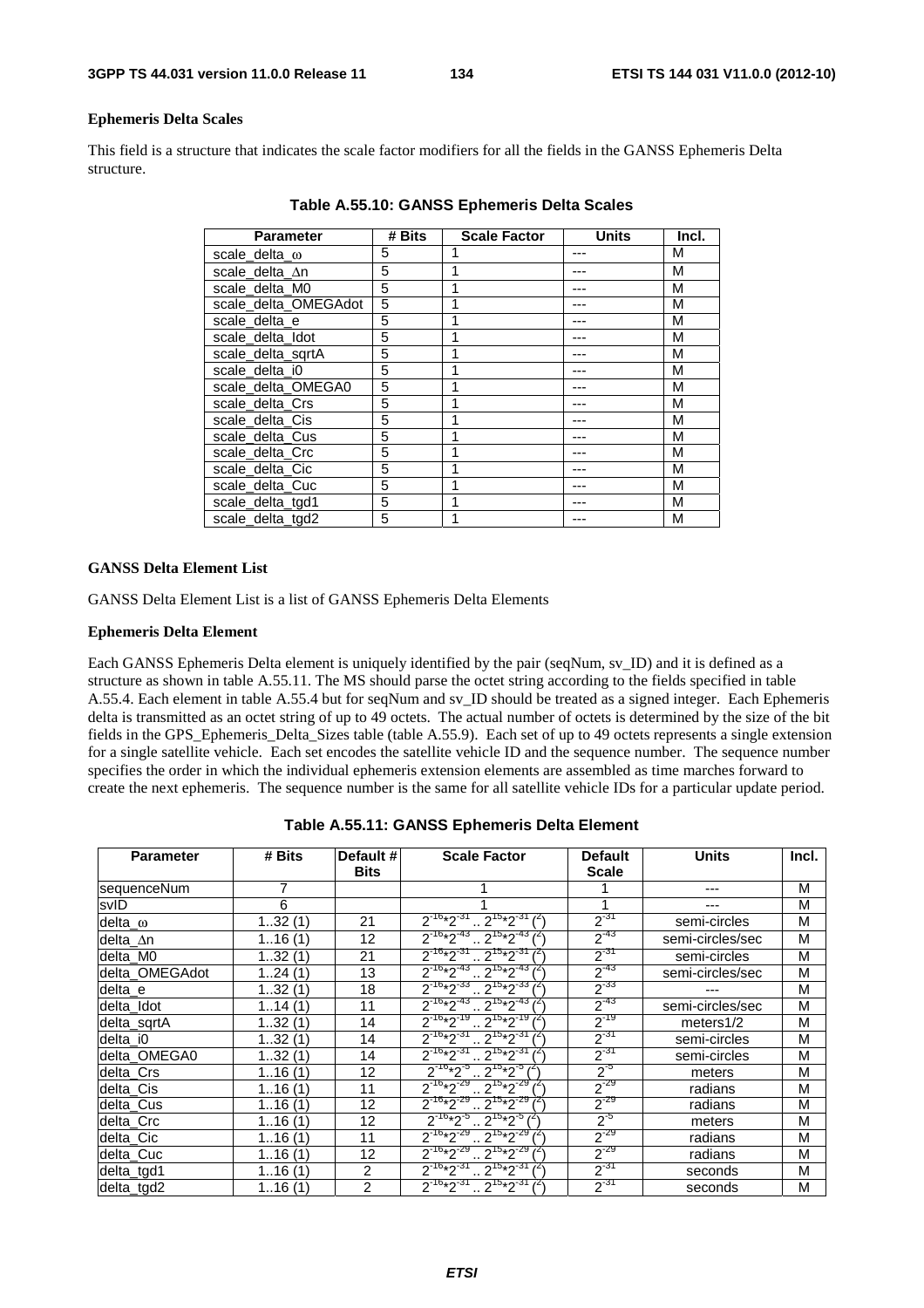#### Ephemeris Delta Scales

This field is a structure that indicates the scale factor modifiers for all the fields in the GANSS Ephemeris Delta structure.

**Table A.55.10: GANSS Ephemeris Delta Scales**

| Parameter | # Bits | Scale Factor | Units | Incl. |
|---|---|---|---|---|
| scale_delta_ω | 5 | 1 | --- | M |
| scale_delta_Δn | 5 | 1 | --- | M |
| scale_delta_M0 | 5 | 1 | --- | M |
| scale_delta_OMEGAdot | 5 | 1 | --- | M |
| scale_delta_e | 5 | 1 | --- | M |
| scale_delta_Idot | 5 | 1 | --- | M |
| scale_delta_sqrtA | 5 | 1 | --- | M |
| scale_delta_i0 | 5 | 1 | --- | M |
| scale_delta_OMEGA0 | 5 | 1 | --- | M |
| scale_delta_Crs | 5 | 1 | --- | M |
| scale_delta_Cis | 5 | 1 | --- | M |
| scale_delta_Cus | 5 | 1 | --- | M |
| scale_delta_Crc | 5 | 1 | --- | M |
| scale_delta_Cic | 5 | 1 | --- | M |
| scale_delta_Cuc | 5 | 1 | --- | M |
| scale_delta_tgd1 | 5 | 1 | --- | M |
| scale_delta_tgd2 | 5 | 1 | --- | M |

#### GANSS Delta Element List

GANSS Delta Element List is a list of GANSS Ephemeris Delta Elements

#### Ephemeris Delta Element

Each GANSS Ephemeris Delta element is uniquely identified by the pair (seqNum, sv_ID) and it is defined as a structure as shown in table A.55.11. The MS should parse the octet string according to the fields specified in table A.55.4. Each element in table A.55.4 but for seqNum and sv_ID should be treated as a signed integer. Each Ephemeris delta is transmitted as an octet string of up to 49 octets. The actual number of octets is determined by the size of the bit fields in the GPS_Ephemeris_Delta_Sizes table (table A.55.9). Each set of up to 49 octets represents a single extension for a single satellite vehicle. Each set encodes the satellite vehicle ID and the sequence number. The sequence number specifies the order in which the individual ephemeris extension elements are assembled as time marches forward to create the next ephemeris. The sequence number is the same for all satellite vehicle IDs for a particular update period.

**Table A.55.11: GANSS Ephemeris Delta Element**

| Parameter | # Bits | Default # Bits | Scale Factor | Default Scale | Units | Incl. |
|---|---|---|---|---|---|---|
| sequenceNum | 7 | | 1 | 1 | --- | M |
| svID | 6 | | 1 | 1 | --- | M |
| delta_ω | 1..32 (1) | 21 | $2^{-16}*2^{-31}$ .. $2^{15}*2^{-31}$ (2) | $2^{-31}$ | semi-circles | M |
| delta_Δn | 1..16 (1) | 12 | $2^{-16}*2^{-43}$ .. $2^{15}*2^{-43}$ (2) | $2^{-43}$ | semi-circles/sec | M |
| delta_M0 | 1..32 (1) | 21 | $2^{-16}*2^{-31}$ .. $2^{15}*2^{-31}$ (2) | $2^{-31}$ | semi-circles | M |
| delta_OMEGAdot | 1..24 (1) | 13 | $2^{-16}*2^{-43}$ .. $2^{15}*2^{-43}$ (2) | $2^{-43}$ | semi-circles/sec | M |
| delta_e | 1..32 (1) | 18 | $2^{-16}*2^{-33}$ .. $2^{15}*2^{-33}$ (2) | $2^{-33}$ | --- | M |
| delta_Idot | 1..14 (1) | 11 | $2^{-16}*2^{-43}$ .. $2^{15}*2^{-43}$ (2) | $2^{-43}$ | semi-circles/sec | M |
| delta_sqrtA | 1..32 (1) | 14 | $2^{-16}*2^{-19}$ .. $2^{15}*2^{-19}$ (2) | $2^{-19}$ | meters1/2 | M |
| delta_i0 | 1..32 (1) | 14 | $2^{-16}*2^{-31}$ .. $2^{15}*2^{-31}$ (2) | $2^{-31}$ | semi-circles | M |
| delta_OMEGA0 | 1..32 (1) | 14 | $2^{-16}*2^{-31}$ .. $2^{15}*2^{-31}$ (2) | $2^{-31}$ | semi-circles | M |
| delta_Crs | 1..16 (1) | 12 | $2^{-16}*2^{-5}$ .. $2^{15}*2^{-5}$ (2) | $2^{-5}$ | meters | M |
| delta_Cis | 1..16 (1) | 11 | $2^{-16}*2^{-29}$ .. $2^{15}*2^{-29}$ (2) | $2^{-29}$ | radians | M |
| delta_Cus | 1..16 (1) | 12 | $2^{-16}*2^{-29}$ .. $2^{15}*2^{-29}$ (2) | $2^{-29}$ | radians | M |
| delta_Crc | 1..16 (1) | 12 | $2^{-16}*2^{-5}$ .. $2^{15}*2^{-5}$ (2) | $2^{-5}$ | meters | M |
| delta_Cic | 1..16 (1) | 11 | $2^{-16}*2^{-29}$ .. $2^{15}*2^{-29}$ (2) | $2^{-29}$ | radians | M |
| delta_Cuc | 1..16 (1) | 12 | $2^{-16}*2^{-29}$ .. $2^{15}*2^{-29}$ (2) | $2^{-29}$ | radians | M |
| delta_tgd1 | 1..16 (1) | 2 | $2^{-16}*2^{-31}$ .. $2^{15}*2^{-31}$ (2) | $2^{-31}$ | seconds | M |
| delta_tgd2 | 1..16 (1) | 2 | $2^{-16}*2^{-31}$ .. $2^{15}*2^{-31}$ (2) | $2^{-31}$ | seconds | M |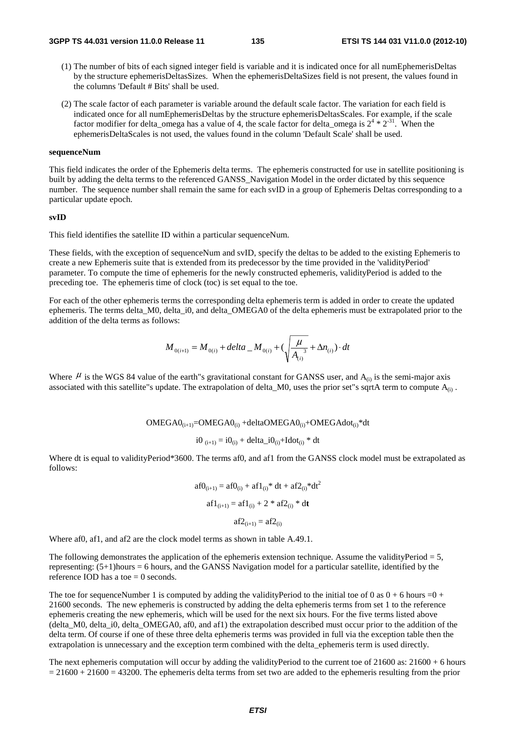(1) The number of bits of each signed integer field is variable and it is indicated once for all numEphemerisDeltas by the structure ephemerisDeltasSizes. When the ephemerisDeltaSizes field is not present, the values found in the columns 'Default # Bits' shall be used.

(2) The scale factor of each parameter is variable around the default scale factor. The variation for each field is indicated once for all numEphemerisDeltas by the structure ephemerisDeltasScales. For example, if the scale factor modifier for delta_omega has a value of 4, the scale factor for delta_omega is $2^4 * 2^{-31}$. When the ephemerisDeltaScales is not used, the values found in the column 'Default Scale' shall be used.

**sequenceNum**

This field indicates the order of the Ephemeris delta terms. The ephemeris constructed for use in satellite positioning is built by adding the delta terms to the referenced GANSS_Navigation Model in the order dictated by this sequence number. The sequence number shall remain the same for each svID in a group of Ephemeris Deltas corresponding to a particular update epoch.

**svID**

This field identifies the satellite ID within a particular sequenceNum.

These fields, with the exception of sequenceNum and svID, specify the deltas to be added to the existing Ephemeris to create a new Ephemeris suite that is extended from its predecessor by the time provided in the 'validityPeriod' parameter. To compute the time of ephemeris for the newly constructed ephemeris, validityPeriod is added to the preceding toe. The ephemeris time of clock (toc) is set equal to the toe.

For each of the other ephemeris terms the corresponding delta ephemeris term is added in order to create the updated ephemeris. The terms delta_M0, delta_i0, and delta_OMEGA0 of the delta ephemeris must be extrapolated prior to the addition of the delta terms as follows:

$$M_{0(i+1)} = M_{0(i)} + delta\_M_{0(i)} + (\sqrt{\frac{\mu}{A_{(i)}^{\ 3}}} + \Delta n_{(i)}) \cdot dt$$

Where $\mu$ is the WGS 84 value of the earth"s gravitational constant for GANSS user, and $A_{(i)}$ is the semi-major axis associated with this satellite"s update. The extrapolation of delta_M0, uses the prior set"s sqrtA term to compute $A_{(i)}$.

$$OMEGA0_{(i+1)}=OMEGA0_{(i)} + deltaOMEGA0_{(i)}+OMEGAdot_{(i)}*dt$$

$$i0_{(i+1)} = i0_{(i)} + delta\_i0_{(i)}+Idot_{(i)} * dt$$

Where dt is equal to validityPeriod*3600. The terms af0, and af1 from the GANSS clock model must be extrapolated as follows:

$$af0_{(i+1)} = af0_{(i)} + af1_{(i)}* dt + af2_{(i)}*dt^2$$

$$af1_{(i+1)} = af1_{(i)} + 2 * af2_{(i)} * dt$$

$$af2_{(i+1)} = af2_{(i)}$$

Where af0, af1, and af2 are the clock model terms as shown in table A.49.1.

The following demonstrates the application of the ephemeris extension technique. Assume the validityPeriod = 5, representing: (5+1)hours = 6 hours, and the GANSS Navigation model for a particular satellite, identified by the reference IOD has a toe = 0 seconds.

The toe for sequenceNumber 1 is computed by adding the validityPeriod to the initial toe of 0 as 0 + 6 hours =0 + 21600 seconds. The new ephemeris is constructed by adding the delta ephemeris terms from set 1 to the reference ephemeris creating the new ephemeris, which will be used for the next six hours. For the five terms listed above (delta_M0, delta_i0, delta_OMEGA0, af0, and af1) the extrapolation described must occur prior to the addition of the delta term. Of course if one of these three delta ephemeris terms was provided in full via the exception table then the extrapolation is unnecessary and the exception term combined with the delta_ephemeris term is used directly.

The next ephemeris computation will occur by adding the validityPeriod to the current toe of 21600 as: 21600 + 6 hours = 21600 + 21600 = 43200. The ephemeris delta terms from set two are added to the ephemeris resulting from the prior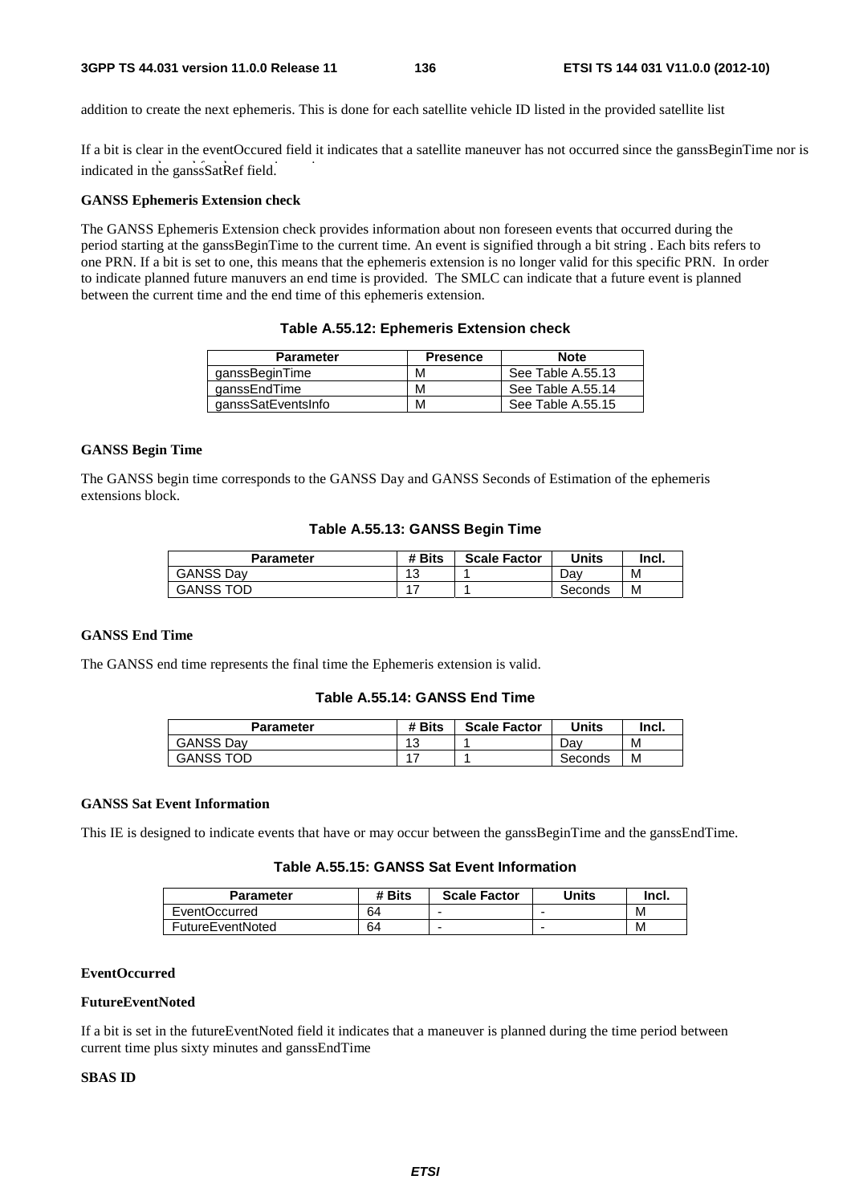addition to create the next ephemeris. This is done for each satellite vehicle ID listed in the provided satellite list

If a bit is clear in the eventOccured field it indicates that a satellite maneuver has not occurred since the ganssBeginTime nor is indicated in the ganssSatRef field.

**GANSS Ephemeris Extension check**

The GANSS Ephemeris Extension check provides information about non foreseen events that occurred during the period starting at the ganssBeginTime to the current time. An event is signified through a bit string . Each bits refers to one PRN. If a bit is set to one, this means that the ephemeris extension is no longer valid for this specific PRN. In order to indicate planned future manuvers an end time is provided. The SMLC can indicate that a future event is planned between the current time and the end time of this ephemeris extension.

**Table A.55.12: Ephemeris Extension check**

| Parameter | Presence | Note |
|---|---|---|
| ganssBeginTime | M | See Table A.55.13 |
| ganssEndTime | M | See Table A.55.14 |
| ganssSatEventsInfo | M | See Table A.55.15 |

**GANSS Begin Time**

The GANSS begin time corresponds to the GANSS Day and GANSS Seconds of Estimation of the ephemeris extensions block.

**Table A.55.13: GANSS Begin Time**

| Parameter | # Bits | Scale Factor | Units | Incl. |
|---|---|---|---|---|
| GANSS Day | 13 | 1 | Day | M |
| GANSS TOD | 17 | 1 | Seconds | M |

**GANSS End Time**

The GANSS end time represents the final time the Ephemeris extension is valid.

**Table A.55.14: GANSS End Time**

| Parameter | # Bits | Scale Factor | Units | Incl. |
|---|---|---|---|---|
| GANSS Day | 13 | 1 | Day | M |
| GANSS TOD | 17 | 1 | Seconds | M |

**GANSS Sat Event Information**

This IE is designed to indicate events that have or may occur between the ganssBeginTime and the ganssEndTime.

**Table A.55.15: GANSS Sat Event Information**

| Parameter | # Bits | Scale Factor | Units | Incl. |
|---|---|---|---|---|
| EventOccurred | 64 | - | - | M |
| FutureEventNoted | 64 | - | - | M |

**EventOccurred**

**FutureEventNoted**

If a bit is set in the futureEventNoted field it indicates that a maneuver is planned during the time period between current time plus sixty minutes and ganssEndTime

**SBAS ID**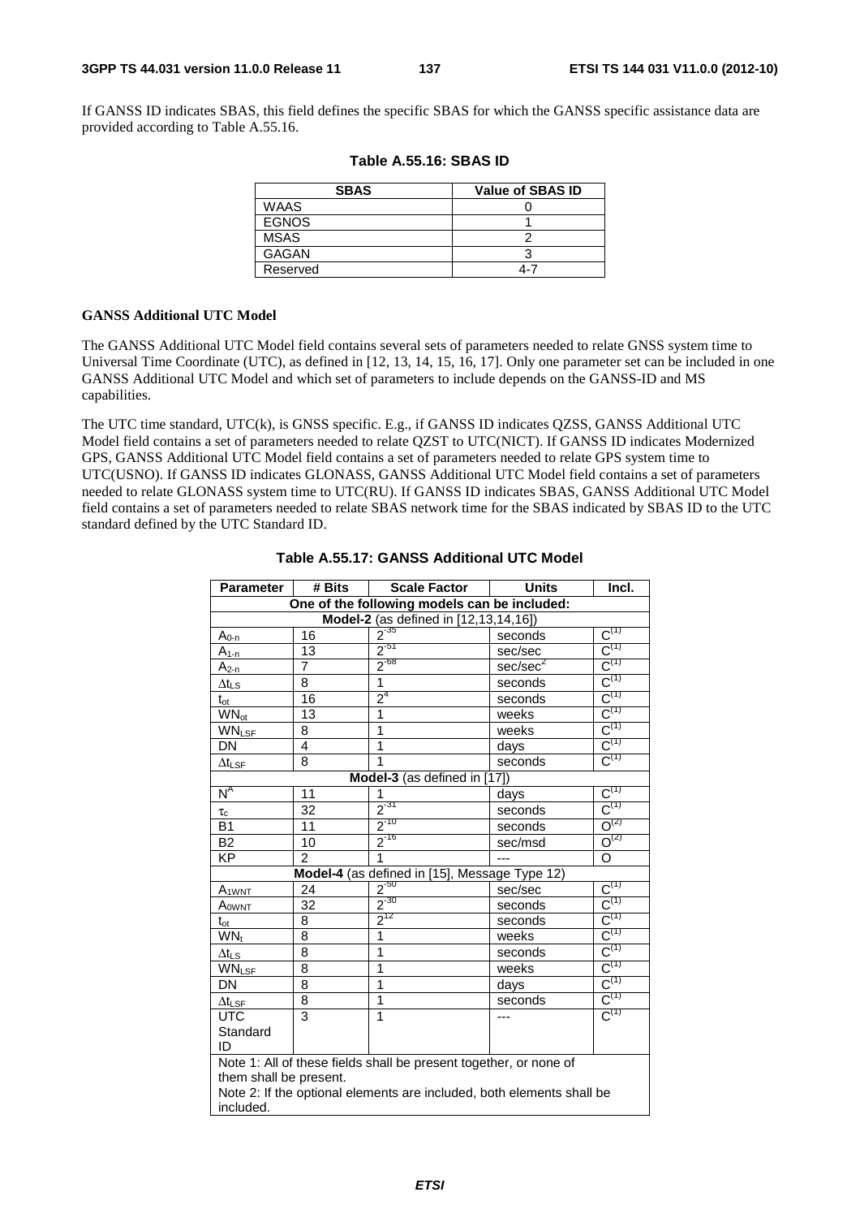If GANSS ID indicates SBAS, this field defines the specific SBAS for which the GANSS specific assistance data are provided according to Table A.55.16.

**Table A.55.16: SBAS ID**

| SBAS | Value of SBAS ID |
|---|---|
| WAAS | 0 |
| EGNOS | 1 |
| MSAS | 2 |
| GAGAN | 3 |
| Reserved | 4-7 |

**GANSS Additional UTC Model**

The GANSS Additional UTC Model field contains several sets of parameters needed to relate GNSS system time to Universal Time Coordinate (UTC), as defined in [12, 13, 14, 15, 16, 17]. Only one parameter set can be included in one GANSS Additional UTC Model and which set of parameters to include depends on the GANSS-ID and MS capabilities.

The UTC time standard, UTC(k), is GNSS specific. E.g., if GANSS ID indicates QZSS, GANSS Additional UTC Model field contains a set of parameters needed to relate QZST to UTC(NICT). If GANSS ID indicates Modernized GPS, GANSS Additional UTC Model field contains a set of parameters needed to relate GPS system time to UTC(USNO). If GANSS ID indicates GLONASS, GANSS Additional UTC Model field contains a set of parameters needed to relate GLONASS system time to UTC(RU). If GANSS ID indicates SBAS, GANSS Additional UTC Model field contains a set of parameters needed to relate SBAS network time for the SBAS indicated by SBAS ID to the UTC standard defined by the UTC Standard ID.

**Table A.55.17: GANSS Additional UTC Model**

| Parameter | # Bits | Scale Factor | Units | Incl. |
|---|---|---|---|---|
| One of the following models can be included: | | | | |
| **Model-2** (as defined in [12,13,14,16]) | | | | |
| $A_{0\text{-}n}$ | 16 | $2^{-35}$ | seconds | $C^{(1)}$ |
| $A_{1\text{-}n}$ | 13 | $2^{-51}$ | sec/sec | $C^{(1)}$ |
| $A_{2\text{-}n}$ | 7 | $2^{-68}$ | sec/sec$^2$ | $C^{(1)}$ |
| $\Delta t_{LS}$ | 8 | 1 | seconds | $C^{(1)}$ |
| $t_{ot}$ | 16 | $2^4$ | seconds | $C^{(1)}$ |
| $WN_{ot}$ | 13 | 1 | weeks | $C^{(1)}$ |
| $WN_{LSF}$ | 8 | 1 | weeks | $C^{(1)}$ |
| DN | 4 | 1 | days | $C^{(1)}$ |
| $\Delta t_{LSF}$ | 8 | 1 | seconds | $C^{(1)}$ |
| **Model-3** (as defined in [17]) | | | | |
| $N^A$ | 11 | 1 | days | $C^{(1)}$ |
| $\tau_c$ | 32 | $2^{-31}$ | seconds | $C^{(1)}$ |
| B1 | 11 | $2^{-10}$ | seconds | $O^{(2)}$ |
| B2 | 10 | $2^{-16}$ | sec/msd | $O^{(2)}$ |
| KP | 2 | 1 | --- | O |
| **Model-4** (as defined in [15], Message Type 12) | | | | |
| $A_{1WNT}$ | 24 | $2^{-50}$ | sec/sec | $C^{(1)}$ |
| $A_{0WNT}$ | 32 | $2^{-30}$ | seconds | $C^{(1)}$ |
| $t_{ot}$ | 8 | $2^{12}$ | seconds | $C^{(1)}$ |
| $WN_t$ | 8 | 1 | weeks | $C^{(1)}$ |
| $\Delta t_{LS}$ | 8 | 1 | seconds | $C^{(1)}$ |
| $WN_{LSF}$ | 8 | 1 | weeks | $C^{(1)}$ |
| DN | 8 | 1 | days | $C^{(1)}$ |
| $\Delta t_{LSF}$ | 8 | 1 | seconds | $C^{(1)}$ |
| UTC Standard ID | 3 | 1 | --- | $C^{(1)}$ |
| Note 1: All of these fields shall be present together, or none of them shall be present.<br>Note 2: If the optional elements are included, both elements shall be included. | | | | |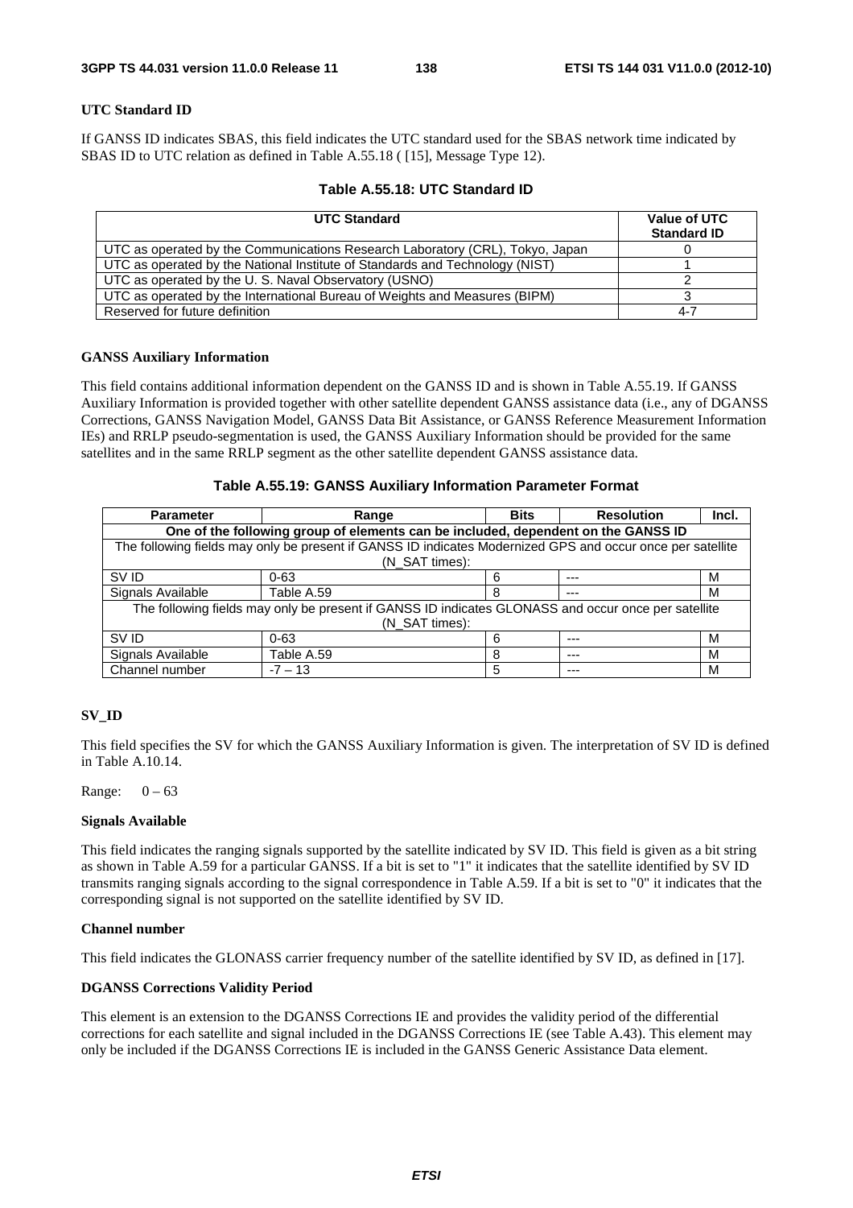**UTC Standard ID**

If GANSS ID indicates SBAS, this field indicates the UTC standard used for the SBAS network time indicated by SBAS ID to UTC relation as defined in Table A.55.18 ( [15], Message Type 12).

**Table A.55.18: UTC Standard ID**

| UTC Standard | Value of UTC Standard ID |
|---|---|
| UTC as operated by the Communications Research Laboratory (CRL), Tokyo, Japan | 0 |
| UTC as operated by the National Institute of Standards and Technology (NIST) | 1 |
| UTC as operated by the U. S. Naval Observatory (USNO) | 2 |
| UTC as operated by the International Bureau of Weights and Measures (BIPM) | 3 |
| Reserved for future definition | 4-7 |

**GANSS Auxiliary Information**

This field contains additional information dependent on the GANSS ID and is shown in Table A.55.19. If GANSS Auxiliary Information is provided together with other satellite dependent GANSS assistance data (i.e., any of DGANSS Corrections, GANSS Navigation Model, GANSS Data Bit Assistance, or GANSS Reference Measurement Information IEs) and RRLP pseudo-segmentation is used, the GANSS Auxiliary Information should be provided for the same satellites and in the same RRLP segment as the other satellite dependent GANSS assistance data.

**Table A.55.19: GANSS Auxiliary Information Parameter Format**

| Parameter | Range | Bits | Resolution | Incl. |
|---|---|---|---|---|
| **One of the following group of elements can be included, dependent on the GANSS ID** | | | | |
| The following fields may only be present if GANSS ID indicates Modernized GPS and occur once per satellite (N_SAT times): | | | | |
| SV ID | 0-63 | 6 | --- | M |
| Signals Available | Table A.59 | 8 | --- | M |
| The following fields may only be present if GANSS ID indicates GLONASS and occur once per satellite (N_SAT times): | | | | |
| SV ID | 0-63 | 6 | --- | M |
| Signals Available | Table A.59 | 8 | --- | M |
| Channel number | -7 – 13 | 5 | --- | M |

**SV_ID**

This field specifies the SV for which the GANSS Auxiliary Information is given. The interpretation of SV ID is defined in Table A.10.14.

Range: 0 – 63

**Signals Available**

This field indicates the ranging signals supported by the satellite indicated by SV ID. This field is given as a bit string as shown in Table A.59 for a particular GANSS. If a bit is set to "1" it indicates that the satellite identified by SV ID transmits ranging signals according to the signal correspondence in Table A.59. If a bit is set to "0" it indicates that the corresponding signal is not supported on the satellite identified by SV ID.

**Channel number**

This field indicates the GLONASS carrier frequency number of the satellite identified by SV ID, as defined in [17].

**DGANSS Corrections Validity Period**

This element is an extension to the DGANSS Corrections IE and provides the validity period of the differential corrections for each satellite and signal included in the DGANSS Corrections IE (see Table A.43). This element may only be included if the DGANSS Corrections IE is included in the GANSS Generic Assistance Data element.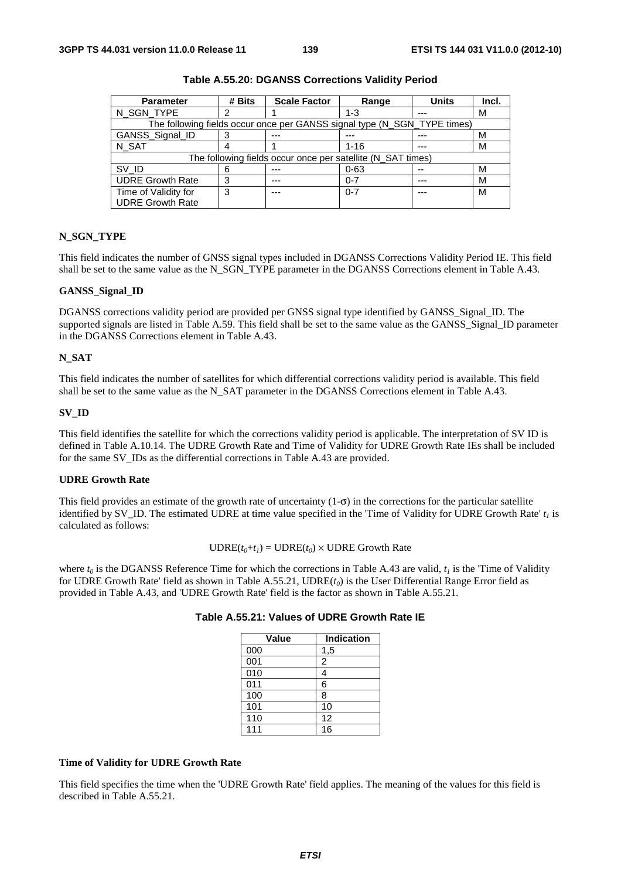**Table A.55.20: DGANSS Corrections Validity Period**

| Parameter | # Bits | Scale Factor | Range | Units | Incl. |
|---|---|---|---|---|---|
| N_SGN_TYPE | 2 | 1 | 1-3 | --- | M |
| The following fields occur once per GANSS signal type (N_SGN_TYPE times) | | | | | |
| GANSS_Signal_ID | 3 | --- | --- | --- | M |
| N_SAT | 4 | 1 | 1-16 | --- | M |
| The following fields occur once per satellite (N_SAT times) | | | | | |
| SV_ID | 6 | --- | 0-63 | -- | M |
| UDRE Growth Rate | 3 | --- | 0-7 | --- | M |
| Time of Validity for UDRE Growth Rate | 3 | --- | 0-7 | --- | M |

**N_SGN_TYPE**

This field indicates the number of GNSS signal types included in DGANSS Corrections Validity Period IE. This field shall be set to the same value as the N_SGN_TYPE parameter in the DGANSS Corrections element in Table A.43.

**GANSS_Signal_ID**

DGANSS corrections validity period are provided per GNSS signal type identified by GANSS_Signal_ID. The supported signals are listed in Table A.59. This field shall be set to the same value as the GANSS_Signal_ID parameter in the DGANSS Corrections element in Table A.43.

**N_SAT**

This field indicates the number of satellites for which differential corrections validity period is available. This field shall be set to the same value as the N_SAT parameter in the DGANSS Corrections element in Table A.43.

**SV_ID**

This field identifies the satellite for which the corrections validity period is applicable. The interpretation of SV ID is defined in Table A.10.14. The UDRE Growth Rate and Time of Validity for UDRE Growth Rate IEs shall be included for the same SV_IDs as the differential corrections in Table A.43 are provided.

**UDRE Growth Rate**

This field provides an estimate of the growth rate of uncertainty (1-$\sigma$) in the corrections for the particular satellite identified by SV_ID. The estimated UDRE at time value specified in the 'Time of Validity for UDRE Growth Rate' $t_1$ is calculated as follows:

$$\text{UDRE}(t_0+t_1) = \text{UDRE}(t_0) \times \text{UDRE Growth Rate}$$

where $t_0$ is the DGANSS Reference Time for which the corrections in Table A.43 are valid, $t_1$ is the 'Time of Validity for UDRE Growth Rate' field as shown in Table A.55.21, UDRE($t_0$) is the User Differential Range Error field as provided in Table A.43, and 'UDRE Growth Rate' field is the factor as shown in Table A.55.21.

**Table A.55.21: Values of UDRE Growth Rate IE**

| Value | Indication |
|---|---|
| 000 | 1,5 |
| 001 | 2 |
| 010 | 4 |
| 011 | 6 |
| 100 | 8 |
| 101 | 10 |
| 110 | 12 |
| 111 | 16 |

**Time of Validity for UDRE Growth Rate**

This field specifies the time when the 'UDRE Growth Rate' field applies. The meaning of the values for this field is described in Table A.55.21.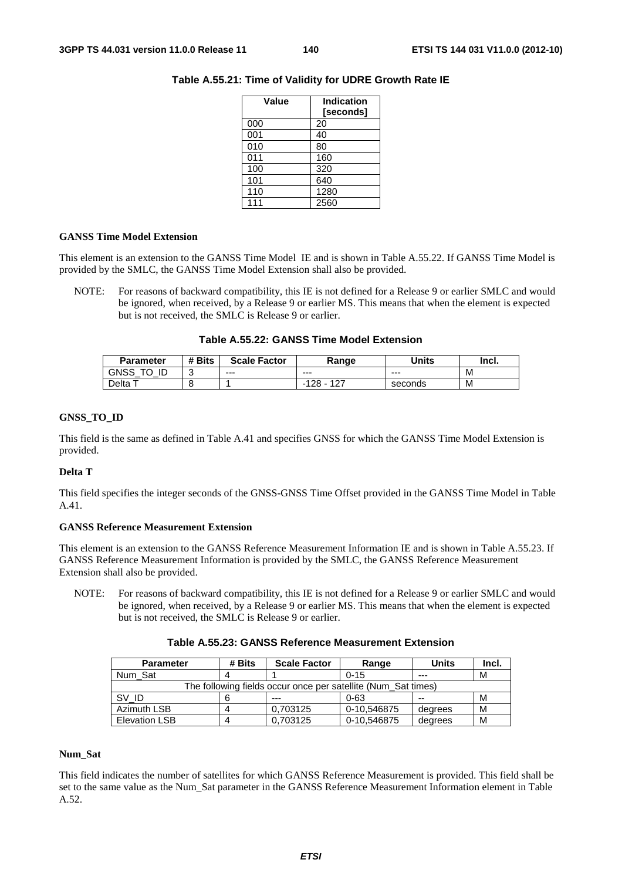**Table A.55.21: Time of Validity for UDRE Growth Rate IE**

| Value | Indication [seconds] |
|---|---|
| 000 | 20 |
| 001 | 40 |
| 010 | 80 |
| 011 | 160 |
| 100 | 320 |
| 101 | 640 |
| 110 | 1280 |
| 111 | 2560 |

**GANSS Time Model Extension**

This element is an extension to the GANSS Time Model IE and is shown in Table A.55.22. If GANSS Time Model is provided by the SMLC, the GANSS Time Model Extension shall also be provided.

NOTE: For reasons of backward compatibility, this IE is not defined for a Release 9 or earlier SMLC and would be ignored, when received, by a Release 9 or earlier MS. This means that when the element is expected but is not received, the SMLC is Release 9 or earlier.

**Table A.55.22: GANSS Time Model Extension**

| Parameter | # Bits | Scale Factor | Range | Units | Incl. |
|---|---|---|---|---|---|
| GNSS_TO_ID | 3 | --- | --- | --- | M |
| Delta T | 8 | 1 | -128 - 127 | seconds | M |

**GNSS_TO_ID**

This field is the same as defined in Table A.41 and specifies GNSS for which the GANSS Time Model Extension is provided.

**Delta T**

This field specifies the integer seconds of the GNSS-GNSS Time Offset provided in the GANSS Time Model in Table A.41.

**GANSS Reference Measurement Extension**

This element is an extension to the GANSS Reference Measurement Information IE and is shown in Table A.55.23. If GANSS Reference Measurement Information is provided by the SMLC, the GANSS Reference Measurement Extension shall also be provided.

NOTE: For reasons of backward compatibility, this IE is not defined for a Release 9 or earlier SMLC and would be ignored, when received, by a Release 9 or earlier MS. This means that when the element is expected but is not received, the SMLC is Release 9 or earlier.

**Table A.55.23: GANSS Reference Measurement Extension**

| Parameter | # Bits | Scale Factor | Range | Units | Incl. |
|---|---|---|---|---|---|
| Num_Sat | 4 | 1 | 0-15 | --- | M |
| The following fields occur once per satellite (Num_Sat times) | | | | | |
| SV_ID | 6 | --- | 0-63 | -- | M |
| Azimuth LSB | 4 | 0,703125 | 0-10,546875 | degrees | M |
| Elevation LSB | 4 | 0,703125 | 0-10,546875 | degrees | M |

**Num_Sat**

This field indicates the number of satellites for which GANSS Reference Measurement is provided. This field shall be set to the same value as the Num_Sat parameter in the GANSS Reference Measurement Information element in Table A.52.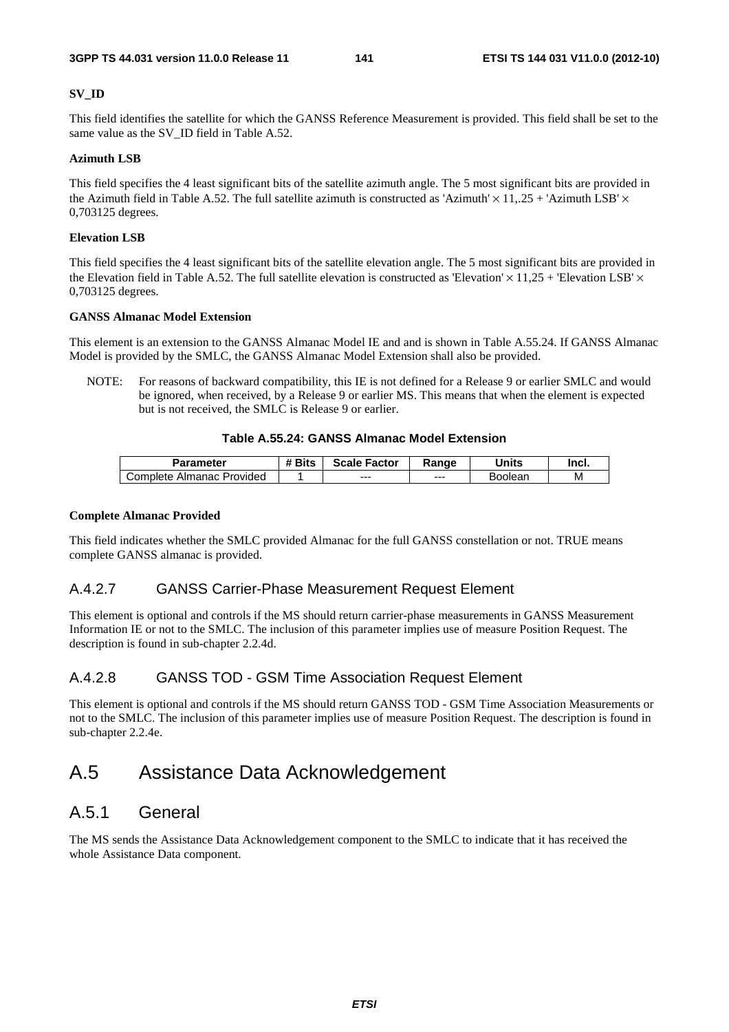**SV_ID**

This field identifies the satellite for which the GANSS Reference Measurement is provided. This field shall be set to the same value as the SV_ID field in Table A.52.

**Azimuth LSB**

This field specifies the 4 least significant bits of the satellite azimuth angle. The 5 most significant bits are provided in the Azimuth field in Table A.52. The full satellite azimuth is constructed as 'Azimuth' × 11,.25 + 'Azimuth LSB' × 0,703125 degrees.

**Elevation LSB**

This field specifies the 4 least significant bits of the satellite elevation angle. The 5 most significant bits are provided in the Elevation field in Table A.52. The full satellite elevation is constructed as 'Elevation' × 11,25 + 'Elevation LSB' × 0,703125 degrees.

**GANSS Almanac Model Extension**

This element is an extension to the GANSS Almanac Model IE and and is shown in Table A.55.24. If GANSS Almanac Model is provided by the SMLC, the GANSS Almanac Model Extension shall also be provided.

NOTE: For reasons of backward compatibility, this IE is not defined for a Release 9 or earlier SMLC and would be ignored, when received, by a Release 9 or earlier MS. This means that when the element is expected but is not received, the SMLC is Release 9 or earlier.

**Table A.55.24: GANSS Almanac Model Extension**

| Parameter | # Bits | Scale Factor | Range | Units | Incl. |
|---|---|---|---|---|---|
| Complete Almanac Provided | 1 | --- | --- | Boolean | M |

**Complete Almanac Provided**

This field indicates whether the SMLC provided Almanac for the full GANSS constellation or not. TRUE means complete GANSS almanac is provided.

### A.4.2.7 GANSS Carrier-Phase Measurement Request Element

This element is optional and controls if the MS should return carrier-phase measurements in GANSS Measurement Information IE or not to the SMLC. The inclusion of this parameter implies use of measure Position Request. The description is found in sub-chapter 2.2.4d.

### A.4.2.8 GANSS TOD - GSM Time Association Request Element

This element is optional and controls if the MS should return GANSS TOD - GSM Time Association Measurements or not to the SMLC. The inclusion of this parameter implies use of measure Position Request. The description is found in sub-chapter 2.2.4e.

# A.5 Assistance Data Acknowledgement

## A.5.1 General

The MS sends the Assistance Data Acknowledgement component to the SMLC to indicate that it has received the whole Assistance Data component.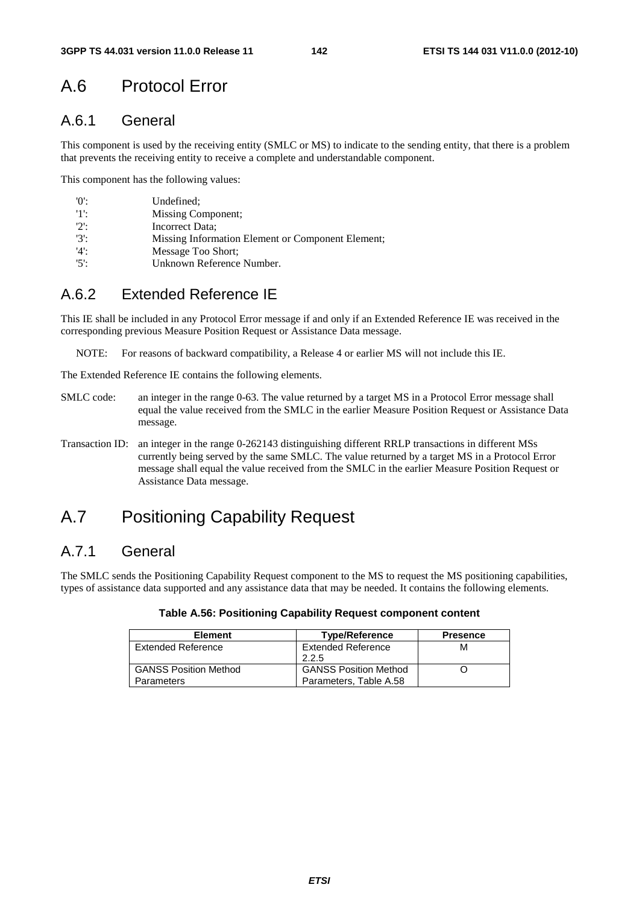# A.6 Protocol Error

## A.6.1 General

This component is used by the receiving entity (SMLC or MS) to indicate to the sending entity, that there is a problem that prevents the receiving entity to receive a complete and understandable component.

This component has the following values:

'0': Undefined;
'1': Missing Component;
'2': Incorrect Data;
'3': Missing Information Element or Component Element;
'4': Message Too Short;
'5': Unknown Reference Number.

## A.6.2 Extended Reference IE

This IE shall be included in any Protocol Error message if and only if an Extended Reference IE was received in the corresponding previous Measure Position Request or Assistance Data message.

NOTE: For reasons of backward compatibility, a Release 4 or earlier MS will not include this IE.

The Extended Reference IE contains the following elements.

SMLC code: an integer in the range 0-63. The value returned by a target MS in a Protocol Error message shall equal the value received from the SMLC in the earlier Measure Position Request or Assistance Data message.

Transaction ID: an integer in the range 0-262143 distinguishing different RRLP transactions in different MSs currently being served by the same SMLC. The value returned by a target MS in a Protocol Error message shall equal the value received from the SMLC in the earlier Measure Position Request or Assistance Data message.

# A.7 Positioning Capability Request

## A.7.1 General

The SMLC sends the Positioning Capability Request component to the MS to request the MS positioning capabilities, types of assistance data supported and any assistance data that may be needed. It contains the following elements.

**Table A.56: Positioning Capability Request component content**

| Element | Type/Reference | Presence |
|---|---|---|
| Extended Reference | Extended Reference 2.2.5 | M |
| GANSS Position Method Parameters | GANSS Position Method Parameters, Table A.58 | O |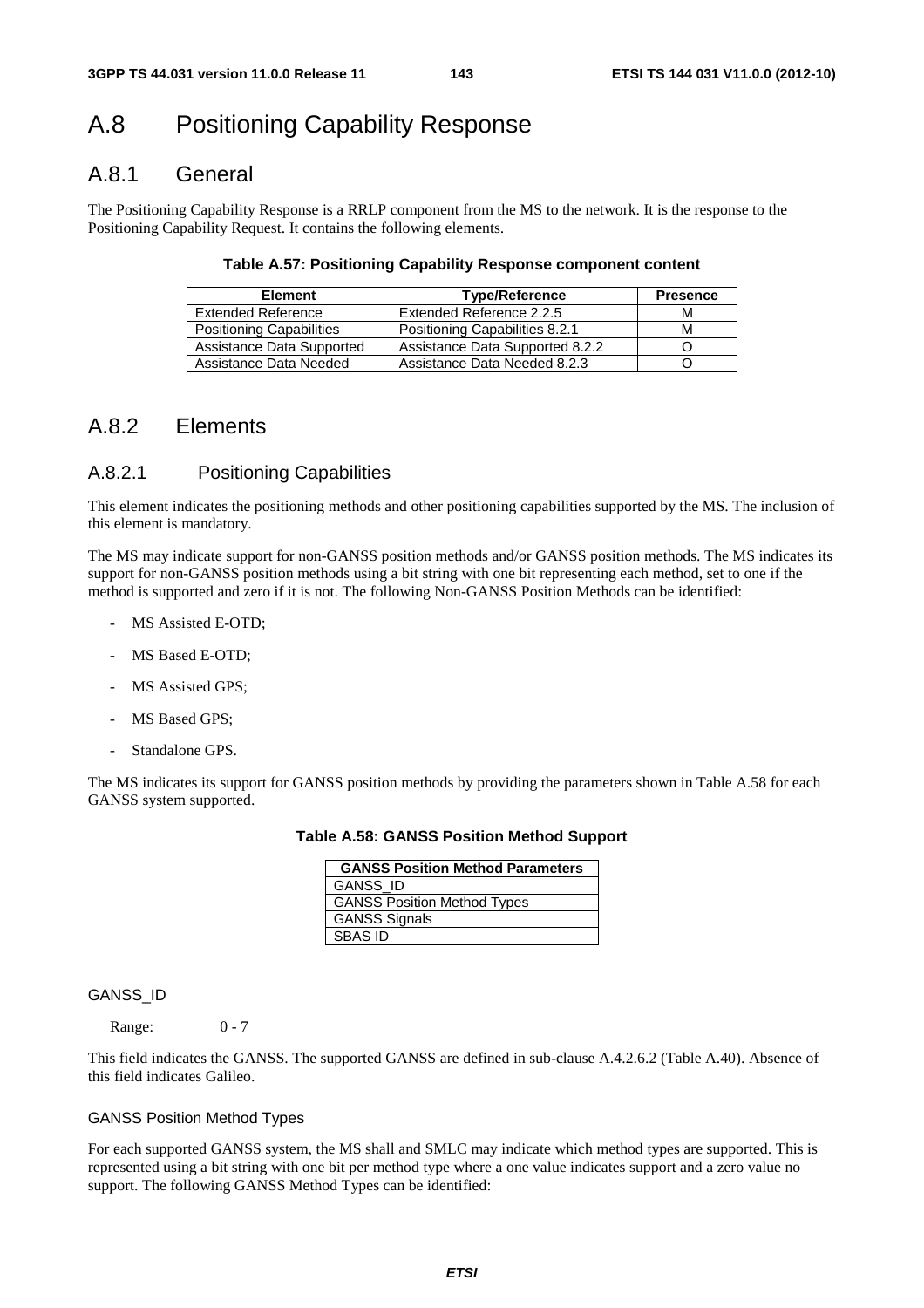# A.8 Positioning Capability Response

## A.8.1 General

The Positioning Capability Response is a RRLP component from the MS to the network. It is the response to the Positioning Capability Request. It contains the following elements.

**Table A.57: Positioning Capability Response component content**

| Element | Type/Reference | Presence |
|---|---|---|
| Extended Reference | Extended Reference 2.2.5 | M |
| Positioning Capabilities | Positioning Capabilities 8.2.1 | M |
| Assistance Data Supported | Assistance Data Supported 8.2.2 | O |
| Assistance Data Needed | Assistance Data Needed 8.2.3 | O |

## A.8.2 Elements

### A.8.2.1 Positioning Capabilities

This element indicates the positioning methods and other positioning capabilities supported by the MS. The inclusion of this element is mandatory.

The MS may indicate support for non-GANSS position methods and/or GANSS position methods. The MS indicates its support for non-GANSS position methods using a bit string with one bit representing each method, set to one if the method is supported and zero if it is not. The following Non-GANSS Position Methods can be identified:

- MS Assisted E-OTD;
- MS Based E-OTD;
- MS Assisted GPS;
- MS Based GPS;
- Standalone GPS.

The MS indicates its support for GANSS position methods by providing the parameters shown in Table A.58 for each GANSS system supported.

**Table A.58: GANSS Position Method Support**

| GANSS Position Method Parameters |
|---|
| GANSS_ID |
| GANSS Position Method Types |
| GANSS Signals |
| SBAS ID |

#### GANSS_ID

Range: 0 - 7

This field indicates the GANSS. The supported GANSS are defined in sub-clause A.4.2.6.2 (Table A.40). Absence of this field indicates Galileo.

#### GANSS Position Method Types

For each supported GANSS system, the MS shall and SMLC may indicate which method types are supported. This is represented using a bit string with one bit per method type where a one value indicates support and a zero value no support. The following GANSS Method Types can be identified: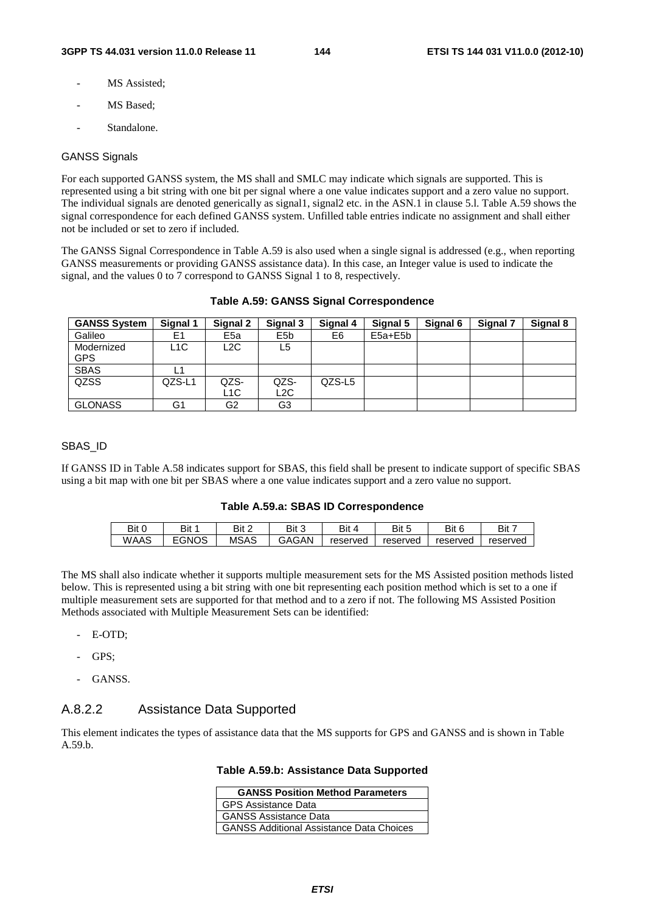- MS Assisted;
- MS Based;
- Standalone.

GANSS Signals

For each supported GANSS system, the MS shall and SMLC may indicate which signals are supported. This is represented using a bit string with one bit per signal where a one value indicates support and a zero value no support. The individual signals are denoted generically as signal1, signal2 etc. in the ASN.1 in clause 5.l. Table A.59 shows the signal correspondence for each defined GANSS system. Unfilled table entries indicate no assignment and shall either not be included or set to zero if included.

The GANSS Signal Correspondence in Table A.59 is also used when a single signal is addressed (e.g., when reporting GANSS measurements or providing GANSS assistance data). In this case, an Integer value is used to indicate the signal, and the values 0 to 7 correspond to GANSS Signal 1 to 8, respectively.

**Table A.59: GANSS Signal Correspondence**

| GANSS System | Signal 1 | Signal 2 | Signal 3 | Signal 4 | Signal 5 | Signal 6 | Signal 7 | Signal 8 |
|---|---|---|---|---|---|---|---|---|
| Galileo | E1 | E5a | E5b | E6 | E5a+E5b | | | |
| Modernized GPS | L1C | L2C | L5 | | | | | |
| SBAS | L1 | | | | | | | |
| QZSS | QZS-L1 | QZS-L1C | QZS-L2C | QZS-L5 | | | | |
| GLONASS | G1 | G2 | G3 | | | | | |

SBAS_ID

If GANSS ID in Table A.58 indicates support for SBAS, this field shall be present to indicate support of specific SBAS using a bit map with one bit per SBAS where a one value indicates support and a zero value no support.

**Table A.59.a: SBAS ID Correspondence**

| Bit 0 | Bit 1 | Bit 2 | Bit 3 | Bit 4 | Bit 5 | Bit 6 | Bit 7 |
|---|---|---|---|---|---|---|---|
| WAAS | EGNOS | MSAS | GAGAN | reserved | reserved | reserved | reserved |

The MS shall also indicate whether it supports multiple measurement sets for the MS Assisted position methods listed below. This is represented using a bit string with one bit representing each position method which is set to a one if multiple measurement sets are supported for that method and to a zero if not. The following MS Assisted Position Methods associated with Multiple Measurement Sets can be identified:

- E-OTD;
- GPS;
- GANSS.

## A.8.2.2 Assistance Data Supported

This element indicates the types of assistance data that the MS supports for GPS and GANSS and is shown in Table A.59.b.

**Table A.59.b: Assistance Data Supported**

| GANSS Position Method Parameters |
|---|
| GPS Assistance Data |
| GANSS Assistance Data |
| GANSS Additional Assistance Data Choices |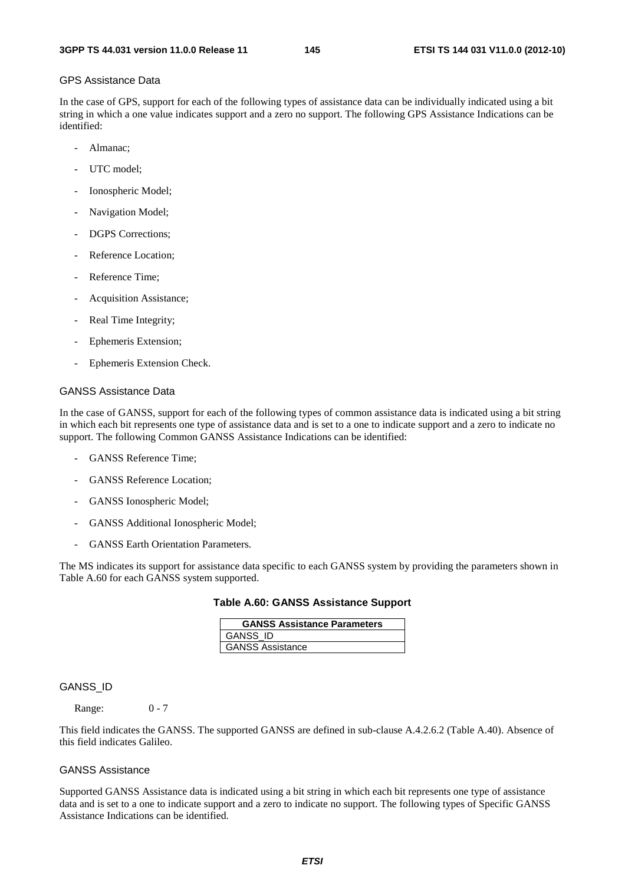#### GPS Assistance Data

In the case of GPS, support for each of the following types of assistance data can be individually indicated using a bit string in which a one value indicates support and a zero no support. The following GPS Assistance Indications can be identified:

- Almanac;
- UTC model;
- Ionospheric Model;
- Navigation Model;
- DGPS Corrections;
- Reference Location;
- Reference Time;
- Acquisition Assistance;
- Real Time Integrity;
- Ephemeris Extension;
- Ephemeris Extension Check.

#### GANSS Assistance Data

In the case of GANSS, support for each of the following types of common assistance data is indicated using a bit string in which each bit represents one type of assistance data and is set to a one to indicate support and a zero to indicate no support. The following Common GANSS Assistance Indications can be identified:

- GANSS Reference Time;
- GANSS Reference Location;
- GANSS Ionospheric Model;
- GANSS Additional Ionospheric Model;
- GANSS Earth Orientation Parameters.

The MS indicates its support for assistance data specific to each GANSS system by providing the parameters shown in Table A.60 for each GANSS system supported.

**Table A.60: GANSS Assistance Support**

| GANSS Assistance Parameters |
|---|
| GANSS_ID |
| GANSS Assistance |

#### GANSS_ID

Range: 0 - 7

This field indicates the GANSS. The supported GANSS are defined in sub-clause A.4.2.6.2 (Table A.40). Absence of this field indicates Galileo.

#### GANSS Assistance

Supported GANSS Assistance data is indicated using a bit string in which each bit represents one type of assistance data and is set to a one to indicate support and a zero to indicate no support. The following types of Specific GANSS Assistance Indications can be identified.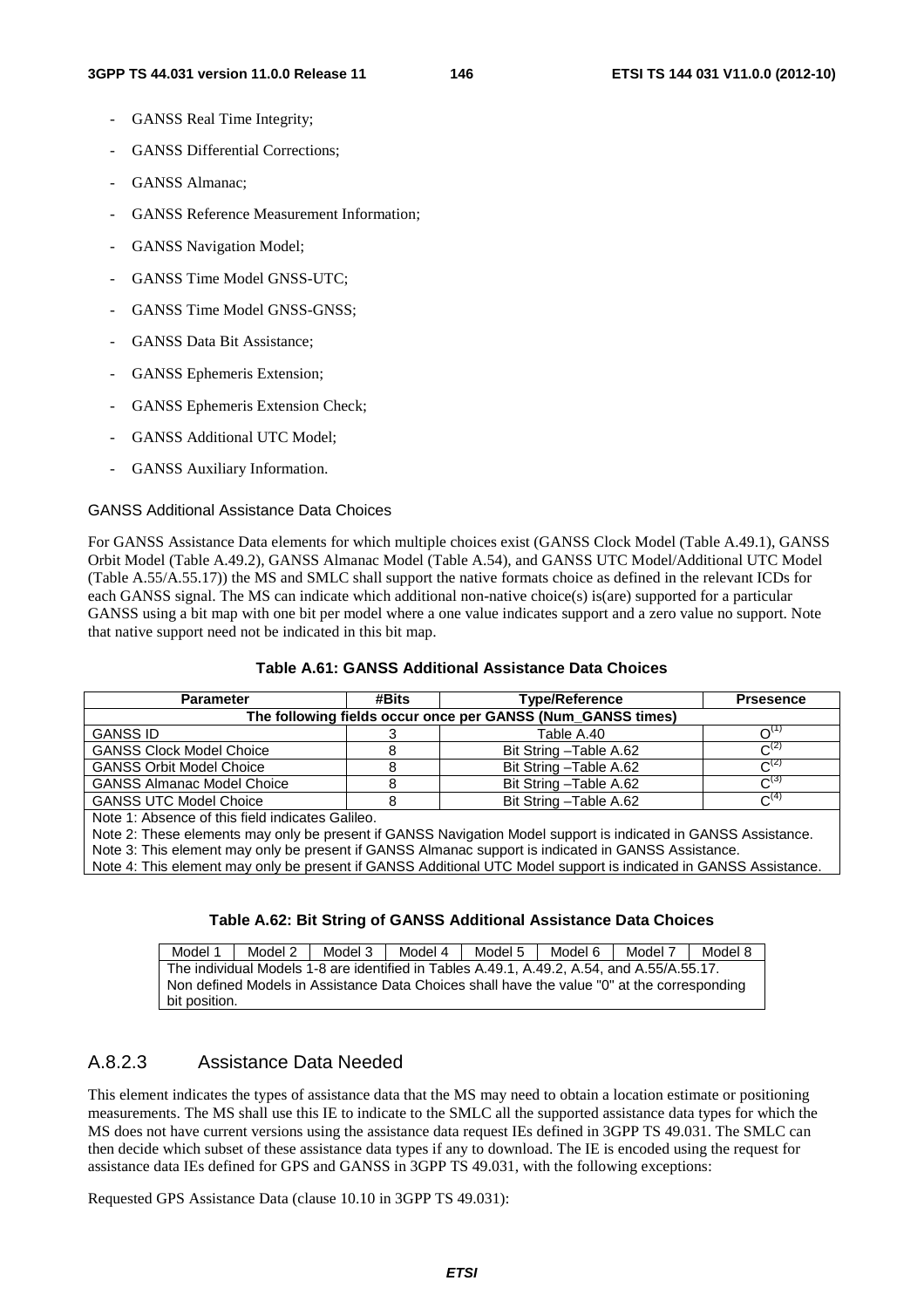- GANSS Real Time Integrity;
- GANSS Differential Corrections;
- GANSS Almanac;
- GANSS Reference Measurement Information;
- GANSS Navigation Model;
- GANSS Time Model GNSS-UTC;
- GANSS Time Model GNSS-GNSS;
- GANSS Data Bit Assistance;
- GANSS Ephemeris Extension;
- GANSS Ephemeris Extension Check;
- GANSS Additional UTC Model;
- GANSS Auxiliary Information.

GANSS Additional Assistance Data Choices

For GANSS Assistance Data elements for which multiple choices exist (GANSS Clock Model (Table A.49.1), GANSS Orbit Model (Table A.49.2), GANSS Almanac Model (Table A.54), and GANSS UTC Model/Additional UTC Model (Table A.55/A.55.17)) the MS and SMLC shall support the native formats choice as defined in the relevant ICDs for each GANSS signal. The MS can indicate which additional non-native choice(s) is(are) supported for a particular GANSS using a bit map with one bit per model where a one value indicates support and a zero value no support. Note that native support need not be indicated in this bit map.

**Table A.61: GANSS Additional Assistance Data Choices**

| Parameter | #Bits | Type/Reference | Prsesence |
|---|---|---|---|
| The following fields occur once per GANSS (Num_GANSS times) | | | |
| GANSS ID | 3 | Table A.40 | O(1) |
| GANSS Clock Model Choice | 8 | Bit String –Table A.62 | C(2) |
| GANSS Orbit Model Choice | 8 | Bit String –Table A.62 | C(2) |
| GANSS Almanac Model Choice | 8 | Bit String –Table A.62 | C(3) |
| GANSS UTC Model Choice | 8 | Bit String –Table A.62 | C(4) |
| Note 1: Absence of this field indicates Galileo.<br>Note 2: These elements may only be present if GANSS Navigation Model support is indicated in GANSS Assistance.<br>Note 3: This element may only be present if GANSS Almanac support is indicated in GANSS Assistance.<br>Note 4: This element may only be present if GANSS Additional UTC Model support is indicated in GANSS Assistance. | | | |

**Table A.62: Bit String of GANSS Additional Assistance Data Choices**

| Model 1 | Model 2 | Model 3 | Model 4 | Model 5 | Model 6 | Model 7 | Model 8 |
|---|---|---|---|---|---|---|---|
| The individual Models 1-8 are identified in Tables A.49.1, A.49.2, A.54, and A.55/A.55.17.<br>Non defined Models in Assistance Data Choices shall have the value "0" at the corresponding bit position. | | | | | | | |

### A.8.2.3 Assistance Data Needed

This element indicates the types of assistance data that the MS may need to obtain a location estimate or positioning measurements. The MS shall use this IE to indicate to the SMLC all the supported assistance data types for which the MS does not have current versions using the assistance data request IEs defined in 3GPP TS 49.031. The SMLC can then decide which subset of these assistance data types if any to download. The IE is encoded using the request for assistance data IEs defined for GPS and GANSS in 3GPP TS 49.031, with the following exceptions:

Requested GPS Assistance Data (clause 10.10 in 3GPP TS 49.031):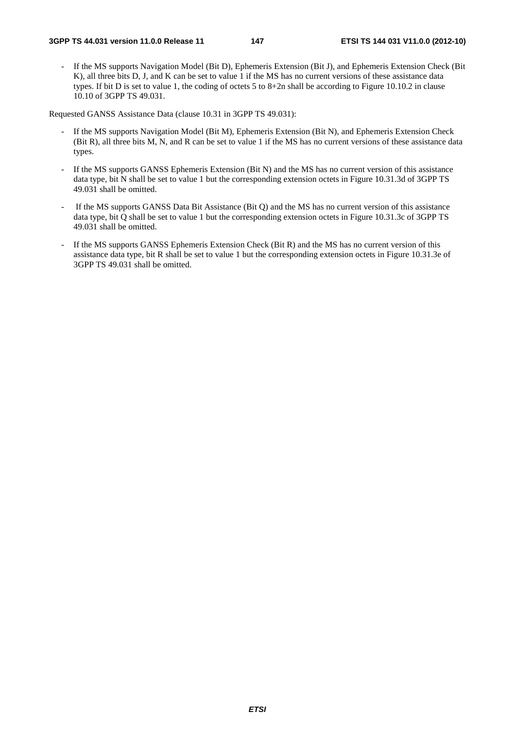- If the MS supports Navigation Model (Bit D), Ephemeris Extension (Bit J), and Ephemeris Extension Check (Bit K), all three bits D, J, and K can be set to value 1 if the MS has no current versions of these assistance data types. If bit D is set to value 1, the coding of octets 5 to 8+2n shall be according to Figure 10.10.2 in clause 10.10 of 3GPP TS 49.031.

Requested GANSS Assistance Data (clause 10.31 in 3GPP TS 49.031):

- If the MS supports Navigation Model (Bit M), Ephemeris Extension (Bit N), and Ephemeris Extension Check (Bit R), all three bits M, N, and R can be set to value 1 if the MS has no current versions of these assistance data types.
- If the MS supports GANSS Ephemeris Extension (Bit N) and the MS has no current version of this assistance data type, bit N shall be set to value 1 but the corresponding extension octets in Figure 10.31.3d of 3GPP TS 49.031 shall be omitted.
- If the MS supports GANSS Data Bit Assistance (Bit Q) and the MS has no current version of this assistance data type, bit Q shall be set to value 1 but the corresponding extension octets in Figure 10.31.3c of 3GPP TS 49.031 shall be omitted.
- If the MS supports GANSS Ephemeris Extension Check (Bit R) and the MS has no current version of this assistance data type, bit R shall be set to value 1 but the corresponding extension octets in Figure 10.31.3e of 3GPP TS 49.031 shall be omitted.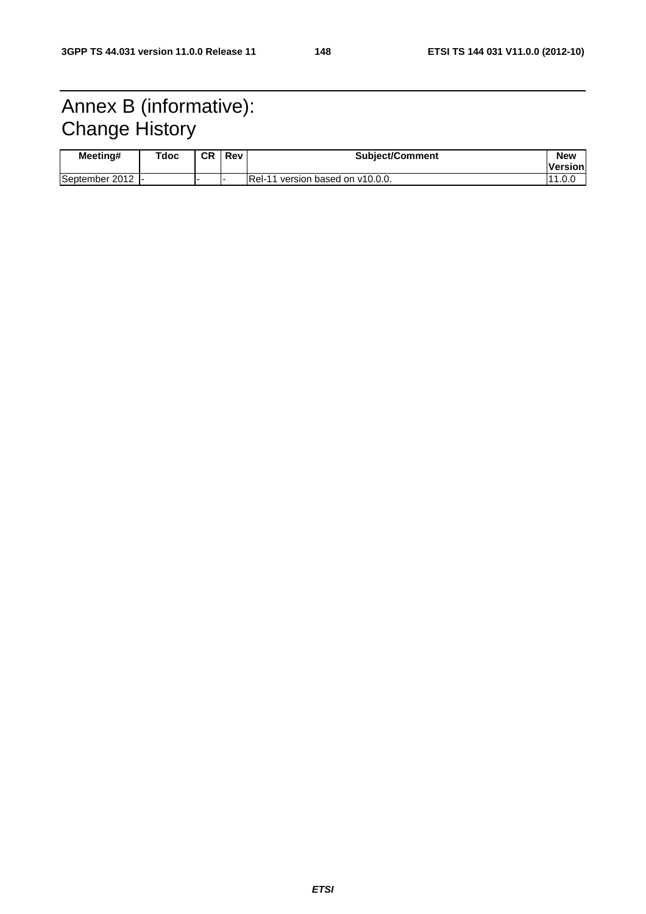# Annex B (informative): Change History

| Meeting# | Tdoc | CR | Rev | Subject/Comment | New Version |
|---|---|---|---|---|---|
| September 2012 | - | - | - | Rel-11 version based on v10.0.0. | 11.0.0 |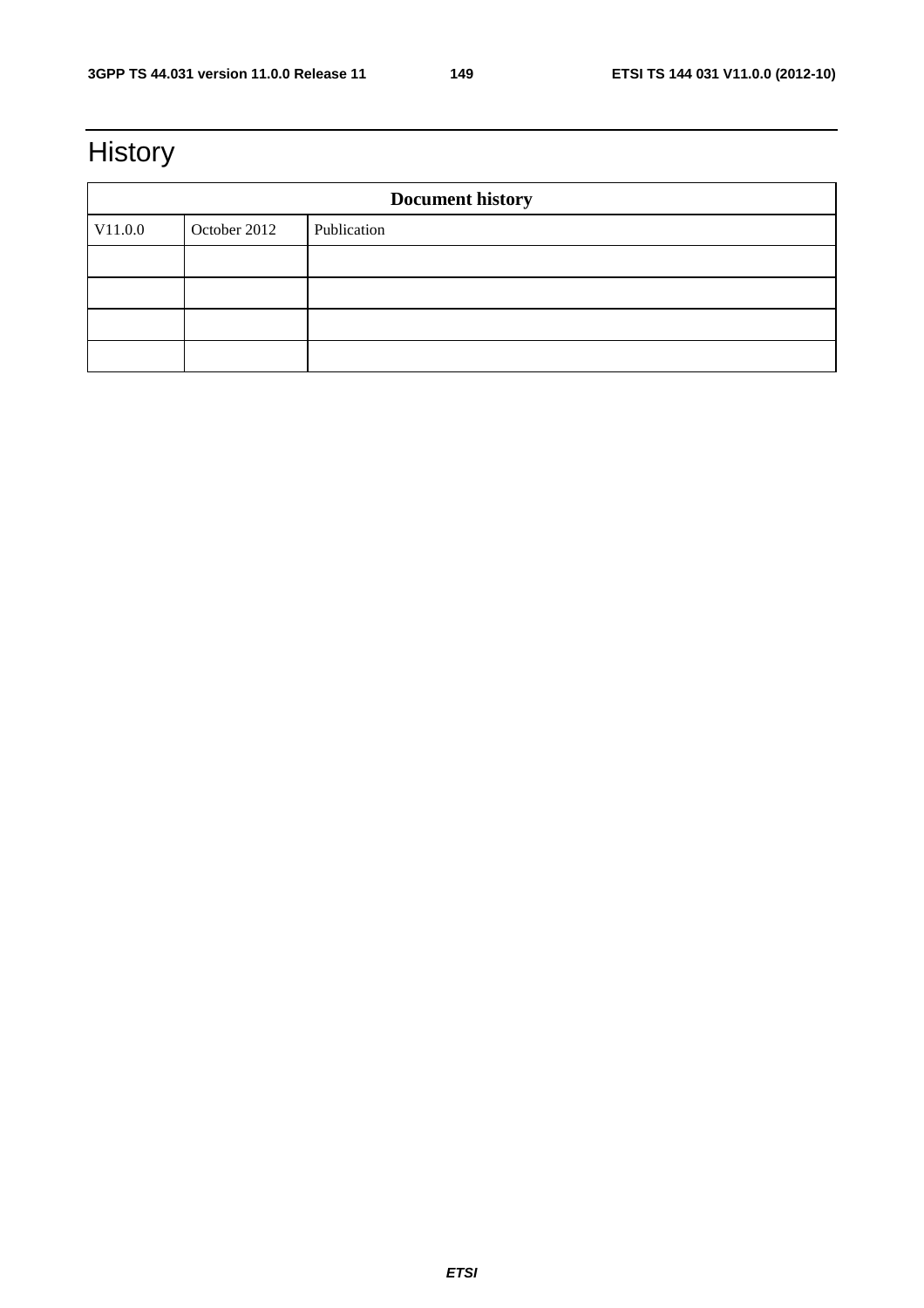# History

| Document history | | |
|---|---|---|
| V11.0.0 | October 2012 | Publication |
| | | |
| | | |
| | | |
| | | |